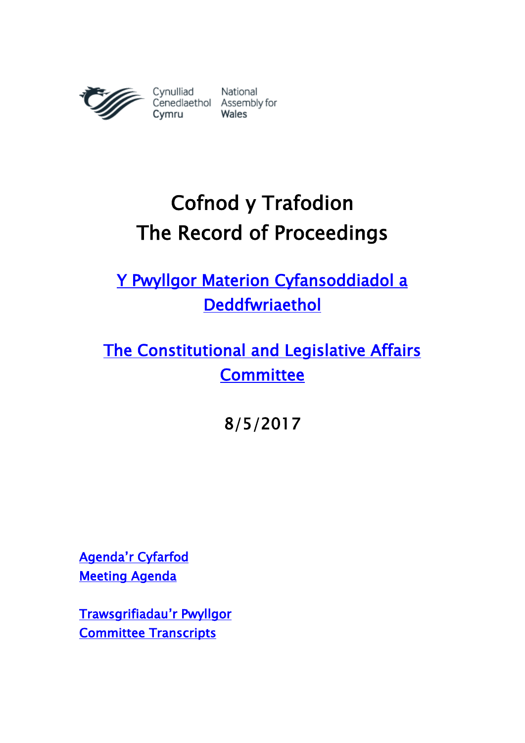Cynulliad Cenedlaethol Cymru | National Assembly for Wales

# Cofnod y Trafodion
# The Record of Proceedings

## Y Pwyllgor Materion Cyfansoddiadol a Deddfwriaethol

## The Constitutional and Legislative Affairs Committee

8/5/2017

Agenda'r Cyfarfod
Meeting Agenda

Trawsgrifiadau'r Pwyllgor
Committee Transcripts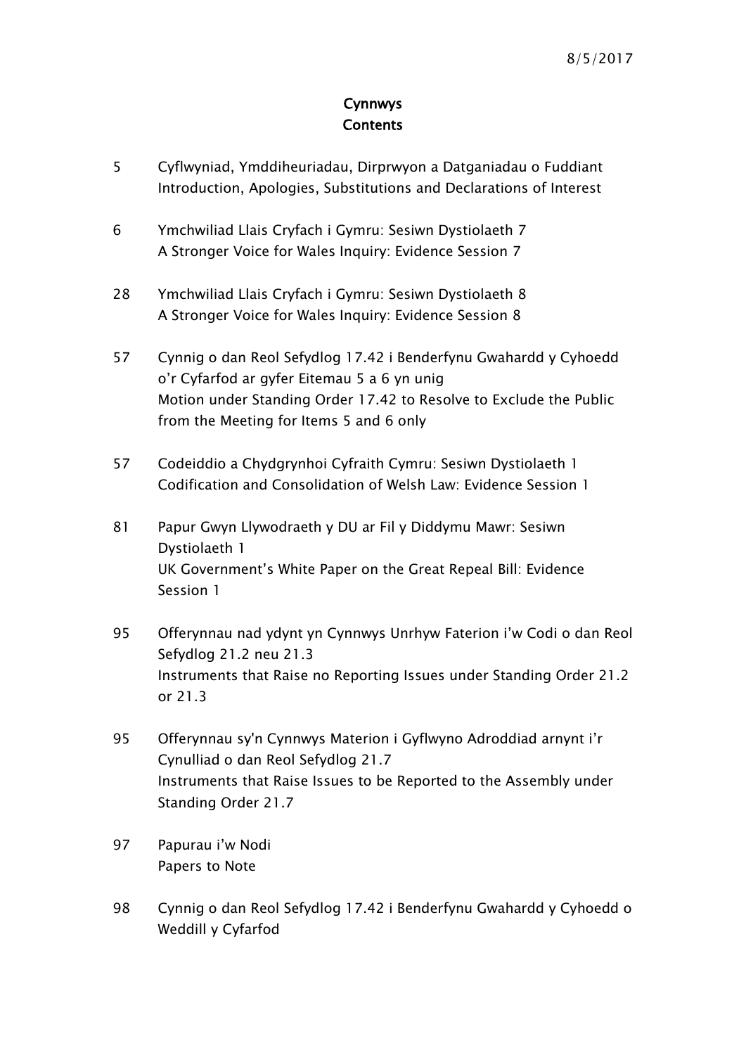8/5/2017

# Cynnwys
# Contents

5 Cyflwyniad, Ymddiheuriadau, Dirprwyon a Datganiadau o Fuddiant
Introduction, Apologies, Substitutions and Declarations of Interest

6 Ymchwiliad Llais Cryfach i Gymru: Sesiwn Dystiolaeth 7
A Stronger Voice for Wales Inquiry: Evidence Session 7

28 Ymchwiliad Llais Cryfach i Gymru: Sesiwn Dystiolaeth 8
A Stronger Voice for Wales Inquiry: Evidence Session 8

57 Cynnig o dan Reol Sefydlog 17.42 i Benderfynu Gwahardd y Cyhoedd o'r Cyfarfod ar gyfer Eitemau 5 a 6 yn unig
Motion under Standing Order 17.42 to Resolve to Exclude the Public from the Meeting for Items 5 and 6 only

57 Codeiddio a Chydgrynhoi Cyfraith Cymru: Sesiwn Dystiolaeth 1
Codification and Consolidation of Welsh Law: Evidence Session 1

81 Papur Gwyn Llywodraeth y DU ar Fil y Diddymu Mawr: Sesiwn Dystiolaeth 1
UK Government's White Paper on the Great Repeal Bill: Evidence Session 1

95 Offerynnau nad ydynt yn Cynnwys Unrhyw Faterion i'w Codi o dan Reol Sefydlog 21.2 neu 21.3
Instruments that Raise no Reporting Issues under Standing Order 21.2 or 21.3

95 Offerynnau sy'n Cynnwys Materion i Gyflwyno Adroddiad arnynt i'r Cynulliad o dan Reol Sefydlog 21.7
Instruments that Raise Issues to be Reported to the Assembly under Standing Order 21.7

97 Papurau i'w Nodi
Papers to Note

98 Cynnig o dan Reol Sefydlog 17.42 i Benderfynu Gwahardd y Cyhoedd o Weddill y Cyfarfod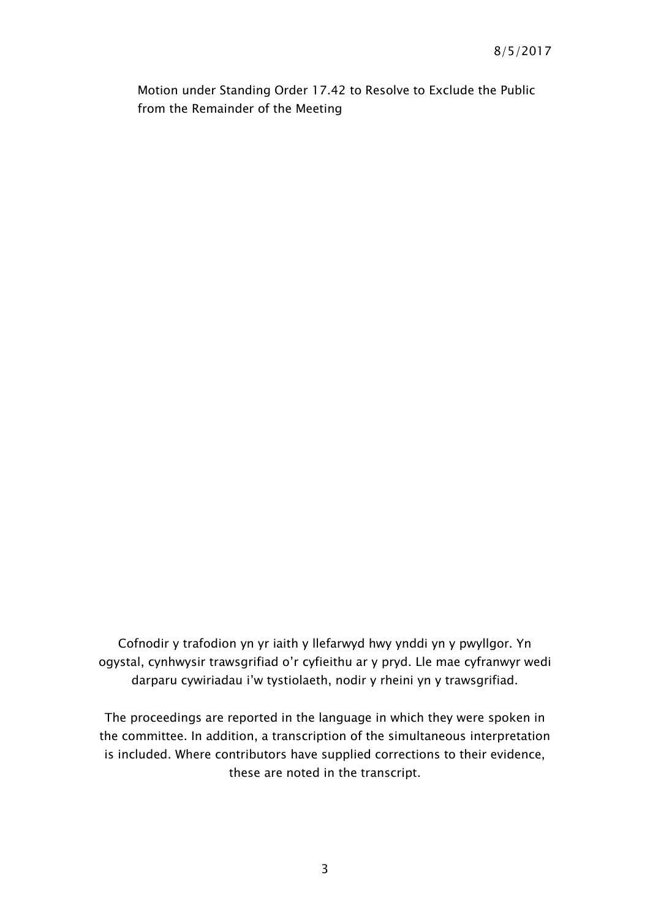Motion under Standing Order 17.42 to Resolve to Exclude the Public from the Remainder of the Meeting

Cofnodir y trafodion yn yr iaith y llefarwyd hwy ynddi yn y pwyllgor. Yn ogystal, cynhwysir trawsgrifiad o'r cyfieithu ar y pryd. Lle mae cyfranwyr wedi darparu cywiriadau i'w tystiolaeth, nodir y rheini yn y trawsgrifiad.

The proceedings are reported in the language in which they were spoken in the committee. In addition, a transcription of the simultaneous interpretation is included. Where contributors have supplied corrections to their evidence, these are noted in the transcript.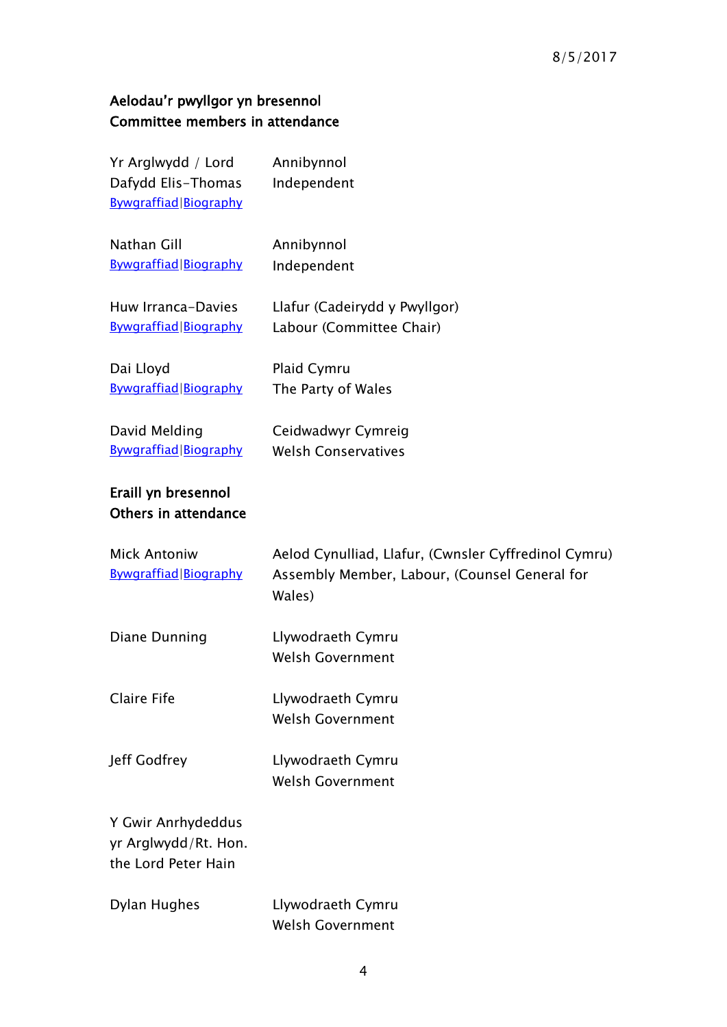**Aelodau'r pwyllgor yn bresennol**
**Committee members in attendance**

| | |
|---|---|
| Yr Arglwydd / Lord Dafydd Elis-Thomas<br>Bywgraffiad\|Biography | Annibynnol<br>Independent |
| Nathan Gill<br>Bywgraffiad\|Biography | Annibynnol<br>Independent |
| Huw Irranca-Davies<br>Bywgraffiad\|Biography | Llafur (Cadeirydd y Pwyllgor)<br>Labour (Committee Chair) |
| Dai Lloyd<br>Bywgraffiad\|Biography | Plaid Cymru<br>The Party of Wales |
| David Melding<br>Bywgraffiad\|Biography | Ceidwadwyr Cymreig<br>Welsh Conservatives |

**Eraill yn bresennol**
**Others in attendance**

| | |
|---|---|
| Mick Antoniw<br>Bywgraffiad\|Biography | Aelod Cynulliad, Llafur, (Cwnsler Cyffredinol Cymru)<br>Assembly Member, Labour, (Counsel General for Wales) |
| Diane Dunning | Llywodraeth Cymru<br>Welsh Government |
| Claire Fife | Llywodraeth Cymru<br>Welsh Government |
| Jeff Godfrey | Llywodraeth Cymru<br>Welsh Government |
| Y Gwir Anrhydeddus yr Arglwydd/Rt. Hon. the Lord Peter Hain | |
| Dylan Hughes | Llywodraeth Cymru<br>Welsh Government |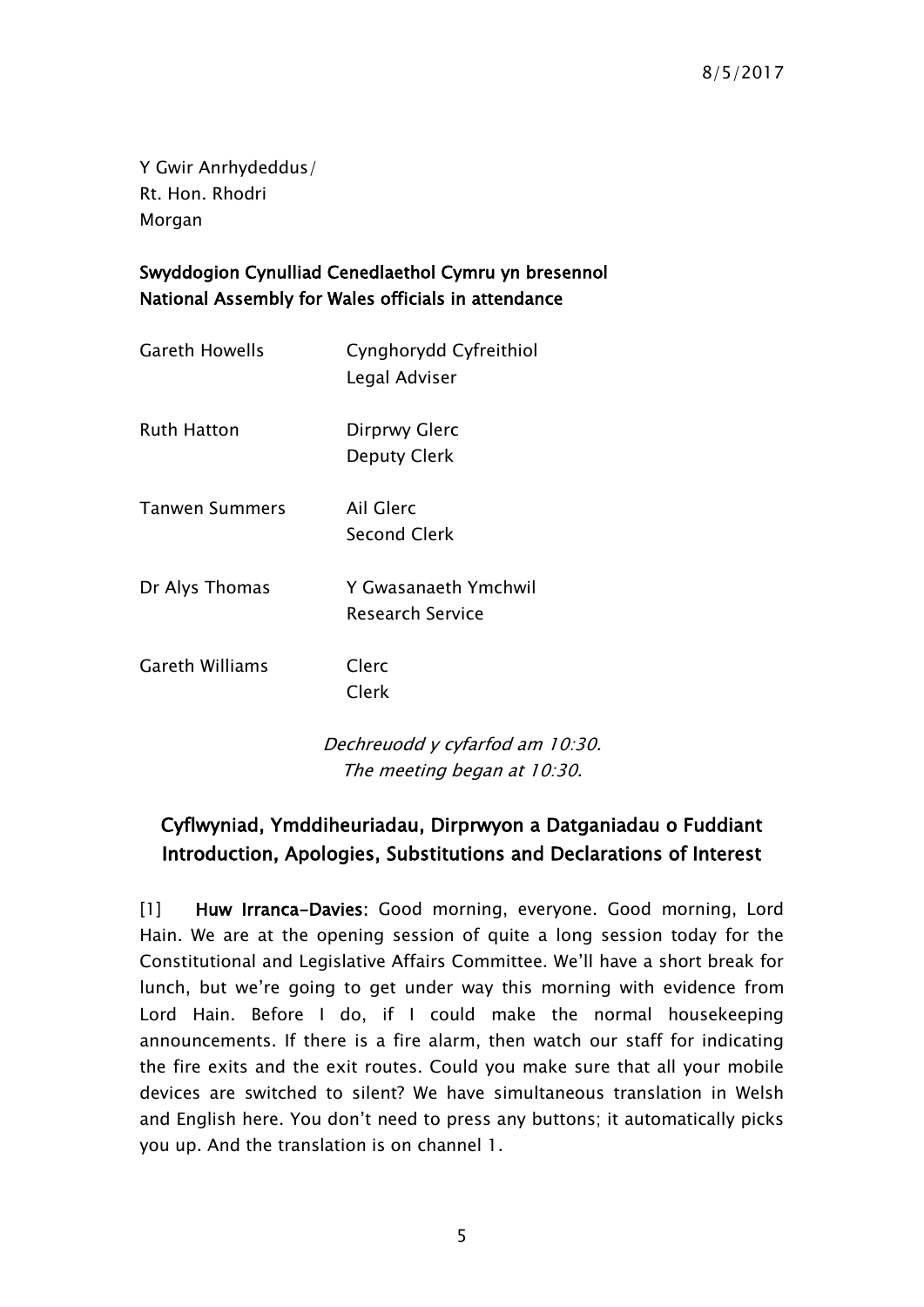Y Gwir Anrhydeddus/
Rt. Hon. Rhodri
Morgan

**Swyddogion Cynulliad Cenedlaethol Cymru yn bresennol**
**National Assembly for Wales officials in attendance**

| | |
|---|---|
| Gareth Howells | Cynghorydd Cyfreithiol<br>Legal Adviser |
| Ruth Hatton | Dirprwy Glerc<br>Deputy Clerk |
| Tanwen Summers | Ail Glerc<br>Second Clerk |
| Dr Alys Thomas | Y Gwasanaeth Ymchwil<br>Research Service |
| Gareth Williams | Clerc<br>Clerk |

*Dechreuodd y cyfarfod am 10:30.*
*The meeting began at 10:30.*

## Cyflwyniad, Ymddiheuriadau, Dirprwyon a Datganiadau o Fuddiant
## Introduction, Apologies, Substitutions and Declarations of Interest

[1] **Huw Irranca-Davies:** Good morning, everyone. Good morning, Lord Hain. We are at the opening session of quite a long session today for the Constitutional and Legislative Affairs Committee. We'll have a short break for lunch, but we're going to get under way this morning with evidence from Lord Hain. Before I do, if I could make the normal housekeeping announcements. If there is a fire alarm, then watch our staff for indicating the fire exits and the exit routes. Could you make sure that all your mobile devices are switched to silent? We have simultaneous translation in Welsh and English here. You don't need to press any buttons; it automatically picks you up. And the translation is on channel 1.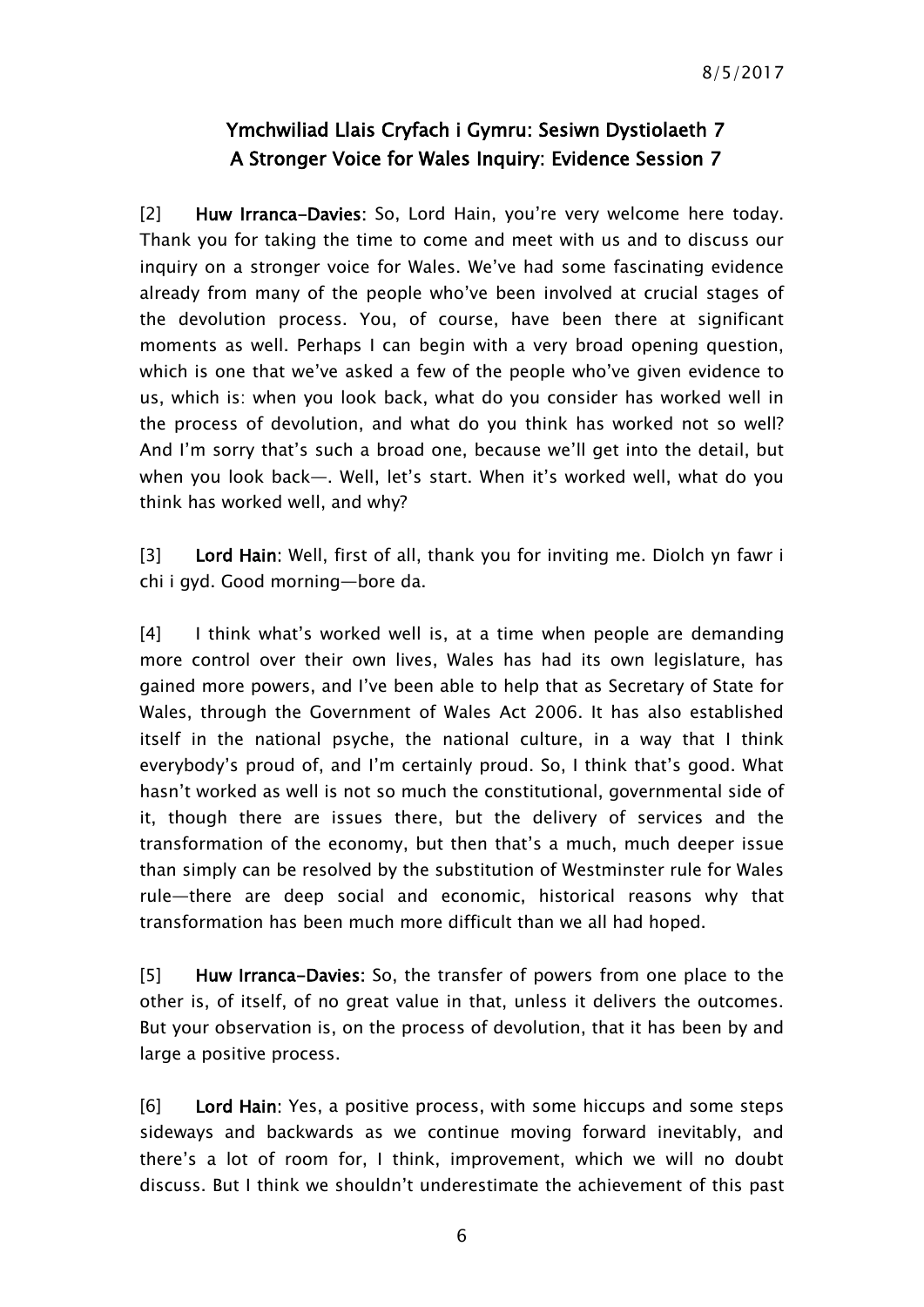## Ymchwiliad Llais Cryfach i Gymru: Sesiwn Dystiolaeth 7
## A Stronger Voice for Wales Inquiry: Evidence Session 7

[2] **Huw Irranca-Davies**: So, Lord Hain, you're very welcome here today. Thank you for taking the time to come and meet with us and to discuss our inquiry on a stronger voice for Wales. We've had some fascinating evidence already from many of the people who've been involved at crucial stages of the devolution process. You, of course, have been there at significant moments as well. Perhaps I can begin with a very broad opening question, which is one that we've asked a few of the people who've given evidence to us, which is: when you look back, what do you consider has worked well in the process of devolution, and what do you think has worked not so well? And I'm sorry that's such a broad one, because we'll get into the detail, but when you look back—. Well, let's start. When it's worked well, what do you think has worked well, and why?

[3] **Lord Hain**: Well, first of all, thank you for inviting me. Diolch yn fawr i chi i gyd. Good morning—bore da.

[4] I think what's worked well is, at a time when people are demanding more control over their own lives, Wales has had its own legislature, has gained more powers, and I've been able to help that as Secretary of State for Wales, through the Government of Wales Act 2006. It has also established itself in the national psyche, the national culture, in a way that I think everybody's proud of, and I'm certainly proud. So, I think that's good. What hasn't worked as well is not so much the constitutional, governmental side of it, though there are issues there, but the delivery of services and the transformation of the economy, but then that's a much, much deeper issue than simply can be resolved by the substitution of Westminster rule for Wales rule—there are deep social and economic, historical reasons why that transformation has been much more difficult than we all had hoped.

[5] **Huw Irranca-Davies**: So, the transfer of powers from one place to the other is, of itself, of no great value in that, unless it delivers the outcomes. But your observation is, on the process of devolution, that it has been by and large a positive process.

[6] **Lord Hain**: Yes, a positive process, with some hiccups and some steps sideways and backwards as we continue moving forward inevitably, and there's a lot of room for, I think, improvement, which we will no doubt discuss. But I think we shouldn't underestimate the achievement of this past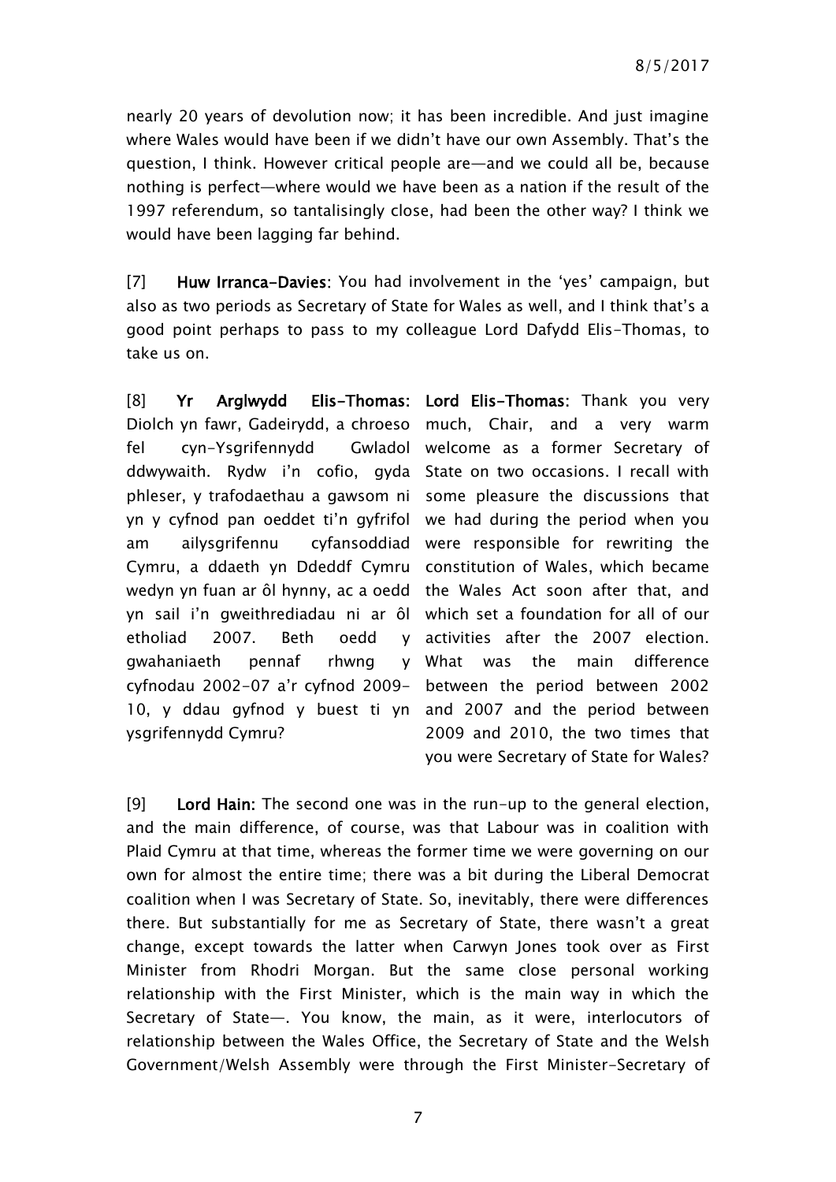nearly 20 years of devolution now; it has been incredible. And just imagine where Wales would have been if we didn't have our own Assembly. That's the question, I think. However critical people are—and we could all be, because nothing is perfect—where would we have been as a nation if the result of the 1997 referendum, so tantalisingly close, had been the other way? I think we would have been lagging far behind.

[7] **Huw Irranca-Davies**: You had involvement in the 'yes' campaign, but also as two periods as Secretary of State for Wales as well, and I think that's a good point perhaps to pass to my colleague Lord Dafydd Elis-Thomas, to take us on.

[8] **Yr Arglwydd Elis-Thomas:** Diolch yn fawr, Gadeirydd, a chroeso fel cyn-Ysgrifennydd Gwladol ddwywaith. Rydw i'n cofio, gyda phleser, y trafodaethau a gawsom ni yn y cyfnod pan oeddet ti'n gyfrifol am ailysgrifennu cyfansoddiad Cymru, a ddaeth yn Ddeddf Cymru wedyn yn fuan ar ôl hynny, ac a oedd yn sail i'n gweithrediadau ni ar ôl etholiad 2007. Beth oedd y gwahaniaeth pennaf rhwng y cyfnodau 2002-07 a'r cyfnod 2009-10, y ddau gyfnod y buest ti yn ysgrifennydd Cymru?

**Lord Elis-Thomas:** Thank you very much, Chair, and a very warm welcome as a former Secretary of State on two occasions. I recall with some pleasure the discussions that we had during the period when you were responsible for rewriting the constitution of Wales, which became the Wales Act soon after that, and which set a foundation for all of our activities after the 2007 election. What was the main difference between the period between 2002 and 2007 and the period between 2009 and 2010, the two times that you were Secretary of State for Wales?

[9] **Lord Hain:** The second one was in the run-up to the general election, and the main difference, of course, was that Labour was in coalition with Plaid Cymru at that time, whereas the former time we were governing on our own for almost the entire time; there was a bit during the Liberal Democrat coalition when I was Secretary of State. So, inevitably, there were differences there. But substantially for me as Secretary of State, there wasn't a great change, except towards the latter when Carwyn Jones took over as First Minister from Rhodri Morgan. But the same close personal working relationship with the First Minister, which is the main way in which the Secretary of State—. You know, the main, as it were, interlocutors of relationship between the Wales Office, the Secretary of State and the Welsh Government/Welsh Assembly were through the First Minister-Secretary of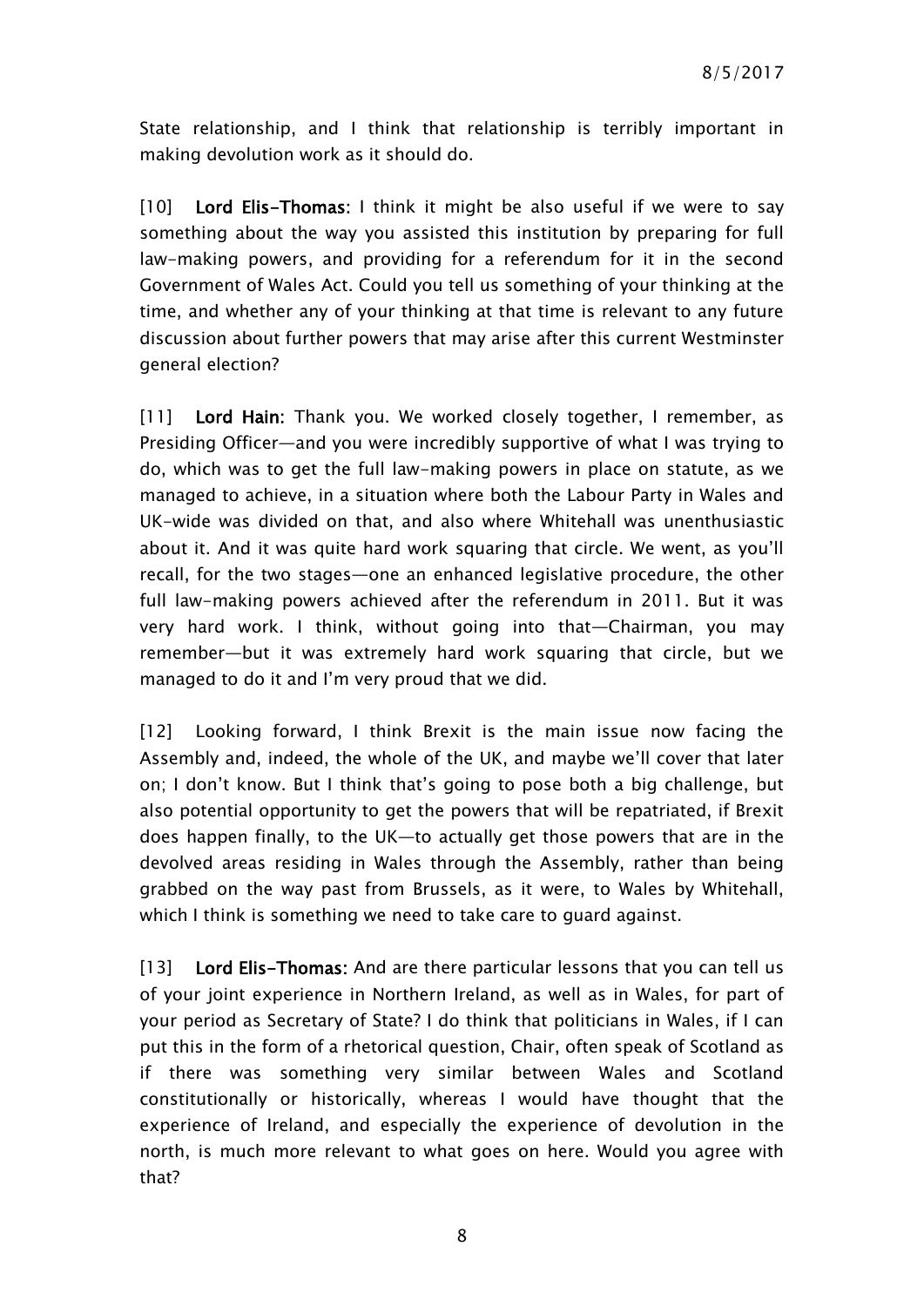State relationship, and I think that relationship is terribly important in making devolution work as it should do.

[10] **Lord Elis-Thomas:** I think it might be also useful if we were to say something about the way you assisted this institution by preparing for full law-making powers, and providing for a referendum for it in the second Government of Wales Act. Could you tell us something of your thinking at the time, and whether any of your thinking at that time is relevant to any future discussion about further powers that may arise after this current Westminster general election?

[11] **Lord Hain:** Thank you. We worked closely together, I remember, as Presiding Officer—and you were incredibly supportive of what I was trying to do, which was to get the full law-making powers in place on statute, as we managed to achieve, in a situation where both the Labour Party in Wales and UK-wide was divided on that, and also where Whitehall was unenthusiastic about it. And it was quite hard work squaring that circle. We went, as you'll recall, for the two stages—one an enhanced legislative procedure, the other full law-making powers achieved after the referendum in 2011. But it was very hard work. I think, without going into that—Chairman, you may remember—but it was extremely hard work squaring that circle, but we managed to do it and I'm very proud that we did.

[12] Looking forward, I think Brexit is the main issue now facing the Assembly and, indeed, the whole of the UK, and maybe we'll cover that later on; I don't know. But I think that's going to pose both a big challenge, but also potential opportunity to get the powers that will be repatriated, if Brexit does happen finally, to the UK—to actually get those powers that are in the devolved areas residing in Wales through the Assembly, rather than being grabbed on the way past from Brussels, as it were, to Wales by Whitehall, which I think is something we need to take care to guard against.

[13] **Lord Elis-Thomas:** And are there particular lessons that you can tell us of your joint experience in Northern Ireland, as well as in Wales, for part of your period as Secretary of State? I do think that politicians in Wales, if I can put this in the form of a rhetorical question, Chair, often speak of Scotland as if there was something very similar between Wales and Scotland constitutionally or historically, whereas I would have thought that the experience of Ireland, and especially the experience of devolution in the north, is much more relevant to what goes on here. Would you agree with that?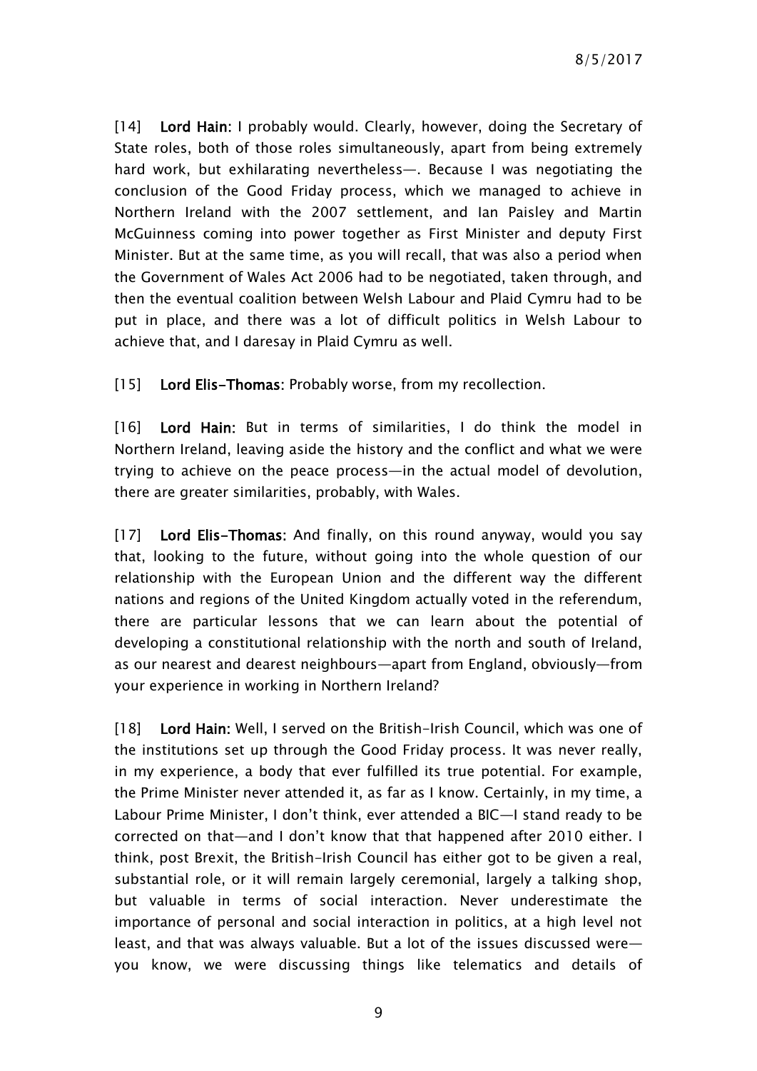[14] **Lord Hain:** I probably would. Clearly, however, doing the Secretary of State roles, both of those roles simultaneously, apart from being extremely hard work, but exhilarating nevertheless—. Because I was negotiating the conclusion of the Good Friday process, which we managed to achieve in Northern Ireland with the 2007 settlement, and Ian Paisley and Martin McGuinness coming into power together as First Minister and deputy First Minister. But at the same time, as you will recall, that was also a period when the Government of Wales Act 2006 had to be negotiated, taken through, and then the eventual coalition between Welsh Labour and Plaid Cymru had to be put in place, and there was a lot of difficult politics in Welsh Labour to achieve that, and I daresay in Plaid Cymru as well.

[15] **Lord Elis-Thomas:** Probably worse, from my recollection.

[16] **Lord Hain:** But in terms of similarities, I do think the model in Northern Ireland, leaving aside the history and the conflict and what we were trying to achieve on the peace process—in the actual model of devolution, there are greater similarities, probably, with Wales.

[17] **Lord Elis-Thomas:** And finally, on this round anyway, would you say that, looking to the future, without going into the whole question of our relationship with the European Union and the different way the different nations and regions of the United Kingdom actually voted in the referendum, there are particular lessons that we can learn about the potential of developing a constitutional relationship with the north and south of Ireland, as our nearest and dearest neighbours—apart from England, obviously—from your experience in working in Northern Ireland?

[18] **Lord Hain:** Well, I served on the British-Irish Council, which was one of the institutions set up through the Good Friday process. It was never really, in my experience, a body that ever fulfilled its true potential. For example, the Prime Minister never attended it, as far as I know. Certainly, in my time, a Labour Prime Minister, I don't think, ever attended a BIC—I stand ready to be corrected on that—and I don't know that that happened after 2010 either. I think, post Brexit, the British-Irish Council has either got to be given a real, substantial role, or it will remain largely ceremonial, largely a talking shop, but valuable in terms of social interaction. Never underestimate the importance of personal and social interaction in politics, at a high level not least, and that was always valuable. But a lot of the issues discussed were—you know, we were discussing things like telematics and details of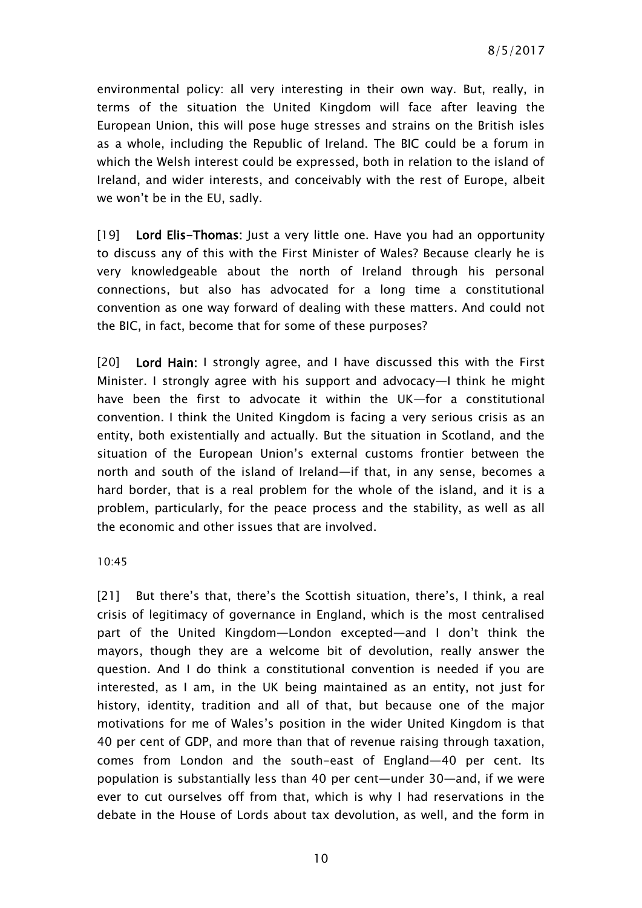environmental policy: all very interesting in their own way. But, really, in terms of the situation the United Kingdom will face after leaving the European Union, this will pose huge stresses and strains on the British isles as a whole, including the Republic of Ireland. The BIC could be a forum in which the Welsh interest could be expressed, both in relation to the island of Ireland, and wider interests, and conceivably with the rest of Europe, albeit we won't be in the EU, sadly.

[19] **Lord Elis-Thomas:** Just a very little one. Have you had an opportunity to discuss any of this with the First Minister of Wales? Because clearly he is very knowledgeable about the north of Ireland through his personal connections, but also has advocated for a long time a constitutional convention as one way forward of dealing with these matters. And could not the BIC, in fact, become that for some of these purposes?

[20] **Lord Hain:** I strongly agree, and I have discussed this with the First Minister. I strongly agree with his support and advocacy—I think he might have been the first to advocate it within the UK—for a constitutional convention. I think the United Kingdom is facing a very serious crisis as an entity, both existentially and actually. But the situation in Scotland, and the situation of the European Union's external customs frontier between the north and south of the island of Ireland—if that, in any sense, becomes a hard border, that is a real problem for the whole of the island, and it is a problem, particularly, for the peace process and the stability, as well as all the economic and other issues that are involved.

10:45

[21] But there's that, there's the Scottish situation, there's, I think, a real crisis of legitimacy of governance in England, which is the most centralised part of the United Kingdom—London excepted—and I don't think the mayors, though they are a welcome bit of devolution, really answer the question. And I do think a constitutional convention is needed if you are interested, as I am, in the UK being maintained as an entity, not just for history, identity, tradition and all of that, but because one of the major motivations for me of Wales's position in the wider United Kingdom is that 40 per cent of GDP, and more than that of revenue raising through taxation, comes from London and the south-east of England—40 per cent. Its population is substantially less than 40 per cent—under 30—and, if we were ever to cut ourselves off from that, which is why I had reservations in the debate in the House of Lords about tax devolution, as well, and the form in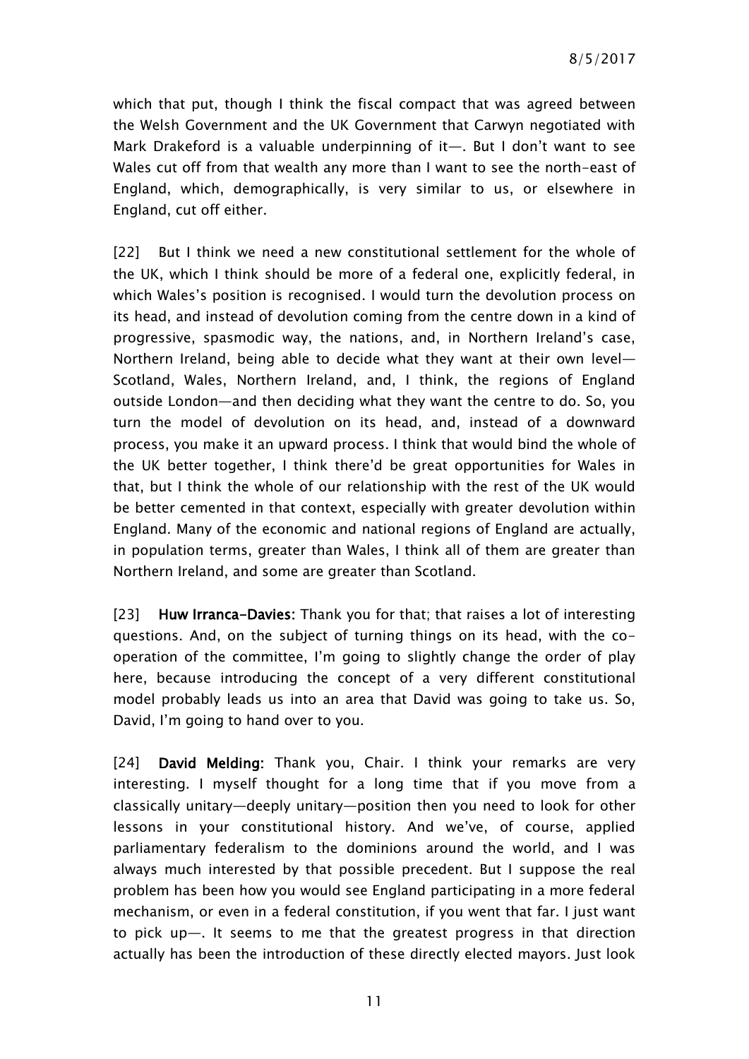which that put, though I think the fiscal compact that was agreed between the Welsh Government and the UK Government that Carwyn negotiated with Mark Drakeford is a valuable underpinning of it—. But I don't want to see Wales cut off from that wealth any more than I want to see the north-east of England, which, demographically, is very similar to us, or elsewhere in England, cut off either.

[22] But I think we need a new constitutional settlement for the whole of the UK, which I think should be more of a federal one, explicitly federal, in which Wales's position is recognised. I would turn the devolution process on its head, and instead of devolution coming from the centre down in a kind of progressive, spasmodic way, the nations, and, in Northern Ireland's case, Northern Ireland, being able to decide what they want at their own level—Scotland, Wales, Northern Ireland, and, I think, the regions of England outside London—and then deciding what they want the centre to do. So, you turn the model of devolution on its head, and, instead of a downward process, you make it an upward process. I think that would bind the whole of the UK better together, I think there'd be great opportunities for Wales in that, but I think the whole of our relationship with the rest of the UK would be better cemented in that context, especially with greater devolution within England. Many of the economic and national regions of England are actually, in population terms, greater than Wales, I think all of them are greater than Northern Ireland, and some are greater than Scotland.

[23] **Huw Irranca-Davies:** Thank you for that; that raises a lot of interesting questions. And, on the subject of turning things on its head, with the co-operation of the committee, I'm going to slightly change the order of play here, because introducing the concept of a very different constitutional model probably leads us into an area that David was going to take us. So, David, I'm going to hand over to you.

[24] **David Melding:** Thank you, Chair. I think your remarks are very interesting. I myself thought for a long time that if you move from a classically unitary—deeply unitary—position then you need to look for other lessons in your constitutional history. And we've, of course, applied parliamentary federalism to the dominions around the world, and I was always much interested by that possible precedent. But I suppose the real problem has been how you would see England participating in a more federal mechanism, or even in a federal constitution, if you went that far. I just want to pick up—. It seems to me that the greatest progress in that direction actually has been the introduction of these directly elected mayors. Just look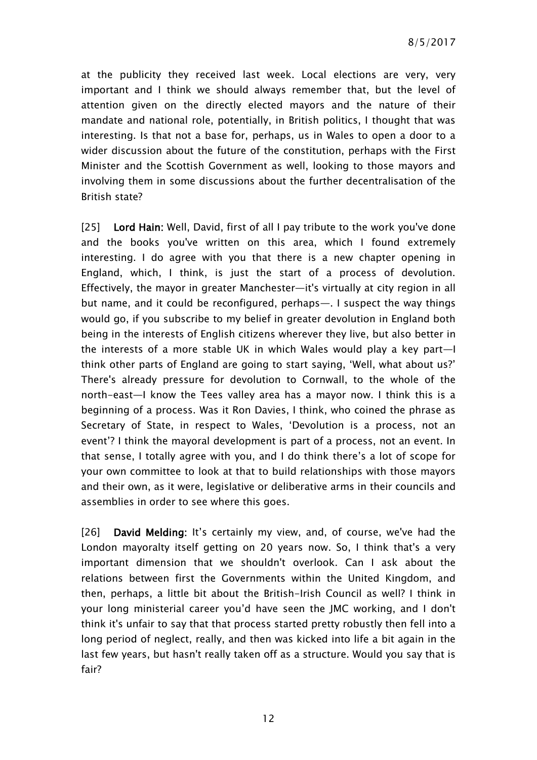at the publicity they received last week. Local elections are very, very important and I think we should always remember that, but the level of attention given on the directly elected mayors and the nature of their mandate and national role, potentially, in British politics, I thought that was interesting. Is that not a base for, perhaps, us in Wales to open a door to a wider discussion about the future of the constitution, perhaps with the First Minister and the Scottish Government as well, looking to those mayors and involving them in some discussions about the further decentralisation of the British state?

[25] **Lord Hain:** Well, David, first of all I pay tribute to the work you've done and the books you've written on this area, which I found extremely interesting. I do agree with you that there is a new chapter opening in England, which, I think, is just the start of a process of devolution. Effectively, the mayor in greater Manchester—it's virtually at city region in all but name, and it could be reconfigured, perhaps—. I suspect the way things would go, if you subscribe to my belief in greater devolution in England both being in the interests of English citizens wherever they live, but also better in the interests of a more stable UK in which Wales would play a key part—I think other parts of England are going to start saying, 'Well, what about us?' There's already pressure for devolution to Cornwall, to the whole of the north-east—I know the Tees valley area has a mayor now. I think this is a beginning of a process. Was it Ron Davies, I think, who coined the phrase as Secretary of State, in respect to Wales, 'Devolution is a process, not an event'? I think the mayoral development is part of a process, not an event. In that sense, I totally agree with you, and I do think there's a lot of scope for your own committee to look at that to build relationships with those mayors and their own, as it were, legislative or deliberative arms in their councils and assemblies in order to see where this goes.

[26] **David Melding:** It's certainly my view, and, of course, we've had the London mayoralty itself getting on 20 years now. So, I think that's a very important dimension that we shouldn't overlook. Can I ask about the relations between first the Governments within the United Kingdom, and then, perhaps, a little bit about the British-Irish Council as well? I think in your long ministerial career you'd have seen the JMC working, and I don't think it's unfair to say that that process started pretty robustly then fell into a long period of neglect, really, and then was kicked into life a bit again in the last few years, but hasn't really taken off as a structure. Would you say that is fair?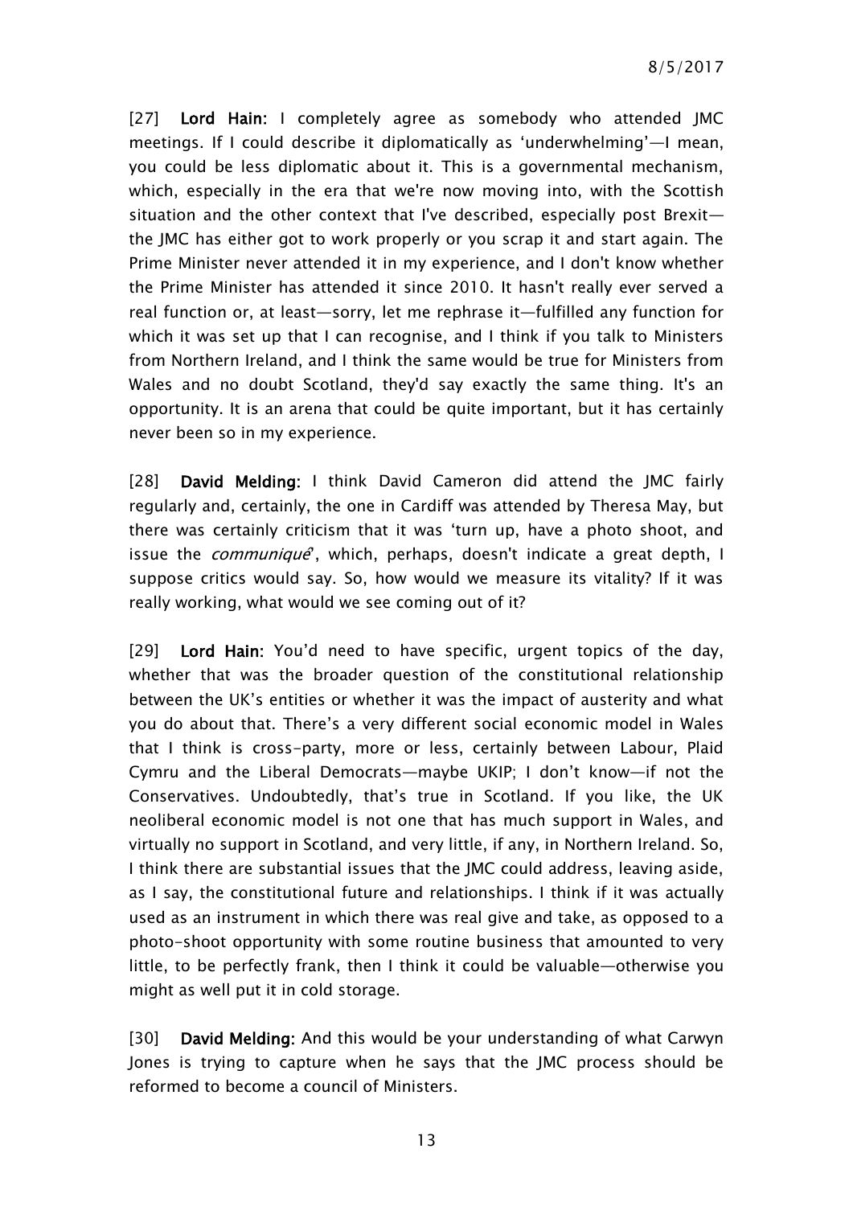[27] **Lord Hain:** I completely agree as somebody who attended JMC meetings. If I could describe it diplomatically as 'underwhelming'—I mean, you could be less diplomatic about it. This is a governmental mechanism, which, especially in the era that we're now moving into, with the Scottish situation and the other context that I've described, especially post Brexit—the JMC has either got to work properly or you scrap it and start again. The Prime Minister never attended it in my experience, and I don't know whether the Prime Minister has attended it since 2010. It hasn't really ever served a real function or, at least—sorry, let me rephrase it—fulfilled any function for which it was set up that I can recognise, and I think if you talk to Ministers from Northern Ireland, and I think the same would be true for Ministers from Wales and no doubt Scotland, they'd say exactly the same thing. It's an opportunity. It is an arena that could be quite important, but it has certainly never been so in my experience.

[28] **David Melding:** I think David Cameron did attend the JMC fairly regularly and, certainly, the one in Cardiff was attended by Theresa May, but there was certainly criticism that it was 'turn up, have a photo shoot, and issue the *communiqué*', which, perhaps, doesn't indicate a great depth, I suppose critics would say. So, how would we measure its vitality? If it was really working, what would we see coming out of it?

[29] **Lord Hain:** You'd need to have specific, urgent topics of the day, whether that was the broader question of the constitutional relationship between the UK's entities or whether it was the impact of austerity and what you do about that. There's a very different social economic model in Wales that I think is cross-party, more or less, certainly between Labour, Plaid Cymru and the Liberal Democrats—maybe UKIP; I don't know—if not the Conservatives. Undoubtedly, that's true in Scotland. If you like, the UK neoliberal economic model is not one that has much support in Wales, and virtually no support in Scotland, and very little, if any, in Northern Ireland. So, I think there are substantial issues that the JMC could address, leaving aside, as I say, the constitutional future and relationships. I think if it was actually used as an instrument in which there was real give and take, as opposed to a photo-shoot opportunity with some routine business that amounted to very little, to be perfectly frank, then I think it could be valuable—otherwise you might as well put it in cold storage.

[30] **David Melding:** And this would be your understanding of what Carwyn Jones is trying to capture when he says that the JMC process should be reformed to become a council of Ministers.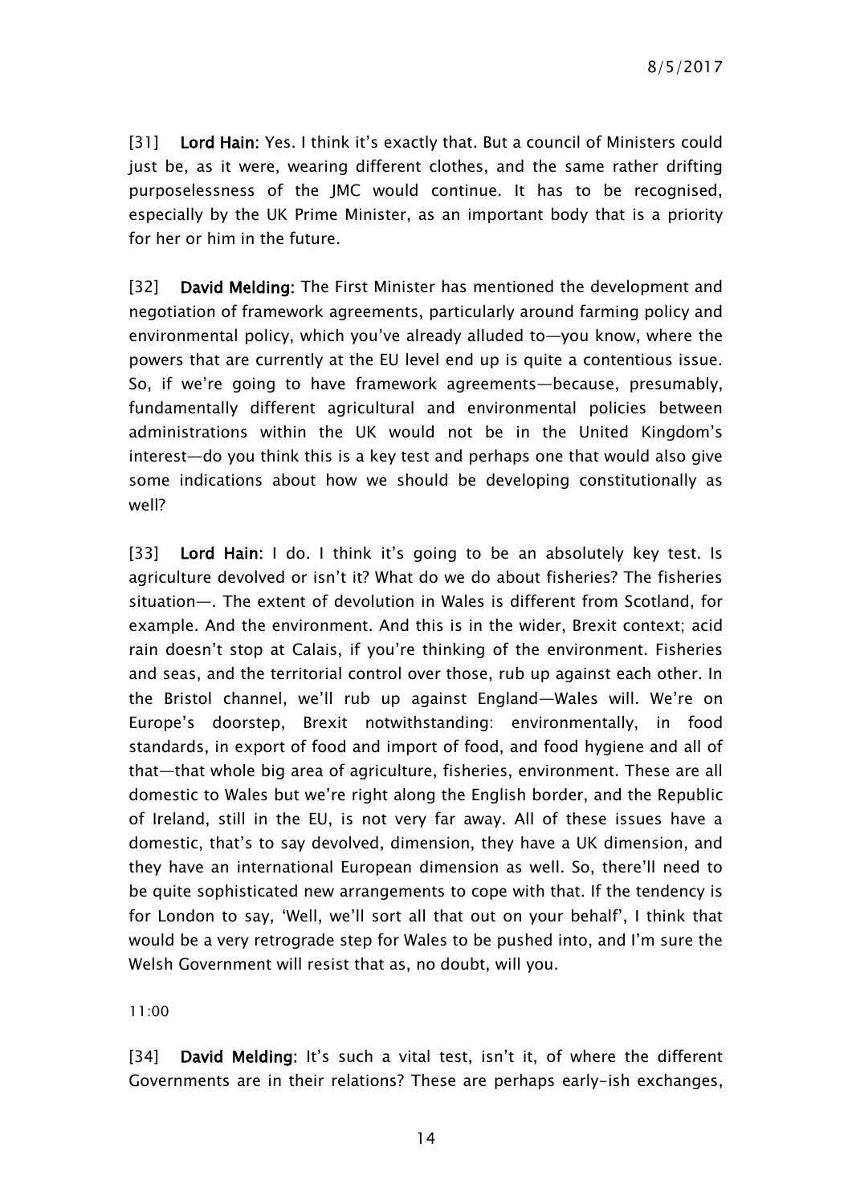[31] **Lord Hain:** Yes. I think it's exactly that. But a council of Ministers could just be, as it were, wearing different clothes, and the same rather drifting purposelessness of the JMC would continue. It has to be recognised, especially by the UK Prime Minister, as an important body that is a priority for her or him in the future.

[32] **David Melding:** The First Minister has mentioned the development and negotiation of framework agreements, particularly around farming policy and environmental policy, which you've already alluded to—you know, where the powers that are currently at the EU level end up is quite a contentious issue. So, if we're going to have framework agreements—because, presumably, fundamentally different agricultural and environmental policies between administrations within the UK would not be in the United Kingdom's interest—do you think this is a key test and perhaps one that would also give some indications about how we should be developing constitutionally as well?

[33] **Lord Hain:** I do. I think it's going to be an absolutely key test. Is agriculture devolved or isn't it? What do we do about fisheries? The fisheries situation—. The extent of devolution in Wales is different from Scotland, for example. And the environment. And this is in the wider, Brexit context; acid rain doesn't stop at Calais, if you're thinking of the environment. Fisheries and seas, and the territorial control over those, rub up against each other. In the Bristol channel, we'll rub up against England—Wales will. We're on Europe's doorstep, Brexit notwithstanding: environmentally, in food standards, in export of food and import of food, and food hygiene and all of that—that whole big area of agriculture, fisheries, environment. These are all domestic to Wales but we're right along the English border, and the Republic of Ireland, still in the EU, is not very far away. All of these issues have a domestic, that's to say devolved, dimension, they have a UK dimension, and they have an international European dimension as well. So, there'll need to be quite sophisticated new arrangements to cope with that. If the tendency is for London to say, 'Well, we'll sort all that out on your behalf', I think that would be a very retrograde step for Wales to be pushed into, and I'm sure the Welsh Government will resist that as, no doubt, will you.

11:00

[34] **David Melding:** It's such a vital test, isn't it, of where the different Governments are in their relations? These are perhaps early-ish exchanges,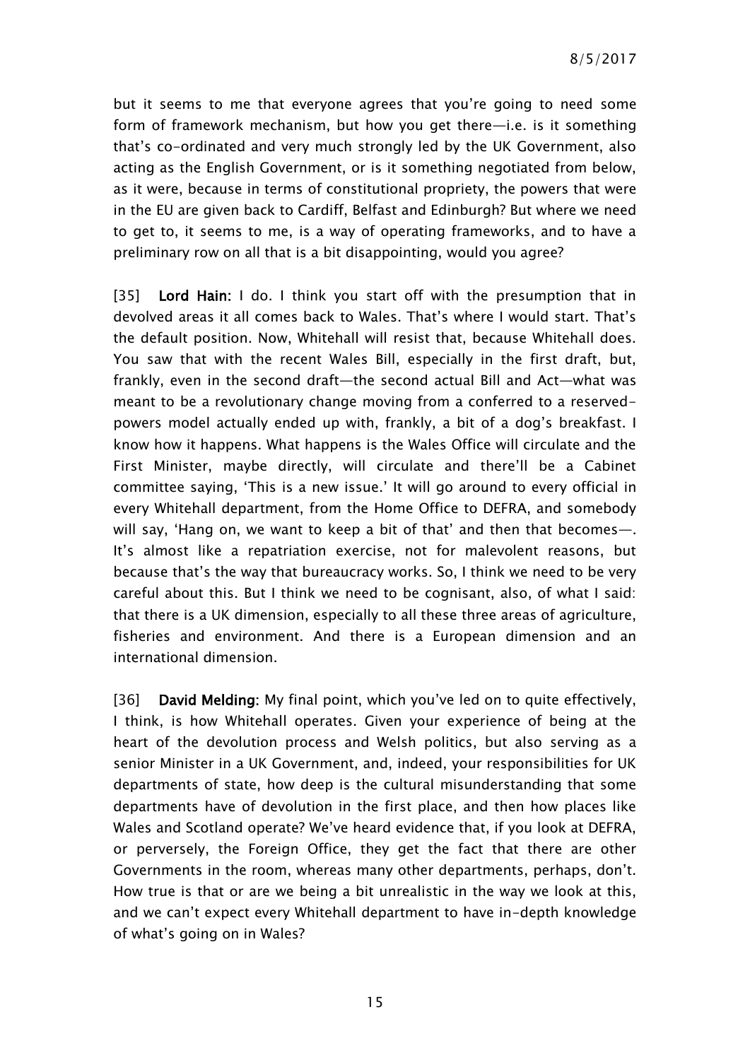but it seems to me that everyone agrees that you're going to need some form of framework mechanism, but how you get there—i.e. is it something that's co-ordinated and very much strongly led by the UK Government, also acting as the English Government, or is it something negotiated from below, as it were, because in terms of constitutional propriety, the powers that were in the EU are given back to Cardiff, Belfast and Edinburgh? But where we need to get to, it seems to me, is a way of operating frameworks, and to have a preliminary row on all that is a bit disappointing, would you agree?

[35] **Lord Hain:** I do. I think you start off with the presumption that in devolved areas it all comes back to Wales. That's where I would start. That's the default position. Now, Whitehall will resist that, because Whitehall does. You saw that with the recent Wales Bill, especially in the first draft, but, frankly, even in the second draft—the second actual Bill and Act—what was meant to be a revolutionary change moving from a conferred to a reserved-powers model actually ended up with, frankly, a bit of a dog's breakfast. I know how it happens. What happens is the Wales Office will circulate and the First Minister, maybe directly, will circulate and there'll be a Cabinet committee saying, 'This is a new issue.' It will go around to every official in every Whitehall department, from the Home Office to DEFRA, and somebody will say, 'Hang on, we want to keep a bit of that' and then that becomes—. It's almost like a repatriation exercise, not for malevolent reasons, but because that's the way that bureaucracy works. So, I think we need to be very careful about this. But I think we need to be cognisant, also, of what I said: that there is a UK dimension, especially to all these three areas of agriculture, fisheries and environment. And there is a European dimension and an international dimension.

[36] **David Melding:** My final point, which you've led on to quite effectively, I think, is how Whitehall operates. Given your experience of being at the heart of the devolution process and Welsh politics, but also serving as a senior Minister in a UK Government, and, indeed, your responsibilities for UK departments of state, how deep is the cultural misunderstanding that some departments have of devolution in the first place, and then how places like Wales and Scotland operate? We've heard evidence that, if you look at DEFRA, or perversely, the Foreign Office, they get the fact that there are other Governments in the room, whereas many other departments, perhaps, don't. How true is that or are we being a bit unrealistic in the way we look at this, and we can't expect every Whitehall department to have in-depth knowledge of what's going on in Wales?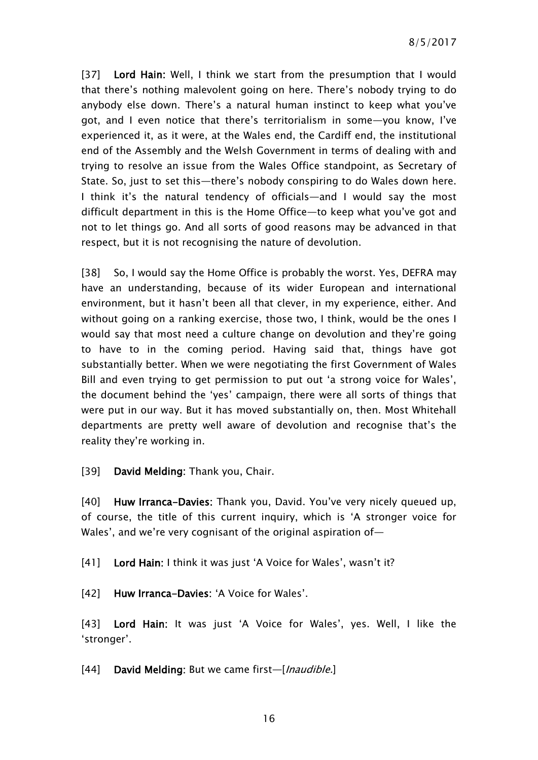[37] **Lord Hain:** Well, I think we start from the presumption that I would that there's nothing malevolent going on here. There's nobody trying to do anybody else down. There's a natural human instinct to keep what you've got, and I even notice that there's territorialism in some—you know, I've experienced it, as it were, at the Wales end, the Cardiff end, the institutional end of the Assembly and the Welsh Government in terms of dealing with and trying to resolve an issue from the Wales Office standpoint, as Secretary of State. So, just to set this—there's nobody conspiring to do Wales down here. I think it's the natural tendency of officials—and I would say the most difficult department in this is the Home Office—to keep what you've got and not to let things go. And all sorts of good reasons may be advanced in that respect, but it is not recognising the nature of devolution.

[38] So, I would say the Home Office is probably the worst. Yes, DEFRA may have an understanding, because of its wider European and international environment, but it hasn't been all that clever, in my experience, either. And without going on a ranking exercise, those two, I think, would be the ones I would say that most need a culture change on devolution and they're going to have to in the coming period. Having said that, things have got substantially better. When we were negotiating the first Government of Wales Bill and even trying to get permission to put out 'a strong voice for Wales', the document behind the 'yes' campaign, there were all sorts of things that were put in our way. But it has moved substantially on, then. Most Whitehall departments are pretty well aware of devolution and recognise that's the reality they're working in.

[39] **David Melding:** Thank you, Chair.

[40] **Huw Irranca-Davies:** Thank you, David. You've very nicely queued up, of course, the title of this current inquiry, which is 'A stronger voice for Wales', and we're very cognisant of the original aspiration of—

[41] **Lord Hain:** I think it was just 'A Voice for Wales', wasn't it?

[42] **Huw Irranca-Davies:** 'A Voice for Wales'.

[43] **Lord Hain:** It was just 'A Voice for Wales', yes. Well, I like the 'stronger'.

[44] **David Melding:** But we came first—[*Inaudible.*]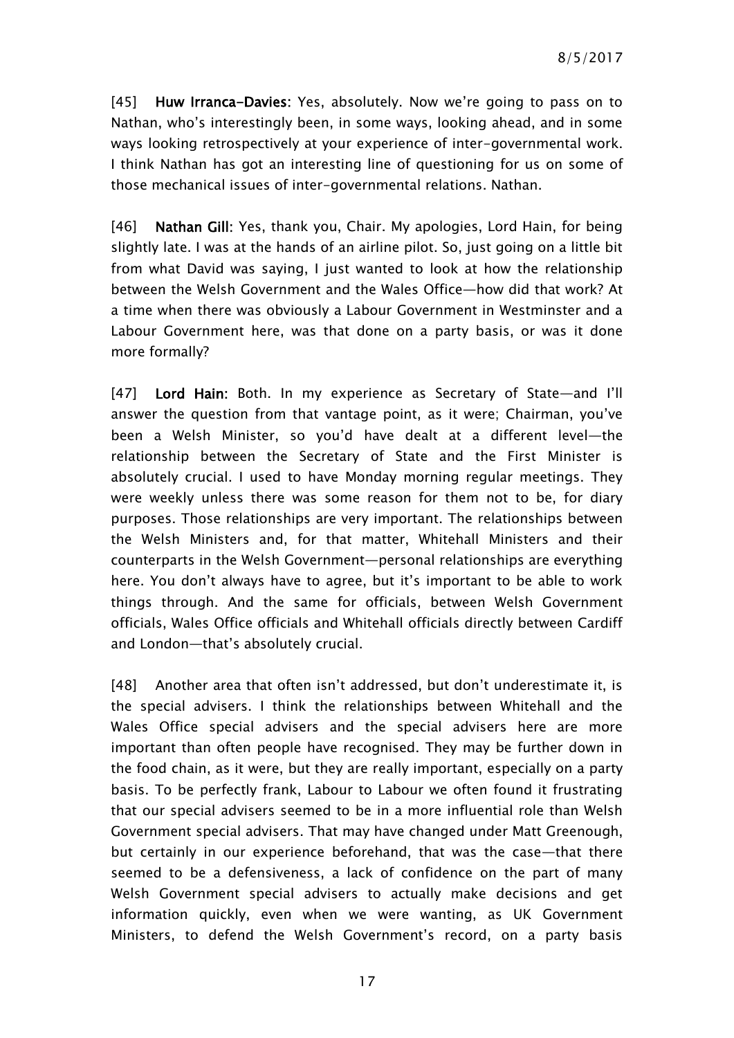[45] **Huw Irranca-Davies:** Yes, absolutely. Now we're going to pass on to Nathan, who's interestingly been, in some ways, looking ahead, and in some ways looking retrospectively at your experience of inter-governmental work. I think Nathan has got an interesting line of questioning for us on some of those mechanical issues of inter-governmental relations. Nathan.

[46] **Nathan Gill:** Yes, thank you, Chair. My apologies, Lord Hain, for being slightly late. I was at the hands of an airline pilot. So, just going on a little bit from what David was saying, I just wanted to look at how the relationship between the Welsh Government and the Wales Office—how did that work? At a time when there was obviously a Labour Government in Westminster and a Labour Government here, was that done on a party basis, or was it done more formally?

[47] **Lord Hain:** Both. In my experience as Secretary of State—and I'll answer the question from that vantage point, as it were; Chairman, you've been a Welsh Minister, so you'd have dealt at a different level—the relationship between the Secretary of State and the First Minister is absolutely crucial. I used to have Monday morning regular meetings. They were weekly unless there was some reason for them not to be, for diary purposes. Those relationships are very important. The relationships between the Welsh Ministers and, for that matter, Whitehall Ministers and their counterparts in the Welsh Government—personal relationships are everything here. You don't always have to agree, but it's important to be able to work things through. And the same for officials, between Welsh Government officials, Wales Office officials and Whitehall officials directly between Cardiff and London—that's absolutely crucial.

[48] Another area that often isn't addressed, but don't underestimate it, is the special advisers. I think the relationships between Whitehall and the Wales Office special advisers and the special advisers here are more important than often people have recognised. They may be further down in the food chain, as it were, but they are really important, especially on a party basis. To be perfectly frank, Labour to Labour we often found it frustrating that our special advisers seemed to be in a more influential role than Welsh Government special advisers. That may have changed under Matt Greenough, but certainly in our experience beforehand, that was the case—that there seemed to be a defensiveness, a lack of confidence on the part of many Welsh Government special advisers to actually make decisions and get information quickly, even when we were wanting, as UK Government Ministers, to defend the Welsh Government's record, on a party basis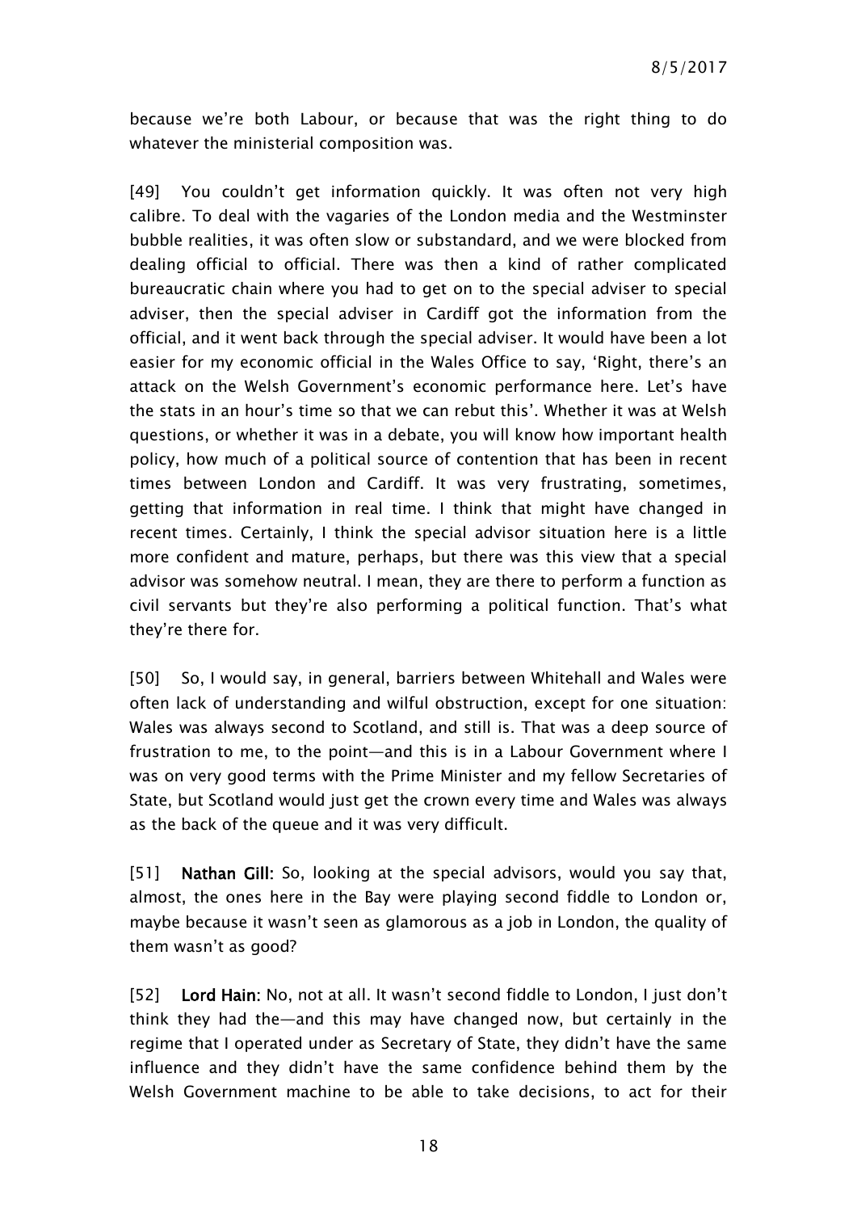because we're both Labour, or because that was the right thing to do whatever the ministerial composition was.

[49] You couldn't get information quickly. It was often not very high calibre. To deal with the vagaries of the London media and the Westminster bubble realities, it was often slow or substandard, and we were blocked from dealing official to official. There was then a kind of rather complicated bureaucratic chain where you had to get on to the special adviser to special adviser, then the special adviser in Cardiff got the information from the official, and it went back through the special adviser. It would have been a lot easier for my economic official in the Wales Office to say, 'Right, there's an attack on the Welsh Government's economic performance here. Let's have the stats in an hour's time so that we can rebut this'. Whether it was at Welsh questions, or whether it was in a debate, you will know how important health policy, how much of a political source of contention that has been in recent times between London and Cardiff. It was very frustrating, sometimes, getting that information in real time. I think that might have changed in recent times. Certainly, I think the special advisor situation here is a little more confident and mature, perhaps, but there was this view that a special advisor was somehow neutral. I mean, they are there to perform a function as civil servants but they're also performing a political function. That's what they're there for.

[50] So, I would say, in general, barriers between Whitehall and Wales were often lack of understanding and wilful obstruction, except for one situation: Wales was always second to Scotland, and still is. That was a deep source of frustration to me, to the point—and this is in a Labour Government where I was on very good terms with the Prime Minister and my fellow Secretaries of State, but Scotland would just get the crown every time and Wales was always as the back of the queue and it was very difficult.

[51] **Nathan Gill:** So, looking at the special advisors, would you say that, almost, the ones here in the Bay were playing second fiddle to London or, maybe because it wasn't seen as glamorous as a job in London, the quality of them wasn't as good?

[52] **Lord Hain:** No, not at all. It wasn't second fiddle to London, I just don't think they had the—and this may have changed now, but certainly in the regime that I operated under as Secretary of State, they didn't have the same influence and they didn't have the same confidence behind them by the Welsh Government machine to be able to take decisions, to act for their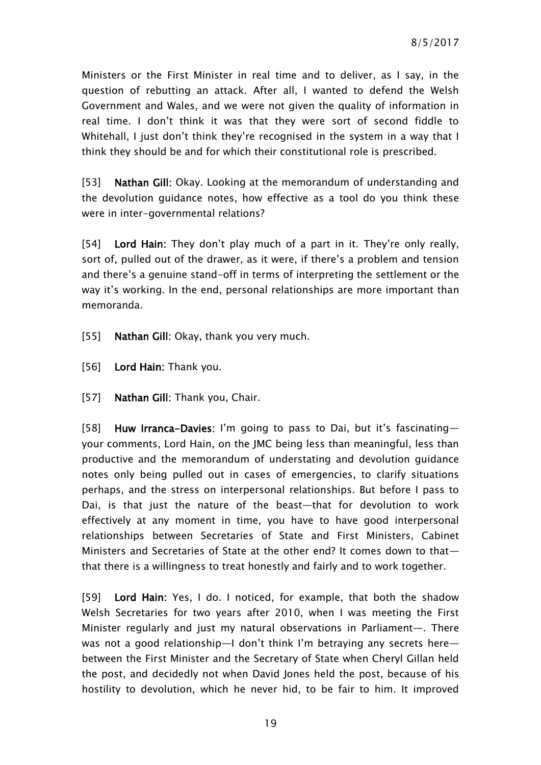Ministers or the First Minister in real time and to deliver, as I say, in the question of rebutting an attack. After all, I wanted to defend the Welsh Government and Wales, and we were not given the quality of information in real time. I don't think it was that they were sort of second fiddle to Whitehall, I just don't think they're recognised in the system in a way that I think they should be and for which their constitutional role is prescribed.

[53] **Nathan Gill:** Okay. Looking at the memorandum of understanding and the devolution guidance notes, how effective as a tool do you think these were in inter-governmental relations?

[54] **Lord Hain:** They don't play much of a part in it. They're only really, sort of, pulled out of the drawer, as it were, if there's a problem and tension and there's a genuine stand-off in terms of interpreting the settlement or the way it's working. In the end, personal relationships are more important than memoranda.

[55] **Nathan Gill:** Okay, thank you very much.

[56] **Lord Hain:** Thank you.

[57] **Nathan Gill:** Thank you, Chair.

[58] **Huw Irranca-Davies:** I'm going to pass to Dai, but it's fascinating—your comments, Lord Hain, on the JMC being less than meaningful, less than productive and the memorandum of understating and devolution guidance notes only being pulled out in cases of emergencies, to clarify situations perhaps, and the stress on interpersonal relationships. But before I pass to Dai, is that just the nature of the beast—that for devolution to work effectively at any moment in time, you have to have good interpersonal relationships between Secretaries of State and First Ministers, Cabinet Ministers and Secretaries of State at the other end? It comes down to that—that there is a willingness to treat honestly and fairly and to work together.

[59] **Lord Hain:** Yes, I do. I noticed, for example, that both the shadow Welsh Secretaries for two years after 2010, when I was meeting the First Minister regularly and just my natural observations in Parliament—. There was not a good relationship—I don't think I'm betraying any secrets here—between the First Minister and the Secretary of State when Cheryl Gillan held the post, and decidedly not when David Jones held the post, because of his hostility to devolution, which he never hid, to be fair to him. It improved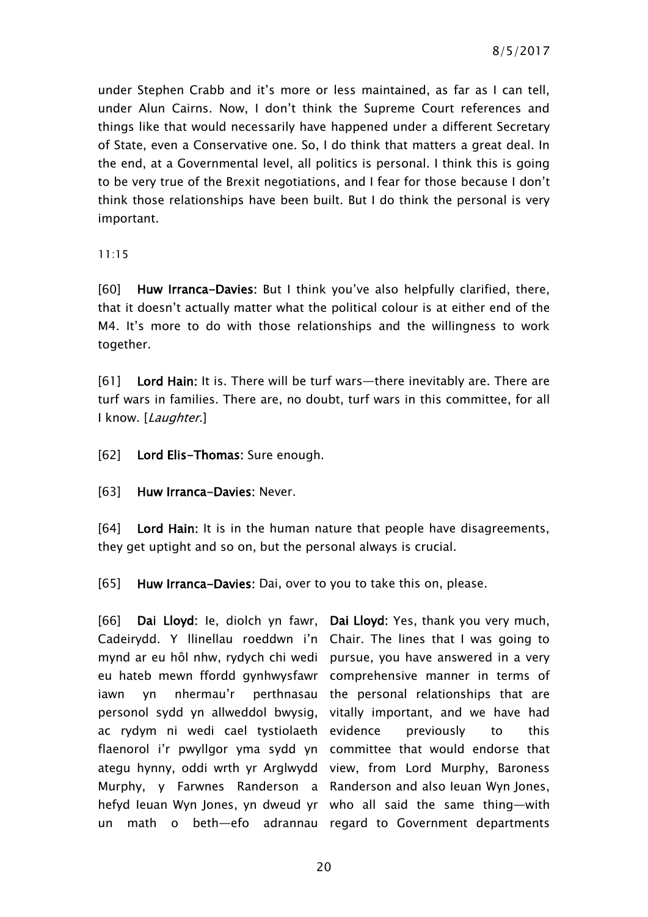under Stephen Crabb and it's more or less maintained, as far as I can tell, under Alun Cairns. Now, I don't think the Supreme Court references and things like that would necessarily have happened under a different Secretary of State, even a Conservative one. So, I do think that matters a great deal. In the end, at a Governmental level, all politics is personal. I think this is going to be very true of the Brexit negotiations, and I fear for those because I don't think those relationships have been built. But I do think the personal is very important.

11:15

[60] **Huw Irranca-Davies:** But I think you've also helpfully clarified, there, that it doesn't actually matter what the political colour is at either end of the M4. It's more to do with those relationships and the willingness to work together.

[61] **Lord Hain:** It is. There will be turf wars—there inevitably are. There are turf wars in families. There are, no doubt, turf wars in this committee, for all I know. [*Laughter.*]

[62] **Lord Elis-Thomas:** Sure enough.

[63] **Huw Irranca-Davies:** Never.

[64] **Lord Hain:** It is in the human nature that people have disagreements, they get uptight and so on, but the personal always is crucial.

[65] **Huw Irranca-Davies:** Dai, over to you to take this on, please.

[66] **Dai Lloyd:** Ie, diolch yn fawr, Cadeirydd. Y llinellau roeddwn i'n mynd ar eu hôl nhw, rydych chi wedi eu hateb mewn ffordd gynhwysfawr iawn yn nhermau'r perthnasau personol sydd yn allweddol bwysig, ac rydym ni wedi cael tystiolaeth flaenorol i'r pwyllgor yma sydd yn ategu hynny, oddi wrth yr Arglwydd Murphy, y Farwnes Randerson a hefyd Ieuan Wyn Jones, yn dweud yr un math o beth—efo adrannau

**Dai Lloyd:** Yes, thank you very much, Chair. The lines that I was going to pursue, you have answered in a very comprehensive manner in terms of the personal relationships that are vitally important, and we have had evidence previously to this committee that would endorse that view, from Lord Murphy, Baroness Randerson and also Ieuan Wyn Jones, who all said the same thing—with regard to Government departments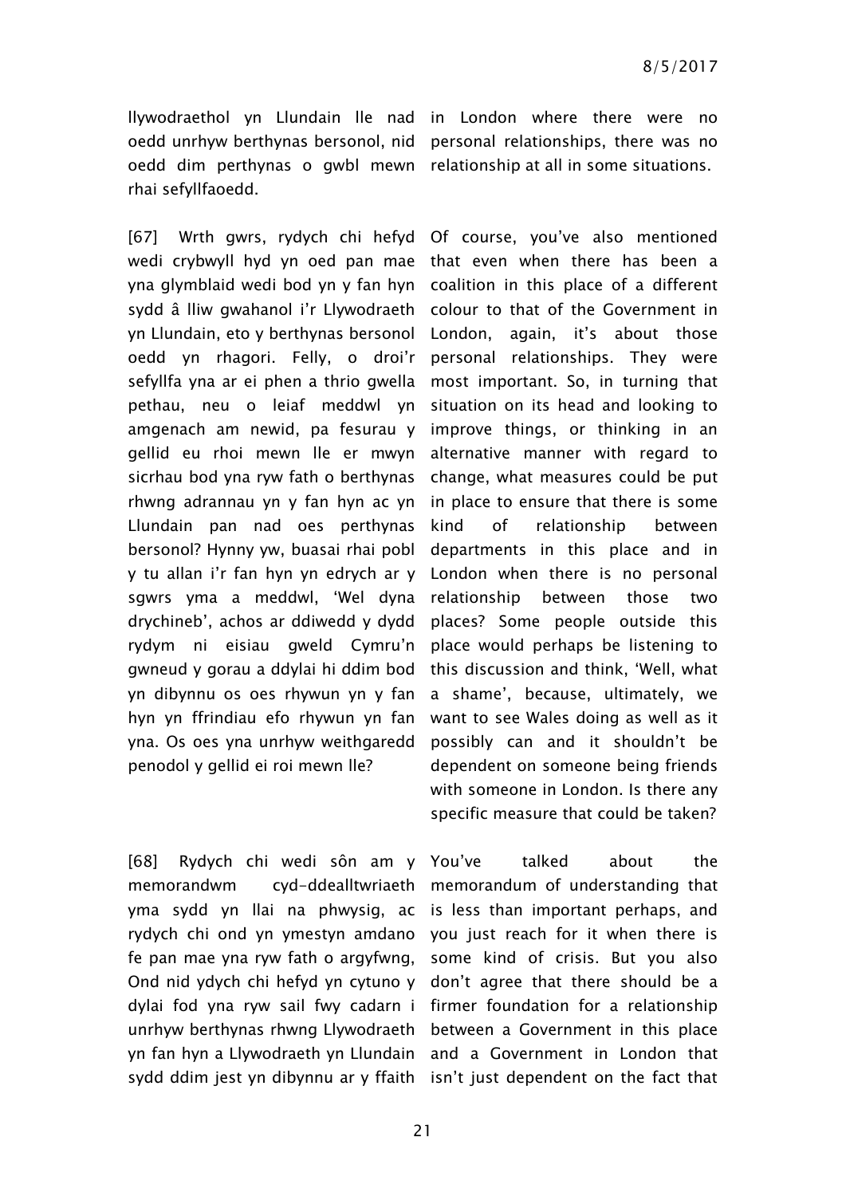llywodraethol yn Llundain lle nad oedd unrhyw berthynas bersonol, nid oedd dim perthynas o gwbl mewn rhai sefyllfaoedd.

in London where there were no personal relationships, there was no relationship at all in some situations.

[67] Wrth gwrs, rydych chi hefyd wedi crybwyll hyd yn oed pan mae yna glymblaid wedi bod yn y fan hyn sydd â lliw gwahanol i'r Llywodraeth yn Llundain, eto y berthynas bersonol oedd yn rhagori. Felly, o droi'r sefyllfa yna ar ei phen a thrio gwella pethau, neu o leiaf meddwl yn amgenach am newid, pa fesurau y gellid eu rhoi mewn lle er mwyn sicrhau bod yna ryw fath o berthynas rhwng adrannau yn y fan hyn ac yn Llundain pan nad oes perthynas bersonol? Hynny yw, buasai rhai pobl y tu allan i'r fan hyn yn edrych ar y sgwrs yma a meddwl, 'Wel dyna drychineb', achos ar ddiwedd y dydd rydym ni eisiau gweld Cymru'n gwneud y gorau a ddylai hi ddim bod yn dibynnu os oes rhywun yn y fan hyn yn ffrindiau efo rhywun yn fan yna. Os oes yna unrhyw weithgaredd penodol y gellid ei roi mewn lle?

Of course, you've also mentioned that even when there has been a coalition in this place of a different colour to that of the Government in London, again, it's about those personal relationships. They were most important. So, in turning that situation on its head and looking to improve things, or thinking in an alternative manner with regard to change, what measures could be put in place to ensure that there is some kind of relationship between departments in this place and in London when there is no personal relationship between those two places? Some people outside this place would perhaps be listening to this discussion and think, 'Well, what a shame', because, ultimately, we want to see Wales doing as well as it possibly can and it shouldn't be dependent on someone being friends with someone in London. Is there any specific measure that could be taken?

[68] Rydych chi wedi sôn am y memorandwm cyd-ddealltwriaeth yma sydd yn llai na phwysig, ac rydych chi ond yn ymestyn amdano fe pan mae yna ryw fath o argyfwng, Ond nid ydych chi hefyd yn cytuno y dylai fod yna ryw sail fwy cadarn i unrhyw berthynas rhwng Llywodraeth yn fan hyn a Llywodraeth yn Llundain sydd ddim jest yn dibynnu ar y ffaith

You've talked about the memorandum of understanding that is less than important perhaps, and you just reach for it when there is some kind of crisis. But you also don't agree that there should be a firmer foundation for a relationship between a Government in this place and a Government in London that isn't just dependent on the fact that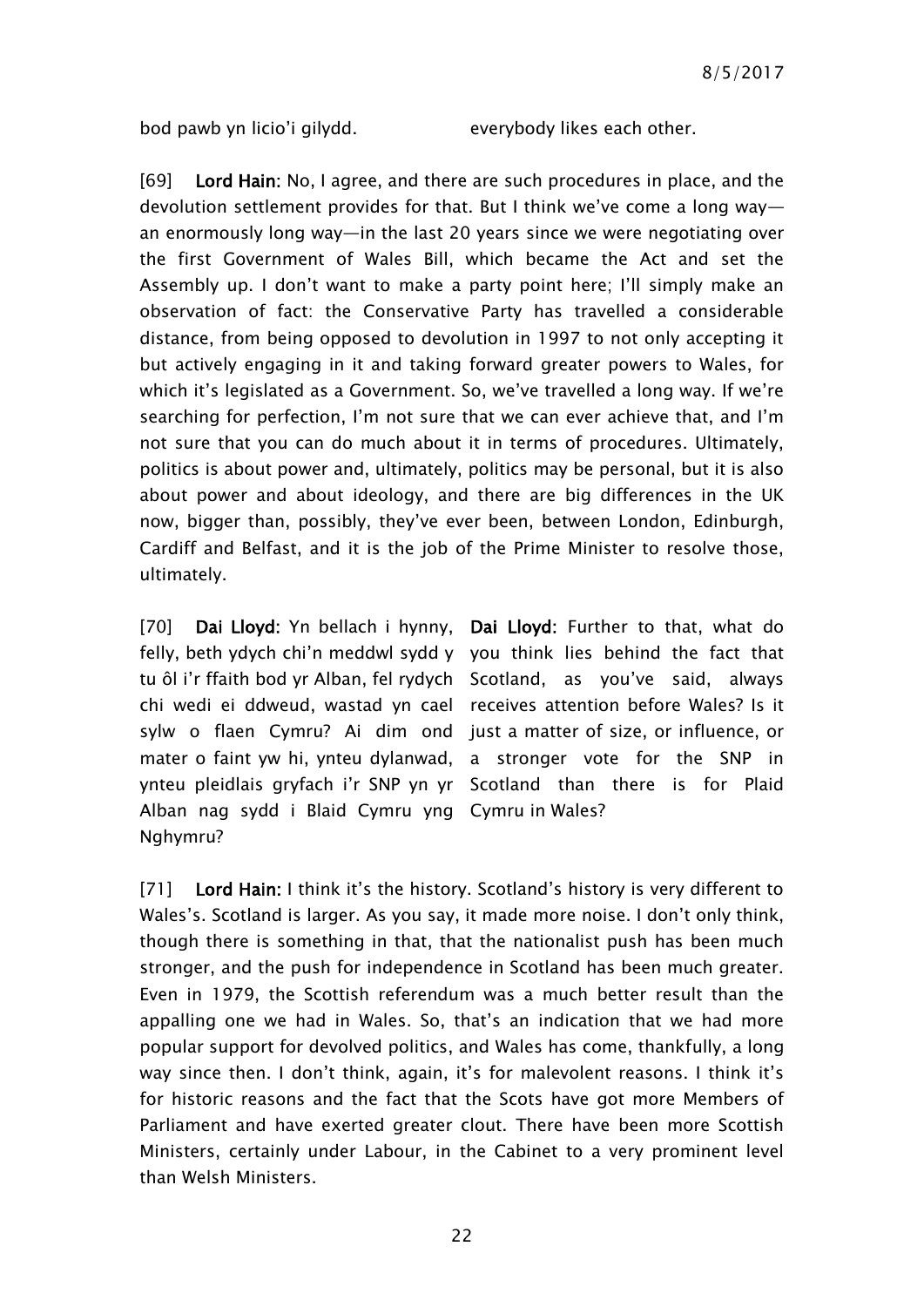| | |
|---|---|
| bod pawb yn licio'i gilydd. | everybody likes each other. |

[69] **Lord Hain:** No, I agree, and there are such procedures in place, and the devolution settlement provides for that. But I think we've come a long way—an enormously long way—in the last 20 years since we were negotiating over the first Government of Wales Bill, which became the Act and set the Assembly up. I don't want to make a party point here; I'll simply make an observation of fact: the Conservative Party has travelled a considerable distance, from being opposed to devolution in 1997 to not only accepting it but actively engaging in it and taking forward greater powers to Wales, for which it's legislated as a Government. So, we've travelled a long way. If we're searching for perfection, I'm not sure that we can ever achieve that, and I'm not sure that you can do much about it in terms of procedures. Ultimately, politics is about power and, ultimately, politics may be personal, but it is also about power and about ideology, and there are big differences in the UK now, bigger than, possibly, they've ever been, between London, Edinburgh, Cardiff and Belfast, and it is the job of the Prime Minister to resolve those, ultimately.

| | |
|---|---|
| [70] **Dai Lloyd:** Yn bellach i hynny, felly, beth ydych chi'n meddwl sydd y tu ôl i'r ffaith bod yr Alban, fel rydych chi wedi ei ddweud, wastad yn cael sylw o flaen Cymru? Ai dim ond mater o faint yw hi, ynteu dylanwad, ynteu pleidlais gryfach i'r SNP yn yr Alban nag sydd i Blaid Cymru yng Nghymru? | **Dai Lloyd:** Further to that, what do you think lies behind the fact that Scotland, as you've said, always receives attention before Wales? Is it just a matter of size, or influence, or a stronger vote for the SNP in Scotland than there is for Plaid Cymru in Wales? |

[71] **Lord Hain:** I think it's the history. Scotland's history is very different to Wales's. Scotland is larger. As you say, it made more noise. I don't only think, though there is something in that, that the nationalist push has been much stronger, and the push for independence in Scotland has been much greater. Even in 1979, the Scottish referendum was a much better result than the appalling one we had in Wales. So, that's an indication that we had more popular support for devolved politics, and Wales has come, thankfully, a long way since then. I don't think, again, it's for malevolent reasons. I think it's for historic reasons and the fact that the Scots have got more Members of Parliament and have exerted greater clout. There have been more Scottish Ministers, certainly under Labour, in the Cabinet to a very prominent level than Welsh Ministers.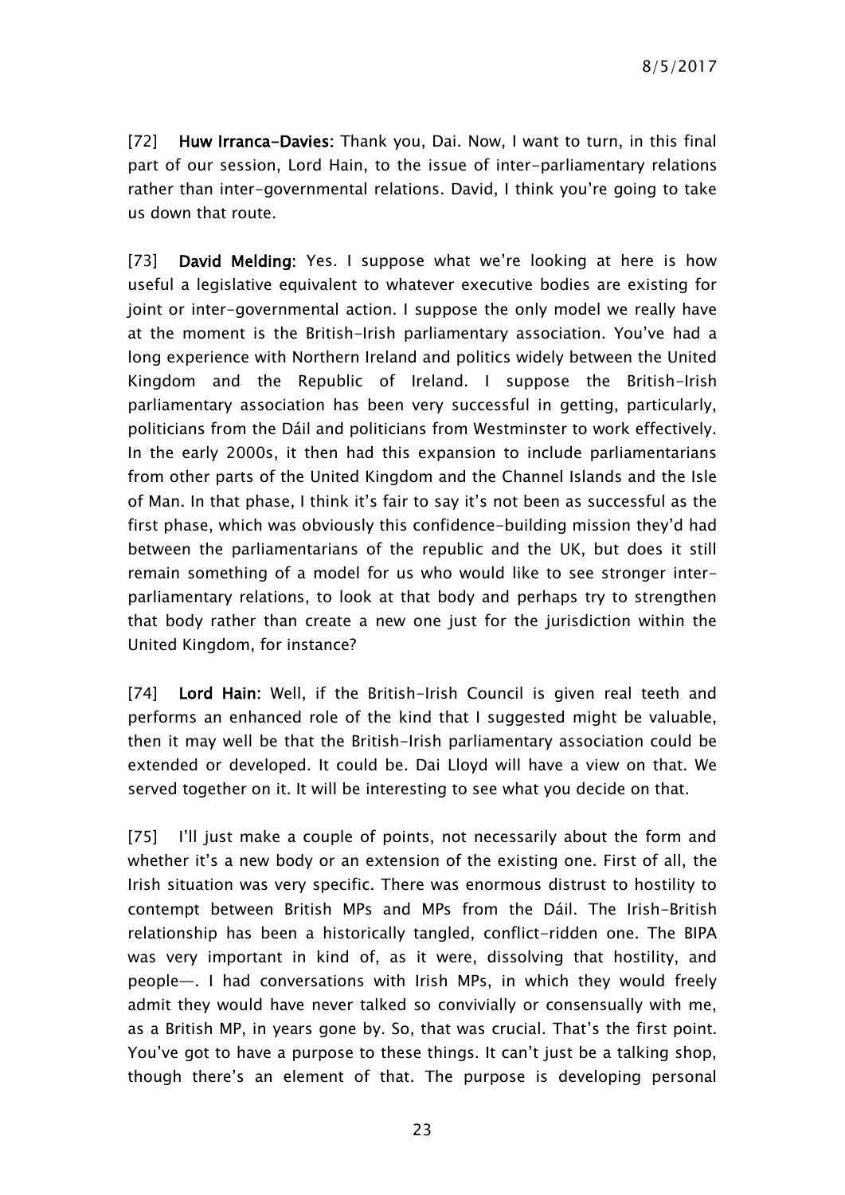[72] **Huw Irranca-Davies:** Thank you, Dai. Now, I want to turn, in this final part of our session, Lord Hain, to the issue of inter-parliamentary relations rather than inter-governmental relations. David, I think you're going to take us down that route.

[73] **David Melding:** Yes. I suppose what we're looking at here is how useful a legislative equivalent to whatever executive bodies are existing for joint or inter-governmental action. I suppose the only model we really have at the moment is the British-Irish parliamentary association. You've had a long experience with Northern Ireland and politics widely between the United Kingdom and the Republic of Ireland. I suppose the British-Irish parliamentary association has been very successful in getting, particularly, politicians from the Dáil and politicians from Westminster to work effectively. In the early 2000s, it then had this expansion to include parliamentarians from other parts of the United Kingdom and the Channel Islands and the Isle of Man. In that phase, I think it's fair to say it's not been as successful as the first phase, which was obviously this confidence-building mission they'd had between the parliamentarians of the republic and the UK, but does it still remain something of a model for us who would like to see stronger inter-parliamentary relations, to look at that body and perhaps try to strengthen that body rather than create a new one just for the jurisdiction within the United Kingdom, for instance?

[74] **Lord Hain:** Well, if the British-Irish Council is given real teeth and performs an enhanced role of the kind that I suggested might be valuable, then it may well be that the British-Irish parliamentary association could be extended or developed. It could be. Dai Lloyd will have a view on that. We served together on it. It will be interesting to see what you decide on that.

[75] I'll just make a couple of points, not necessarily about the form and whether it's a new body or an extension of the existing one. First of all, the Irish situation was very specific. There was enormous distrust to hostility to contempt between British MPs and MPs from the Dáil. The Irish-British relationship has been a historically tangled, conflict-ridden one. The BIPA was very important in kind of, as it were, dissolving that hostility, and people—. I had conversations with Irish MPs, in which they would freely admit they would have never talked so convivially or consensually with me, as a British MP, in years gone by. So, that was crucial. That's the first point. You've got to have a purpose to these things. It can't just be a talking shop, though there's an element of that. The purpose is developing personal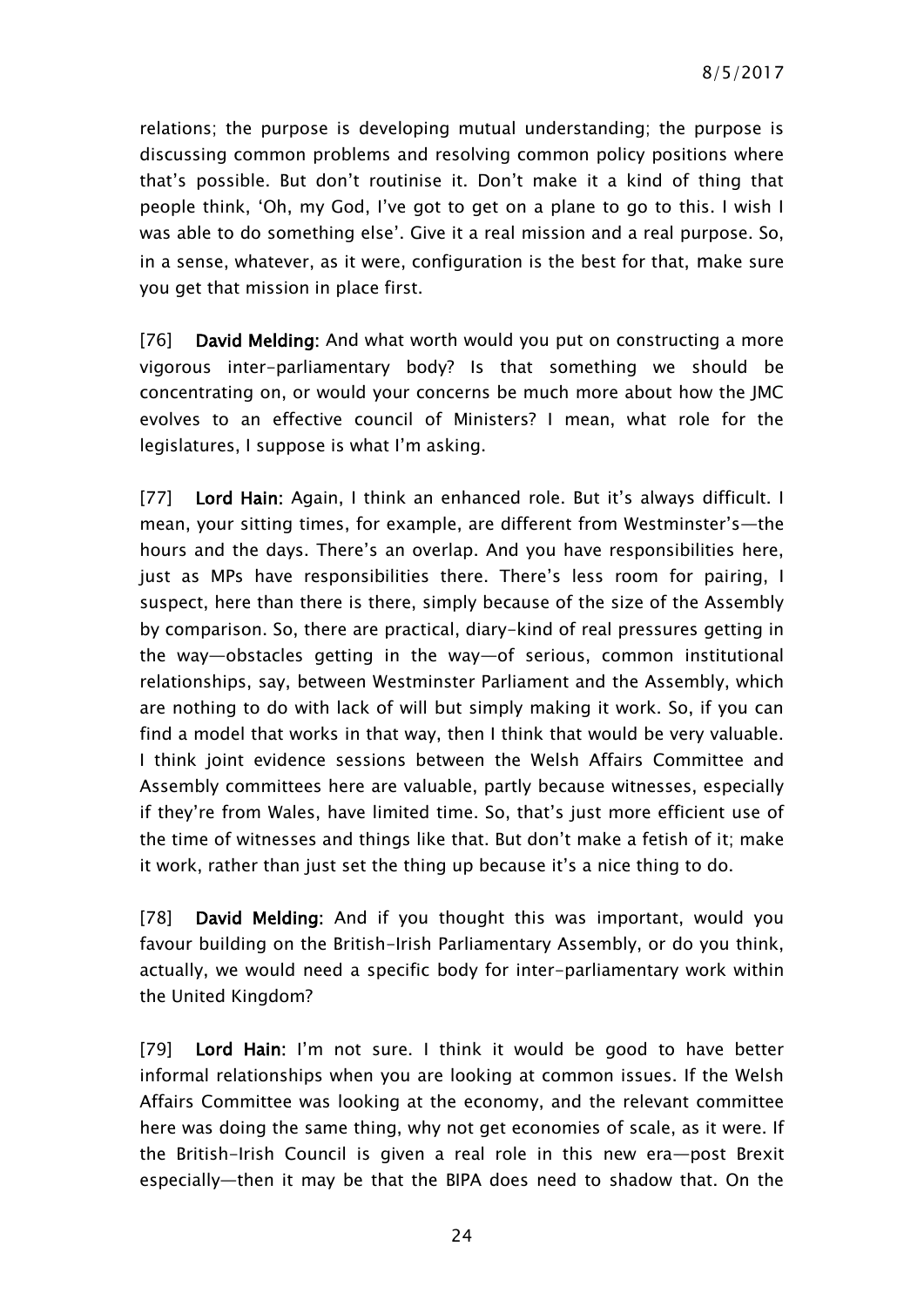relations; the purpose is developing mutual understanding; the purpose is discussing common problems and resolving common policy positions where that's possible. But don't routinise it. Don't make it a kind of thing that people think, 'Oh, my God, I've got to get on a plane to go to this. I wish I was able to do something else'. Give it a real mission and a real purpose. So, in a sense, whatever, as it were, configuration is the best for that, make sure you get that mission in place first.

[76] **David Melding:** And what worth would you put on constructing a more vigorous inter-parliamentary body? Is that something we should be concentrating on, or would your concerns be much more about how the JMC evolves to an effective council of Ministers? I mean, what role for the legislatures, I suppose is what I'm asking.

[77] **Lord Hain:** Again, I think an enhanced role. But it's always difficult. I mean, your sitting times, for example, are different from Westminster's—the hours and the days. There's an overlap. And you have responsibilities here, just as MPs have responsibilities there. There's less room for pairing, I suspect, here than there is there, simply because of the size of the Assembly by comparison. So, there are practical, diary-kind of real pressures getting in the way—obstacles getting in the way—of serious, common institutional relationships, say, between Westminster Parliament and the Assembly, which are nothing to do with lack of will but simply making it work. So, if you can find a model that works in that way, then I think that would be very valuable. I think joint evidence sessions between the Welsh Affairs Committee and Assembly committees here are valuable, partly because witnesses, especially if they're from Wales, have limited time. So, that's just more efficient use of the time of witnesses and things like that. But don't make a fetish of it; make it work, rather than just set the thing up because it's a nice thing to do.

[78] **David Melding:** And if you thought this was important, would you favour building on the British-Irish Parliamentary Assembly, or do you think, actually, we would need a specific body for inter-parliamentary work within the United Kingdom?

[79] **Lord Hain:** I'm not sure. I think it would be good to have better informal relationships when you are looking at common issues. If the Welsh Affairs Committee was looking at the economy, and the relevant committee here was doing the same thing, why not get economies of scale, as it were. If the British-Irish Council is given a real role in this new era—post Brexit especially—then it may be that the BIPA does need to shadow that. On the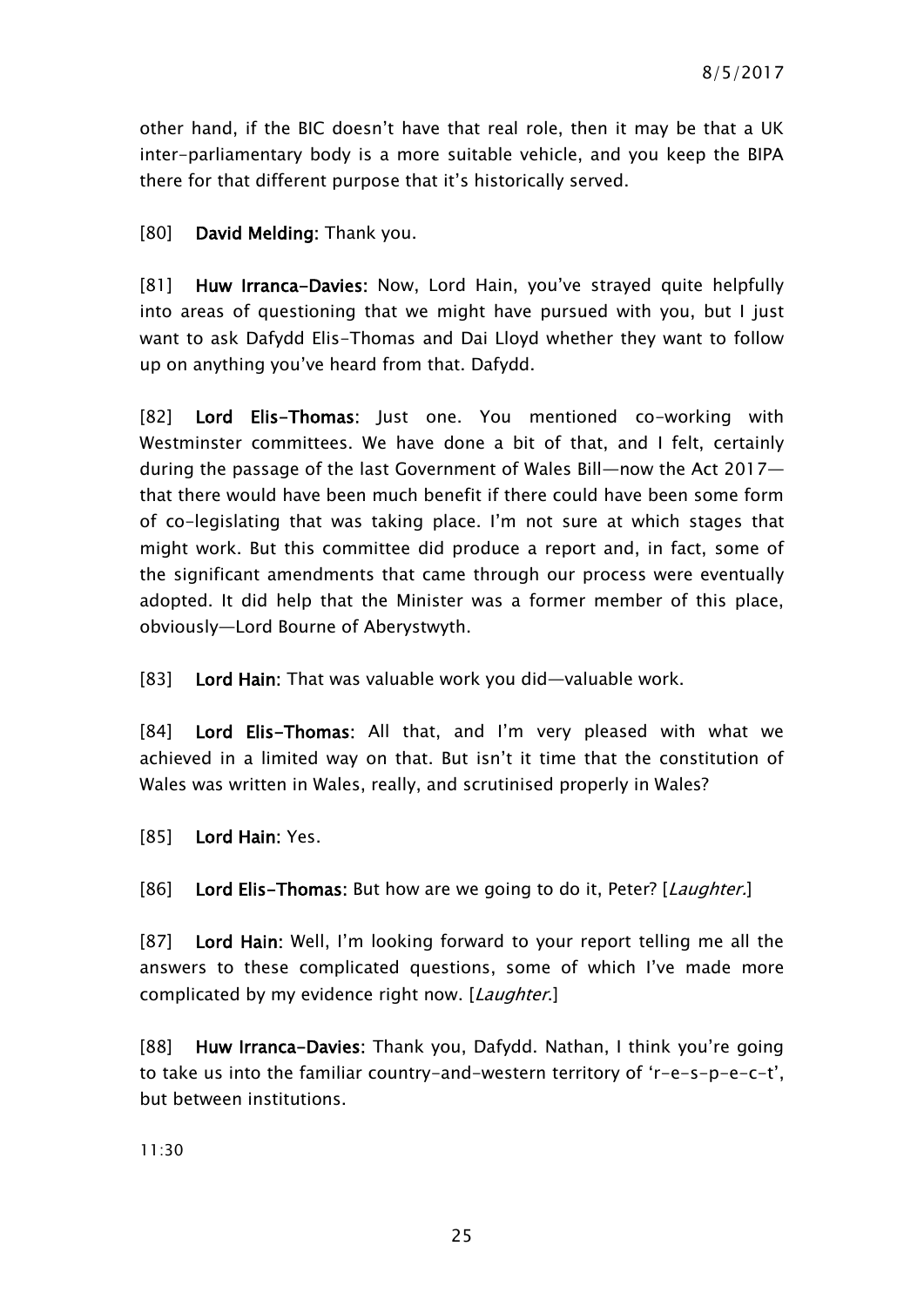other hand, if the BIC doesn't have that real role, then it may be that a UK inter-parliamentary body is a more suitable vehicle, and you keep the BIPA there for that different purpose that it's historically served.

[80] **David Melding:** Thank you.

[81] **Huw Irranca-Davies:** Now, Lord Hain, you've strayed quite helpfully into areas of questioning that we might have pursued with you, but I just want to ask Dafydd Elis-Thomas and Dai Lloyd whether they want to follow up on anything you've heard from that. Dafydd.

[82] **Lord Elis-Thomas:** Just one. You mentioned co-working with Westminster committees. We have done a bit of that, and I felt, certainly during the passage of the last Government of Wales Bill—now the Act 2017—that there would have been much benefit if there could have been some form of co-legislating that was taking place. I'm not sure at which stages that might work. But this committee did produce a report and, in fact, some of the significant amendments that came through our process were eventually adopted. It did help that the Minister was a former member of this place, obviously—Lord Bourne of Aberystwyth.

[83] **Lord Hain:** That was valuable work you did—valuable work.

[84] **Lord Elis-Thomas:** All that, and I'm very pleased with what we achieved in a limited way on that. But isn't it time that the constitution of Wales was written in Wales, really, and scrutinised properly in Wales?

[85] **Lord Hain:** Yes.

[86] **Lord Elis-Thomas:** But how are we going to do it, Peter? [*Laughter.*]

[87] **Lord Hain:** Well, I'm looking forward to your report telling me all the answers to these complicated questions, some of which I've made more complicated by my evidence right now. [*Laughter.*]

[88] **Huw Irranca-Davies:** Thank you, Dafydd. Nathan, I think you're going to take us into the familiar country-and-western territory of 'r-e-s-p-e-c-t', but between institutions.

11:30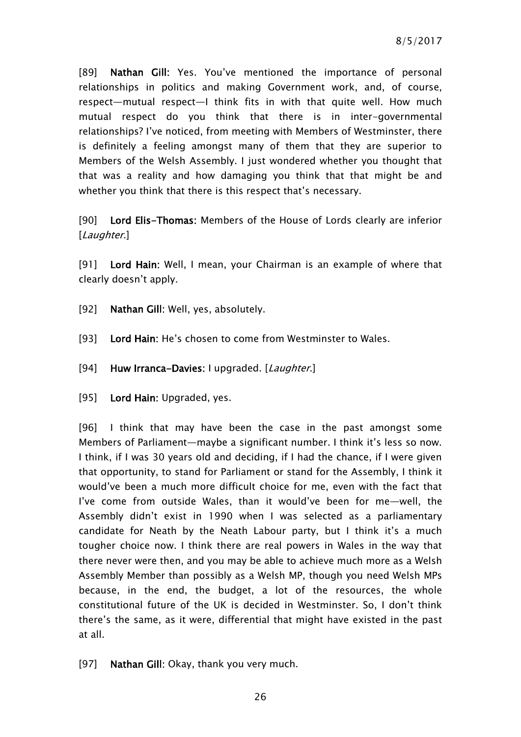[89] **Nathan Gill:** Yes. You've mentioned the importance of personal relationships in politics and making Government work, and, of course, respect—mutual respect—I think fits in with that quite well. How much mutual respect do you think that there is in inter-governmental relationships? I've noticed, from meeting with Members of Westminster, there is definitely a feeling amongst many of them that they are superior to Members of the Welsh Assembly. I just wondered whether you thought that that was a reality and how damaging you think that that might be and whether you think that there is this respect that's necessary.

[90] **Lord Elis-Thomas:** Members of the House of Lords clearly are inferior [*Laughter.*]

[91] **Lord Hain:** Well, I mean, your Chairman is an example of where that clearly doesn't apply.

[92] **Nathan Gill:** Well, yes, absolutely.

[93] **Lord Hain:** He's chosen to come from Westminster to Wales.

[94] **Huw Irranca-Davies:** I upgraded. [*Laughter.*]

[95] **Lord Hain:** Upgraded, yes.

[96] I think that may have been the case in the past amongst some Members of Parliament—maybe a significant number. I think it's less so now. I think, if I was 30 years old and deciding, if I had the chance, if I were given that opportunity, to stand for Parliament or stand for the Assembly, I think it would've been a much more difficult choice for me, even with the fact that I've come from outside Wales, than it would've been for me—well, the Assembly didn't exist in 1990 when I was selected as a parliamentary candidate for Neath by the Neath Labour party, but I think it's a much tougher choice now. I think there are real powers in Wales in the way that there never were then, and you may be able to achieve much more as a Welsh Assembly Member than possibly as a Welsh MP, though you need Welsh MPs because, in the end, the budget, a lot of the resources, the whole constitutional future of the UK is decided in Westminster. So, I don't think there's the same, as it were, differential that might have existed in the past at all.

[97] **Nathan Gill:** Okay, thank you very much.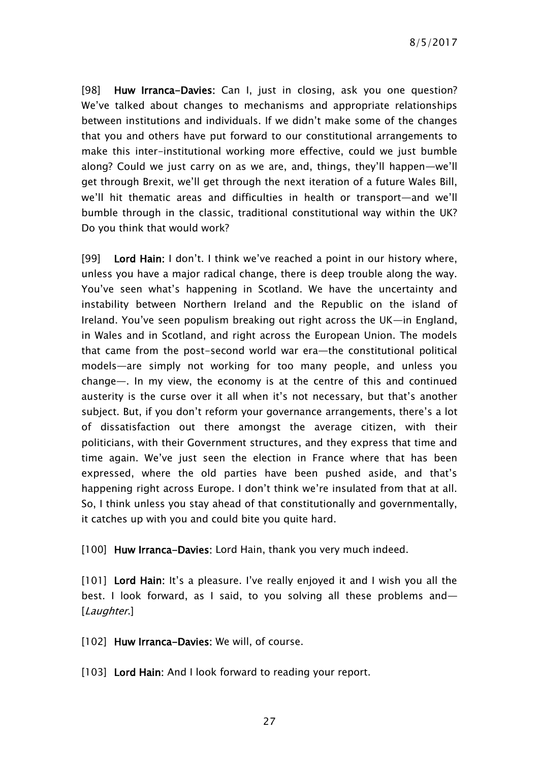[98] **Huw Irranca-Davies:** Can I, just in closing, ask you one question? We've talked about changes to mechanisms and appropriate relationships between institutions and individuals. If we didn't make some of the changes that you and others have put forward to our constitutional arrangements to make this inter-institutional working more effective, could we just bumble along? Could we just carry on as we are, and, things, they'll happen—we'll get through Brexit, we'll get through the next iteration of a future Wales Bill, we'll hit thematic areas and difficulties in health or transport—and we'll bumble through in the classic, traditional constitutional way within the UK? Do you think that would work?

[99] **Lord Hain:** I don't. I think we've reached a point in our history where, unless you have a major radical change, there is deep trouble along the way. You've seen what's happening in Scotland. We have the uncertainty and instability between Northern Ireland and the Republic on the island of Ireland. You've seen populism breaking out right across the UK—in England, in Wales and in Scotland, and right across the European Union. The models that came from the post-second world war era—the constitutional political models—are simply not working for too many people, and unless you change—. In my view, the economy is at the centre of this and continued austerity is the curse over it all when it's not necessary, but that's another subject. But, if you don't reform your governance arrangements, there's a lot of dissatisfaction out there amongst the average citizen, with their politicians, with their Government structures, and they express that time and time again. We've just seen the election in France where that has been expressed, where the old parties have been pushed aside, and that's happening right across Europe. I don't think we're insulated from that at all. So, I think unless you stay ahead of that constitutionally and governmentally, it catches up with you and could bite you quite hard.

[100] **Huw Irranca-Davies:** Lord Hain, thank you very much indeed.

[101] **Lord Hain:** It's a pleasure. I've really enjoyed it and I wish you all the best. I look forward, as I said, to you solving all these problems and—[*Laughter.*]

[102] **Huw Irranca-Davies:** We will, of course.

[103] **Lord Hain:** And I look forward to reading your report.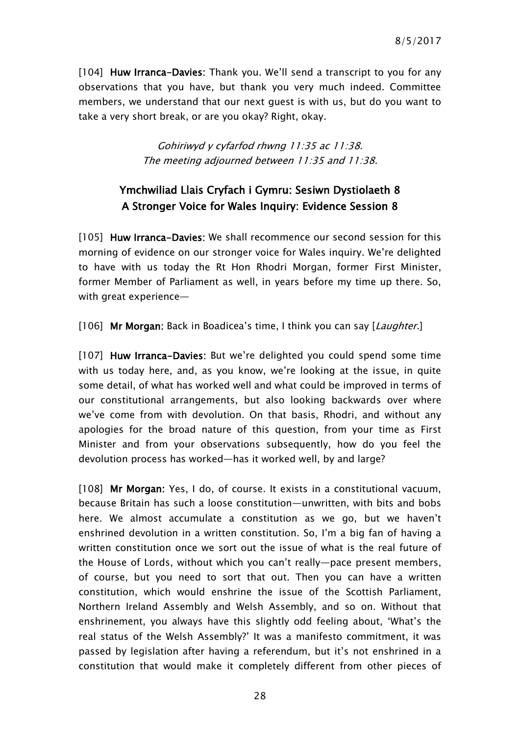[104] **Huw Irranca-Davies**: Thank you. We'll send a transcript to you for any observations that you have, but thank you very much indeed. Committee members, we understand that our next guest is with us, but do you want to take a very short break, or are you okay? Right, okay.

*Gohiriwyd y cyfarfod rhwng 11:35 ac 11:38.*
*The meeting adjourned between 11:35 and 11:38.*

## Ymchwiliad Llais Cryfach i Gymru: Sesiwn Dystiolaeth 8
## A Stronger Voice for Wales Inquiry: Evidence Session 8

[105] **Huw Irranca-Davies**: We shall recommence our second session for this morning of evidence on our stronger voice for Wales inquiry. We're delighted to have with us today the Rt Hon Rhodri Morgan, former First Minister, former Member of Parliament as well, in years before my time up there. So, with great experience—

[106] **Mr Morgan**: Back in Boadicea's time, I think you can say [*Laughter.*]

[107] **Huw Irranca-Davies**: But we're delighted you could spend some time with us today here, and, as you know, we're looking at the issue, in quite some detail, of what has worked well and what could be improved in terms of our constitutional arrangements, but also looking backwards over where we've come from with devolution. On that basis, Rhodri, and without any apologies for the broad nature of this question, from your time as First Minister and from your observations subsequently, how do you feel the devolution process has worked—has it worked well, by and large?

[108] **Mr Morgan**: Yes, I do, of course. It exists in a constitutional vacuum, because Britain has such a loose constitution—unwritten, with bits and bobs here. We almost accumulate a constitution as we go, but we haven't enshrined devolution in a written constitution. So, I'm a big fan of having a written constitution once we sort out the issue of what is the real future of the House of Lords, without which you can't really—pace present members, of course, but you need to sort that out. Then you can have a written constitution, which would enshrine the issue of the Scottish Parliament, Northern Ireland Assembly and Welsh Assembly, and so on. Without that enshrinement, you always have this slightly odd feeling about, 'What's the real status of the Welsh Assembly?' It was a manifesto commitment, it was passed by legislation after having a referendum, but it's not enshrined in a constitution that would make it completely different from other pieces of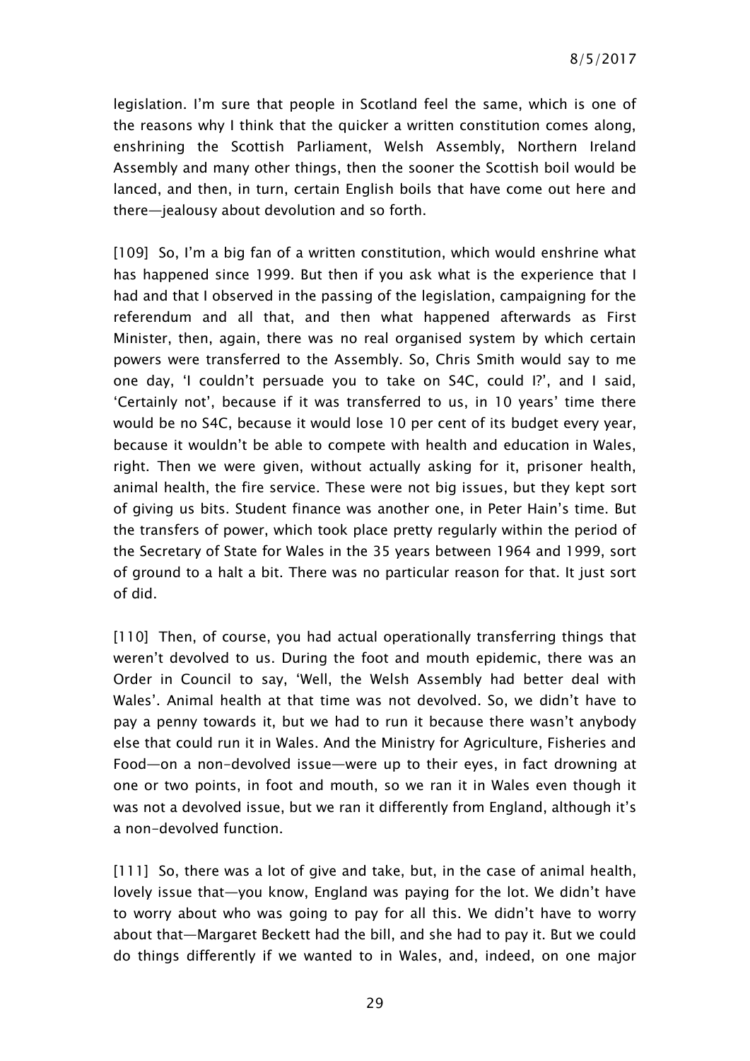legislation. I'm sure that people in Scotland feel the same, which is one of the reasons why I think that the quicker a written constitution comes along, enshrining the Scottish Parliament, Welsh Assembly, Northern Ireland Assembly and many other things, then the sooner the Scottish boil would be lanced, and then, in turn, certain English boils that have come out here and there—jealousy about devolution and so forth.

[109] So, I'm a big fan of a written constitution, which would enshrine what has happened since 1999. But then if you ask what is the experience that I had and that I observed in the passing of the legislation, campaigning for the referendum and all that, and then what happened afterwards as First Minister, then, again, there was no real organised system by which certain powers were transferred to the Assembly. So, Chris Smith would say to me one day, 'I couldn't persuade you to take on S4C, could I?', and I said, 'Certainly not', because if it was transferred to us, in 10 years' time there would be no S4C, because it would lose 10 per cent of its budget every year, because it wouldn't be able to compete with health and education in Wales, right. Then we were given, without actually asking for it, prisoner health, animal health, the fire service. These were not big issues, but they kept sort of giving us bits. Student finance was another one, in Peter Hain's time. But the transfers of power, which took place pretty regularly within the period of the Secretary of State for Wales in the 35 years between 1964 and 1999, sort of ground to a halt a bit. There was no particular reason for that. It just sort of did.

[110] Then, of course, you had actual operationally transferring things that weren't devolved to us. During the foot and mouth epidemic, there was an Order in Council to say, 'Well, the Welsh Assembly had better deal with Wales'. Animal health at that time was not devolved. So, we didn't have to pay a penny towards it, but we had to run it because there wasn't anybody else that could run it in Wales. And the Ministry for Agriculture, Fisheries and Food—on a non-devolved issue—were up to their eyes, in fact drowning at one or two points, in foot and mouth, so we ran it in Wales even though it was not a devolved issue, but we ran it differently from England, although it's a non-devolved function.

[111] So, there was a lot of give and take, but, in the case of animal health, lovely issue that—you know, England was paying for the lot. We didn't have to worry about who was going to pay for all this. We didn't have to worry about that—Margaret Beckett had the bill, and she had to pay it. But we could do things differently if we wanted to in Wales, and, indeed, on one major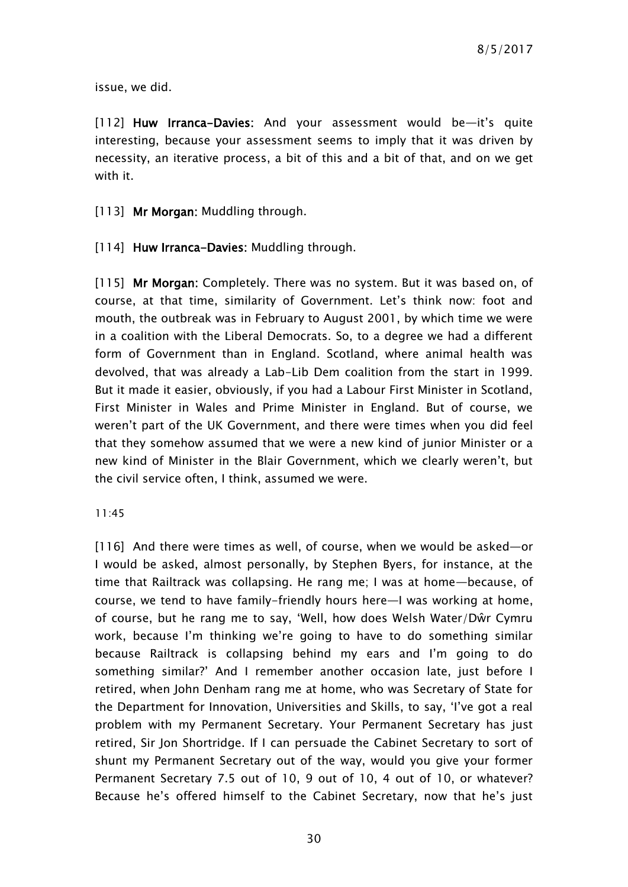issue, we did.

[112] **Huw Irranca-Davies**: And your assessment would be—it's quite interesting, because your assessment seems to imply that it was driven by necessity, an iterative process, a bit of this and a bit of that, and on we get with it.

[113] **Mr Morgan**: Muddling through.

[114] **Huw Irranca-Davies**: Muddling through.

[115] **Mr Morgan**: Completely. There was no system. But it was based on, of course, at that time, similarity of Government. Let's think now: foot and mouth, the outbreak was in February to August 2001, by which time we were in a coalition with the Liberal Democrats. So, to a degree we had a different form of Government than in England. Scotland, where animal health was devolved, that was already a Lab-Lib Dem coalition from the start in 1999. But it made it easier, obviously, if you had a Labour First Minister in Scotland, First Minister in Wales and Prime Minister in England. But of course, we weren't part of the UK Government, and there were times when you did feel that they somehow assumed that we were a new kind of junior Minister or a new kind of Minister in the Blair Government, which we clearly weren't, but the civil service often, I think, assumed we were.

11:45

[116] And there were times as well, of course, when we would be asked—or I would be asked, almost personally, by Stephen Byers, for instance, at the time that Railtrack was collapsing. He rang me; I was at home—because, of course, we tend to have family-friendly hours here—I was working at home, of course, but he rang me to say, 'Well, how does Welsh Water/Dŵr Cymru work, because I'm thinking we're going to have to do something similar because Railtrack is collapsing behind my ears and I'm going to do something similar?' And I remember another occasion late, just before I retired, when John Denham rang me at home, who was Secretary of State for the Department for Innovation, Universities and Skills, to say, 'I've got a real problem with my Permanent Secretary. Your Permanent Secretary has just retired, Sir Jon Shortridge. If I can persuade the Cabinet Secretary to sort of shunt my Permanent Secretary out of the way, would you give your former Permanent Secretary 7.5 out of 10, 9 out of 10, 4 out of 10, or whatever? Because he's offered himself to the Cabinet Secretary, now that he's just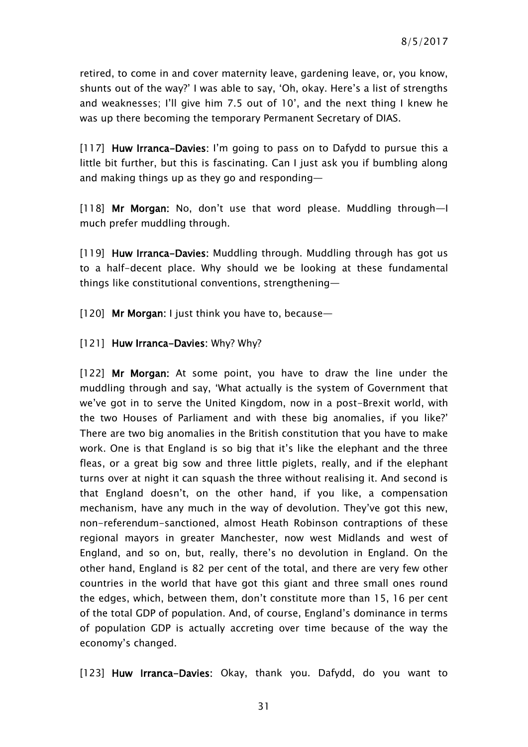retired, to come in and cover maternity leave, gardening leave, or, you know, shunts out of the way?' I was able to say, 'Oh, okay. Here's a list of strengths and weaknesses; I'll give him 7.5 out of 10', and the next thing I knew he was up there becoming the temporary Permanent Secretary of DIAS.

[117] **Huw Irranca-Davies:** I'm going to pass on to Dafydd to pursue this a little bit further, but this is fascinating. Can I just ask you if bumbling along and making things up as they go and responding—

[118] **Mr Morgan:** No, don't use that word please. Muddling through—I much prefer muddling through.

[119] **Huw Irranca-Davies:** Muddling through. Muddling through has got us to a half-decent place. Why should we be looking at these fundamental things like constitutional conventions, strengthening—

[120] **Mr Morgan:** I just think you have to, because—

[121] **Huw Irranca-Davies:** Why? Why?

[122] **Mr Morgan:** At some point, you have to draw the line under the muddling through and say, 'What actually is the system of Government that we've got in to serve the United Kingdom, now in a post-Brexit world, with the two Houses of Parliament and with these big anomalies, if you like?' There are two big anomalies in the British constitution that you have to make work. One is that England is so big that it's like the elephant and the three fleas, or a great big sow and three little piglets, really, and if the elephant turns over at night it can squash the three without realising it. And second is that England doesn't, on the other hand, if you like, a compensation mechanism, have any much in the way of devolution. They've got this new, non-referendum-sanctioned, almost Heath Robinson contraptions of these regional mayors in greater Manchester, now west Midlands and west of England, and so on, but, really, there's no devolution in England. On the other hand, England is 82 per cent of the total, and there are very few other countries in the world that have got this giant and three small ones round the edges, which, between them, don't constitute more than 15, 16 per cent of the total GDP of population. And, of course, England's dominance in terms of population GDP is actually accreting over time because of the way the economy's changed.

[123] **Huw Irranca-Davies:** Okay, thank you. Dafydd, do you want to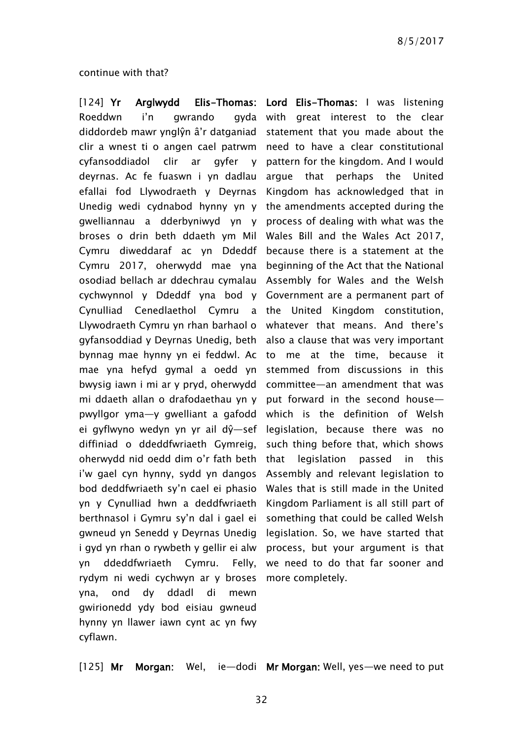continue with that?

[124] **Yr Arglwydd Elis-Thomas:** Roeddwn i'n gwrando gyda diddordeb mawr ynglŷn â'r datganiad clir a wnest ti o angen cael patrwm cyfansoddiadol clir ar gyfer y deyrnas. Ac fe fuaswn i yn dadlau efallai fod Llywodraeth y Deyrnas Unedig wedi cydnabod hynny yn y gwelliannau a dderbyniwyd yn y broses o drin beth ddaeth ym Mil Cymru diweddaraf ac yn Neddf Cymru 2017, oherwydd mae yna osodiad bellach ar ddechrau cymalau cychwynnol y Ddeddf yna bod y Cynulliad Cenedlaethol Cymru a Llywodraeth Cymru yn rhan barhaol o gyfansoddiad y Deyrnas Unedig, beth bynnag mae hynny yn ei feddwl. Ac mae yna hefyd gymal a oedd yn bwysig iawn i mi ar y pryd, oherwydd mi ddaeth allan o drafodaethau yn y pwyllgor yma—y gwelliant a gafodd ei gyflwyno wedyn yn yr ail dŷ—sef diffiniad o ddeddfwriaeth Gymreig, oherwydd nid oedd dim o'r fath beth i'w gael cyn hynny, sydd yn dangos bod deddfwriaeth sy'n cael ei phasio yn y Cynulliad hwn a deddfwriaeth berthnasol i Gymru sy'n dal i gael ei gwneud yn Senedd y Deyrnas Unedig i gyd yn rhan o rywbeth y gellir ei alw yn ddeddfwriaeth Cymru. Felly, rydym ni wedi cychwyn ar y broses yna, ond dy ddadl di mewn gwirionedd ydy bod eisiau gwneud hynny yn llawer iawn cynt ac yn fwy cyflawn.

**Lord Elis-Thomas:** I was listening with great interest to the clear statement that you made about the need to have a clear constitutional pattern for the kingdom. And I would argue that perhaps the United Kingdom has acknowledged that in the amendments accepted during the process of dealing with what was the Wales Bill and the Wales Act 2017, because there is a statement at the beginning of the Act that the National Assembly for Wales and the Welsh Government are a permanent part of the United Kingdom constitution, whatever that means. And there's also a clause that was very important to me at the time, because it stemmed from discussions in this committee—an amendment that was put forward in the second house—which is the definition of Welsh legislation, because there was no such thing before that, which shows that legislation passed in this Assembly and relevant legislation to Wales that is still made in the United Kingdom Parliament is all still part of something that could be called Welsh legislation. So, we have started that process, but your argument is that we need to do that far sooner and more completely.

[125] **Mr Morgan:** Wel, ie—dodi

**Mr Morgan:** Well, yes—we need to put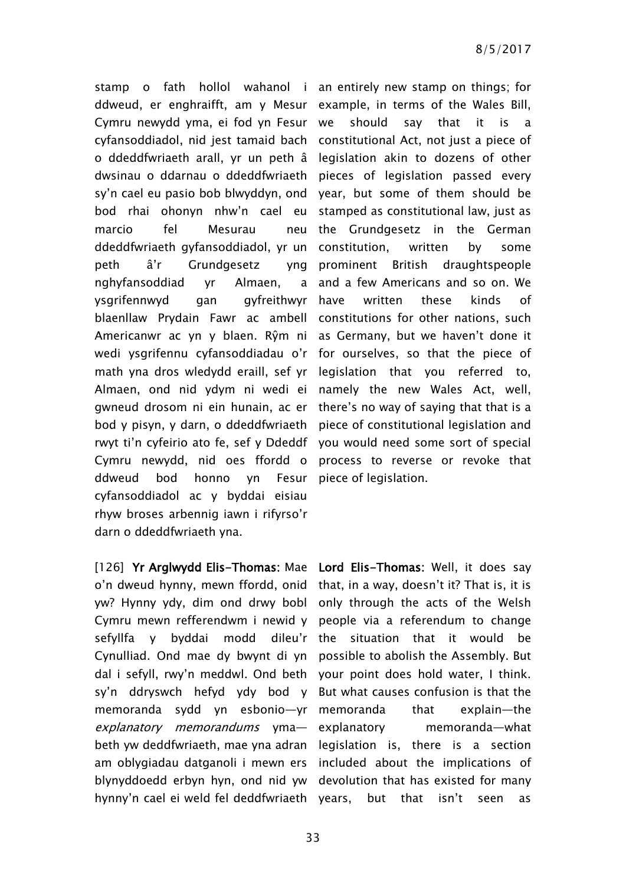stamp o fath hollol wahanol i ddweud, er enghraifft, am y Mesur Cymru newydd yma, ei fod yn Fesur cyfansoddiadol, nid jest tamaid bach o ddeddfwriaeth arall, yr un peth â dwsinau o ddarnau o ddeddfwriaeth sy'n cael eu pasio bob blwyddyn, ond bod rhai ohonyn nhw'n cael eu marcio fel Mesurau neu ddeddfwriaeth gyfansoddiadol, yr un peth â'r Grundgesetz yng nghyfansoddiad yr Almaen, a ysgrifennwyd gan gyfreithwyr blaenllaw Prydain Fawr ac ambell Americanwr ac yn y blaen. Rŷm ni wedi ysgrifennu cyfansoddiadau o'r math yna dros wledydd eraill, sef yr Almaen, ond nid ydym ni wedi ei gwneud drosom ni ein hunain, ac er bod y pisyn, y darn, o ddeddfwriaeth rwyt ti'n cyfeirio ato fe, sef y Ddeddf Cymru newydd, nid oes ffordd o ddweud bod honno yn Fesur cyfansoddiadol ac y byddai eisiau rhyw broses arbennig iawn i rifyrso'r darn o ddeddfwriaeth yna.

an entirely new stamp on things; for example, in terms of the Wales Bill, we should say that it is a constitutional Act, not just a piece of legislation akin to dozens of other pieces of legislation passed every year, but some of them should be stamped as constitutional law, just as the Grundgesetz in the German constitution, written by some prominent British draughtspeople and a few Americans and so on. We have written these kinds of constitutions for other nations, such as Germany, but we haven't done it for ourselves, so that the piece of legislation that you referred to, namely the new Wales Act, well, there's no way of saying that that is a piece of constitutional legislation and you would need some sort of special process to reverse or revoke that piece of legislation.

[126] **Yr Arglwydd Elis-Thomas:** Mae o'n dweud hynny, mewn ffordd, onid yw? Hynny ydy, dim ond drwy bobl Cymru mewn refferendwm i newid y sefyllfa y byddai modd dileu'r Cynulliad. Ond mae dy bwynt di yn dal i sefyll, rwy'n meddwl. Ond beth sy'n ddryswch hefyd ydy bod y memoranda sydd yn esbonio—yr *explanatory memorandums* yma—beth yw deddfwriaeth, mae yna adran am oblygiadau datganoli i mewn ers blynyddoedd erbyn hyn, ond nid yw hynny'n cael ei weld fel deddfwriaeth

**Lord Elis-Thomas:** Well, it does say that, in a way, doesn't it? That is, it is only through the acts of the Welsh people via a referendum to change the situation that it would be possible to abolish the Assembly. But your point does hold water, I think. But what causes confusion is that the memoranda that explain—the explanatory memoranda—what legislation is, there is a section included about the implications of devolution that has existed for many years, but that isn't seen as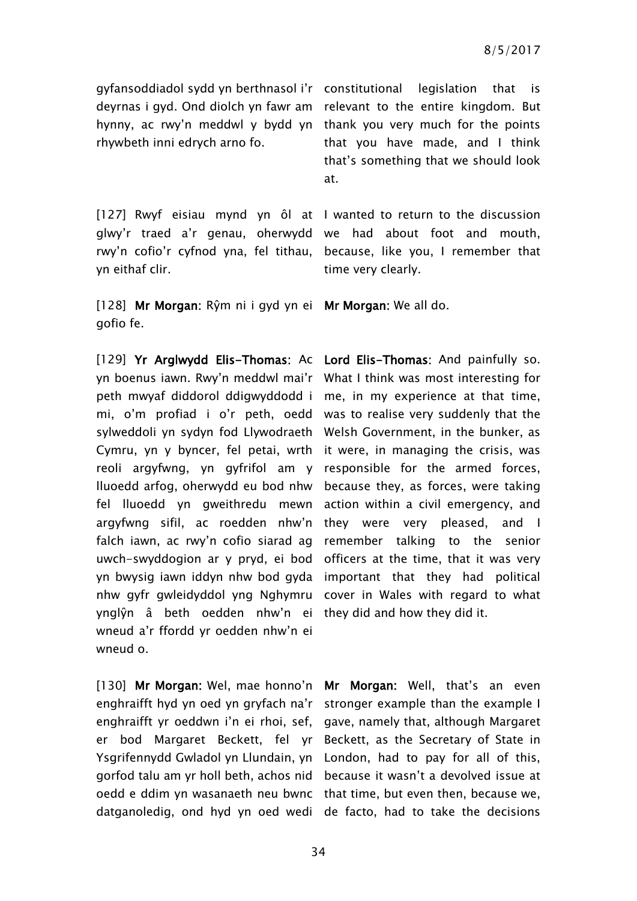| | |
|---|---|
| gyfansoddiadol sydd yn berthnasol i'r deyrnas i gyd. Ond diolch yn fawr am hynny, ac rwy'n meddwl y bydd yn rhywbeth inni edrych arno fo. | constitutional legislation that is relevant to the entire kingdom. But thank you very much for the points that you have made, and I think that's something that we should look at. |
| [127] Rwyf eisiau mynd yn ôl at glwy'r traed a'r genau, oherwydd rwy'n cofio'r cyfnod yna, fel tithau, yn eithaf clir. | I wanted to return to the discussion we had about foot and mouth, because, like you, I remember that time very clearly. |
| [128] **Mr Morgan**: Rŷm ni i gyd yn ei gofio fe. | **Mr Morgan:** We all do. |
| [129] **Yr Arglwydd Elis-Thomas**: Ac yn boenus iawn. Rwy'n meddwl mai'r peth mwyaf diddorol ddigwyddodd i mi, o'm profiad i o'r peth, oedd sylweddoli yn sydyn fod Llywodraeth Cymru, yn y byncer, fel petai, wrth reoli argyfwng, yn gyfrifol am y lluoedd arfog, oherwydd eu bod nhw fel lluoedd yn gweithredu mewn argyfwng sifil, ac roedden nhw'n falch iawn, ac rwy'n cofio siarad ag uwch-swyddogion ar y pryd, ei bod yn bwysig iawn iddyn nhw bod gyda nhw gyfr gwleidyddol yng Nghymru ynglŷn â beth oedden nhw'n ei wneud a'r ffordd yr oedden nhw'n ei wneud o. | **Lord Elis-Thomas:** And painfully so. What I think was most interesting for me, in my experience at that time, was to realise very suddenly that the Welsh Government, in the bunker, as it were, in managing the crisis, was responsible for the armed forces, because they, as forces, were taking action within a civil emergency, and they were very pleased, and I remember talking to the senior officers at the time, that it was very important that they had political cover in Wales with regard to what they did and how they did it. |
| [130] **Mr Morgan:** Wel, mae honno'n enghraifft hyd yn oed yn gryfach na'r enghraifft yr oeddwn i'n ei rhoi, sef, er bod Margaret Beckett, fel yr Ysgrifennydd Gwladol yn Llundain, yn gorfod talu am yr holl beth, achos nid oedd e ddim yn wasanaeth neu bwnc datganoledig, ond hyd yn oed wedi | **Mr Morgan:** Well, that's an even stronger example than the example I gave, namely that, although Margaret Beckett, as the Secretary of State in London, had to pay for all of this, because it wasn't a devolved issue at that time, but even then, because we, de facto, had to take the decisions |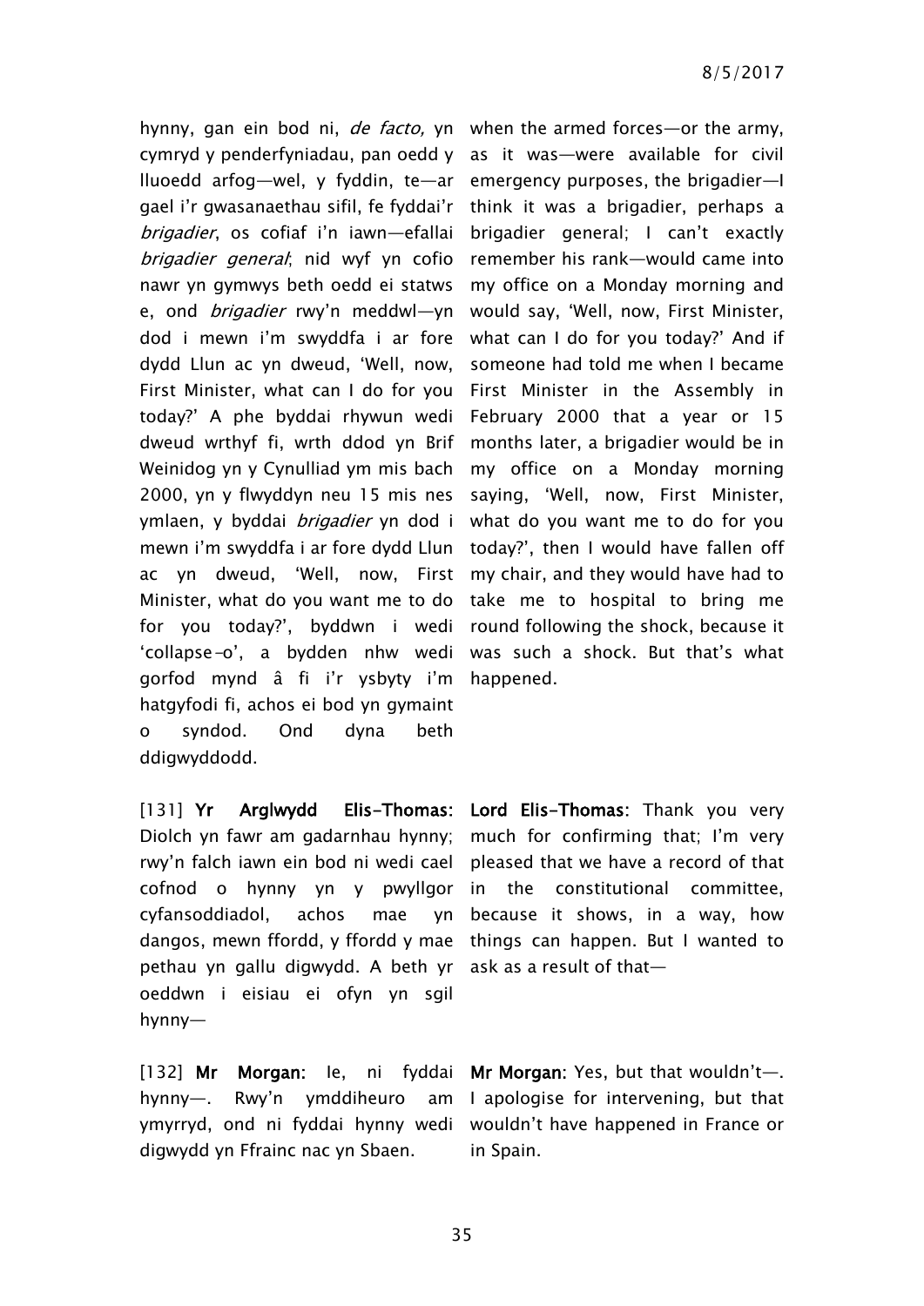hynny, gan ein bod ni, *de facto,* yn cymryd y penderfyniadau, pan oedd y lluoedd arfog—wel, y fyddin, te—ar gael i'r gwasanaethau sifil, fe fyddai'r *brigadier*, os cofiaf i'n iawn—efallai *brigadier general*; nid wyf yn cofio nawr yn gymwys beth oedd ei statws e, ond *brigadier* rwy'n meddwl—yn dod i mewn i'm swyddfa i ar fore dydd Llun ac yn dweud, 'Well, now, First Minister, what can I do for you today?' A phe byddai rhywun wedi dweud wrthyf fi, wrth ddod yn Brif Weinidog yn y Cynulliad ym mis bach 2000, yn y flwyddyn neu 15 mis nes ymlaen, y byddai *brigadier* yn dod i mewn i'm swyddfa i ar fore dydd Llun ac yn dweud, 'Well, now, First Minister, what do you want me to do for you today?', byddwn i wedi 'collapse-o', a bydden nhw wedi gorfod mynd â fi i'r ysbyty i'm hatgyfodi fi, achos ei bod yn gymaint o syndod. Ond dyna beth ddigwyddodd.

when the armed forces—or the army, as it was—were available for civil emergency purposes, the brigadier—I think it was a brigadier, perhaps a brigadier general; I can't exactly remember his rank—would came into my office on a Monday morning and would say, 'Well, now, First Minister, what can I do for you today?' And if someone had told me when I became First Minister in the Assembly in February 2000 that a year or 15 months later, a brigadier would be in my office on a Monday morning saying, 'Well, now, First Minister, what do you want me to do for you today?', then I would have fallen off my chair, and they would have had to take me to hospital to bring me round following the shock, because it was such a shock. But that's what happened.

[131] **Yr Arglwydd Elis-Thomas:** Diolch yn fawr am gadarnhau hynny; rwy'n falch iawn ein bod ni wedi cael cofnod o hynny yn y pwyllgor cyfansoddiadol, achos mae yn dangos, mewn ffordd, y ffordd y mae pethau yn gallu digwydd. A beth yr oeddwn i eisiau ei ofyn yn sgil hynny—

**Lord Elis-Thomas:** Thank you very much for confirming that; I'm very pleased that we have a record of that in the constitutional committee, because it shows, in a way, how things can happen. But I wanted to ask as a result of that—

[132] **Mr Morgan:** Ie, ni fyddai hynny—. Rwy'n ymddiheuro am ymyrryd, ond ni fyddai hynny wedi digwydd yn Ffrainc nac yn Sbaen.

**Mr Morgan:** Yes, but that wouldn't—. I apologise for intervening, but that wouldn't have happened in France or in Spain.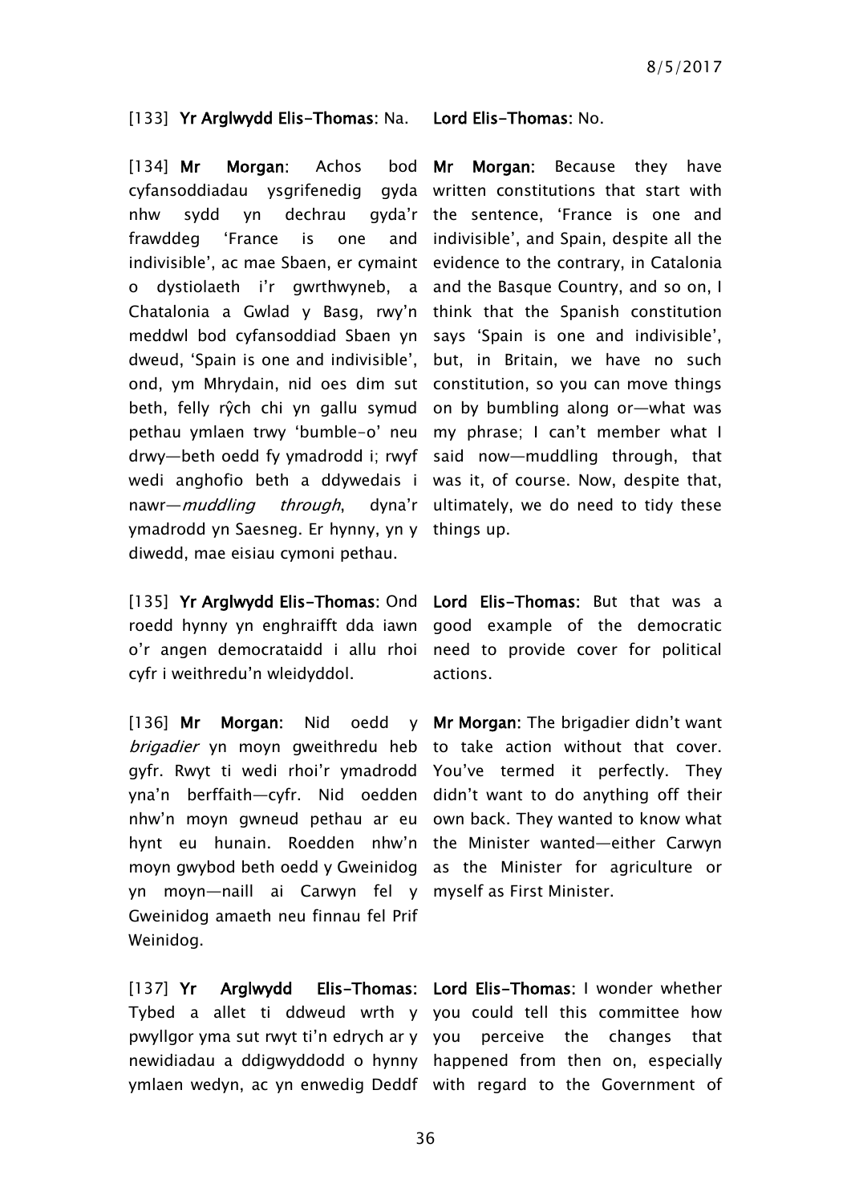| | |
|---|---|
| [133] **Yr Arglwydd Elis-Thomas**: Na. | **Lord Elis-Thomas**: No. |
| [134] **Mr Morgan**: Achos bod cyfansoddiadau ysgrifenedig gyda nhw sydd yn dechrau gyda'r frawddeg 'France is one and indivisible', ac mae Sbaen, er cymaint o dystiolaeth i'r gwrthwyneb, a Chatalonia a Gwlad y Basg, rwy'n meddwl bod cyfansoddiad Sbaen yn dweud, 'Spain is one and indivisible', ond, ym Mhrydain, nid oes dim sut beth, felly rŷch chi yn gallu symud pethau ymlaen trwy 'bumble-o' neu drwy—beth oedd fy ymadrodd i; rwyf wedi anghofio beth a ddywedais i nawr—*muddling through*, dyna'r ymadrodd yn Saesneg. Er hynny, yn y diwedd, mae eisiau cymoni pethau. | **Mr Morgan**: Because they have written constitutions that start with the sentence, 'France is one and indivisible', and Spain, despite all the evidence to the contrary, in Catalonia and the Basque Country, and so on, I think that the Spanish constitution says 'Spain is one and indivisible', but, in Britain, we have no such constitution, so you can move things on by bumbling along or—what was my phrase; I can't member what I said now—muddling through, that was it, of course. Now, despite that, ultimately, we do need to tidy these things up. |
| [135] **Yr Arglwydd Elis-Thomas**: Ond roedd hynny yn enghraifft dda iawn o'r angen democrataidd i allu rhoi cyfr i weithredu'n wleidyddol. | **Lord Elis-Thomas**: But that was a good example of the democratic need to provide cover for political actions. |
| [136] **Mr Morgan**: Nid oedd y *brigadier* yn moyn gweithredu heb gyfr. Rwyt ti wedi rhoi'r ymadrodd yna'n berffaith—cyfr. Nid oedden nhw'n moyn gwneud pethau ar eu hynt eu hunain. Roedden nhw'n moyn gwybod beth oedd y Gweinidog yn moyn—naill ai Carwyn fel y Gweinidog amaeth neu finnau fel Prif Weinidog. | **Mr Morgan**: The brigadier didn't want to take action without that cover. You've termed it perfectly. They didn't want to do anything off their own back. They wanted to know what the Minister wanted—either Carwyn as the Minister for agriculture or myself as First Minister. |
| [137] **Yr Arglwydd Elis-Thomas**: Tybed a allet ti ddweud wrth y pwyllgor yma sut rwyt ti'n edrych ar y newidiadau a ddigwyddodd o hynny ymlaen wedyn, ac yn enwedig Deddf | **Lord Elis-Thomas**: I wonder whether you could tell this committee how you perceive the changes that happened from then on, especially with regard to the Government of |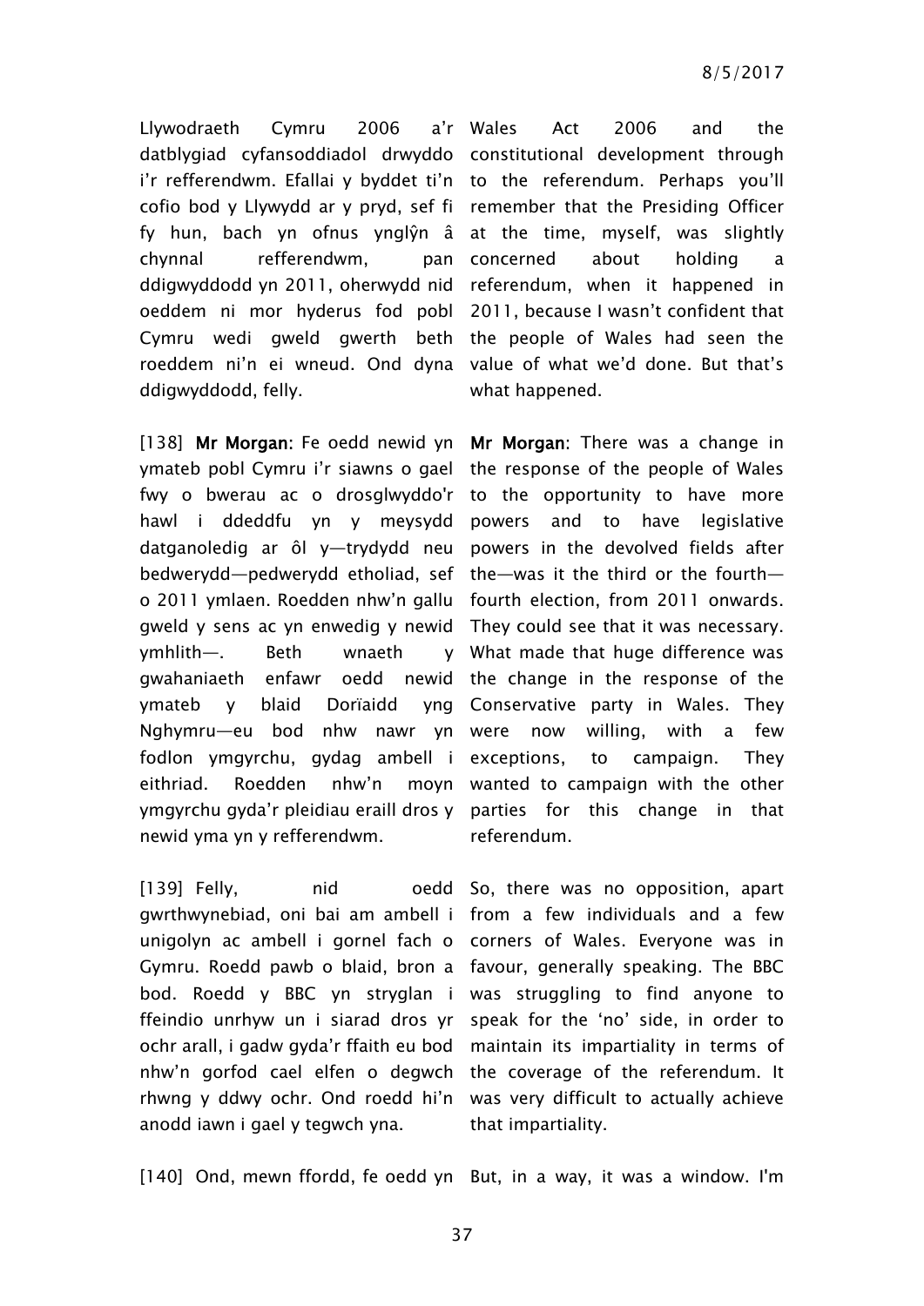| | |
|---|---|
| Llywodraeth Cymru 2006 a'r datblygiad cyfansoddiadol drwyddo i'r refferendwm. Efallai y byddet ti'n cofio bod y Llywydd ar y pryd, sef fi fy hun, bach yn ofnus ynglŷn â chynnal refferendwm, pan ddigwyddodd yn 2011, oherwydd nid oeddem ni mor hyderus fod pobl Cymru wedi gweld gwerth beth roeddem ni'n ei wneud. Ond dyna ddigwyddodd, felly. | Wales Act 2006 and the constitutional development through to the referendum. Perhaps you'll remember that the Presiding Officer at the time, myself, was slightly concerned about holding a referendum, when it happened in 2011, because I wasn't confident that the people of Wales had seen the value of what we'd done. But that's what happened. |
| [138] **Mr Morgan:** Fe oedd newid yn ymateb pobl Cymru i'r siawns o gael fwy o bwerau ac o drosglwyddo'r hawl i ddeddfu yn y meysydd datganoledig ar ôl y—trydydd neu bedwerydd—pedwerydd etholiad, sef o 2011 ymlaen. Roedden nhw'n gallu gweld y sens ac yn enwedig y newid ymhlith—. Beth wnaeth y gwahaniaeth enfawr oedd newid ymateb y blaid Doriaidd yng Nghymru—eu bod nhw nawr yn fodlon ymgyrchu, gydag ambell i eithriad. Roedden nhw'n moyn ymgyrchu gyda'r pleidiau eraill dros y newid yma yn y refferendwm. | **Mr Morgan**: There was a change in the response of the people of Wales to the opportunity to have more powers and to have legislative powers in the devolved fields after the—was it the third or the fourth—fourth election, from 2011 onwards. They could see that it was necessary. What made that huge difference was the change in the response of the Conservative party in Wales. They were now willing, with a few exceptions, to campaign. They wanted to campaign with the other parties for this change in that referendum. |
| [139] Felly, nid oedd gwrthwynebiad, oni bai am ambell i unigolyn ac ambell i gornel fach o Gymru. Roedd pawb o blaid, bron a bod. Roedd y BBC yn stryglan i ffeindio unrhyw un i siarad dros yr ochr arall, i gadw gyda'r ffaith eu bod nhw'n gorfod cael elfen o degwch rhwng y ddwy ochr. Ond roedd hi'n anodd iawn i gael y tegwch yna. | So, there was no opposition, apart from a few individuals and a few corners of Wales. Everyone was in favour, generally speaking. The BBC was struggling to find anyone to speak for the 'no' side, in order to maintain its impartiality in terms of the coverage of the referendum. It was very difficult to actually achieve that impartiality. |
| [140] Ond, mewn ffordd, fe oedd yn | But, in a way, it was a window. I'm |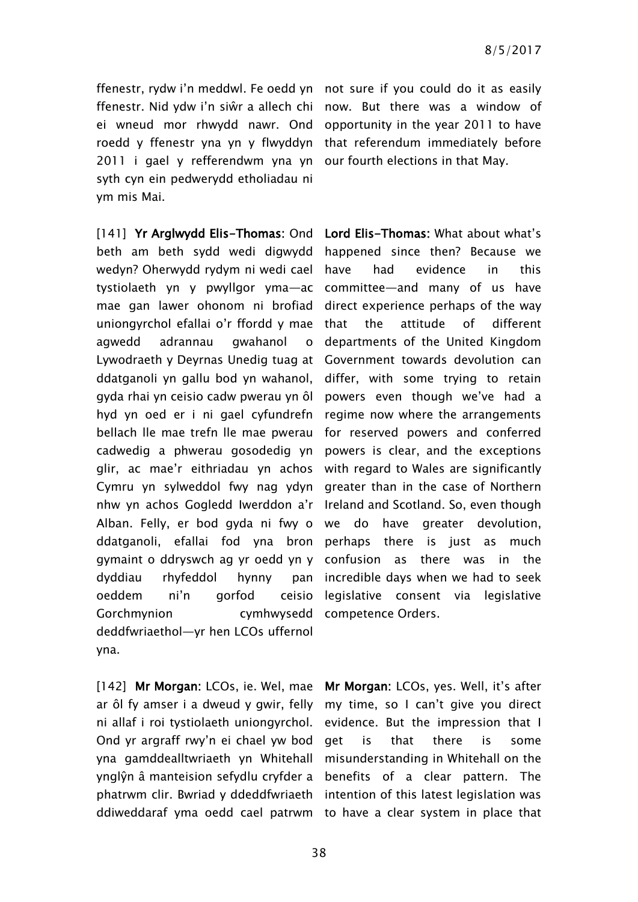ffenestr, rydw i'n meddwl. Fe oedd yn ffenestr. Nid ydw i'n siŵr a allech chi ei wneud mor rhwydd nawr. Ond roedd y ffenestr yna yn y flwyddyn 2011 i gael y refferendwm yna yn syth cyn ein pedwerydd etholiadau ni ym mis Mai.

not sure if you could do it as easily now. But there was a window of opportunity in the year 2011 to have that referendum immediately before our fourth elections in that May.

[141] **Yr Arglwydd Elis-Thomas**: Ond beth am beth sydd wedi digwydd wedyn? Oherwydd rydym ni wedi cael tystiolaeth yn y pwyllgor yma—ac mae gan lawer ohonom ni brofiad uniongyrchol efallai o'r ffordd y mae agwedd adrannau gwahanol o Lywodraeth y Deyrnas Unedig tuag at ddatganoli yn gallu bod yn wahanol, gyda rhai yn ceisio cadw pwerau yn ôl hyd yn oed er i ni gael cyfundrefn bellach lle mae trefn lle mae pwerau cadwedig a phwerau gosodedig yn glir, ac mae'r eithriadau yn achos Cymru yn sylweddol fwy nag ydyn nhw yn achos Gogledd Iwerddon a'r Alban. Felly, er bod gyda ni fwy o ddatganoli, efallai fod yna bron gymaint o ddryswch ag yr oedd yn y dyddiau rhyfeddol hynny pan oeddem ni'n gorfod ceisio Gorchmynion cymhwysedd deddfwriaethol—yr hen LCOs uffernol yna.

**Lord Elis-Thomas:** What about what's happened since then? Because we have had evidence in this committee—and many of us have direct experience perhaps of the way that the attitude of different departments of the United Kingdom Government towards devolution can differ, with some trying to retain powers even though we've had a regime now where the arrangements for reserved powers and conferred powers is clear, and the exceptions with regard to Wales are significantly greater than in the case of Northern Ireland and Scotland. So, even though we do have greater devolution, perhaps there is just as much confusion as there was in the incredible days when we had to seek legislative consent via legislative competence Orders.

[142] **Mr Morgan**: LCOs, ie. Wel, mae ar ôl fy amser i a dweud y gwir, felly ni allaf i roi tystiolaeth uniongyrchol. Ond yr argraff rwy'n ei chael yw bod yna gamddealltwriaeth yn Whitehall ynglŷn â manteision sefydlu cryfder a phatrwm clir. Bwriad y ddeddfwriaeth ddiweddaraf yma oedd cael patrwm

**Mr Morgan:** LCOs, yes. Well, it's after my time, so I can't give you direct evidence. But the impression that I get is that there is some misunderstanding in Whitehall on the benefits of a clear pattern. The intention of this latest legislation was to have a clear system in place that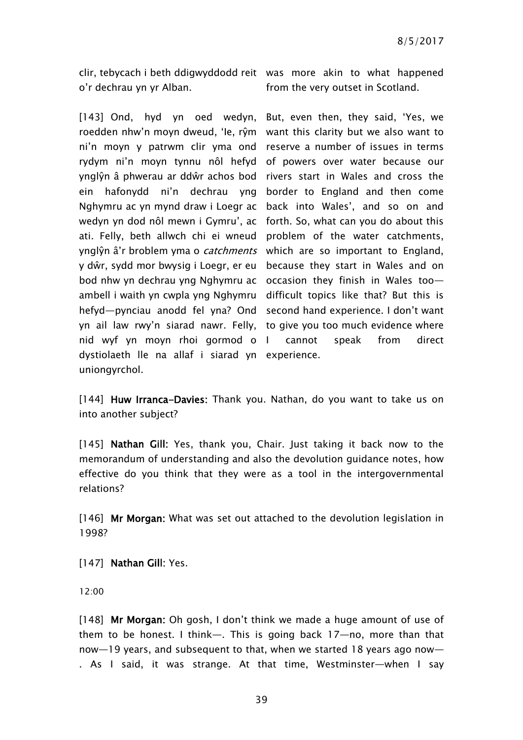clir, tebycach i beth ddigwyddodd reit o'r dechrau yn yr Alban.

was more akin to what happened from the very outset in Scotland.

[143] Ond, hyd yn oed wedyn, roedden nhw'n moyn dweud, 'Ie, rŷm ni'n moyn y patrwm clir yma ond rydym ni'n moyn tynnu nôl hefyd ynglŷn â phwerau ar ddŵr achos bod ein hafonydd ni'n dechrau yng Nghymru ac yn mynd draw i Loegr ac wedyn yn dod nôl mewn i Gymru', ac ati. Felly, beth allwch chi ei wneud ynglŷn â'r broblem yma o *catchments* y dŵr, sydd mor bwysig i Loegr, er eu bod nhw yn dechrau yng Nghymru ac ambell i waith yn cwpla yng Nghymru hefyd—pynciau anodd fel yna? Ond yn ail law rwy'n siarad nawr. Felly, nid wyf yn moyn rhoi gormod o dystiolaeth lle na allaf i siarad yn uniongyrchol.

But, even then, they said, 'Yes, we want this clarity but we also want to reserve a number of issues in terms of powers over water because our rivers start in Wales and cross the border to England and then come back into Wales', and so on and forth. So, what can you do about this problem of the water catchments, which are so important to England, because they start in Wales and on occasion they finish in Wales too—difficult topics like that? But this is second hand experience. I don't want to give you too much evidence where I cannot speak from direct experience.

[144] **Huw Irranca-Davies:** Thank you. Nathan, do you want to take us on into another subject?

[145] **Nathan Gill:** Yes, thank you, Chair. Just taking it back now to the memorandum of understanding and also the devolution guidance notes, how effective do you think that they were as a tool in the intergovernmental relations?

[146] **Mr Morgan:** What was set out attached to the devolution legislation in 1998?

[147] **Nathan Gill:** Yes.

12:00

[148] **Mr Morgan:** Oh gosh, I don't think we made a huge amount of use of them to be honest. I think—. This is going back 17—no, more than that now—19 years, and subsequent to that, when we started 18 years ago now—. As I said, it was strange. At that time, Westminster—when I say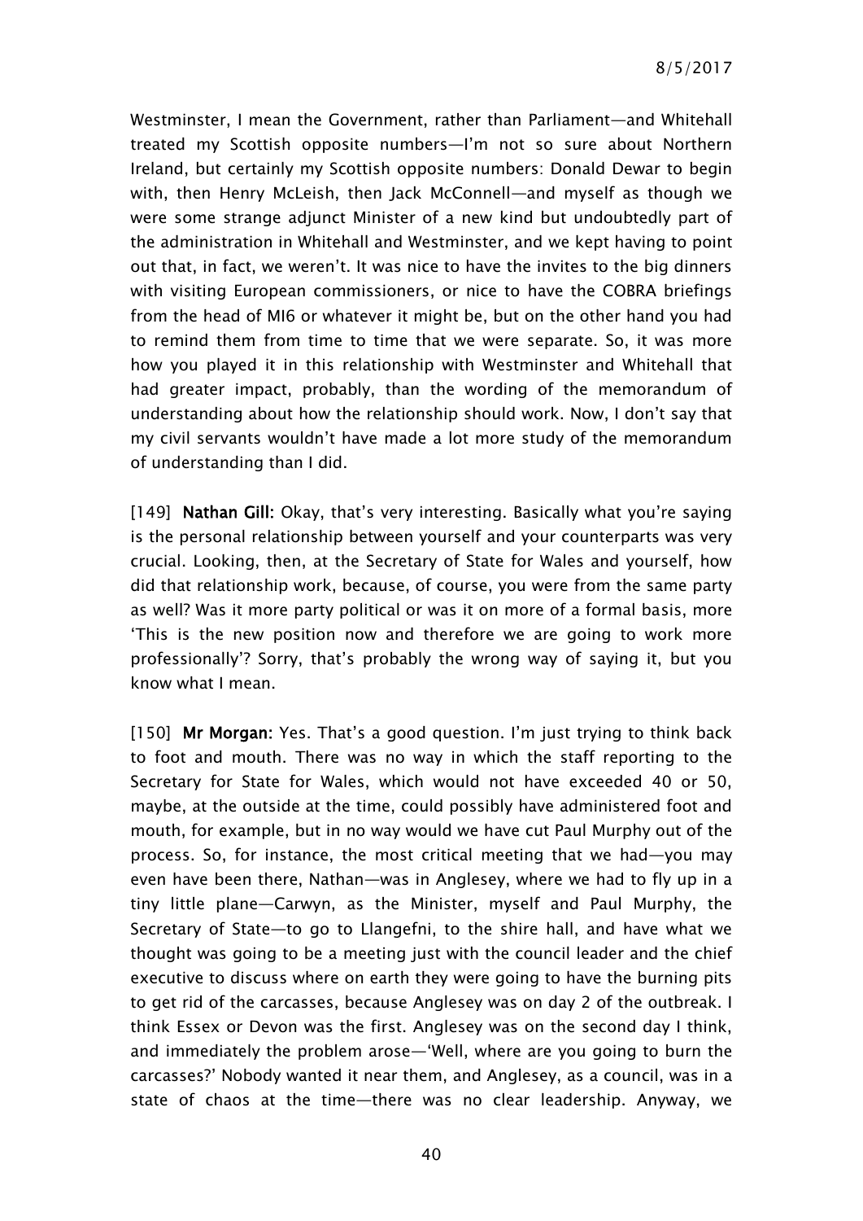Westminster, I mean the Government, rather than Parliament—and Whitehall treated my Scottish opposite numbers—I'm not so sure about Northern Ireland, but certainly my Scottish opposite numbers: Donald Dewar to begin with, then Henry McLeish, then Jack McConnell—and myself as though we were some strange adjunct Minister of a new kind but undoubtedly part of the administration in Whitehall and Westminster, and we kept having to point out that, in fact, we weren't. It was nice to have the invites to the big dinners with visiting European commissioners, or nice to have the COBRA briefings from the head of MI6 or whatever it might be, but on the other hand you had to remind them from time to time that we were separate. So, it was more how you played it in this relationship with Westminster and Whitehall that had greater impact, probably, than the wording of the memorandum of understanding about how the relationship should work. Now, I don't say that my civil servants wouldn't have made a lot more study of the memorandum of understanding than I did.

[149] **Nathan Gill:** Okay, that's very interesting. Basically what you're saying is the personal relationship between yourself and your counterparts was very crucial. Looking, then, at the Secretary of State for Wales and yourself, how did that relationship work, because, of course, you were from the same party as well? Was it more party political or was it on more of a formal basis, more 'This is the new position now and therefore we are going to work more professionally'? Sorry, that's probably the wrong way of saying it, but you know what I mean.

[150] **Mr Morgan:** Yes. That's a good question. I'm just trying to think back to foot and mouth. There was no way in which the staff reporting to the Secretary for State for Wales, which would not have exceeded 40 or 50, maybe, at the outside at the time, could possibly have administered foot and mouth, for example, but in no way would we have cut Paul Murphy out of the process. So, for instance, the most critical meeting that we had—you may even have been there, Nathan—was in Anglesey, where we had to fly up in a tiny little plane—Carwyn, as the Minister, myself and Paul Murphy, the Secretary of State—to go to Llangefni, to the shire hall, and have what we thought was going to be a meeting just with the council leader and the chief executive to discuss where on earth they were going to have the burning pits to get rid of the carcasses, because Anglesey was on day 2 of the outbreak. I think Essex or Devon was the first. Anglesey was on the second day I think, and immediately the problem arose—'Well, where are you going to burn the carcasses?' Nobody wanted it near them, and Anglesey, as a council, was in a state of chaos at the time—there was no clear leadership. Anyway, we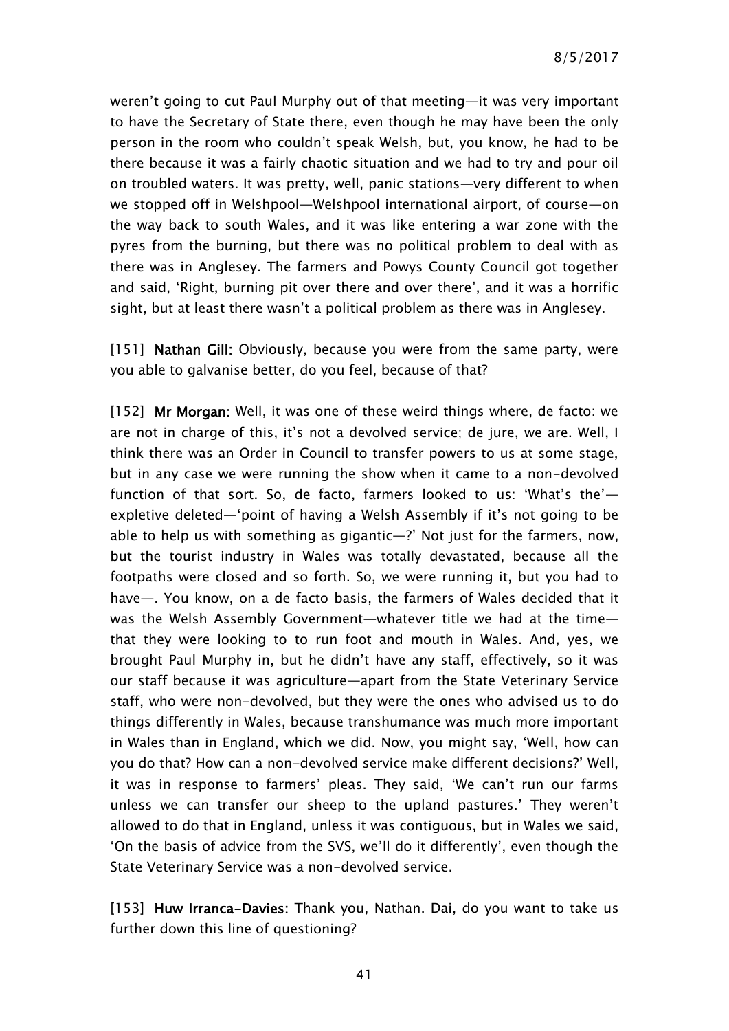weren't going to cut Paul Murphy out of that meeting—it was very important to have the Secretary of State there, even though he may have been the only person in the room who couldn't speak Welsh, but, you know, he had to be there because it was a fairly chaotic situation and we had to try and pour oil on troubled waters. It was pretty, well, panic stations—very different to when we stopped off in Welshpool—Welshpool international airport, of course—on the way back to south Wales, and it was like entering a war zone with the pyres from the burning, but there was no political problem to deal with as there was in Anglesey. The farmers and Powys County Council got together and said, 'Right, burning pit over there and over there', and it was a horrific sight, but at least there wasn't a political problem as there was in Anglesey.

[151] **Nathan Gill:** Obviously, because you were from the same party, were you able to galvanise better, do you feel, because of that?

[152] **Mr Morgan:** Well, it was one of these weird things where, de facto: we are not in charge of this, it's not a devolved service; de jure, we are. Well, I think there was an Order in Council to transfer powers to us at some stage, but in any case we were running the show when it came to a non-devolved function of that sort. So, de facto, farmers looked to us: 'What's the'—expletive deleted—'point of having a Welsh Assembly if it's not going to be able to help us with something as gigantic—?' Not just for the farmers, now, but the tourist industry in Wales was totally devastated, because all the footpaths were closed and so forth. So, we were running it, but you had to have—. You know, on a de facto basis, the farmers of Wales decided that it was the Welsh Assembly Government—whatever title we had at the time—that they were looking to to run foot and mouth in Wales. And, yes, we brought Paul Murphy in, but he didn't have any staff, effectively, so it was our staff because it was agriculture—apart from the State Veterinary Service staff, who were non-devolved, but they were the ones who advised us to do things differently in Wales, because transhumance was much more important in Wales than in England, which we did. Now, you might say, 'Well, how can you do that? How can a non-devolved service make different decisions?' Well, it was in response to farmers' pleas. They said, 'We can't run our farms unless we can transfer our sheep to the upland pastures.' They weren't allowed to do that in England, unless it was contiguous, but in Wales we said, 'On the basis of advice from the SVS, we'll do it differently', even though the State Veterinary Service was a non-devolved service.

[153] **Huw Irranca-Davies:** Thank you, Nathan. Dai, do you want to take us further down this line of questioning?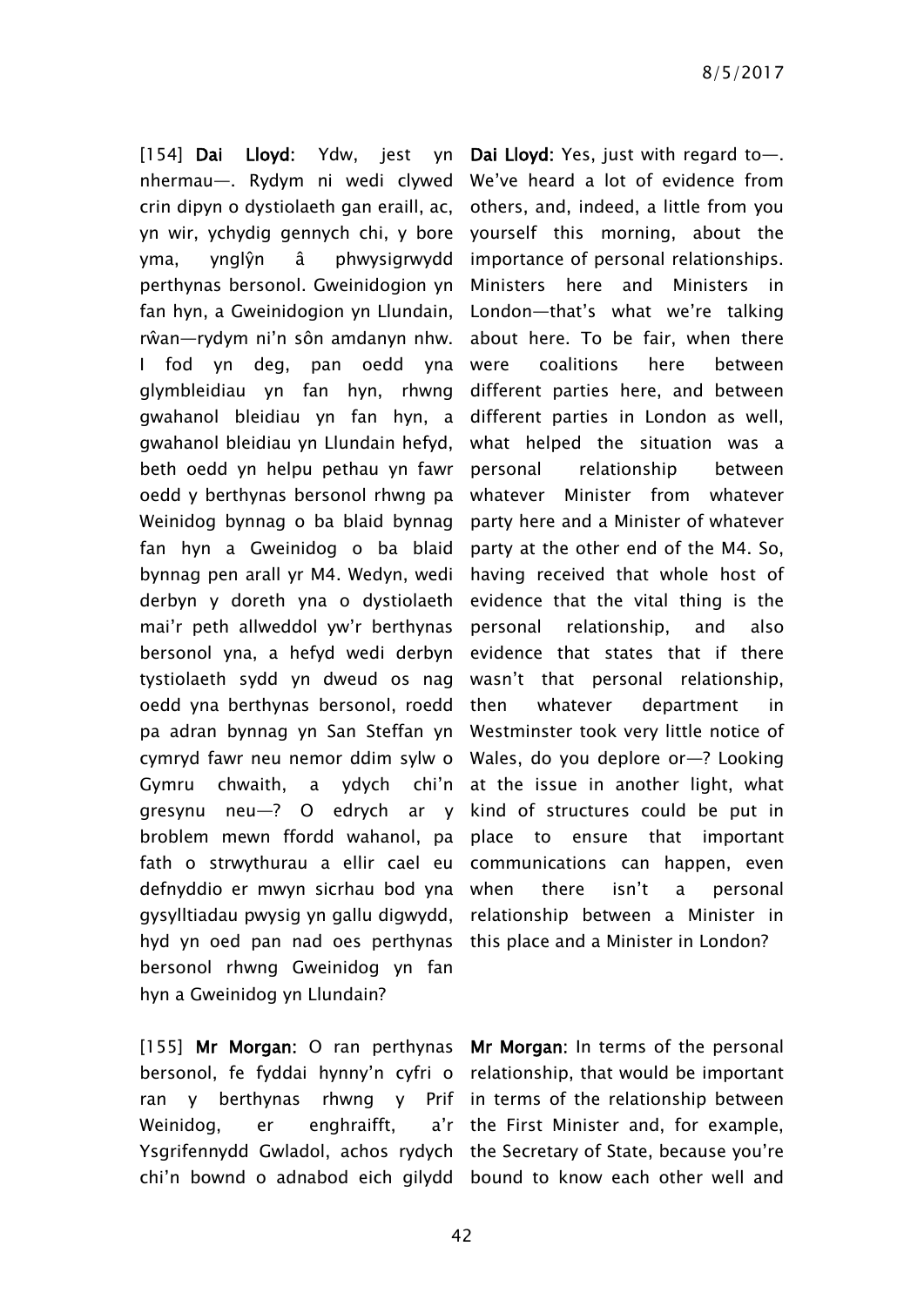[154] **Dai Lloyd**: Ydw, jest yn nhermau—. Rydym ni wedi clywed crin dipyn o dystiolaeth gan eraill, ac, yn wir, ychydig gennych chi, y bore yma, ynglŷn â phwysigrwydd perthynas bersonol. Gweinidogion yn fan hyn, a Gweinidogion yn Llundain, rŵan—rydym ni'n sôn amdanyn nhw. I fod yn deg, pan oedd yna glymbleidiau yn fan hyn, rhwng gwahanol bleidiau yn fan hyn, a gwahanol bleidiau yn Llundain hefyd, beth oedd yn helpu pethau yn fawr oedd y berthynas bersonol rhwng pa Weinidog bynnag o ba blaid bynnag fan hyn a Gweinidog o ba blaid bynnag pen arall yr M4. Wedyn, wedi derbyn y doreth yna o dystiolaeth mai'r peth allweddol yw'r berthynas bersonol yna, a hefyd wedi derbyn tystiolaeth sydd yn dweud os nag oedd yna berthynas bersonol, roedd pa adran bynnag yn San Steffan yn cymryd fawr neu nemor ddim sylw o Gymru chwaith, a ydych chi'n gresynu neu—? O edrych ar y broblem mewn ffordd wahanol, pa fath o strwythurau a ellir cael eu defnyddio er mwyn sicrhau bod yna gysylltiadau pwysig yn gallu digwydd, hyd yn oed pan nad oes perthynas bersonol rhwng Gweinidog yn fan hyn a Gweinidog yn Llundain?

**Dai Lloyd**: Yes, just with regard to—. We've heard a lot of evidence from others, and, indeed, a little from you yourself this morning, about the importance of personal relationships. Ministers here and Ministers in London—that's what we're talking about here. To be fair, when there were coalitions here between different parties here, and between different parties in London as well, what helped the situation was a personal relationship between whatever Minister from whatever party here and a Minister of whatever party at the other end of the M4. So, having received that whole host of evidence that the vital thing is the personal relationship, and also evidence that states that if there wasn't that personal relationship, then whatever department in Westminster took very little notice of Wales, do you deplore or—? Looking at the issue in another light, what kind of structures could be put in place to ensure that important communications can happen, even when there isn't a personal relationship between a Minister in this place and a Minister in London?

[155] **Mr Morgan**: O ran perthynas bersonol, fe fyddai hynny'n cyfri o ran y berthynas rhwng y Prif Weinidog, er enghraifft, a'r Ysgrifennydd Gwladol, achos rydych chi'n bownd o adnabod eich gilydd

**Mr Morgan**: In terms of the personal relationship, that would be important in terms of the relationship between the First Minister and, for example, the Secretary of State, because you're bound to know each other well and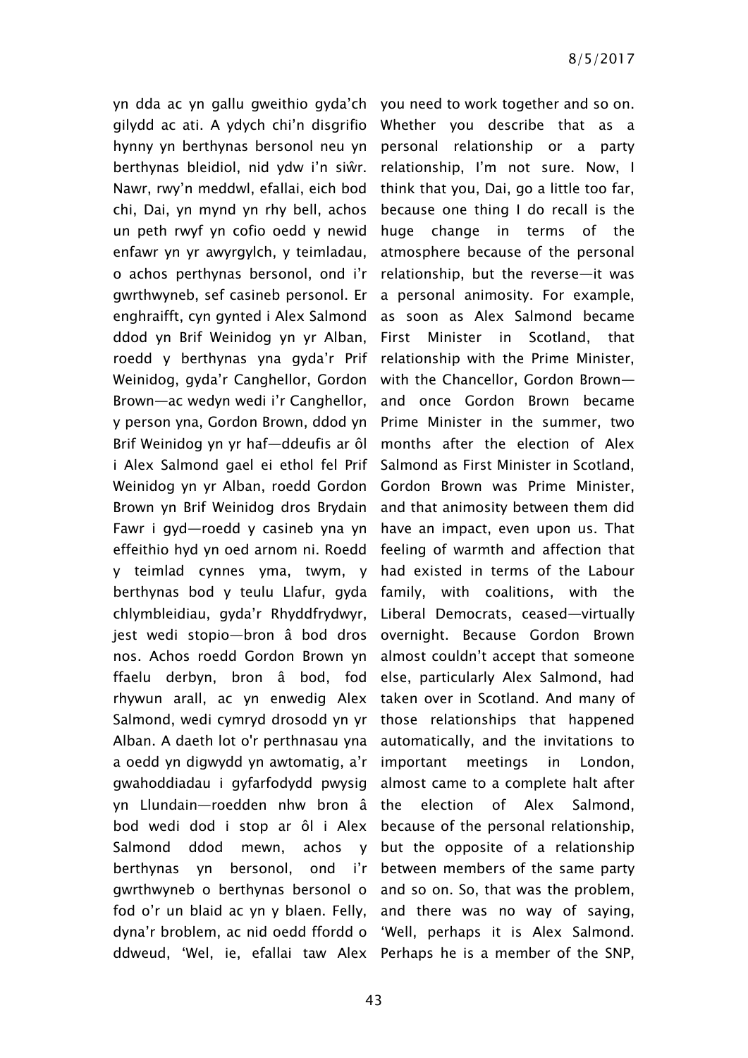yn dda ac yn gallu gweithio gyda'ch gilydd ac ati. A ydych chi'n disgrifio hynny yn berthynas bersonol neu yn berthynas bleidiol, nid ydw i'n siŵr. Nawr, rwy'n meddwl, efallai, eich bod chi, Dai, yn mynd yn rhy bell, achos un peth rwyf yn cofio oedd y newid enfawr yn yr awyrgylch, y teimladau, o achos perthynas bersonol, ond i'r gwrthwyneb, sef casineb personol. Er enghraifft, cyn gynted i Alex Salmond ddod yn Brif Weinidog yn yr Alban, roedd y berthynas yna gyda'r Prif Weinidog, gyda'r Canghellor, Gordon Brown—ac wedyn wedi i'r Canghellor, y person yna, Gordon Brown, ddod yn Brif Weinidog yn yr haf—ddeufis ar ôl i Alex Salmond gael ei ethol fel Prif Weinidog yn yr Alban, roedd Gordon Brown yn Brif Weinidog dros Brydain Fawr i gyd—roedd y casineb yna yn effeithio hyd yn oed arnom ni. Roedd y teimlad cynnes yma, twym, y berthynas bod y teulu Llafur, gyda chlymbleidiau, gyda'r Rhyddfrydwyr, jest wedi stopio—bron â bod dros nos. Achos roedd Gordon Brown yn ffaelu derbyn, bron â bod, fod rhywun arall, ac yn enwedig Alex Salmond, wedi cymryd drosodd yn yr Alban. A daeth lot o'r perthnasau yna a oedd yn digwydd yn awtomatig, a'r gwahoddiadau i gyfarfodydd pwysig yn Llundain—roedden nhw bron â bod wedi dod i stop ar ôl i Alex Salmond ddod mewn, achos y berthynas yn bersonol, ond i'r gwrthwyneb o berthynas bersonol o fod o'r un blaid ac yn y blaen. Felly, dyna'r broblem, ac nid oedd ffordd o ddweud, 'Wel, ie, efallai taw Alex

you need to work together and so on. Whether you describe that as a personal relationship or a party relationship, I'm not sure. Now, I think that you, Dai, go a little too far, because one thing I do recall is the huge change in terms of the atmosphere because of the personal relationship, but the reverse—it was a personal animosity. For example, as soon as Alex Salmond became First Minister in Scotland, that relationship with the Prime Minister, with the Chancellor, Gordon Brown—and once Gordon Brown became Prime Minister in the summer, two months after the election of Alex Salmond as First Minister in Scotland, Gordon Brown was Prime Minister, and that animosity between them did have an impact, even upon us. That feeling of warmth and affection that had existed in terms of the Labour family, with coalitions, with the Liberal Democrats, ceased—virtually overnight. Because Gordon Brown almost couldn't accept that someone else, particularly Alex Salmond, had taken over in Scotland. And many of those relationships that happened automatically, and the invitations to important meetings in London, almost came to a complete halt after the election of Alex Salmond, because of the personal relationship, but the opposite of a relationship between members of the same party and so on. So, that was the problem, and there was no way of saying, 'Well, perhaps it is Alex Salmond. Perhaps he is a member of the SNP,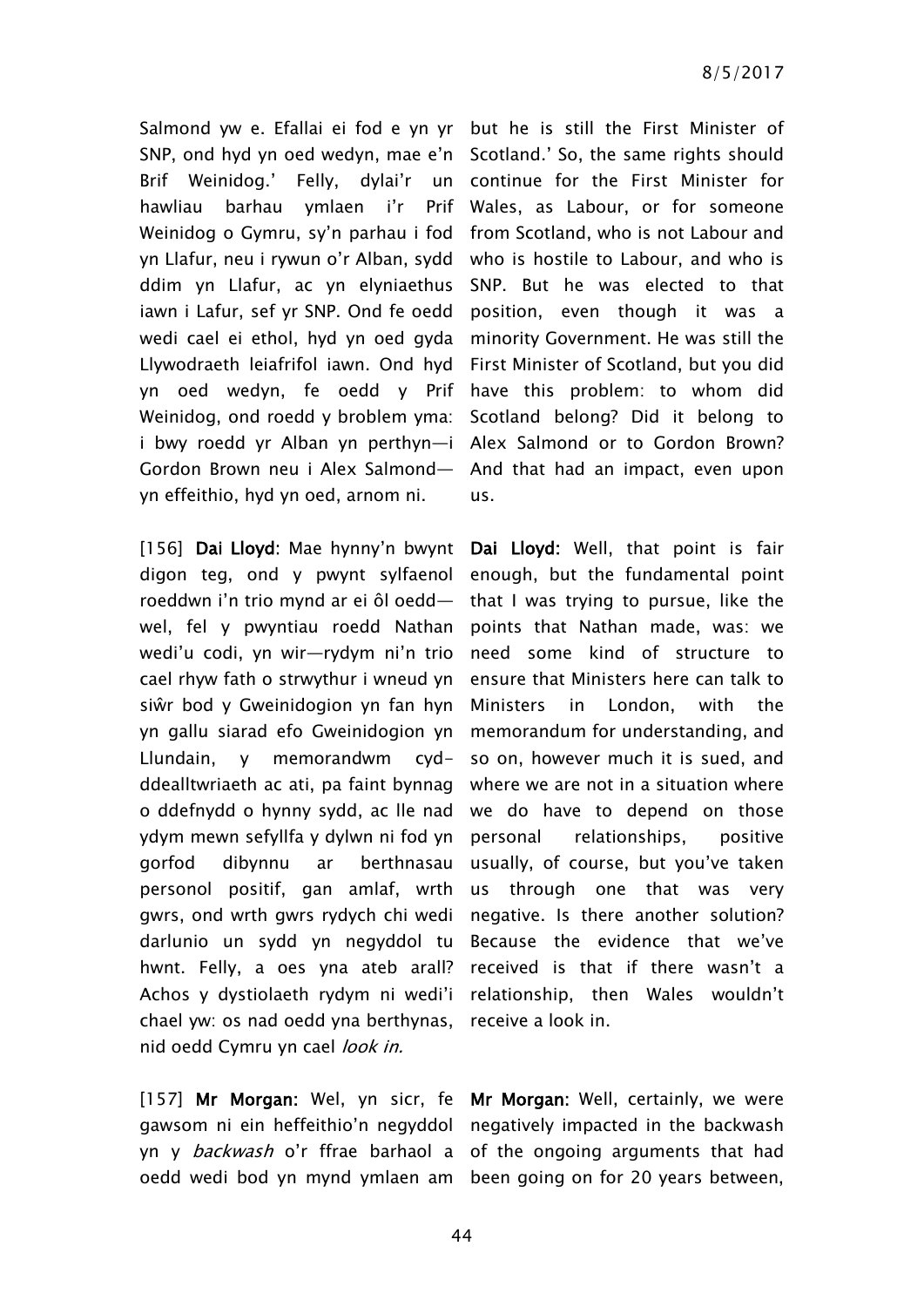Salmond yw e. Efallai ei fod e yn yr SNP, ond hyd yn oed wedyn, mae e'n Brif Weinidog.' Felly, dylai'r un hawliau barhau ymlaen i'r Prif Weinidog o Gymru, sy'n parhau i fod yn Llafur, neu i rywun o'r Alban, sydd ddim yn Llafur, ac yn elyniaethus iawn i Lafur, sef yr SNP. Ond fe oedd wedi cael ei ethol, hyd yn oed gyda Llywodraeth leiafrifol iawn. Ond hyd yn oed wedyn, fe oedd y Prif Weinidog, ond roedd y broblem yma: i bwy roedd yr Alban yn perthyn—i Gordon Brown neu i Alex Salmond—yn effeithio, hyd yn oed, arnom ni.

but he is still the First Minister of Scotland.' So, the same rights should continue for the First Minister for Wales, as Labour, or for someone from Scotland, who is not Labour and who is hostile to Labour, and who is SNP. But he was elected to that position, even though it was a minority Government. He was still the First Minister of Scotland, but you did have this problem: to whom did Scotland belong? Did it belong to Alex Salmond or to Gordon Brown? And that had an impact, even upon us.

[156] **Dai Lloyd**: Mae hynny'n bwynt digon teg, ond y pwynt sylfaenol roeddwn i'n trio mynd ar ei ôl oedd—wel, fel y pwyntiau roedd Nathan wedi'u codi, yn wir—rydym ni'n trio cael rhyw fath o strwythur i wneud yn siŵr bod y Gweinidogion yn fan hyn yn gallu siarad efo Gweinidogion yn Llundain, y memorandwm cyd-ddealltwriaeth ac ati, pa faint bynnag o ddefnydd o hynny sydd, ac lle nad ydym mewn sefyllfa y dylwn ni fod yn gorfod dibynnu ar berthnasau personol positif, gan amlaf, wrth gwrs, ond wrth gwrs rydych chi wedi darlunio un sydd yn negyddol tu hwnt. Felly, a oes yna ateb arall? Achos y dystiolaeth rydym ni wedi'i chael yw: os nad oedd yna berthynas, nid oedd Cymru yn cael *look in*.

**Dai Lloyd:** Well, that point is fair enough, but the fundamental point that I was trying to pursue, like the points that Nathan made, was: we need some kind of structure to ensure that Ministers here can talk to Ministers in London, with the memorandum for understanding, and so on, however much it is sued, and where we are not in a situation where we do have to depend on those personal relationships, positive usually, of course, but you've taken us through one that was very negative. Is there another solution? Because the evidence that we've received is that if there wasn't a relationship, then Wales wouldn't receive a look in.

[157] **Mr Morgan**: Wel, yn sicr, fe gawsom ni ein heffeithio'n negyddol yn y *backwash* o'r ffrae barhaol a oedd wedi bod yn mynd ymlaen am

**Mr Morgan:** Well, certainly, we were negatively impacted in the backwash of the ongoing arguments that had been going on for 20 years between,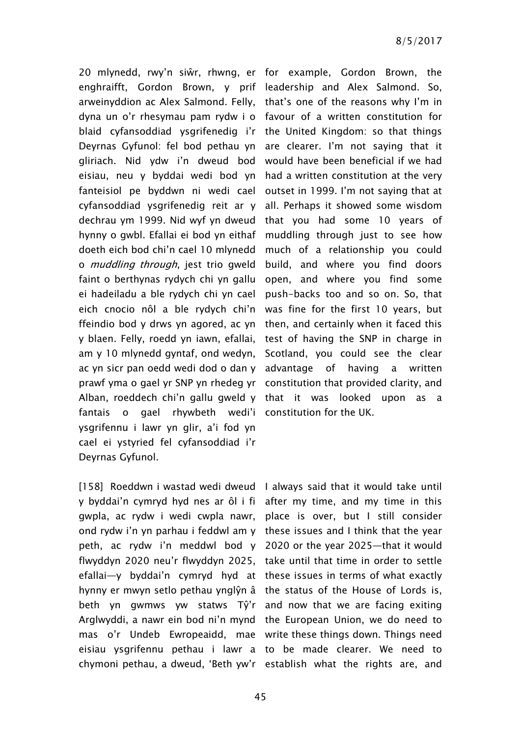20 mlynedd, rwy'n siŵr, rhwng, er enghraifft, Gordon Brown, y prif arweinyddion ac Alex Salmond. Felly, dyna un o'r rhesymau pam rydw i o blaid cyfansoddiad ysgrifenedig i'r Deyrnas Gyfunol: fel bod pethau yn gliriach. Nid ydw i'n dweud bod eisiau, neu y byddai wedi bod yn fanteisiol pe byddwn ni wedi cael cyfansoddiad ysgrifenedig reit ar y dechrau ym 1999. Nid wyf yn dweud hynny o gwbl. Efallai ei bod yn eithaf doeth eich bod chi'n cael 10 mlynedd o *muddling through*, jest trio gweld faint o berthynas rydych chi yn gallu ei hadeiladu a ble rydych chi yn cael eich cnocio nôl a ble rydych chi'n ffeindio bod y drws yn agored, ac yn y blaen. Felly, roedd yn iawn, efallai, am y 10 mlynedd gyntaf, ond wedyn, ac yn sicr pan oedd wedi dod o dan y prawf yma o gael yr SNP yn rhedeg yr Alban, roeddech chi'n gallu gweld y fantais o gael rhywbeth wedi'i ysgrifennu i lawr yn glir, a'i fod yn cael ei ystyried fel cyfansoddiad i'r Deyrnas Gyfunol.

for example, Gordon Brown, the leadership and Alex Salmond. So, that's one of the reasons why I'm in favour of a written constitution for the United Kingdom: so that things are clearer. I'm not saying that it would have been beneficial if we had had a written constitution at the very outset in 1999. I'm not saying that at all. Perhaps it showed some wisdom that you had some 10 years of muddling through just to see how much of a relationship you could build, and where you find doors open, and where you find some push-backs too and so on. So, that was fine for the first 10 years, but then, and certainly when it faced this test of having the SNP in charge in Scotland, you could see the clear advantage of having a written constitution that provided clarity, and that it was looked upon as a constitution for the UK.

[158] Roeddwn i wastad wedi dweud y byddai'n cymryd hyd nes ar ôl i fi gwpla, ac rydw i wedi cwpla nawr, ond rydw i'n yn parhau i feddwl am y peth, ac rydw i'n meddwl bod y flwyddyn 2020 neu'r flwyddyn 2025, efallai—y byddai'n cymryd hyd at hynny er mwyn setlo pethau ynglŷn â beth yn gwmws yw statws Tŷ'r Arglwyddi, a nawr ein bod ni'n mynd mas o'r Undeb Ewropeaidd, mae eisiau ysgrifennu pethau i lawr a chymoni pethau, a dweud, 'Beth yw'r

I always said that it would take until after my time, and my time in this place is over, but I still consider these issues and I think that the year 2020 or the year 2025—that it would take until that time in order to settle these issues in terms of what exactly the status of the House of Lords is, and now that we are facing exiting the European Union, we do need to write these things down. Things need to be made clearer. We need to establish what the rights are, and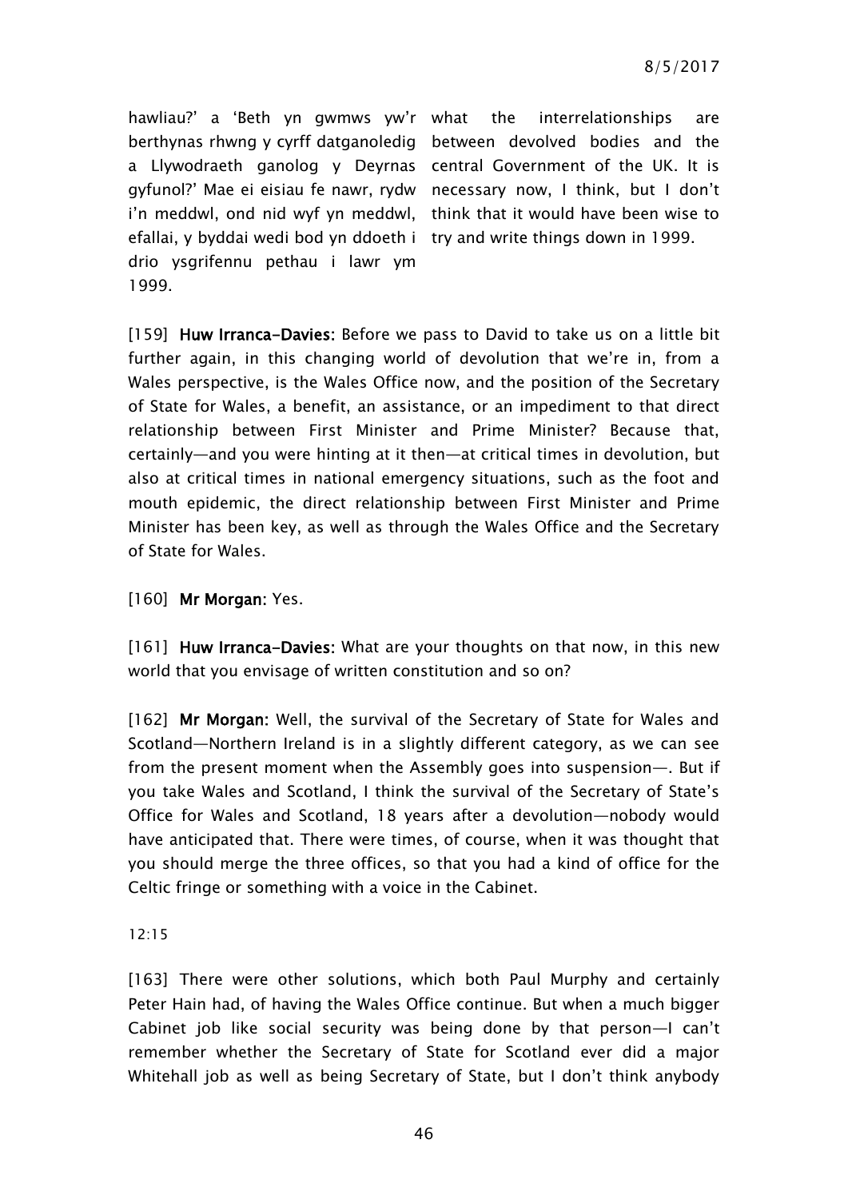| | |
|---|---|
| hawliau?' a 'Beth yn gwmws yw'r berthynas rhwng y cyrff datganoledig a Llywodraeth ganolog y Deyrnas gyfunol?' Mae ei eisiau fe nawr, rydw i'n meddwl, ond nid wyf yn meddwl, efallai, y byddai wedi bod yn ddoeth i drio ysgrifennu pethau i lawr ym 1999. | what the interrelationships are between devolved bodies and the central Government of the UK. It is necessary now, I think, but I don't think that it would have been wise to try and write things down in 1999. |

[159] **Huw Irranca-Davies:** Before we pass to David to take us on a little bit further again, in this changing world of devolution that we're in, from a Wales perspective, is the Wales Office now, and the position of the Secretary of State for Wales, a benefit, an assistance, or an impediment to that direct relationship between First Minister and Prime Minister? Because that, certainly—and you were hinting at it then—at critical times in devolution, but also at critical times in national emergency situations, such as the foot and mouth epidemic, the direct relationship between First Minister and Prime Minister has been key, as well as through the Wales Office and the Secretary of State for Wales.

[160] **Mr Morgan:** Yes.

[161] **Huw Irranca-Davies:** What are your thoughts on that now, in this new world that you envisage of written constitution and so on?

[162] **Mr Morgan:** Well, the survival of the Secretary of State for Wales and Scotland—Northern Ireland is in a slightly different category, as we can see from the present moment when the Assembly goes into suspension—. But if you take Wales and Scotland, I think the survival of the Secretary of State's Office for Wales and Scotland, 18 years after a devolution—nobody would have anticipated that. There were times, of course, when it was thought that you should merge the three offices, so that you had a kind of office for the Celtic fringe or something with a voice in the Cabinet.

12:15

[163] There were other solutions, which both Paul Murphy and certainly Peter Hain had, of having the Wales Office continue. But when a much bigger Cabinet job like social security was being done by that person—I can't remember whether the Secretary of State for Scotland ever did a major Whitehall job as well as being Secretary of State, but I don't think anybody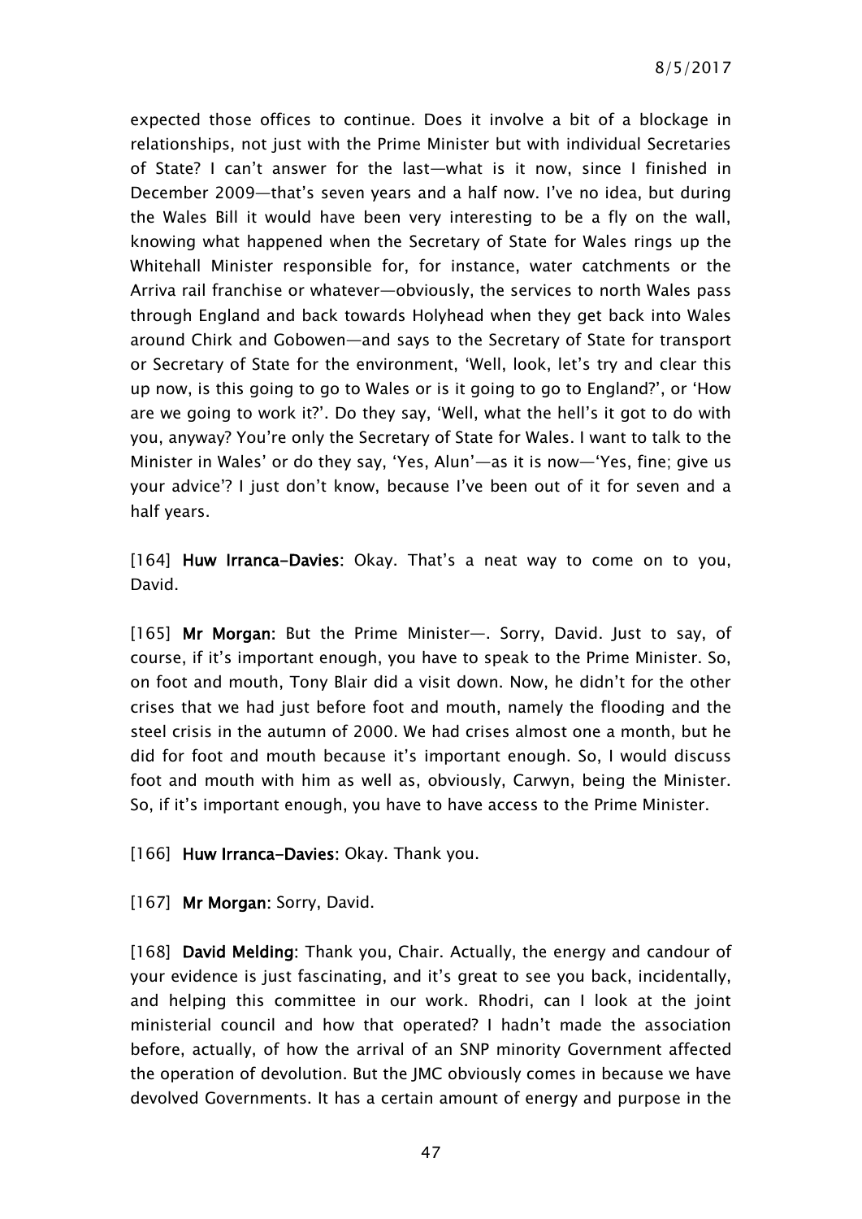expected those offices to continue. Does it involve a bit of a blockage in relationships, not just with the Prime Minister but with individual Secretaries of State? I can't answer for the last—what is it now, since I finished in December 2009—that's seven years and a half now. I've no idea, but during the Wales Bill it would have been very interesting to be a fly on the wall, knowing what happened when the Secretary of State for Wales rings up the Whitehall Minister responsible for, for instance, water catchments or the Arriva rail franchise or whatever—obviously, the services to north Wales pass through England and back towards Holyhead when they get back into Wales around Chirk and Gobowen—and says to the Secretary of State for transport or Secretary of State for the environment, 'Well, look, let's try and clear this up now, is this going to go to Wales or is it going to go to England?', or 'How are we going to work it?'. Do they say, 'Well, what the hell's it got to do with you, anyway? You're only the Secretary of State for Wales. I want to talk to the Minister in Wales' or do they say, 'Yes, Alun'—as it is now—'Yes, fine; give us your advice'? I just don't know, because I've been out of it for seven and a half years.

[164] **Huw Irranca-Davies**: Okay. That's a neat way to come on to you, David.

[165] **Mr Morgan**: But the Prime Minister—. Sorry, David. Just to say, of course, if it's important enough, you have to speak to the Prime Minister. So, on foot and mouth, Tony Blair did a visit down. Now, he didn't for the other crises that we had just before foot and mouth, namely the flooding and the steel crisis in the autumn of 2000. We had crises almost one a month, but he did for foot and mouth because it's important enough. So, I would discuss foot and mouth with him as well as, obviously, Carwyn, being the Minister. So, if it's important enough, you have to have access to the Prime Minister.

[166] **Huw Irranca-Davies**: Okay. Thank you.

[167] **Mr Morgan**: Sorry, David.

[168] **David Melding**: Thank you, Chair. Actually, the energy and candour of your evidence is just fascinating, and it's great to see you back, incidentally, and helping this committee in our work. Rhodri, can I look at the joint ministerial council and how that operated? I hadn't made the association before, actually, of how the arrival of an SNP minority Government affected the operation of devolution. But the JMC obviously comes in because we have devolved Governments. It has a certain amount of energy and purpose in the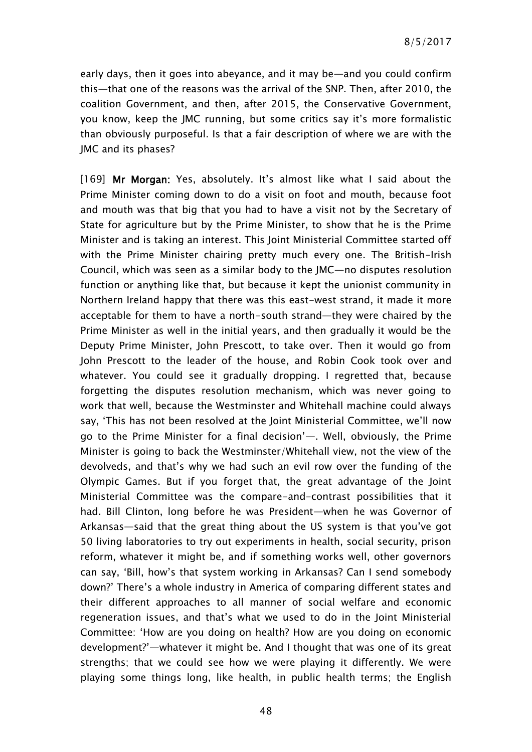early days, then it goes into abeyance, and it may be—and you could confirm this—that one of the reasons was the arrival of the SNP. Then, after 2010, the coalition Government, and then, after 2015, the Conservative Government, you know, keep the JMC running, but some critics say it's more formalistic than obviously purposeful. Is that a fair description of where we are with the JMC and its phases?

[169] **Mr Morgan:** Yes, absolutely. It's almost like what I said about the Prime Minister coming down to do a visit on foot and mouth, because foot and mouth was that big that you had to have a visit not by the Secretary of State for agriculture but by the Prime Minister, to show that he is the Prime Minister and is taking an interest. This Joint Ministerial Committee started off with the Prime Minister chairing pretty much every one. The British-Irish Council, which was seen as a similar body to the JMC—no disputes resolution function or anything like that, but because it kept the unionist community in Northern Ireland happy that there was this east-west strand, it made it more acceptable for them to have a north-south strand—they were chaired by the Prime Minister as well in the initial years, and then gradually it would be the Deputy Prime Minister, John Prescott, to take over. Then it would go from John Prescott to the leader of the house, and Robin Cook took over and whatever. You could see it gradually dropping. I regretted that, because forgetting the disputes resolution mechanism, which was never going to work that well, because the Westminster and Whitehall machine could always say, 'This has not been resolved at the Joint Ministerial Committee, we'll now go to the Prime Minister for a final decision'—. Well, obviously, the Prime Minister is going to back the Westminster/Whitehall view, not the view of the devolveds, and that's why we had such an evil row over the funding of the Olympic Games. But if you forget that, the great advantage of the Joint Ministerial Committee was the compare-and-contrast possibilities that it had. Bill Clinton, long before he was President—when he was Governor of Arkansas—said that the great thing about the US system is that you've got 50 living laboratories to try out experiments in health, social security, prison reform, whatever it might be, and if something works well, other governors can say, 'Bill, how's that system working in Arkansas? Can I send somebody down?' There's a whole industry in America of comparing different states and their different approaches to all manner of social welfare and economic regeneration issues, and that's what we used to do in the Joint Ministerial Committee: 'How are you doing on health? How are you doing on economic development?'—whatever it might be. And I thought that was one of its great strengths; that we could see how we were playing it differently. We were playing some things long, like health, in public health terms; the English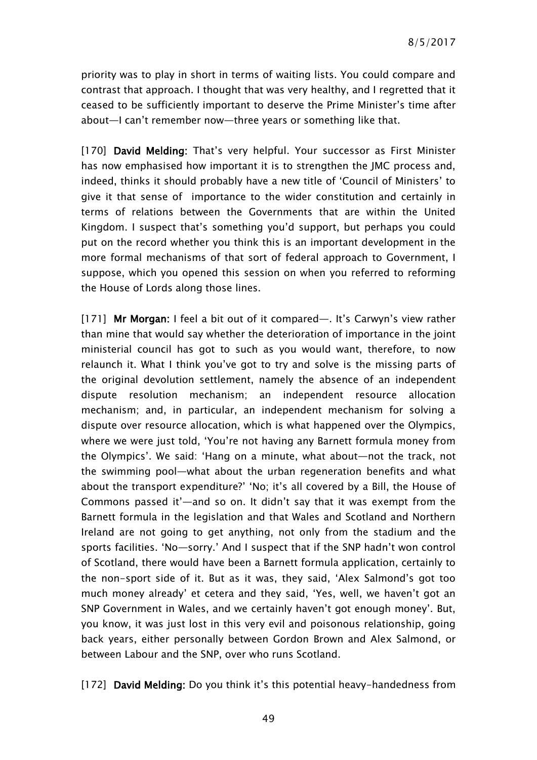priority was to play in short in terms of waiting lists. You could compare and contrast that approach. I thought that was very healthy, and I regretted that it ceased to be sufficiently important to deserve the Prime Minister's time after about—I can't remember now—three years or something like that.

[170] **David Melding:** That's very helpful. Your successor as First Minister has now emphasised how important it is to strengthen the JMC process and, indeed, thinks it should probably have a new title of 'Council of Ministers' to give it that sense of importance to the wider constitution and certainly in terms of relations between the Governments that are within the United Kingdom. I suspect that's something you'd support, but perhaps you could put on the record whether you think this is an important development in the more formal mechanisms of that sort of federal approach to Government, I suppose, which you opened this session on when you referred to reforming the House of Lords along those lines.

[171] **Mr Morgan:** I feel a bit out of it compared—. It's Carwyn's view rather than mine that would say whether the deterioration of importance in the joint ministerial council has got to such as you would want, therefore, to now relaunch it. What I think you've got to try and solve is the missing parts of the original devolution settlement, namely the absence of an independent dispute resolution mechanism; an independent resource allocation mechanism; and, in particular, an independent mechanism for solving a dispute over resource allocation, which is what happened over the Olympics, where we were just told, 'You're not having any Barnett formula money from the Olympics'. We said: 'Hang on a minute, what about—not the track, not the swimming pool—what about the urban regeneration benefits and what about the transport expenditure?' 'No; it's all covered by a Bill, the House of Commons passed it'—and so on. It didn't say that it was exempt from the Barnett formula in the legislation and that Wales and Scotland and Northern Ireland are not going to get anything, not only from the stadium and the sports facilities. 'No—sorry.' And I suspect that if the SNP hadn't won control of Scotland, there would have been a Barnett formula application, certainly to the non-sport side of it. But as it was, they said, 'Alex Salmond's got too much money already' et cetera and they said, 'Yes, well, we haven't got an SNP Government in Wales, and we certainly haven't got enough money'. But, you know, it was just lost in this very evil and poisonous relationship, going back years, either personally between Gordon Brown and Alex Salmond, or between Labour and the SNP, over who runs Scotland.

[172] **David Melding:** Do you think it's this potential heavy-handedness from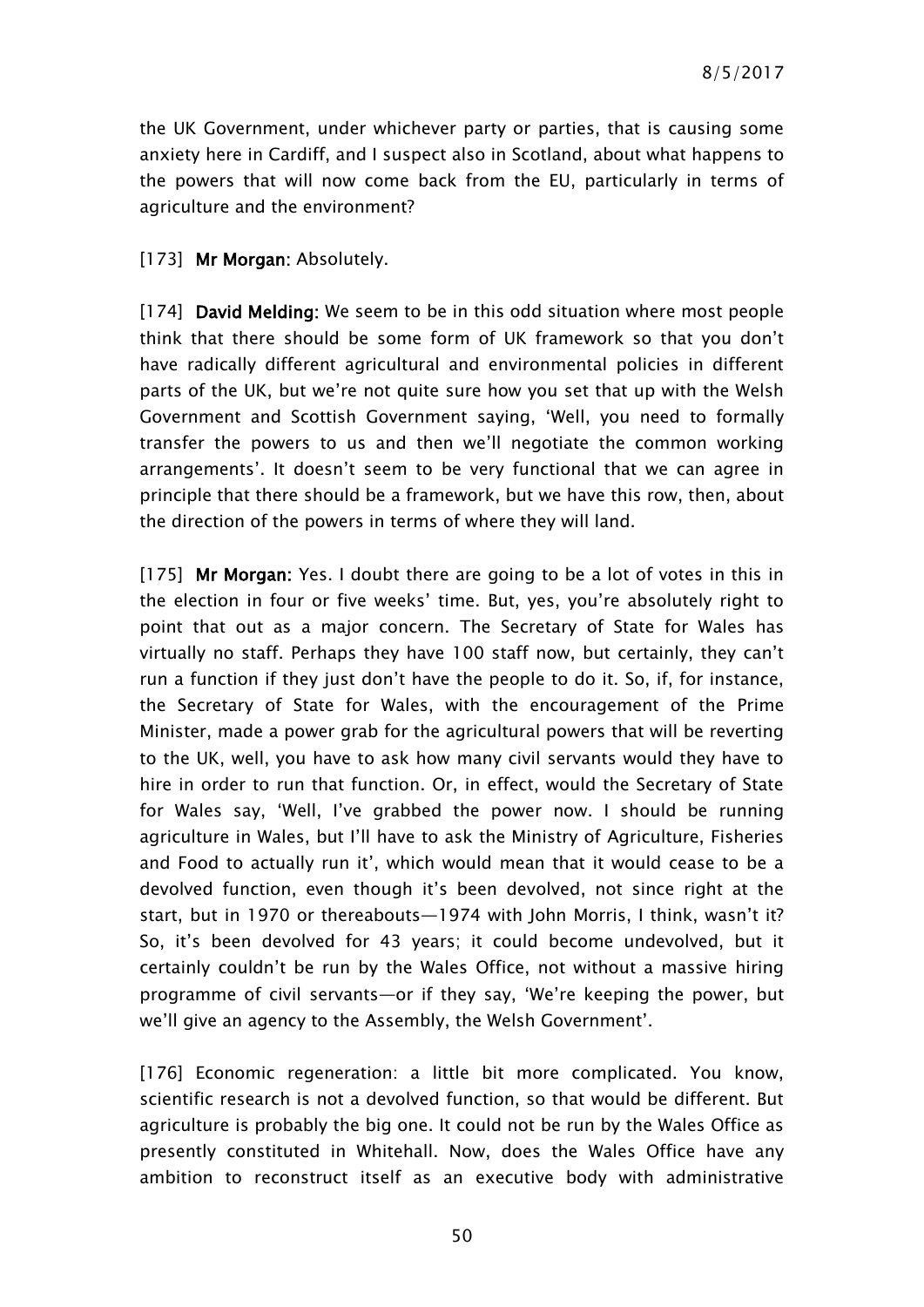the UK Government, under whichever party or parties, that is causing some anxiety here in Cardiff, and I suspect also in Scotland, about what happens to the powers that will now come back from the EU, particularly in terms of agriculture and the environment?

[173] **Mr Morgan:** Absolutely.

[174] **David Melding:** We seem to be in this odd situation where most people think that there should be some form of UK framework so that you don't have radically different agricultural and environmental policies in different parts of the UK, but we're not quite sure how you set that up with the Welsh Government and Scottish Government saying, 'Well, you need to formally transfer the powers to us and then we'll negotiate the common working arrangements'. It doesn't seem to be very functional that we can agree in principle that there should be a framework, but we have this row, then, about the direction of the powers in terms of where they will land.

[175] **Mr Morgan:** Yes. I doubt there are going to be a lot of votes in this in the election in four or five weeks' time. But, yes, you're absolutely right to point that out as a major concern. The Secretary of State for Wales has virtually no staff. Perhaps they have 100 staff now, but certainly, they can't run a function if they just don't have the people to do it. So, if, for instance, the Secretary of State for Wales, with the encouragement of the Prime Minister, made a power grab for the agricultural powers that will be reverting to the UK, well, you have to ask how many civil servants would they have to hire in order to run that function. Or, in effect, would the Secretary of State for Wales say, 'Well, I've grabbed the power now. I should be running agriculture in Wales, but I'll have to ask the Ministry of Agriculture, Fisheries and Food to actually run it', which would mean that it would cease to be a devolved function, even though it's been devolved, not since right at the start, but in 1970 or thereabouts—1974 with John Morris, I think, wasn't it? So, it's been devolved for 43 years; it could become undevolved, but it certainly couldn't be run by the Wales Office, not without a massive hiring programme of civil servants—or if they say, 'We're keeping the power, but we'll give an agency to the Assembly, the Welsh Government'.

[176] Economic regeneration: a little bit more complicated. You know, scientific research is not a devolved function, so that would be different. But agriculture is probably the big one. It could not be run by the Wales Office as presently constituted in Whitehall. Now, does the Wales Office have any ambition to reconstruct itself as an executive body with administrative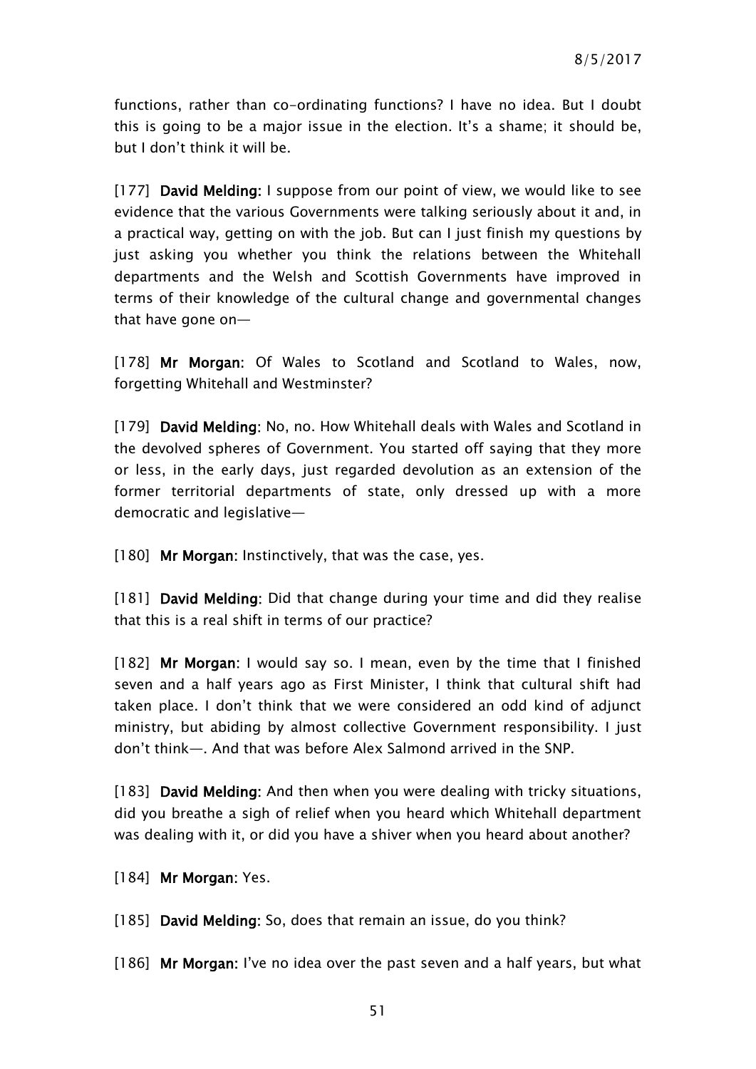functions, rather than co-ordinating functions? I have no idea. But I doubt this is going to be a major issue in the election. It's a shame; it should be, but I don't think it will be.

[177] **David Melding:** I suppose from our point of view, we would like to see evidence that the various Governments were talking seriously about it and, in a practical way, getting on with the job. But can I just finish my questions by just asking you whether you think the relations between the Whitehall departments and the Welsh and Scottish Governments have improved in terms of their knowledge of the cultural change and governmental changes that have gone on—

[178] **Mr Morgan:** Of Wales to Scotland and Scotland to Wales, now, forgetting Whitehall and Westminster?

[179] **David Melding:** No, no. How Whitehall deals with Wales and Scotland in the devolved spheres of Government. You started off saying that they more or less, in the early days, just regarded devolution as an extension of the former territorial departments of state, only dressed up with a more democratic and legislative—

[180] **Mr Morgan:** Instinctively, that was the case, yes.

[181] **David Melding:** Did that change during your time and did they realise that this is a real shift in terms of our practice?

[182] **Mr Morgan:** I would say so. I mean, even by the time that I finished seven and a half years ago as First Minister, I think that cultural shift had taken place. I don't think that we were considered an odd kind of adjunct ministry, but abiding by almost collective Government responsibility. I just don't think—. And that was before Alex Salmond arrived in the SNP.

[183] **David Melding:** And then when you were dealing with tricky situations, did you breathe a sigh of relief when you heard which Whitehall department was dealing with it, or did you have a shiver when you heard about another?

[184] **Mr Morgan:** Yes.

[185] **David Melding:** So, does that remain an issue, do you think?

[186] **Mr Morgan:** I've no idea over the past seven and a half years, but what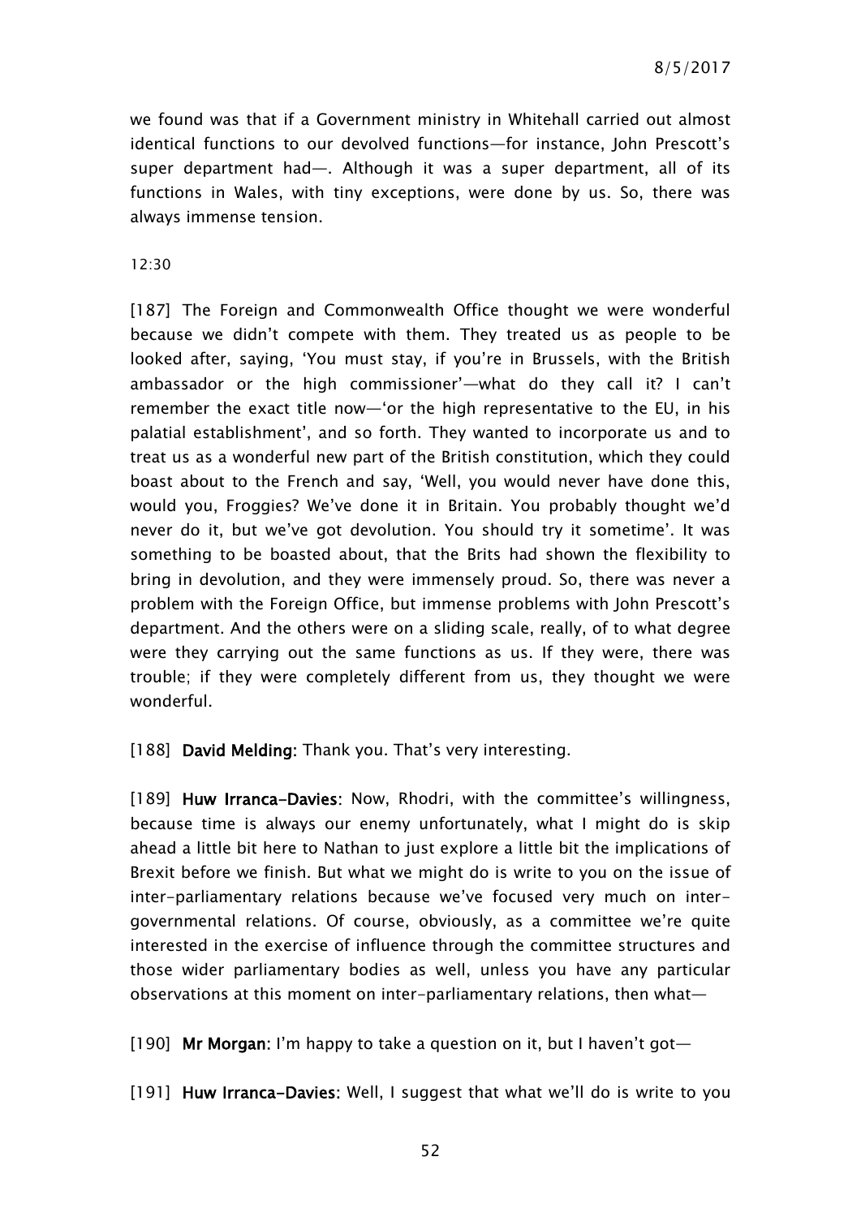we found was that if a Government ministry in Whitehall carried out almost identical functions to our devolved functions—for instance, John Prescott's super department had—. Although it was a super department, all of its functions in Wales, with tiny exceptions, were done by us. So, there was always immense tension.

12:30

[187] The Foreign and Commonwealth Office thought we were wonderful because we didn't compete with them. They treated us as people to be looked after, saying, 'You must stay, if you're in Brussels, with the British ambassador or the high commissioner'—what do they call it? I can't remember the exact title now—'or the high representative to the EU, in his palatial establishment', and so forth. They wanted to incorporate us and to treat us as a wonderful new part of the British constitution, which they could boast about to the French and say, 'Well, you would never have done this, would you, Froggies? We've done it in Britain. You probably thought we'd never do it, but we've got devolution. You should try it sometime'. It was something to be boasted about, that the Brits had shown the flexibility to bring in devolution, and they were immensely proud. So, there was never a problem with the Foreign Office, but immense problems with John Prescott's department. And the others were on a sliding scale, really, of to what degree were they carrying out the same functions as us. If they were, there was trouble; if they were completely different from us, they thought we were wonderful.

[188] **David Melding:** Thank you. That's very interesting.

[189] **Huw Irranca-Davies:** Now, Rhodri, with the committee's willingness, because time is always our enemy unfortunately, what I might do is skip ahead a little bit here to Nathan to just explore a little bit the implications of Brexit before we finish. But what we might do is write to you on the issue of inter-parliamentary relations because we've focused very much on inter-governmental relations. Of course, obviously, as a committee we're quite interested in the exercise of influence through the committee structures and those wider parliamentary bodies as well, unless you have any particular observations at this moment on inter-parliamentary relations, then what—

[190] **Mr Morgan:** I'm happy to take a question on it, but I haven't got—

[191] **Huw Irranca-Davies:** Well, I suggest that what we'll do is write to you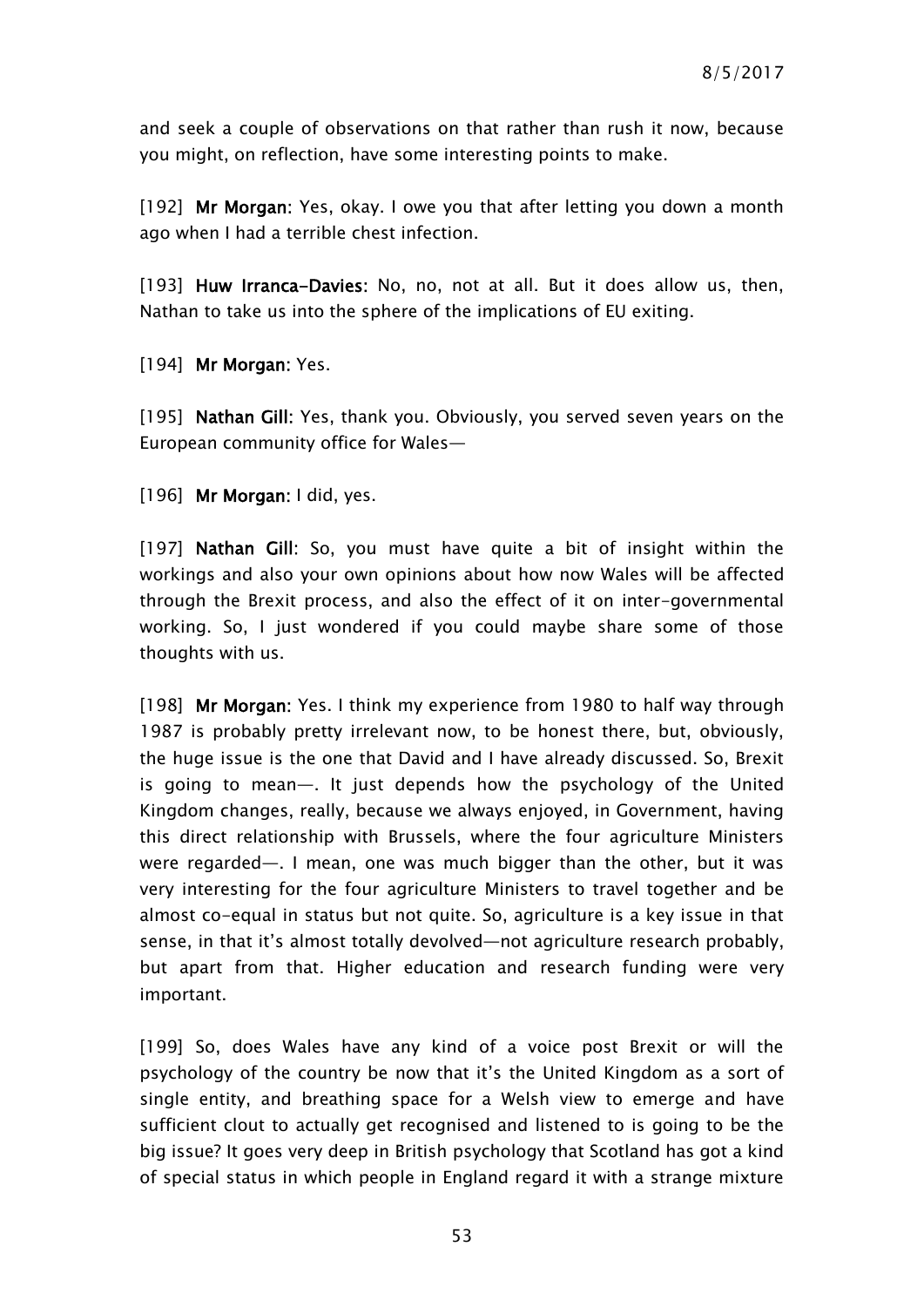and seek a couple of observations on that rather than rush it now, because you might, on reflection, have some interesting points to make.

[192] **Mr Morgan**: Yes, okay. I owe you that after letting you down a month ago when I had a terrible chest infection.

[193] **Huw Irranca-Davies**: No, no, not at all. But it does allow us, then, Nathan to take us into the sphere of the implications of EU exiting.

[194] **Mr Morgan**: Yes.

[195] **Nathan Gill**: Yes, thank you. Obviously, you served seven years on the European community office for Wales—

[196] **Mr Morgan**: I did, yes.

[197] **Nathan Gill**: So, you must have quite a bit of insight within the workings and also your own opinions about how now Wales will be affected through the Brexit process, and also the effect of it on inter-governmental working. So, I just wondered if you could maybe share some of those thoughts with us.

[198] **Mr Morgan**: Yes. I think my experience from 1980 to half way through 1987 is probably pretty irrelevant now, to be honest there, but, obviously, the huge issue is the one that David and I have already discussed. So, Brexit is going to mean—. It just depends how the psychology of the United Kingdom changes, really, because we always enjoyed, in Government, having this direct relationship with Brussels, where the four agriculture Ministers were regarded—. I mean, one was much bigger than the other, but it was very interesting for the four agriculture Ministers to travel together and be almost co-equal in status but not quite. So, agriculture is a key issue in that sense, in that it's almost totally devolved—not agriculture research probably, but apart from that. Higher education and research funding were very important.

[199] So, does Wales have any kind of a voice post Brexit or will the psychology of the country be now that it's the United Kingdom as a sort of single entity, and breathing space for a Welsh view to emerge and have sufficient clout to actually get recognised and listened to is going to be the big issue? It goes very deep in British psychology that Scotland has got a kind of special status in which people in England regard it with a strange mixture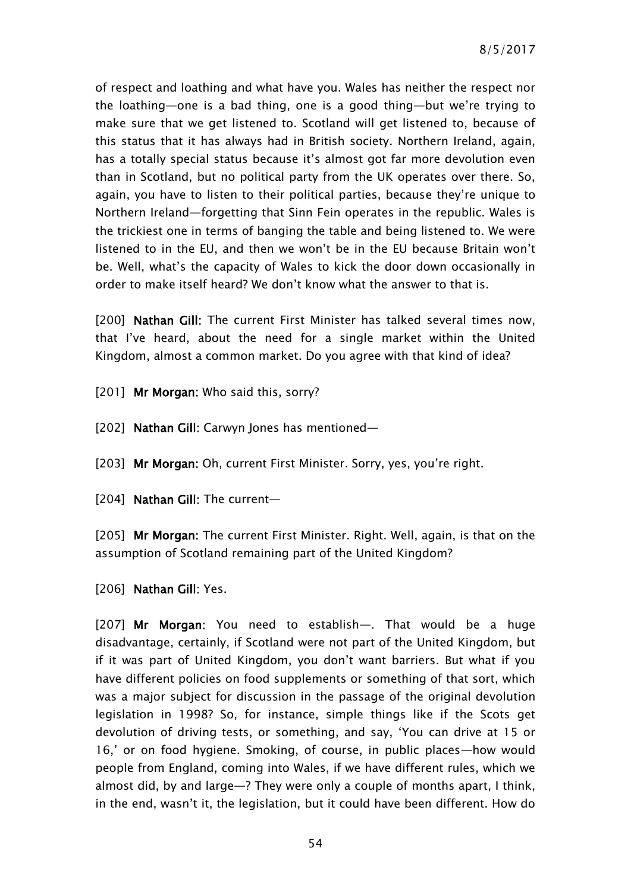of respect and loathing and what have you. Wales has neither the respect nor the loathing—one is a bad thing, one is a good thing—but we're trying to make sure that we get listened to. Scotland will get listened to, because of this status that it has always had in British society. Northern Ireland, again, has a totally special status because it's almost got far more devolution even than in Scotland, but no political party from the UK operates over there. So, again, you have to listen to their political parties, because they're unique to Northern Ireland—forgetting that Sinn Fein operates in the republic. Wales is the trickiest one in terms of banging the table and being listened to. We were listened to in the EU, and then we won't be in the EU because Britain won't be. Well, what's the capacity of Wales to kick the door down occasionally in order to make itself heard? We don't know what the answer to that is.

[200] **Nathan Gill**: The current First Minister has talked several times now, that I've heard, about the need for a single market within the United Kingdom, almost a common market. Do you agree with that kind of idea?

[201] **Mr Morgan:** Who said this, sorry?

[202] **Nathan Gill**: Carwyn Jones has mentioned—

[203] **Mr Morgan:** Oh, current First Minister. Sorry, yes, you're right.

[204] **Nathan Gill**: The current—

[205] **Mr Morgan**: The current First Minister. Right. Well, again, is that on the assumption of Scotland remaining part of the United Kingdom?

[206] **Nathan Gill**: Yes.

[207] **Mr Morgan**: You need to establish—. That would be a huge disadvantage, certainly, if Scotland were not part of the United Kingdom, but if it was part of United Kingdom, you don't want barriers. But what if you have different policies on food supplements or something of that sort, which was a major subject for discussion in the passage of the original devolution legislation in 1998? So, for instance, simple things like if the Scots get devolution of driving tests, or something, and say, 'You can drive at 15 or 16,' or on food hygiene. Smoking, of course, in public places—how would people from England, coming into Wales, if we have different rules, which we almost did, by and large—? They were only a couple of months apart, I think, in the end, wasn't it, the legislation, but it could have been different. How do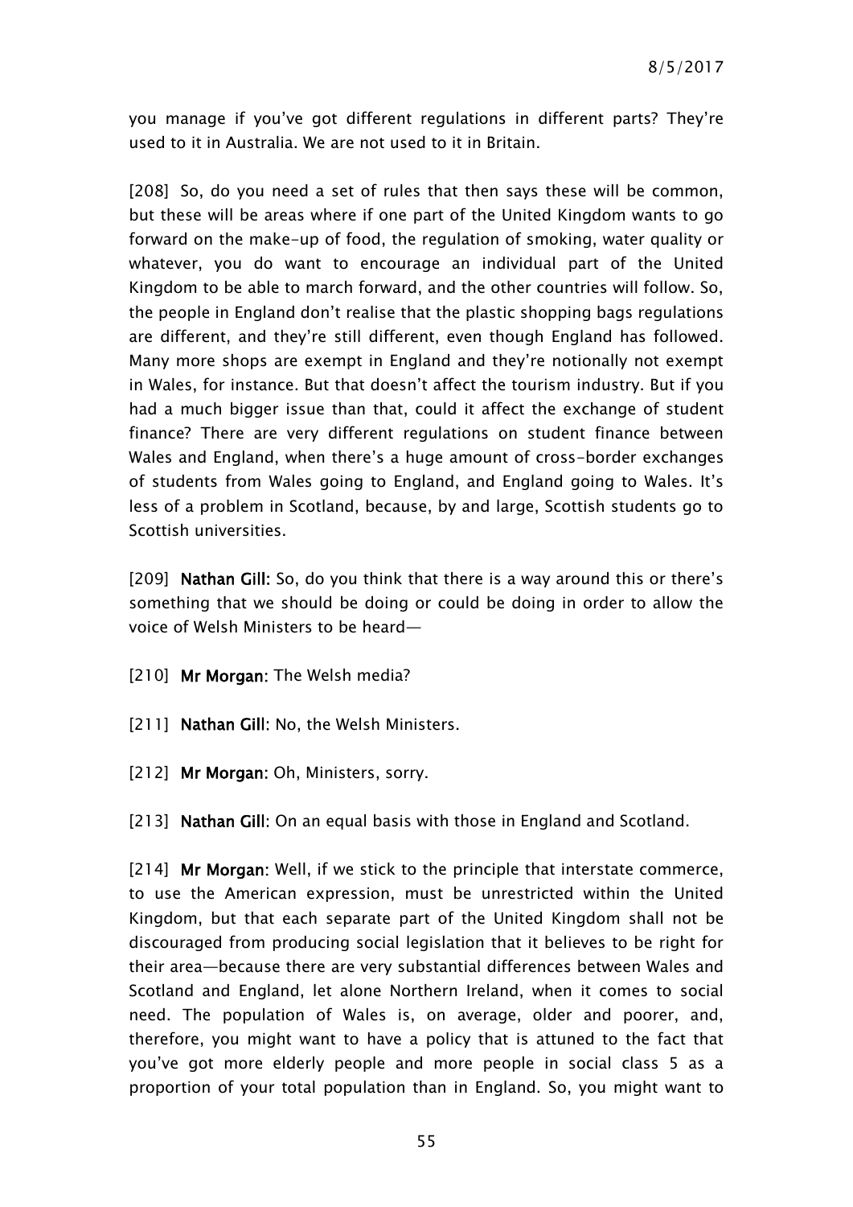you manage if you've got different regulations in different parts? They're used to it in Australia. We are not used to it in Britain.

[208] So, do you need a set of rules that then says these will be common, but these will be areas where if one part of the United Kingdom wants to go forward on the make-up of food, the regulation of smoking, water quality or whatever, you do want to encourage an individual part of the United Kingdom to be able to march forward, and the other countries will follow. So, the people in England don't realise that the plastic shopping bags regulations are different, and they're still different, even though England has followed. Many more shops are exempt in England and they're notionally not exempt in Wales, for instance. But that doesn't affect the tourism industry. But if you had a much bigger issue than that, could it affect the exchange of student finance? There are very different regulations on student finance between Wales and England, when there's a huge amount of cross-border exchanges of students from Wales going to England, and England going to Wales. It's less of a problem in Scotland, because, by and large, Scottish students go to Scottish universities.

[209] **Nathan Gill:** So, do you think that there is a way around this or there's something that we should be doing or could be doing in order to allow the voice of Welsh Ministers to be heard—

[210] **Mr Morgan**: The Welsh media?

[211] **Nathan Gill**: No, the Welsh Ministers.

[212] **Mr Morgan**: Oh, Ministers, sorry.

[213] **Nathan Gill**: On an equal basis with those in England and Scotland.

[214] **Mr Morgan**: Well, if we stick to the principle that interstate commerce, to use the American expression, must be unrestricted within the United Kingdom, but that each separate part of the United Kingdom shall not be discouraged from producing social legislation that it believes to be right for their area—because there are very substantial differences between Wales and Scotland and England, let alone Northern Ireland, when it comes to social need. The population of Wales is, on average, older and poorer, and, therefore, you might want to have a policy that is attuned to the fact that you've got more elderly people and more people in social class 5 as a proportion of your total population than in England. So, you might want to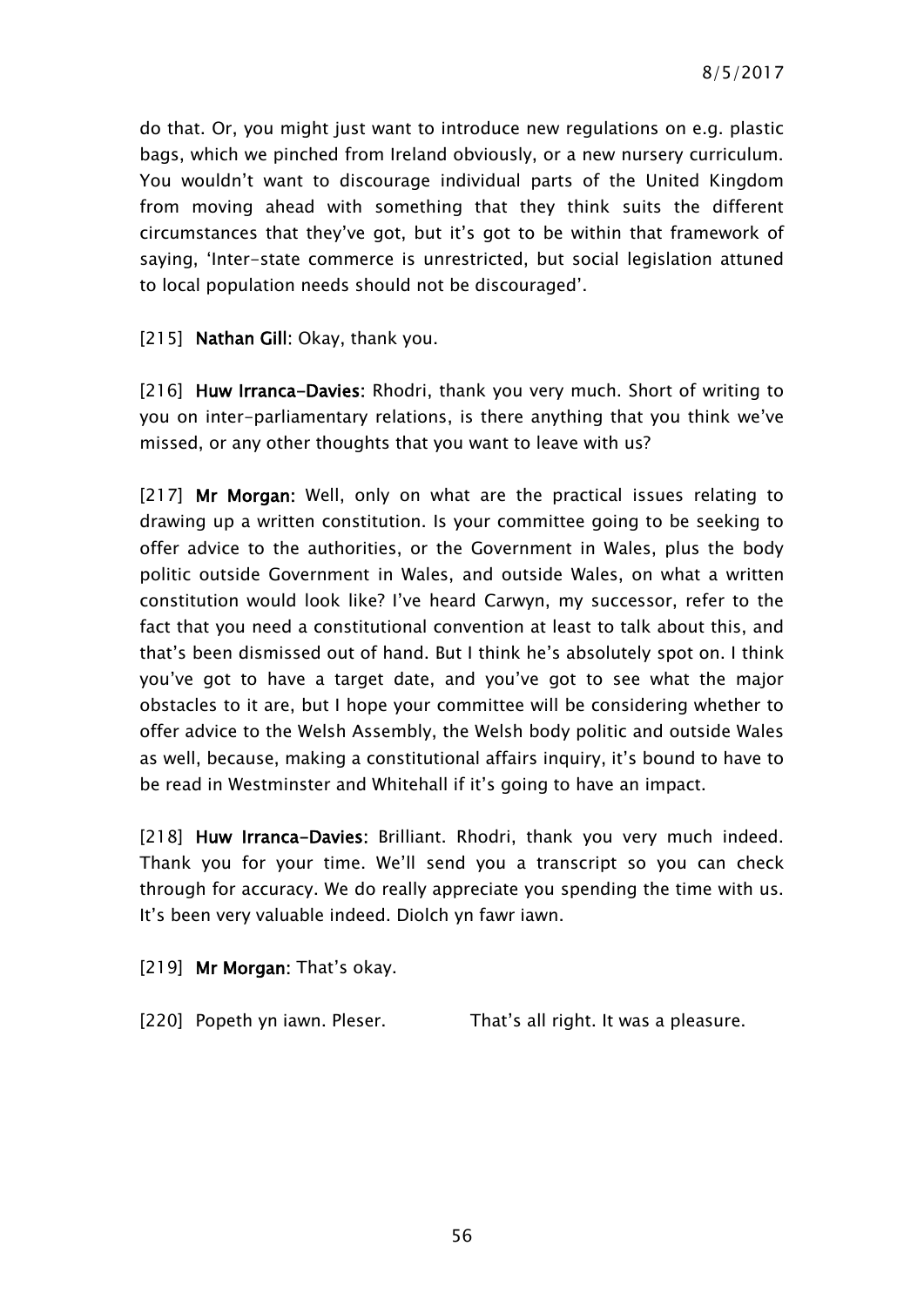do that. Or, you might just want to introduce new regulations on e.g. plastic bags, which we pinched from Ireland obviously, or a new nursery curriculum. You wouldn't want to discourage individual parts of the United Kingdom from moving ahead with something that they think suits the different circumstances that they've got, but it's got to be within that framework of saying, 'Inter-state commerce is unrestricted, but social legislation attuned to local population needs should not be discouraged'.

[215] **Nathan Gill**: Okay, thank you.

[216] **Huw Irranca-Davies**: Rhodri, thank you very much. Short of writing to you on inter-parliamentary relations, is there anything that you think we've missed, or any other thoughts that you want to leave with us?

[217] **Mr Morgan**: Well, only on what are the practical issues relating to drawing up a written constitution. Is your committee going to be seeking to offer advice to the authorities, or the Government in Wales, plus the body politic outside Government in Wales, and outside Wales, on what a written constitution would look like? I've heard Carwyn, my successor, refer to the fact that you need a constitutional convention at least to talk about this, and that's been dismissed out of hand. But I think he's absolutely spot on. I think you've got to have a target date, and you've got to see what the major obstacles to it are, but I hope your committee will be considering whether to offer advice to the Welsh Assembly, the Welsh body politic and outside Wales as well, because, making a constitutional affairs inquiry, it's bound to have to be read in Westminster and Whitehall if it's going to have an impact.

[218] **Huw Irranca-Davies**: Brilliant. Rhodri, thank you very much indeed. Thank you for your time. We'll send you a transcript so you can check through for accuracy. We do really appreciate you spending the time with us. It's been very valuable indeed. Diolch yn fawr iawn.

[219] **Mr Morgan**: That's okay.

[220] Popeth yn iawn. Pleser. That's all right. It was a pleasure.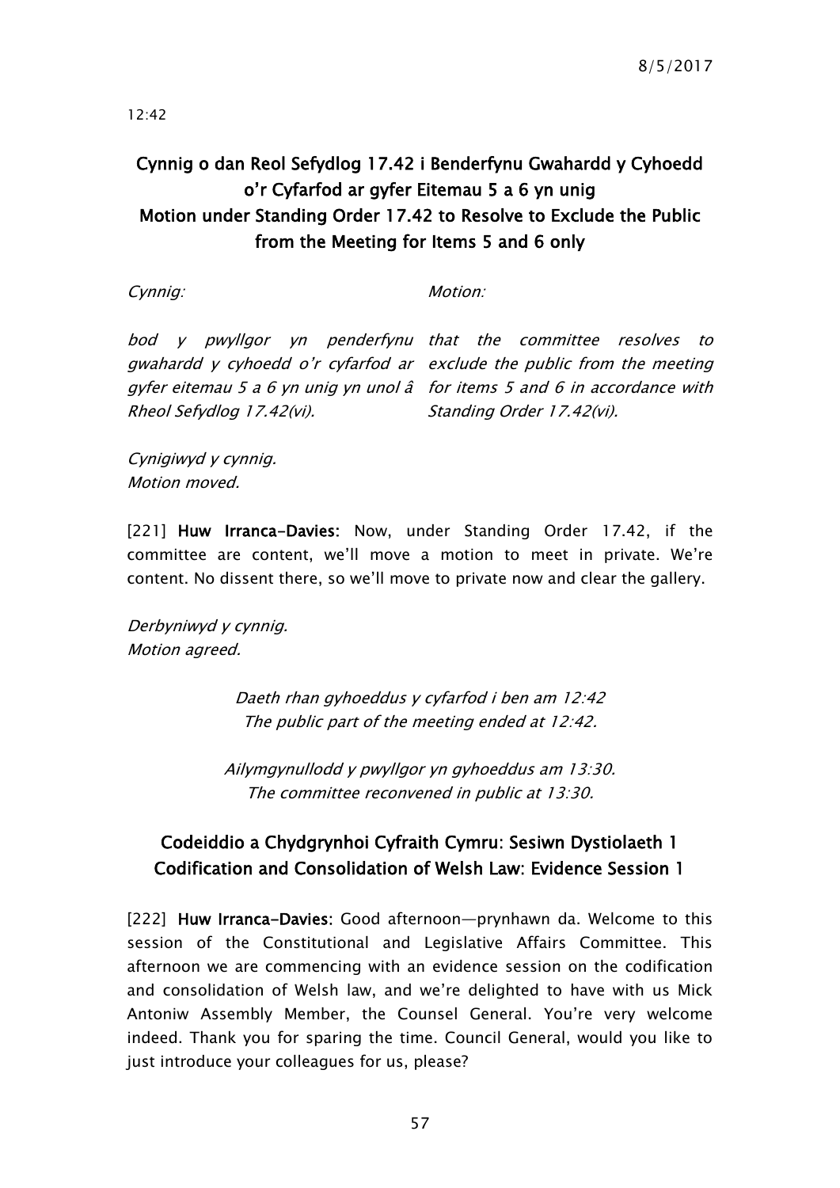12:42

## Cynnig o dan Reol Sefydlog 17.42 i Benderfynu Gwahardd y Cyhoedd o'r Cyfarfod ar gyfer Eitemau 5 a 6 yn unig
## Motion under Standing Order 17.42 to Resolve to Exclude the Public from the Meeting for Items 5 and 6 only

| *Cynnig:* | *Motion:* |
|---|---|
| *bod y pwyllgor yn penderfynu gwahardd y cyhoedd o'r cyfarfod ar gyfer eitemau 5 a 6 yn unig yn unol â Rheol Sefydlog 17.42(vi).* | *that the committee resolves to exclude the public from the meeting for items 5 and 6 in accordance with Standing Order 17.42(vi).* |

*Cynigiwyd y cynnig.*
*Motion moved.*

[221] **Huw Irranca-Davies:** Now, under Standing Order 17.42, if the committee are content, we'll move a motion to meet in private. We're content. No dissent there, so we'll move to private now and clear the gallery.

*Derbyniwyd y cynnig.*
*Motion agreed.*

*Daeth rhan gyhoeddus y cyfarfod i ben am 12:42*
*The public part of the meeting ended at 12:42.*

*Ailymgynullodd y pwyllgor yn gyhoeddus am 13:30.*
*The committee reconvened in public at 13:30.*

## Codeiddio a Chydgrynhoi Cyfraith Cymru: Sesiwn Dystiolaeth 1
## Codification and Consolidation of Welsh Law: Evidence Session 1

[222] **Huw Irranca-Davies:** Good afternoon—prynhawn da. Welcome to this session of the Constitutional and Legislative Affairs Committee. This afternoon we are commencing with an evidence session on the codification and consolidation of Welsh law, and we're delighted to have with us Mick Antoniw Assembly Member, the Counsel General. You're very welcome indeed. Thank you for sparing the time. Council General, would you like to just introduce your colleagues for us, please?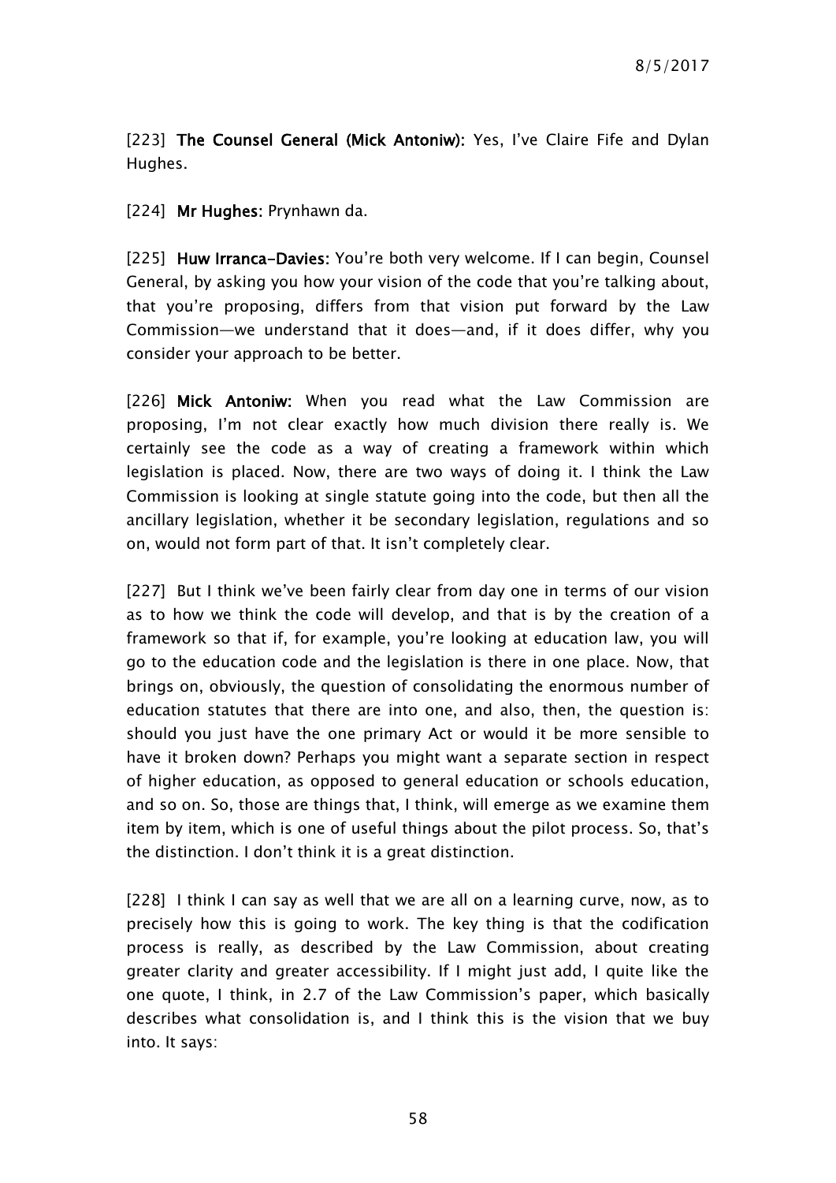[223] **The Counsel General (Mick Antoniw):** Yes, I've Claire Fife and Dylan Hughes.

[224] **Mr Hughes:** Prynhawn da.

[225] **Huw Irranca-Davies:** You're both very welcome. If I can begin, Counsel General, by asking you how your vision of the code that you're talking about, that you're proposing, differs from that vision put forward by the Law Commission—we understand that it does—and, if it does differ, why you consider your approach to be better.

[226] **Mick Antoniw:** When you read what the Law Commission are proposing, I'm not clear exactly how much division there really is. We certainly see the code as a way of creating a framework within which legislation is placed. Now, there are two ways of doing it. I think the Law Commission is looking at single statute going into the code, but then all the ancillary legislation, whether it be secondary legislation, regulations and so on, would not form part of that. It isn't completely clear.

[227] But I think we've been fairly clear from day one in terms of our vision as to how we think the code will develop, and that is by the creation of a framework so that if, for example, you're looking at education law, you will go to the education code and the legislation is there in one place. Now, that brings on, obviously, the question of consolidating the enormous number of education statutes that there are into one, and also, then, the question is: should you just have the one primary Act or would it be more sensible to have it broken down? Perhaps you might want a separate section in respect of higher education, as opposed to general education or schools education, and so on. So, those are things that, I think, will emerge as we examine them item by item, which is one of useful things about the pilot process. So, that's the distinction. I don't think it is a great distinction.

[228] I think I can say as well that we are all on a learning curve, now, as to precisely how this is going to work. The key thing is that the codification process is really, as described by the Law Commission, about creating greater clarity and greater accessibility. If I might just add, I quite like the one quote, I think, in 2.7 of the Law Commission's paper, which basically describes what consolidation is, and I think this is the vision that we buy into. It says: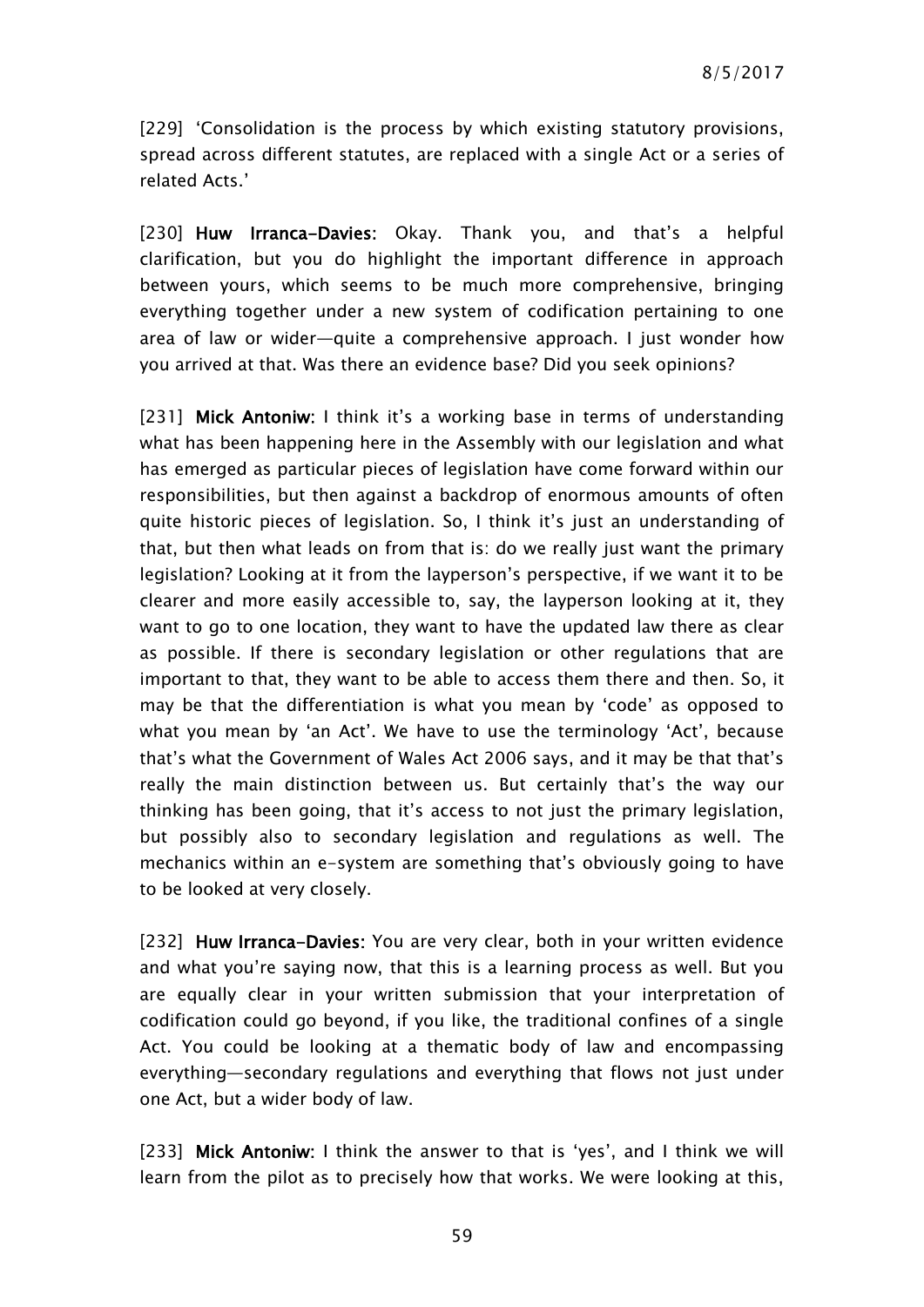[229] 'Consolidation is the process by which existing statutory provisions, spread across different statutes, are replaced with a single Act or a series of related Acts.'

[230] **Huw Irranca-Davies:** Okay. Thank you, and that's a helpful clarification, but you do highlight the important difference in approach between yours, which seems to be much more comprehensive, bringing everything together under a new system of codification pertaining to one area of law or wider—quite a comprehensive approach. I just wonder how you arrived at that. Was there an evidence base? Did you seek opinions?

[231] **Mick Antoniw:** I think it's a working base in terms of understanding what has been happening here in the Assembly with our legislation and what has emerged as particular pieces of legislation have come forward within our responsibilities, but then against a backdrop of enormous amounts of often quite historic pieces of legislation. So, I think it's just an understanding of that, but then what leads on from that is: do we really just want the primary legislation? Looking at it from the layperson's perspective, if we want it to be clearer and more easily accessible to, say, the layperson looking at it, they want to go to one location, they want to have the updated law there as clear as possible. If there is secondary legislation or other regulations that are important to that, they want to be able to access them there and then. So, it may be that the differentiation is what you mean by 'code' as opposed to what you mean by 'an Act'. We have to use the terminology 'Act', because that's what the Government of Wales Act 2006 says, and it may be that that's really the main distinction between us. But certainly that's the way our thinking has been going, that it's access to not just the primary legislation, but possibly also to secondary legislation and regulations as well. The mechanics within an e-system are something that's obviously going to have to be looked at very closely.

[232] **Huw Irranca-Davies:** You are very clear, both in your written evidence and what you're saying now, that this is a learning process as well. But you are equally clear in your written submission that your interpretation of codification could go beyond, if you like, the traditional confines of a single Act. You could be looking at a thematic body of law and encompassing everything—secondary regulations and everything that flows not just under one Act, but a wider body of law.

[233] **Mick Antoniw:** I think the answer to that is 'yes', and I think we will learn from the pilot as to precisely how that works. We were looking at this,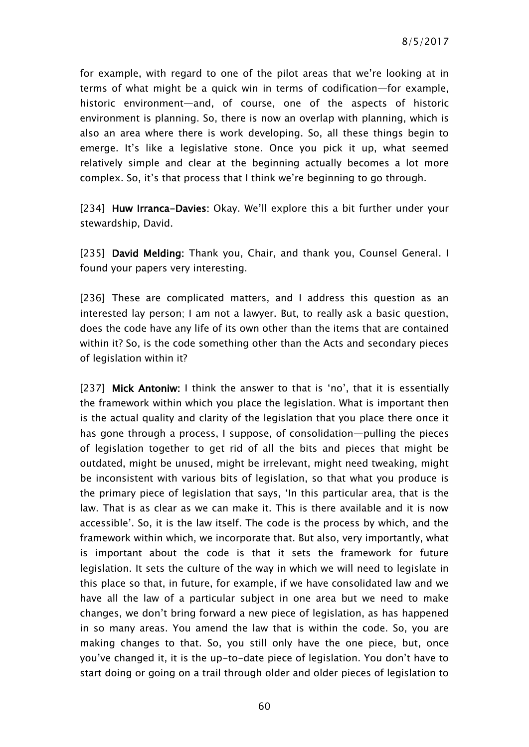for example, with regard to one of the pilot areas that we're looking at in terms of what might be a quick win in terms of codification—for example, historic environment—and, of course, one of the aspects of historic environment is planning. So, there is now an overlap with planning, which is also an area where there is work developing. So, all these things begin to emerge. It's like a legislative stone. Once you pick it up, what seemed relatively simple and clear at the beginning actually becomes a lot more complex. So, it's that process that I think we're beginning to go through.

[234] **Huw Irranca-Davies:** Okay. We'll explore this a bit further under your stewardship, David.

[235] **David Melding:** Thank you, Chair, and thank you, Counsel General. I found your papers very interesting.

[236] These are complicated matters, and I address this question as an interested lay person; I am not a lawyer. But, to really ask a basic question, does the code have any life of its own other than the items that are contained within it? So, is the code something other than the Acts and secondary pieces of legislation within it?

[237] **Mick Antoniw:** I think the answer to that is 'no', that it is essentially the framework within which you place the legislation. What is important then is the actual quality and clarity of the legislation that you place there once it has gone through a process, I suppose, of consolidation—pulling the pieces of legislation together to get rid of all the bits and pieces that might be outdated, might be unused, might be irrelevant, might need tweaking, might be inconsistent with various bits of legislation, so that what you produce is the primary piece of legislation that says, 'In this particular area, that is the law. That is as clear as we can make it. This is there available and it is now accessible'. So, it is the law itself. The code is the process by which, and the framework within which, we incorporate that. But also, very importantly, what is important about the code is that it sets the framework for future legislation. It sets the culture of the way in which we will need to legislate in this place so that, in future, for example, if we have consolidated law and we have all the law of a particular subject in one area but we need to make changes, we don't bring forward a new piece of legislation, as has happened in so many areas. You amend the law that is within the code. So, you are making changes to that. So, you still only have the one piece, but, once you've changed it, it is the up-to-date piece of legislation. You don't have to start doing or going on a trail through older and older pieces of legislation to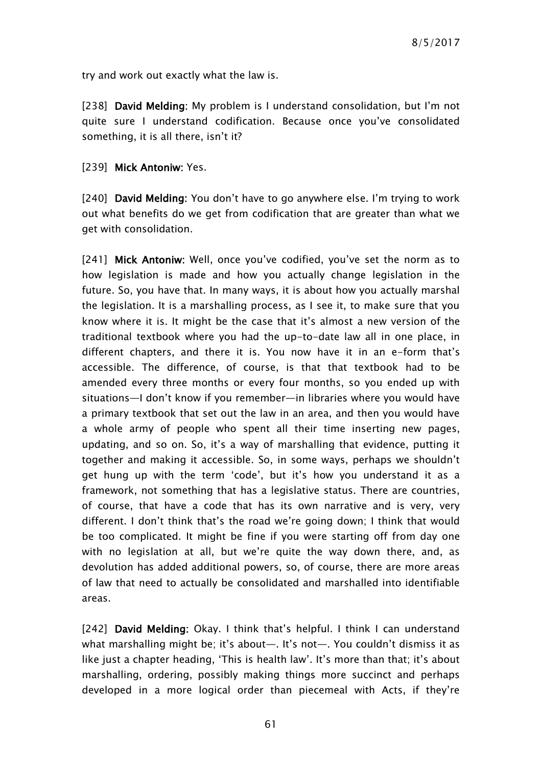try and work out exactly what the law is.

[238] **David Melding**: My problem is I understand consolidation, but I'm not quite sure I understand codification. Because once you've consolidated something, it is all there, isn't it?

[239] **Mick Antoniw**: Yes.

[240] **David Melding**: You don't have to go anywhere else. I'm trying to work out what benefits do we get from codification that are greater than what we get with consolidation.

[241] **Mick Antoniw**: Well, once you've codified, you've set the norm as to how legislation is made and how you actually change legislation in the future. So, you have that. In many ways, it is about how you actually marshal the legislation. It is a marshalling process, as I see it, to make sure that you know where it is. It might be the case that it's almost a new version of the traditional textbook where you had the up-to-date law all in one place, in different chapters, and there it is. You now have it in an e-form that's accessible. The difference, of course, is that that textbook had to be amended every three months or every four months, so you ended up with situations—I don't know if you remember—in libraries where you would have a primary textbook that set out the law in an area, and then you would have a whole army of people who spent all their time inserting new pages, updating, and so on. So, it's a way of marshalling that evidence, putting it together and making it accessible. So, in some ways, perhaps we shouldn't get hung up with the term 'code', but it's how you understand it as a framework, not something that has a legislative status. There are countries, of course, that have a code that has its own narrative and is very, very different. I don't think that's the road we're going down; I think that would be too complicated. It might be fine if you were starting off from day one with no legislation at all, but we're quite the way down there, and, as devolution has added additional powers, so, of course, there are more areas of law that need to actually be consolidated and marshalled into identifiable areas.

[242] **David Melding**: Okay. I think that's helpful. I think I can understand what marshalling might be; it's about—. It's not—. You couldn't dismiss it as like just a chapter heading, 'This is health law'. It's more than that; it's about marshalling, ordering, possibly making things more succinct and perhaps developed in a more logical order than piecemeal with Acts, if they're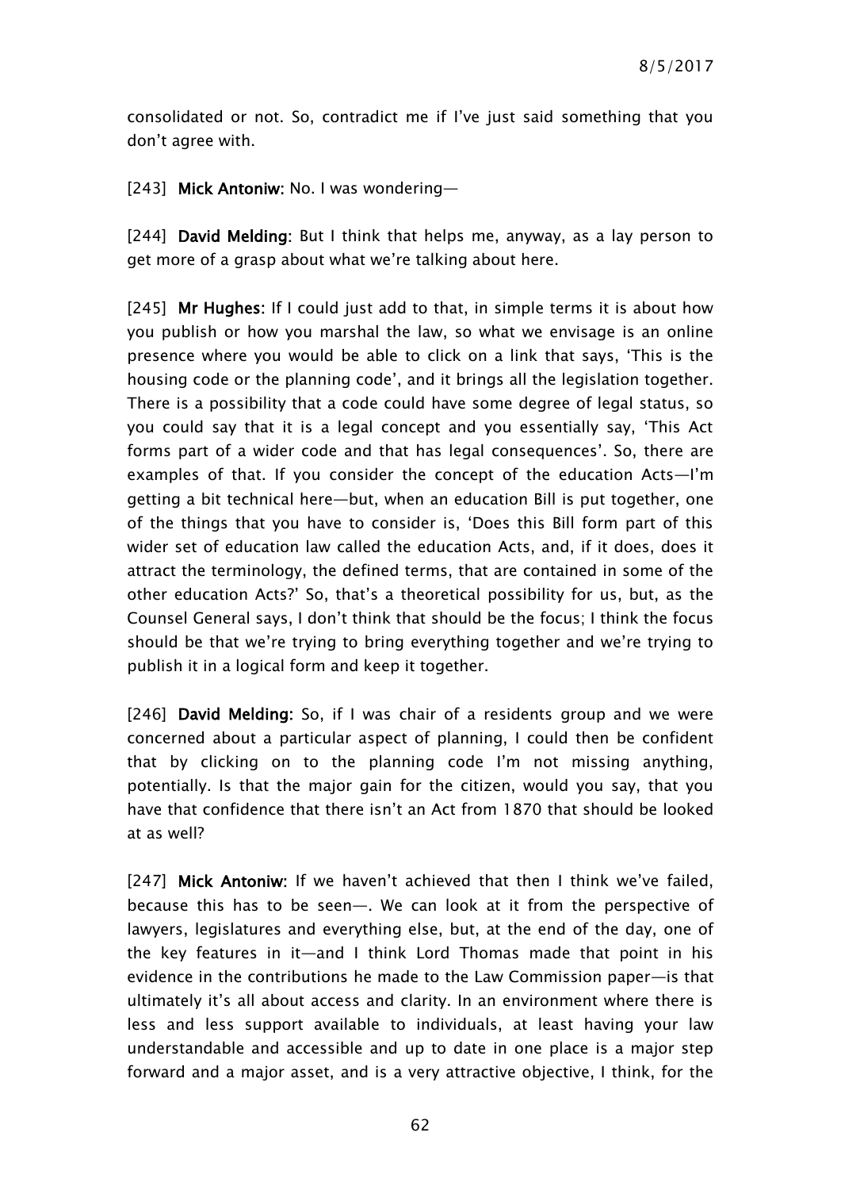consolidated or not. So, contradict me if I've just said something that you don't agree with.

[243] **Mick Antoniw:** No. I was wondering—

[244] **David Melding:** But I think that helps me, anyway, as a lay person to get more of a grasp about what we're talking about here.

[245] **Mr Hughes:** If I could just add to that, in simple terms it is about how you publish or how you marshal the law, so what we envisage is an online presence where you would be able to click on a link that says, 'This is the housing code or the planning code', and it brings all the legislation together. There is a possibility that a code could have some degree of legal status, so you could say that it is a legal concept and you essentially say, 'This Act forms part of a wider code and that has legal consequences'. So, there are examples of that. If you consider the concept of the education Acts—I'm getting a bit technical here—but, when an education Bill is put together, one of the things that you have to consider is, 'Does this Bill form part of this wider set of education law called the education Acts, and, if it does, does it attract the terminology, the defined terms, that are contained in some of the other education Acts?' So, that's a theoretical possibility for us, but, as the Counsel General says, I don't think that should be the focus; I think the focus should be that we're trying to bring everything together and we're trying to publish it in a logical form and keep it together.

[246] **David Melding:** So, if I was chair of a residents group and we were concerned about a particular aspect of planning, I could then be confident that by clicking on to the planning code I'm not missing anything, potentially. Is that the major gain for the citizen, would you say, that you have that confidence that there isn't an Act from 1870 that should be looked at as well?

[247] **Mick Antoniw:** If we haven't achieved that then I think we've failed, because this has to be seen—. We can look at it from the perspective of lawyers, legislatures and everything else, but, at the end of the day, one of the key features in it—and I think Lord Thomas made that point in his evidence in the contributions he made to the Law Commission paper—is that ultimately it's all about access and clarity. In an environment where there is less and less support available to individuals, at least having your law understandable and accessible and up to date in one place is a major step forward and a major asset, and is a very attractive objective, I think, for the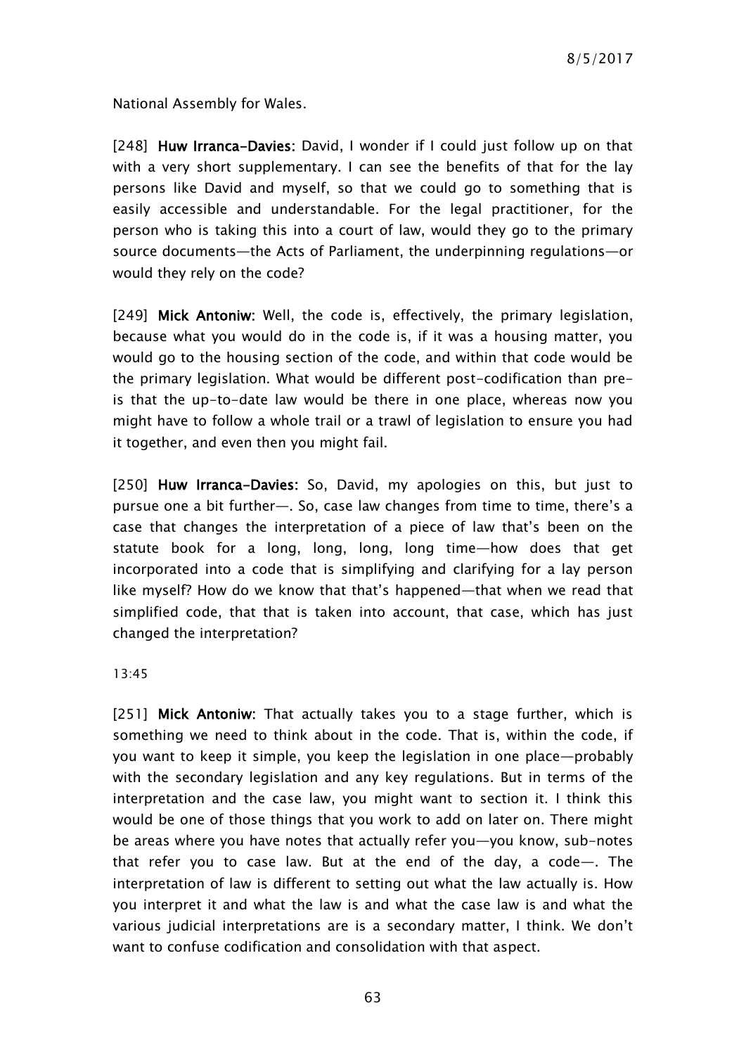National Assembly for Wales.

[248] **Huw Irranca-Davies:** David, I wonder if I could just follow up on that with a very short supplementary. I can see the benefits of that for the lay persons like David and myself, so that we could go to something that is easily accessible and understandable. For the legal practitioner, for the person who is taking this into a court of law, would they go to the primary source documents—the Acts of Parliament, the underpinning regulations—or would they rely on the code?

[249] **Mick Antoniw:** Well, the code is, effectively, the primary legislation, because what you would do in the code is, if it was a housing matter, you would go to the housing section of the code, and within that code would be the primary legislation. What would be different post-codification than pre- is that the up-to-date law would be there in one place, whereas now you might have to follow a whole trail or a trawl of legislation to ensure you had it together, and even then you might fail.

[250] **Huw Irranca-Davies:** So, David, my apologies on this, but just to pursue one a bit further—. So, case law changes from time to time, there's a case that changes the interpretation of a piece of law that's been on the statute book for a long, long, long, long time—how does that get incorporated into a code that is simplifying and clarifying for a lay person like myself? How do we know that that's happened—that when we read that simplified code, that that is taken into account, that case, which has just changed the interpretation?

13:45

[251] **Mick Antoniw:** That actually takes you to a stage further, which is something we need to think about in the code. That is, within the code, if you want to keep it simple, you keep the legislation in one place—probably with the secondary legislation and any key regulations. But in terms of the interpretation and the case law, you might want to section it. I think this would be one of those things that you work to add on later on. There might be areas where you have notes that actually refer you—you know, sub-notes that refer you to case law. But at the end of the day, a code—. The interpretation of law is different to setting out what the law actually is. How you interpret it and what the law is and what the case law is and what the various judicial interpretations are is a secondary matter, I think. We don't want to confuse codification and consolidation with that aspect.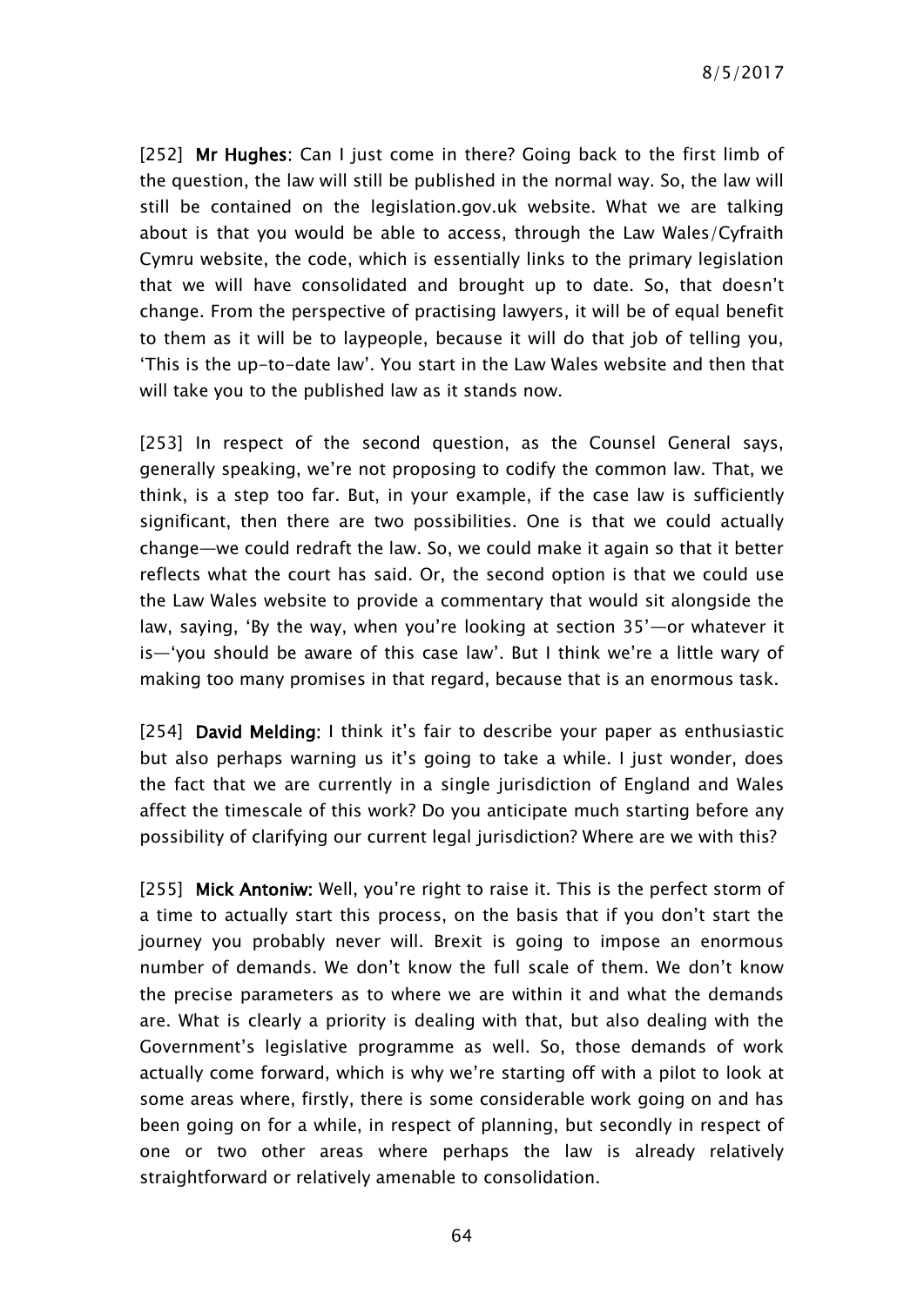[252] **Mr Hughes**: Can I just come in there? Going back to the first limb of the question, the law will still be published in the normal way. So, the law will still be contained on the legislation.gov.uk website. What we are talking about is that you would be able to access, through the Law Wales/Cyfraith Cymru website, the code, which is essentially links to the primary legislation that we will have consolidated and brought up to date. So, that doesn't change. From the perspective of practising lawyers, it will be of equal benefit to them as it will be to laypeople, because it will do that job of telling you, 'This is the up-to-date law'. You start in the Law Wales website and then that will take you to the published law as it stands now.

[253] In respect of the second question, as the Counsel General says, generally speaking, we're not proposing to codify the common law. That, we think, is a step too far. But, in your example, if the case law is sufficiently significant, then there are two possibilities. One is that we could actually change—we could redraft the law. So, we could make it again so that it better reflects what the court has said. Or, the second option is that we could use the Law Wales website to provide a commentary that would sit alongside the law, saying, 'By the way, when you're looking at section 35'—or whatever it is—'you should be aware of this case law'. But I think we're a little wary of making too many promises in that regard, because that is an enormous task.

[254] **David Melding**: I think it's fair to describe your paper as enthusiastic but also perhaps warning us it's going to take a while. I just wonder, does the fact that we are currently in a single jurisdiction of England and Wales affect the timescale of this work? Do you anticipate much starting before any possibility of clarifying our current legal jurisdiction? Where are we with this?

[255] **Mick Antoniw:** Well, you're right to raise it. This is the perfect storm of a time to actually start this process, on the basis that if you don't start the journey you probably never will. Brexit is going to impose an enormous number of demands. We don't know the full scale of them. We don't know the precise parameters as to where we are within it and what the demands are. What is clearly a priority is dealing with that, but also dealing with the Government's legislative programme as well. So, those demands of work actually come forward, which is why we're starting off with a pilot to look at some areas where, firstly, there is some considerable work going on and has been going on for a while, in respect of planning, but secondly in respect of one or two other areas where perhaps the law is already relatively straightforward or relatively amenable to consolidation.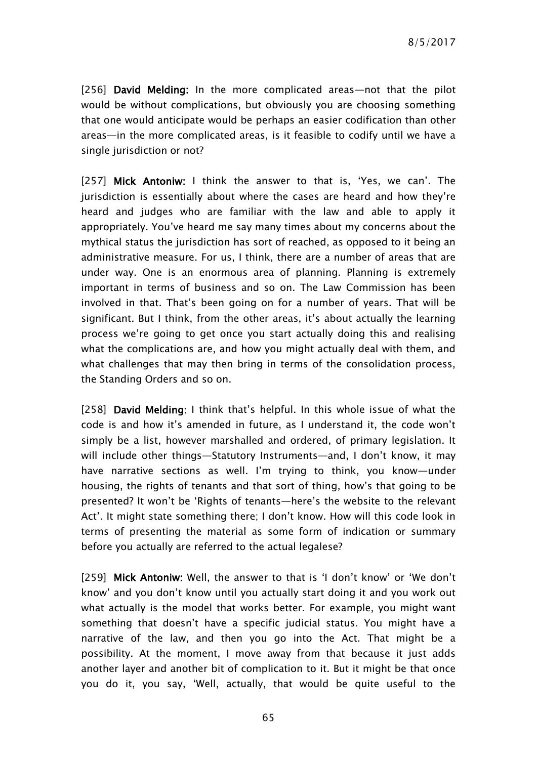[256] **David Melding:** In the more complicated areas—not that the pilot would be without complications, but obviously you are choosing something that one would anticipate would be perhaps an easier codification than other areas—in the more complicated areas, is it feasible to codify until we have a single jurisdiction or not?

[257] **Mick Antoniw:** I think the answer to that is, 'Yes, we can'. The jurisdiction is essentially about where the cases are heard and how they're heard and judges who are familiar with the law and able to apply it appropriately. You've heard me say many times about my concerns about the mythical status the jurisdiction has sort of reached, as opposed to it being an administrative measure. For us, I think, there are a number of areas that are under way. One is an enormous area of planning. Planning is extremely important in terms of business and so on. The Law Commission has been involved in that. That's been going on for a number of years. That will be significant. But I think, from the other areas, it's about actually the learning process we're going to get once you start actually doing this and realising what the complications are, and how you might actually deal with them, and what challenges that may then bring in terms of the consolidation process, the Standing Orders and so on.

[258] **David Melding:** I think that's helpful. In this whole issue of what the code is and how it's amended in future, as I understand it, the code won't simply be a list, however marshalled and ordered, of primary legislation. It will include other things—Statutory Instruments—and, I don't know, it may have narrative sections as well. I'm trying to think, you know—under housing, the rights of tenants and that sort of thing, how's that going to be presented? It won't be 'Rights of tenants—here's the website to the relevant Act'. It might state something there; I don't know. How will this code look in terms of presenting the material as some form of indication or summary before you actually are referred to the actual legalese?

[259] **Mick Antoniw:** Well, the answer to that is 'I don't know' or 'We don't know' and you don't know until you actually start doing it and you work out what actually is the model that works better. For example, you might want something that doesn't have a specific judicial status. You might have a narrative of the law, and then you go into the Act. That might be a possibility. At the moment, I move away from that because it just adds another layer and another bit of complication to it. But it might be that once you do it, you say, 'Well, actually, that would be quite useful to the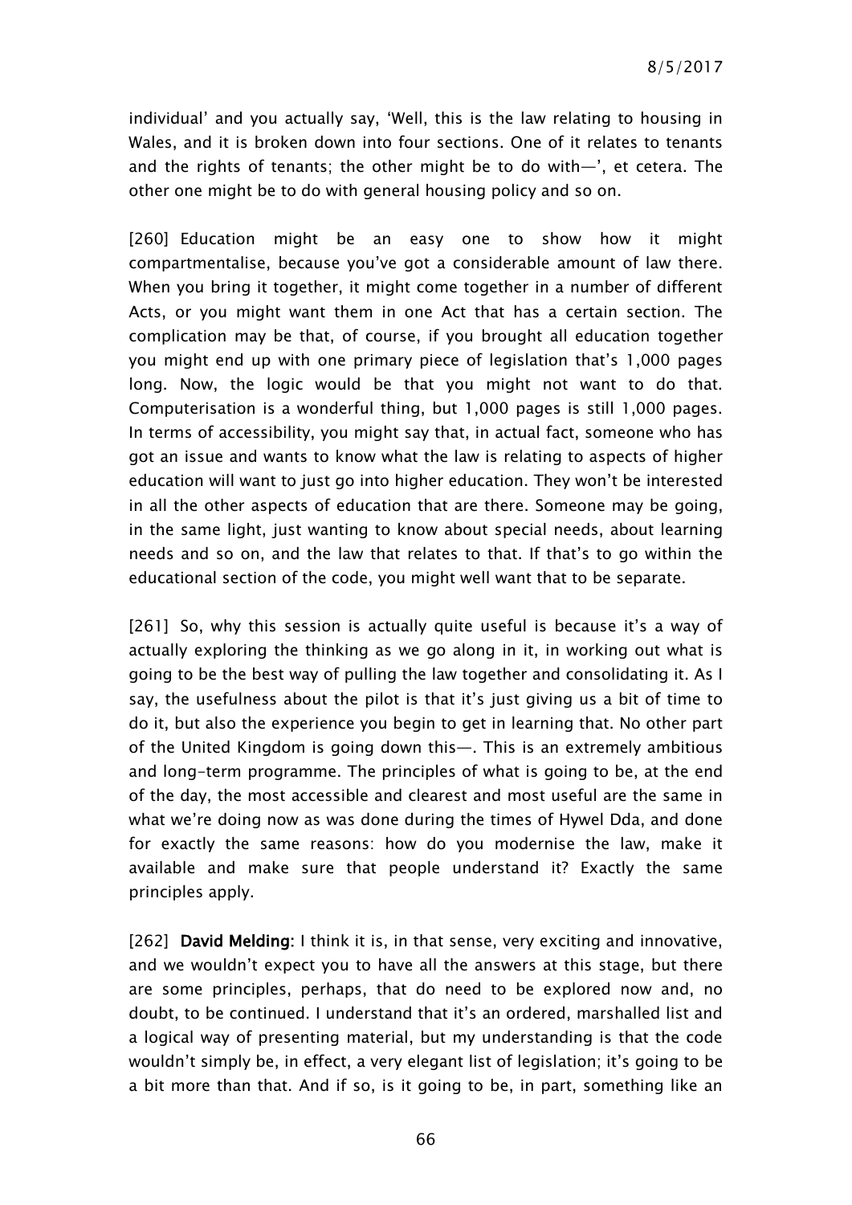individual' and you actually say, 'Well, this is the law relating to housing in Wales, and it is broken down into four sections. One of it relates to tenants and the rights of tenants; the other might be to do with—', et cetera. The other one might be to do with general housing policy and so on.

[260] Education might be an easy one to show how it might compartmentalise, because you've got a considerable amount of law there. When you bring it together, it might come together in a number of different Acts, or you might want them in one Act that has a certain section. The complication may be that, of course, if you brought all education together you might end up with one primary piece of legislation that's 1,000 pages long. Now, the logic would be that you might not want to do that. Computerisation is a wonderful thing, but 1,000 pages is still 1,000 pages. In terms of accessibility, you might say that, in actual fact, someone who has got an issue and wants to know what the law is relating to aspects of higher education will want to just go into higher education. They won't be interested in all the other aspects of education that are there. Someone may be going, in the same light, just wanting to know about special needs, about learning needs and so on, and the law that relates to that. If that's to go within the educational section of the code, you might well want that to be separate.

[261] So, why this session is actually quite useful is because it's a way of actually exploring the thinking as we go along in it, in working out what is going to be the best way of pulling the law together and consolidating it. As I say, the usefulness about the pilot is that it's just giving us a bit of time to do it, but also the experience you begin to get in learning that. No other part of the United Kingdom is going down this—. This is an extremely ambitious and long-term programme. The principles of what is going to be, at the end of the day, the most accessible and clearest and most useful are the same in what we're doing now as was done during the times of Hywel Dda, and done for exactly the same reasons: how do you modernise the law, make it available and make sure that people understand it? Exactly the same principles apply.

[262] **David Melding:** I think it is, in that sense, very exciting and innovative, and we wouldn't expect you to have all the answers at this stage, but there are some principles, perhaps, that do need to be explored now and, no doubt, to be continued. I understand that it's an ordered, marshalled list and a logical way of presenting material, but my understanding is that the code wouldn't simply be, in effect, a very elegant list of legislation; it's going to be a bit more than that. And if so, is it going to be, in part, something like an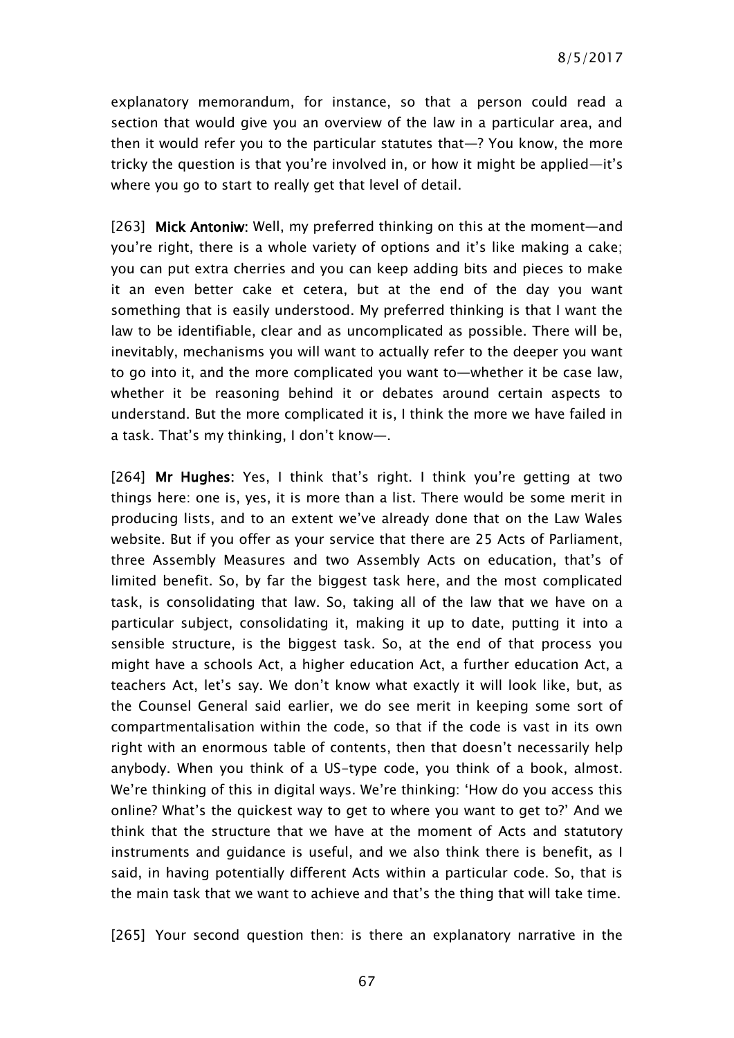explanatory memorandum, for instance, so that a person could read a section that would give you an overview of the law in a particular area, and then it would refer you to the particular statutes that—? You know, the more tricky the question is that you're involved in, or how it might be applied—it's where you go to start to really get that level of detail.

[263] **Mick Antoniw:** Well, my preferred thinking on this at the moment—and you're right, there is a whole variety of options and it's like making a cake; you can put extra cherries and you can keep adding bits and pieces to make it an even better cake et cetera, but at the end of the day you want something that is easily understood. My preferred thinking is that I want the law to be identifiable, clear and as uncomplicated as possible. There will be, inevitably, mechanisms you will want to actually refer to the deeper you want to go into it, and the more complicated you want to—whether it be case law, whether it be reasoning behind it or debates around certain aspects to understand. But the more complicated it is, I think the more we have failed in a task. That's my thinking, I don't know—.

[264] **Mr Hughes:** Yes, I think that's right. I think you're getting at two things here: one is, yes, it is more than a list. There would be some merit in producing lists, and to an extent we've already done that on the Law Wales website. But if you offer as your service that there are 25 Acts of Parliament, three Assembly Measures and two Assembly Acts on education, that's of limited benefit. So, by far the biggest task here, and the most complicated task, is consolidating that law. So, taking all of the law that we have on a particular subject, consolidating it, making it up to date, putting it into a sensible structure, is the biggest task. So, at the end of that process you might have a schools Act, a higher education Act, a further education Act, a teachers Act, let's say. We don't know what exactly it will look like, but, as the Counsel General said earlier, we do see merit in keeping some sort of compartmentalisation within the code, so that if the code is vast in its own right with an enormous table of contents, then that doesn't necessarily help anybody. When you think of a US-type code, you think of a book, almost. We're thinking of this in digital ways. We're thinking: 'How do you access this online? What's the quickest way to get to where you want to get to?' And we think that the structure that we have at the moment of Acts and statutory instruments and guidance is useful, and we also think there is benefit, as I said, in having potentially different Acts within a particular code. So, that is the main task that we want to achieve and that's the thing that will take time.

[265] Your second question then: is there an explanatory narrative in the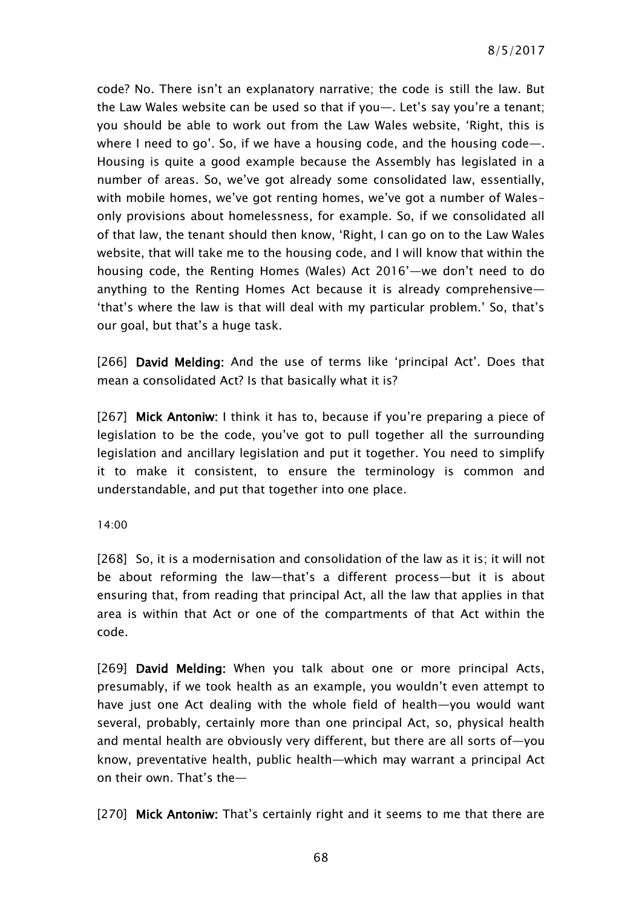code? No. There isn't an explanatory narrative; the code is still the law. But the Law Wales website can be used so that if you—. Let's say you're a tenant; you should be able to work out from the Law Wales website, 'Right, this is where I need to go'. So, if we have a housing code, and the housing code—. Housing is quite a good example because the Assembly has legislated in a number of areas. So, we've got already some consolidated law, essentially, with mobile homes, we've got renting homes, we've got a number of Wales-only provisions about homelessness, for example. So, if we consolidated all of that law, the tenant should then know, 'Right, I can go on to the Law Wales website, that will take me to the housing code, and I will know that within the housing code, the Renting Homes (Wales) Act 2016'—we don't need to do anything to the Renting Homes Act because it is already comprehensive—'that's where the law is that will deal with my particular problem.' So, that's our goal, but that's a huge task.

[266] **David Melding:** And the use of terms like 'principal Act'. Does that mean a consolidated Act? Is that basically what it is?

[267] **Mick Antoniw:** I think it has to, because if you're preparing a piece of legislation to be the code, you've got to pull together all the surrounding legislation and ancillary legislation and put it together. You need to simplify it to make it consistent, to ensure the terminology is common and understandable, and put that together into one place.

14:00

[268] So, it is a modernisation and consolidation of the law as it is; it will not be about reforming the law—that's a different process—but it is about ensuring that, from reading that principal Act, all the law that applies in that area is within that Act or one of the compartments of that Act within the code.

[269] **David Melding:** When you talk about one or more principal Acts, presumably, if we took health as an example, you wouldn't even attempt to have just one Act dealing with the whole field of health—you would want several, probably, certainly more than one principal Act, so, physical health and mental health are obviously very different, but there are all sorts of—you know, preventative health, public health—which may warrant a principal Act on their own. That's the—

[270] **Mick Antoniw:** That's certainly right and it seems to me that there are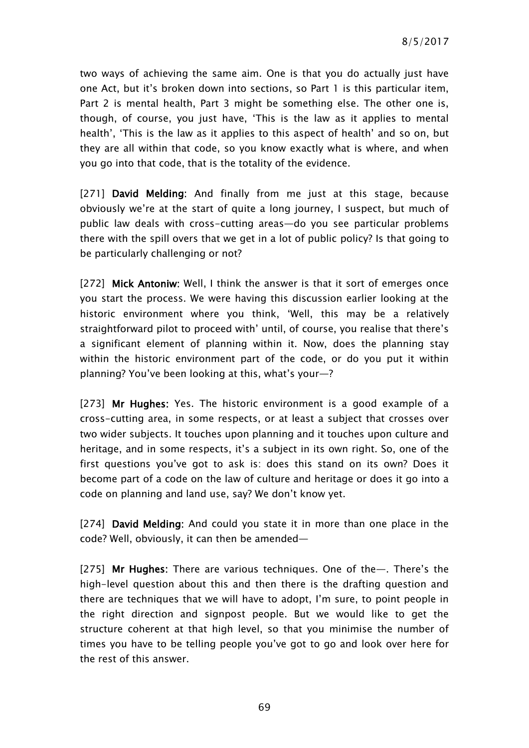two ways of achieving the same aim. One is that you do actually just have one Act, but it's broken down into sections, so Part 1 is this particular item, Part 2 is mental health, Part 3 might be something else. The other one is, though, of course, you just have, 'This is the law as it applies to mental health', 'This is the law as it applies to this aspect of health' and so on, but they are all within that code, so you know exactly what is where, and when you go into that code, that is the totality of the evidence.

[271] **David Melding**: And finally from me just at this stage, because obviously we're at the start of quite a long journey, I suspect, but much of public law deals with cross-cutting areas—do you see particular problems there with the spill overs that we get in a lot of public policy? Is that going to be particularly challenging or not?

[272] **Mick Antoniw:** Well, I think the answer is that it sort of emerges once you start the process. We were having this discussion earlier looking at the historic environment where you think, 'Well, this may be a relatively straightforward pilot to proceed with' until, of course, you realise that there's a significant element of planning within it. Now, does the planning stay within the historic environment part of the code, or do you put it within planning? You've been looking at this, what's your—?

[273] **Mr Hughes:** Yes. The historic environment is a good example of a cross-cutting area, in some respects, or at least a subject that crosses over two wider subjects. It touches upon planning and it touches upon culture and heritage, and in some respects, it's a subject in its own right. So, one of the first questions you've got to ask is: does this stand on its own? Does it become part of a code on the law of culture and heritage or does it go into a code on planning and land use, say? We don't know yet.

[274] **David Melding:** And could you state it in more than one place in the code? Well, obviously, it can then be amended—

[275] **Mr Hughes:** There are various techniques. One of the—. There's the high-level question about this and then there is the drafting question and there are techniques that we will have to adopt, I'm sure, to point people in the right direction and signpost people. But we would like to get the structure coherent at that high level, so that you minimise the number of times you have to be telling people you've got to go and look over here for the rest of this answer.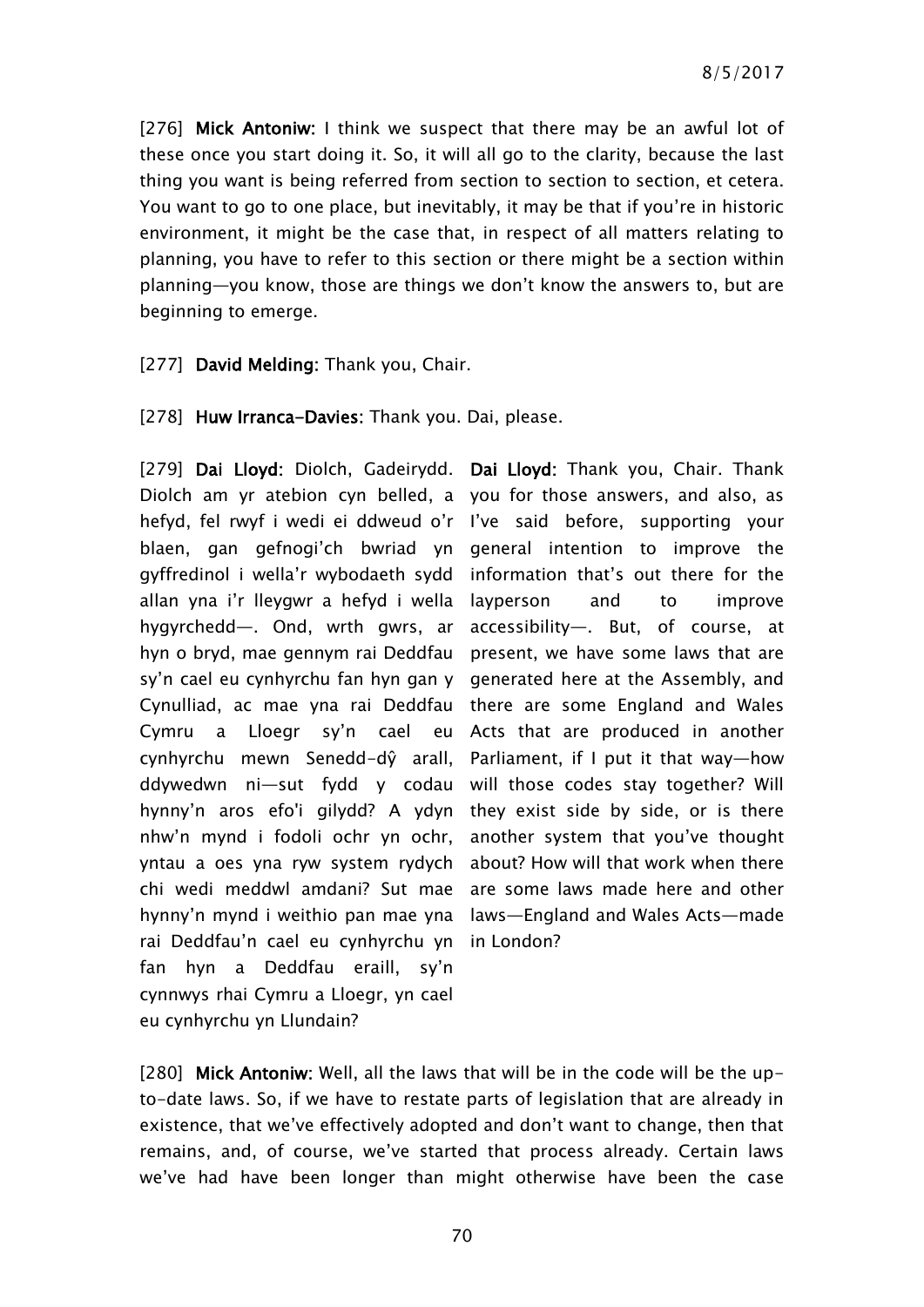[276] **Mick Antoniw**: I think we suspect that there may be an awful lot of these once you start doing it. So, it will all go to the clarity, because the last thing you want is being referred from section to section to section, et cetera. You want to go to one place, but inevitably, it may be that if you're in historic environment, it might be the case that, in respect of all matters relating to planning, you have to refer to this section or there might be a section within planning—you know, those are things we don't know the answers to, but are beginning to emerge.

[277] **David Melding**: Thank you, Chair.

[278] **Huw Irranca-Davies**: Thank you. Dai, please.

[279] **Dai Lloyd**: Diolch, Gadeirydd. Diolch am yr atebion cyn belled, a hefyd, fel rwyf i wedi ei ddweud o'r blaen, gan gefnogi'ch bwriad yn gyffredinol i wella'r wybodaeth sydd allan yna i'r lleygwr a hefyd i wella hygyrchedd—. Ond, wrth gwrs, ar hyn o bryd, mae gennym rai Deddfau sy'n cael eu cynhyrchu fan hyn gan y Cynulliad, ac mae yna rai Deddfau Cymru a Lloegr sy'n cael eu cynhyrchu mewn Senedd-dŷ arall, ddywedwn ni—sut fydd y codau hynny'n aros efo'i gilydd? A ydyn nhw'n mynd i fodoli ochr yn ochr, yntau a oes yna ryw system rydych chi wedi meddwl amdani? Sut mae hynny'n mynd i weithio pan mae yna rai Deddfau'n cael eu cynhyrchu yn fan hyn a Deddfau eraill, sy'n cynnwys rhai Cymru a Lloegr, yn cael eu cynhyrchu yn Llundain?

**Dai Lloyd**: Thank you, Chair. Thank you for those answers, and also, as I've said before, supporting your general intention to improve the information that's out there for the layperson and to improve accessibility—. But, of course, at present, we have some laws that are generated here at the Assembly, and there are some England and Wales Acts that are produced in another Parliament, if I put it that way—how will those codes stay together? Will they exist side by side, or is there another system that you've thought about? How will that work when there are some laws made here and other laws—England and Wales Acts—made in London?

[280] **Mick Antoniw**: Well, all the laws that will be in the code will be the up-to-date laws. So, if we have to restate parts of legislation that are already in existence, that we've effectively adopted and don't want to change, then that remains, and, of course, we've started that process already. Certain laws we've had have been longer than might otherwise have been the case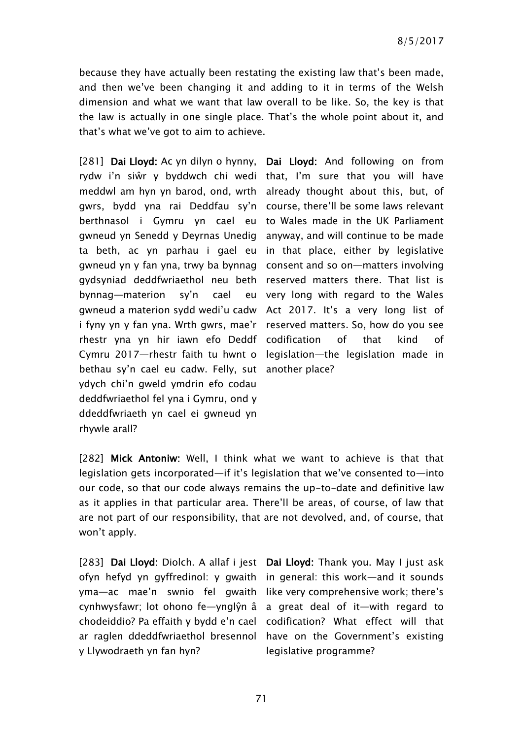because they have actually been restating the existing law that's been made, and then we've been changing it and adding to it in terms of the Welsh dimension and what we want that law overall to be like. So, the key is that the law is actually in one single place. That's the whole point about it, and that's what we've got to aim to achieve.

[281] **Dai Lloyd:** Ac yn dilyn o hynny, rydw i'n siŵr y byddwch chi wedi meddwl am hyn yn barod, ond, wrth gwrs, bydd yna rai Deddfau sy'n berthnasol i Gymru yn cael eu gwneud yn Senedd y Deyrnas Unedig ta beth, ac yn parhau i gael eu gwneud yn y fan yna, trwy ba bynnag gydsyniad deddfwriaethol neu beth bynnag—materion sy'n cael eu gwneud a materion sydd wedi'u cadw i fyny yn y fan yna. Wrth gwrs, mae'r rhestr yna yn hir iawn efo Deddf Cymru 2017—rhestr faith tu hwnt o bethau sy'n cael eu cadw. Felly, sut ydych chi'n gweld ymdrin efo codau deddfwriaethol fel yna i Gymru, ond y ddeddfwriaeth yn cael ei gwneud yn rhywle arall?

**Dai Lloyd:** And following on from that, I'm sure that you will have already thought about this, but, of course, there'll be some laws relevant to Wales made in the UK Parliament anyway, and will continue to be made in that place, either by legislative consent and so on—matters involving reserved matters there. That list is very long with regard to the Wales Act 2017. It's a very long list of reserved matters. So, how do you see codification of that kind of legislation—the legislation made in another place?

[282] **Mick Antoniw:** Well, I think what we want to achieve is that that legislation gets incorporated—if it's legislation that we've consented to—into our code, so that our code always remains the up-to-date and definitive law as it applies in that particular area. There'll be areas, of course, of law that are not part of our responsibility, that are not devolved, and, of course, that won't apply.

[283] **Dai Lloyd:** Diolch. A allaf i jest ofyn hefyd yn gyffredinol: y gwaith yma—ac mae'n swnio fel gwaith cynhwysfawr; lot ohono fe—ynglŷn â chodeiddio? Pa effaith y bydd e'n cael ar raglen ddeddfwriaethol bresennol y Llywodraeth yn fan hyn?

**Dai Lloyd:** Thank you. May I just ask in general: this work—and it sounds like very comprehensive work; there's a great deal of it—with regard to codification? What effect will that have on the Government's existing legislative programme?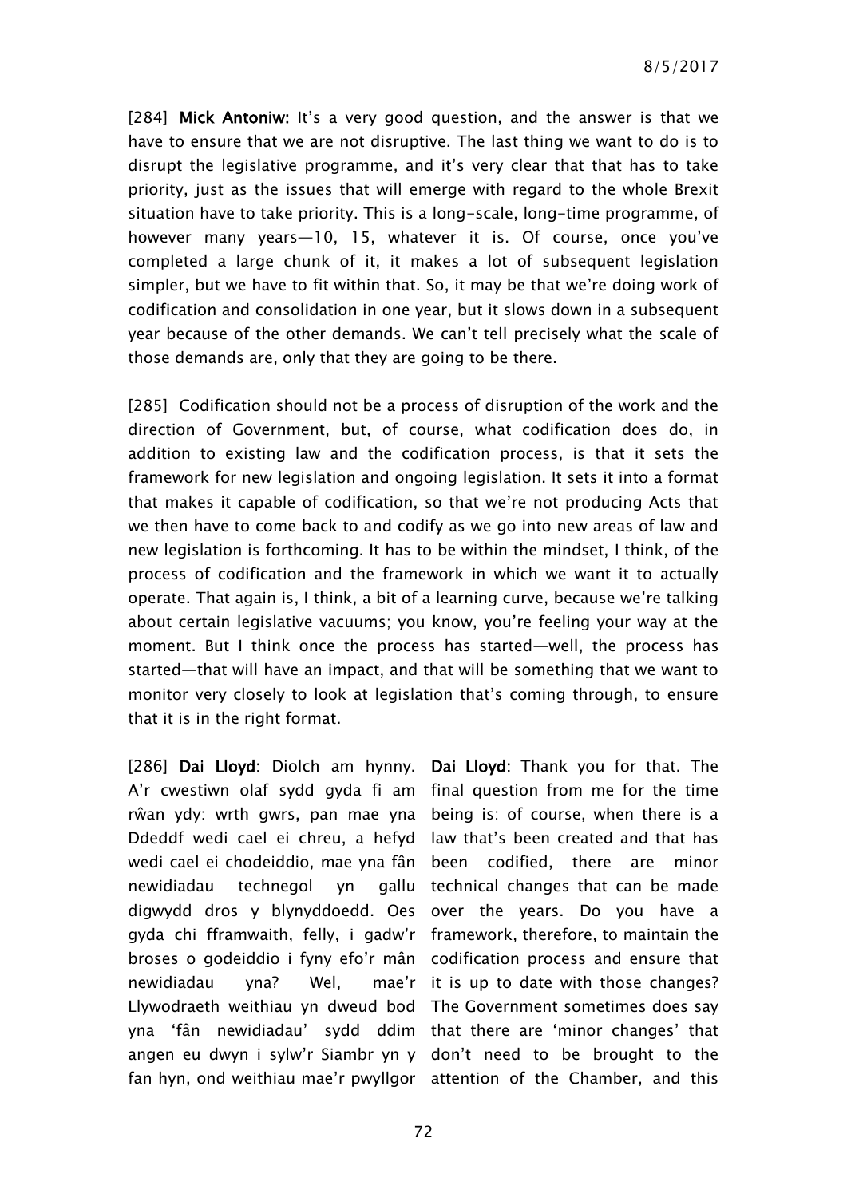[284] **Mick Antoniw**: It's a very good question, and the answer is that we have to ensure that we are not disruptive. The last thing we want to do is to disrupt the legislative programme, and it's very clear that that has to take priority, just as the issues that will emerge with regard to the whole Brexit situation have to take priority. This is a long-scale, long-time programme, of however many years—10, 15, whatever it is. Of course, once you've completed a large chunk of it, it makes a lot of subsequent legislation simpler, but we have to fit within that. So, it may be that we're doing work of codification and consolidation in one year, but it slows down in a subsequent year because of the other demands. We can't tell precisely what the scale of those demands are, only that they are going to be there.

[285] Codification should not be a process of disruption of the work and the direction of Government, but, of course, what codification does do, in addition to existing law and the codification process, is that it sets the framework for new legislation and ongoing legislation. It sets it into a format that makes it capable of codification, so that we're not producing Acts that we then have to come back to and codify as we go into new areas of law and new legislation is forthcoming. It has to be within the mindset, I think, of the process of codification and the framework in which we want it to actually operate. That again is, I think, a bit of a learning curve, because we're talking about certain legislative vacuums; you know, you're feeling your way at the moment. But I think once the process has started—well, the process has started—that will have an impact, and that will be something that we want to monitor very closely to look at legislation that's coming through, to ensure that it is in the right format.

[286] **Dai Lloyd**: Diolch am hynny. A'r cwestiwn olaf sydd gyda fi am rŵan ydy: wrth gwrs, pan mae yna Ddeddf wedi cael ei chreu, a hefyd wedi cael ei chodeiddio, mae yna fân newidiadau technegol yn gallu digwydd dros y blynyddoedd. Oes gyda chi fframwaith, felly, i gadw'r broses o godeiddio i fyny efo'r mân newidiadau yna? Wel, mae'r Llywodraeth weithiau yn dweud bod yna 'fân newidiadau' sydd ddim angen eu dwyn i sylw'r Siambr yn y fan hyn, ond weithiau mae'r pwyllgor

**Dai Lloyd**: Thank you for that. The final question from me for the time being is: of course, when there is a law that's been created and that has been codified, there are minor technical changes that can be made over the years. Do you have a framework, therefore, to maintain the codification process and ensure that it is up to date with those changes? The Government sometimes does say that there are 'minor changes' that don't need to be brought to the attention of the Chamber, and this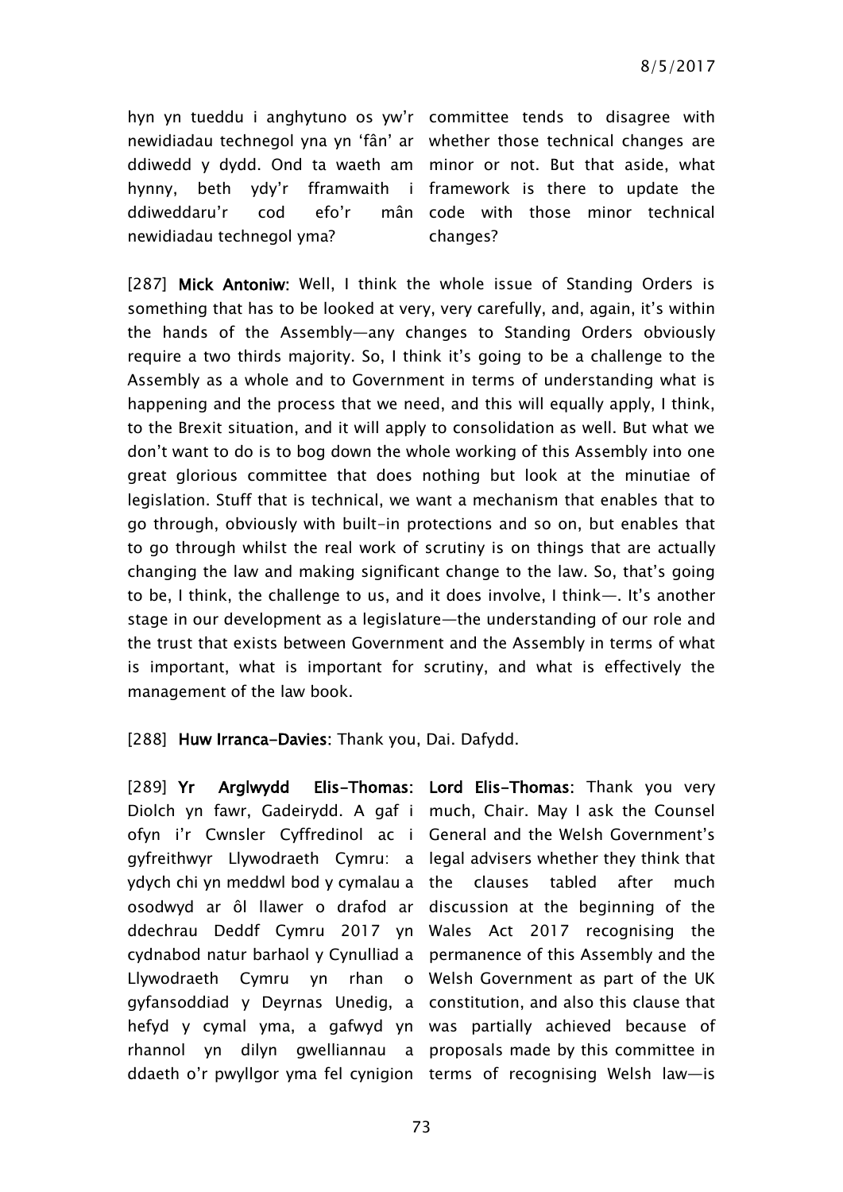hyn yn tueddu i anghytuno os yw'r newidiadau technegol yna yn 'fân' ar ddiwedd y dydd. Ond ta waeth am hynny, beth ydy'r fframwaith i ddiweddaru'r cod efo'r mân newidiadau technegol yma?

committee tends to disagree with whether those technical changes are minor or not. But that aside, what framework is there to update the code with those minor technical changes?

[287] **Mick Antoniw**: Well, I think the whole issue of Standing Orders is something that has to be looked at very, very carefully, and, again, it's within the hands of the Assembly—any changes to Standing Orders obviously require a two thirds majority. So, I think it's going to be a challenge to the Assembly as a whole and to Government in terms of understanding what is happening and the process that we need, and this will equally apply, I think, to the Brexit situation, and it will apply to consolidation as well. But what we don't want to do is to bog down the whole working of this Assembly into one great glorious committee that does nothing but look at the minutiae of legislation. Stuff that is technical, we want a mechanism that enables that to go through, obviously with built-in protections and so on, but enables that to go through whilst the real work of scrutiny is on things that are actually changing the law and making significant change to the law. So, that's going to be, I think, the challenge to us, and it does involve, I think—. It's another stage in our development as a legislature—the understanding of our role and the trust that exists between Government and the Assembly in terms of what is important, what is important for scrutiny, and what is effectively the management of the law book.

[288] **Huw Irranca-Davies**: Thank you, Dai. Dafydd.

[289] **Yr Arglwydd Elis-Thomas**: Diolch yn fawr, Gadeirydd. A gaf i ofyn i'r Cwnsler Cyffredinol ac i gyfreithwyr Llywodraeth Cymru: a ydych chi yn meddwl bod y cymalau a osodwyd ar ôl llawer o drafod ar ddechrau Deddf Cymru 2017 yn cydnabod natur barhaol y Cynulliad a Llywodraeth Cymru yn rhan o gyfansoddiad y Deyrnas Unedig, a hefyd y cymal yma, a gafwyd yn rhannol yn dilyn gwelliannau a ddaeth o'r pwyllgor yma fel cynigion

**Lord Elis-Thomas**: Thank you very much, Chair. May I ask the Counsel General and the Welsh Government's legal advisers whether they think that the clauses tabled after much discussion at the beginning of the Wales Act 2017 recognising the permanence of this Assembly and the Welsh Government as part of the UK constitution, and also this clause that was partially achieved because of proposals made by this committee in terms of recognising Welsh law—is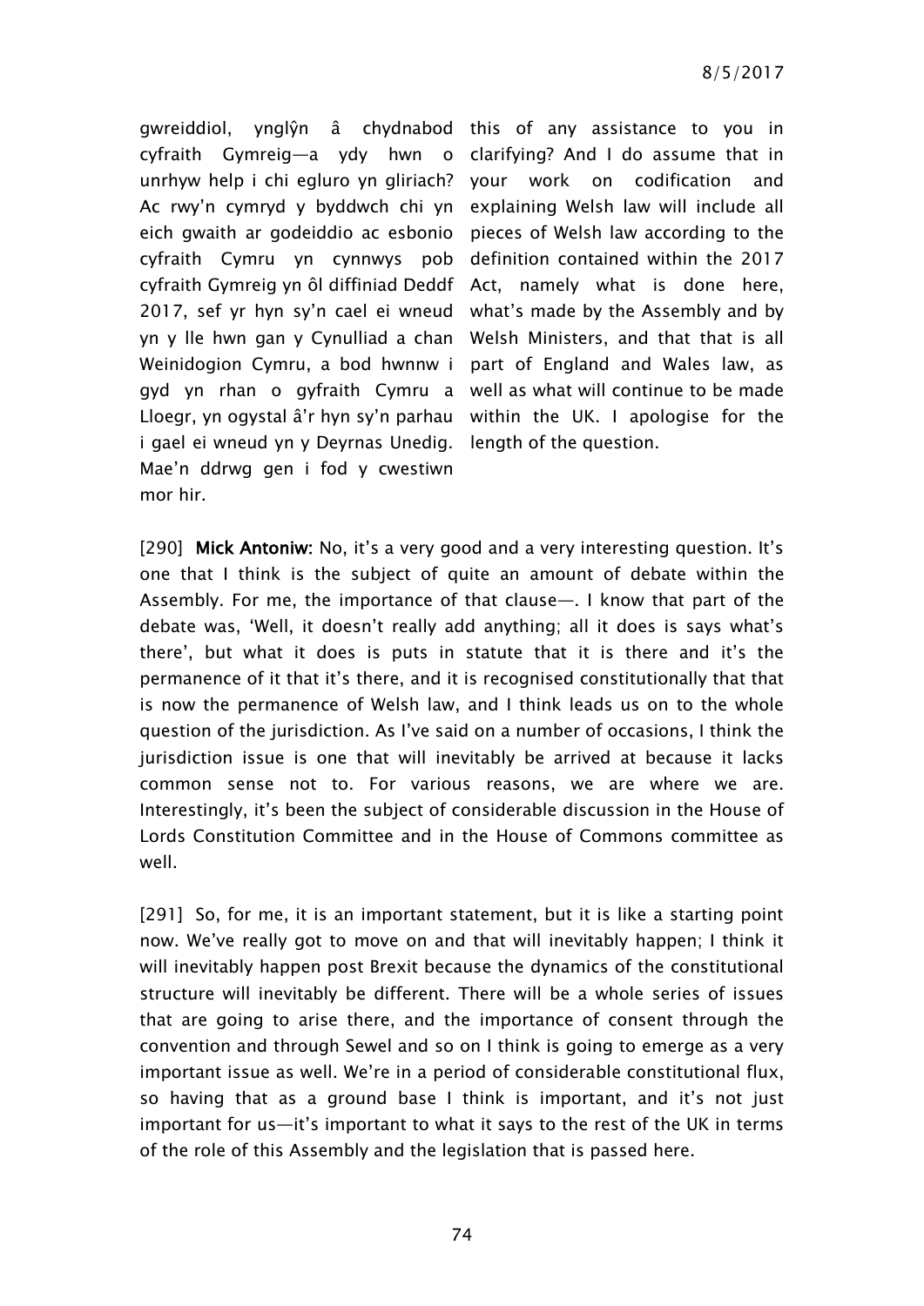gwreiddiol, ynglŷn â chydnabod cyfraith Gymreig—a ydy hwn o unrhyw help i chi egluro yn gliriach? Ac rwy'n cymryd y byddwch chi yn eich gwaith ar godeiddio ac esbonio cyfraith Cymru yn cynnwys pob cyfraith Gymreig yn ôl diffiniad Deddf 2017, sef yr hyn sy'n cael ei wneud yn y lle hwn gan y Cynulliad a chan Weinidogion Cymru, a bod hwnnw i gyd yn rhan o gyfraith Cymru a Lloegr, yn ogystal â'r hyn sy'n parhau i gael ei wneud yn y Deyrnas Unedig. Mae'n ddrwg gen i fod y cwestiwn mor hir.

this of any assistance to you in clarifying? And I do assume that in your work on codification and explaining Welsh law will include all pieces of Welsh law according to the definition contained within the 2017 Act, namely what is done here, what's made by the Assembly and by Welsh Ministers, and that that is all part of England and Wales law, as well as what will continue to be made within the UK. I apologise for the length of the question.

[290] **Mick Antoniw:** No, it's a very good and a very interesting question. It's one that I think is the subject of quite an amount of debate within the Assembly. For me, the importance of that clause—. I know that part of the debate was, 'Well, it doesn't really add anything; all it does is says what's there', but what it does is puts in statute that it is there and it's the permanence of it that it's there, and it is recognised constitutionally that that is now the permanence of Welsh law, and I think leads us on to the whole question of the jurisdiction. As I've said on a number of occasions, I think the jurisdiction issue is one that will inevitably be arrived at because it lacks common sense not to. For various reasons, we are where we are. Interestingly, it's been the subject of considerable discussion in the House of Lords Constitution Committee and in the House of Commons committee as well.

[291] So, for me, it is an important statement, but it is like a starting point now. We've really got to move on and that will inevitably happen; I think it will inevitably happen post Brexit because the dynamics of the constitutional structure will inevitably be different. There will be a whole series of issues that are going to arise there, and the importance of consent through the convention and through Sewel and so on I think is going to emerge as a very important issue as well. We're in a period of considerable constitutional flux, so having that as a ground base I think is important, and it's not just important for us—it's important to what it says to the rest of the UK in terms of the role of this Assembly and the legislation that is passed here.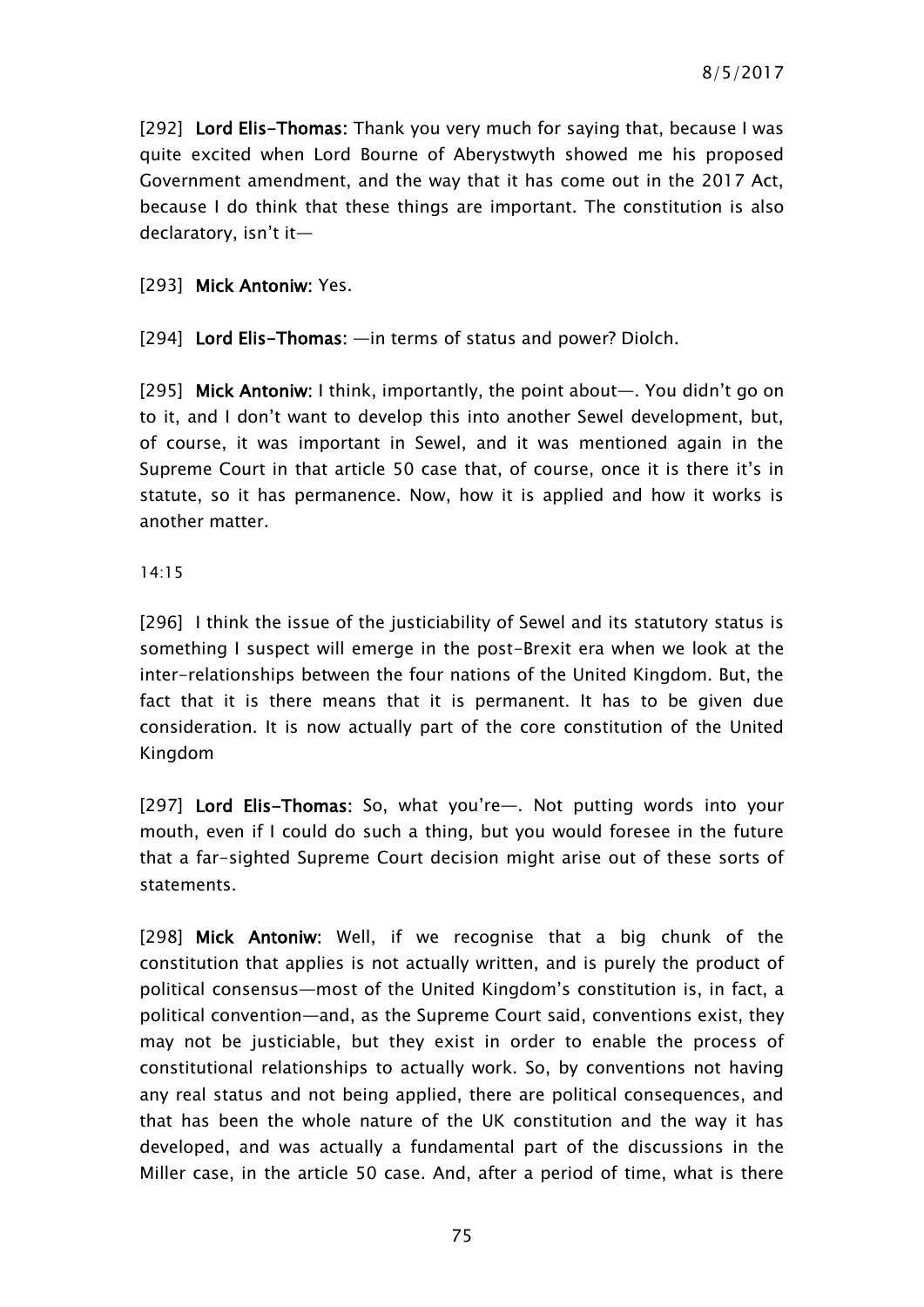[292] **Lord Elis-Thomas:** Thank you very much for saying that, because I was quite excited when Lord Bourne of Aberystwyth showed me his proposed Government amendment, and the way that it has come out in the 2017 Act, because I do think that these things are important. The constitution is also declaratory, isn't it—

[293] **Mick Antoniw:** Yes.

[294] **Lord Elis-Thomas:** —in terms of status and power? Diolch.

[295] **Mick Antoniw:** I think, importantly, the point about—. You didn't go on to it, and I don't want to develop this into another Sewel development, but, of course, it was important in Sewel, and it was mentioned again in the Supreme Court in that article 50 case that, of course, once it is there it's in statute, so it has permanence. Now, how it is applied and how it works is another matter.

14:15

[296] I think the issue of the justiciability of Sewel and its statutory status is something I suspect will emerge in the post-Brexit era when we look at the inter-relationships between the four nations of the United Kingdom. But, the fact that it is there means that it is permanent. It has to be given due consideration. It is now actually part of the core constitution of the United Kingdom

[297] **Lord Elis-Thomas:** So, what you're—. Not putting words into your mouth, even if I could do such a thing, but you would foresee in the future that a far-sighted Supreme Court decision might arise out of these sorts of statements.

[298] **Mick Antoniw:** Well, if we recognise that a big chunk of the constitution that applies is not actually written, and is purely the product of political consensus—most of the United Kingdom's constitution is, in fact, a political convention—and, as the Supreme Court said, conventions exist, they may not be justiciable, but they exist in order to enable the process of constitutional relationships to actually work. So, by conventions not having any real status and not being applied, there are political consequences, and that has been the whole nature of the UK constitution and the way it has developed, and was actually a fundamental part of the discussions in the Miller case, in the article 50 case. And, after a period of time, what is there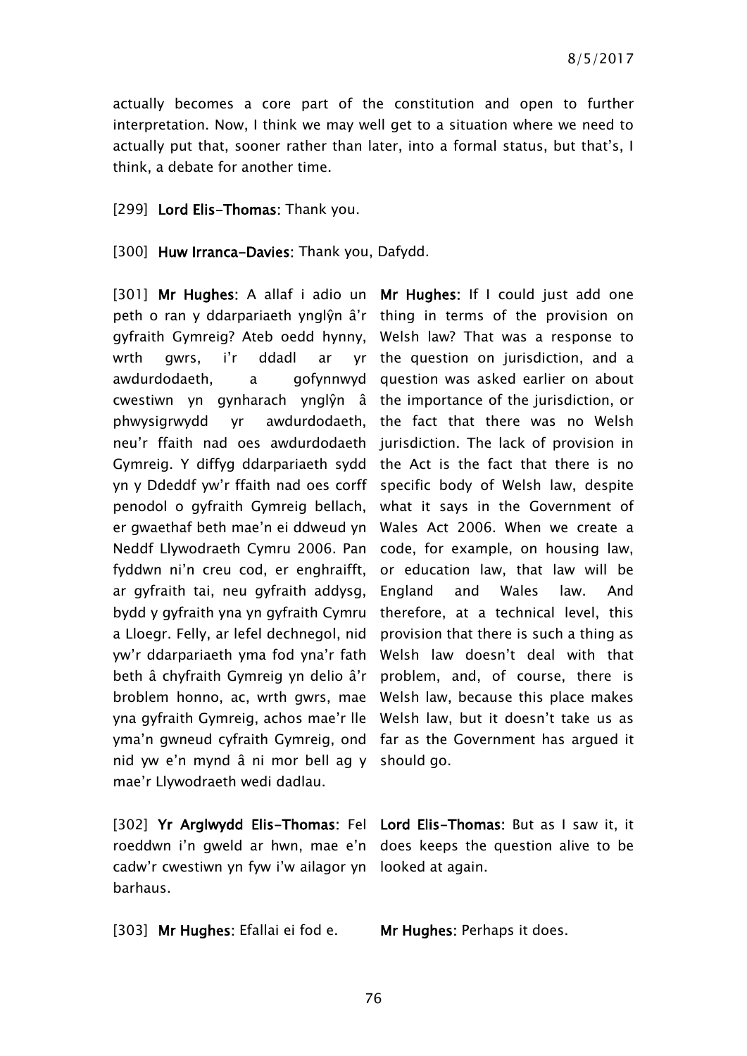actually becomes a core part of the constitution and open to further interpretation. Now, I think we may well get to a situation where we need to actually put that, sooner rather than later, into a formal status, but that's, I think, a debate for another time.

[299] **Lord Elis-Thomas**: Thank you.

[300] **Huw Irranca-Davies**: Thank you, Dafydd.

| | |
|---|---|
| [301] **Mr Hughes**: A allaf i adio un peth o ran y ddarpariaeth ynglŷn â'r gyfraith Gymreig? Ateb oedd hynny, wrth gwrs, i'r ddadl ar yr awdurdodaeth, a gofynnwyd cwestiwn yn gynharach ynglŷn â phwysigrwydd yr awdurdodaeth, neu'r ffaith nad oes awdurdodaeth Gymreig. Y diffyg ddarpariaeth sydd yn y Ddeddf yw'r ffaith nad oes corff penodol o gyfraith Gymreig bellach, er gwaethaf beth mae'n ei ddweud yn Neddf Llywodraeth Cymru 2006. Pan fyddwn ni'n creu cod, er enghraifft, ar gyfraith tai, neu gyfraith addysg, bydd y gyfraith yna yn gyfraith Cymru a Lloegr. Felly, ar lefel dechnegol, nid yw'r ddarpariaeth yma fod yna'r fath beth â chyfraith Gymreig yn delio â'r broblem honno, ac, wrth gwrs, mae yna gyfraith Gymreig, achos mae'r lle yma'n gwneud cyfraith Gymreig, ond nid yw e'n mynd â ni mor bell ag y mae'r Llywodraeth wedi dadlau. | **Mr Hughes**: If I could just add one thing in terms of the provision on Welsh law? That was a response to the question on jurisdiction, and a question was asked earlier on about the importance of the jurisdiction, or the fact that there was no Welsh jurisdiction. The lack of provision in the Act is the fact that there is no specific body of Welsh law, despite what it says in the Government of Wales Act 2006. When we create a code, for example, on housing law, or education law, that law will be England and Wales law. And therefore, at a technical level, this provision that there is such a thing as Welsh law doesn't deal with that problem, and, of course, there is Welsh law, because this place makes Welsh law, but it doesn't take us as far as the Government has argued it should go. |
| [302] **Yr Arglwydd Elis-Thomas**: Fel roeddwn i'n gweld ar hwn, mae e'n cadw'r cwestiwn yn fyw i'w ailagor yn barhaus. | **Lord Elis-Thomas**: But as I saw it, it does keeps the question alive to be looked at again. |
| [303] **Mr Hughes**: Efallai ei fod e. | **Mr Hughes**: Perhaps it does. |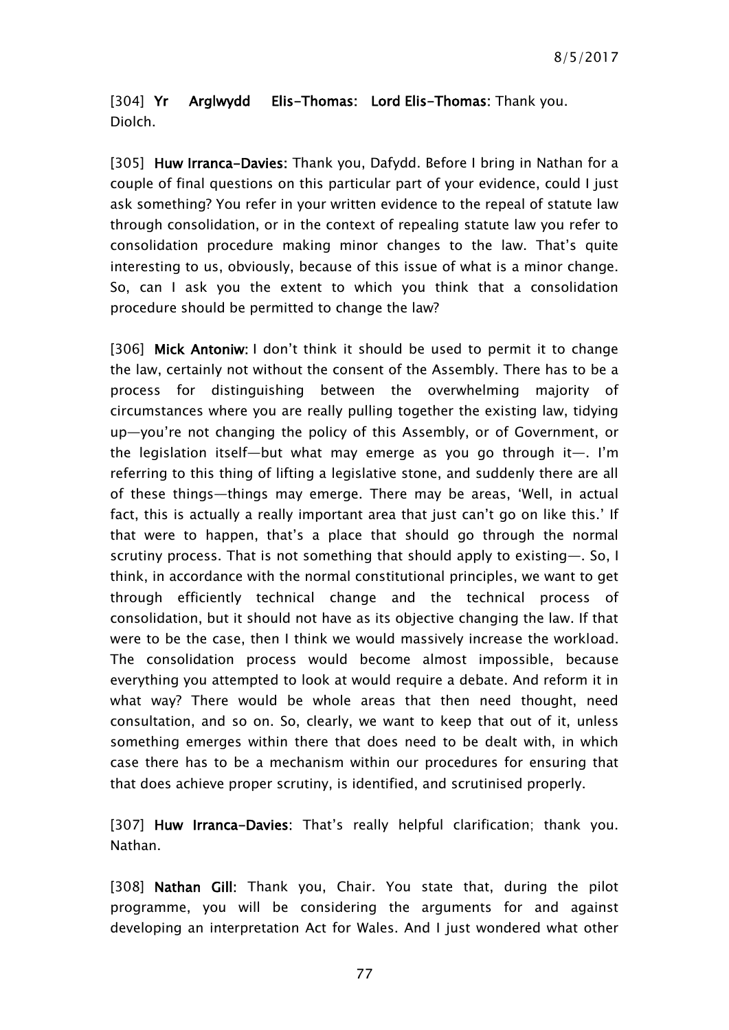[304] **Yr Arglwydd Elis-Thomas: Lord Elis-Thomas**: Thank you. Diolch.

[305] **Huw Irranca-Davies:** Thank you, Dafydd. Before I bring in Nathan for a couple of final questions on this particular part of your evidence, could I just ask something? You refer in your written evidence to the repeal of statute law through consolidation, or in the context of repealing statute law you refer to consolidation procedure making minor changes to the law. That's quite interesting to us, obviously, because of this issue of what is a minor change. So, can I ask you the extent to which you think that a consolidation procedure should be permitted to change the law?

[306] **Mick Antoniw:** I don't think it should be used to permit it to change the law, certainly not without the consent of the Assembly. There has to be a process for distinguishing between the overwhelming majority of circumstances where you are really pulling together the existing law, tidying up—you're not changing the policy of this Assembly, or of Government, or the legislation itself—but what may emerge as you go through it—. I'm referring to this thing of lifting a legislative stone, and suddenly there are all of these things—things may emerge. There may be areas, 'Well, in actual fact, this is actually a really important area that just can't go on like this.' If that were to happen, that's a place that should go through the normal scrutiny process. That is not something that should apply to existing—. So, I think, in accordance with the normal constitutional principles, we want to get through efficiently technical change and the technical process of consolidation, but it should not have as its objective changing the law. If that were to be the case, then I think we would massively increase the workload. The consolidation process would become almost impossible, because everything you attempted to look at would require a debate. And reform it in what way? There would be whole areas that then need thought, need consultation, and so on. So, clearly, we want to keep that out of it, unless something emerges within there that does need to be dealt with, in which case there has to be a mechanism within our procedures for ensuring that that does achieve proper scrutiny, is identified, and scrutinised properly.

[307] **Huw Irranca-Davies**: That's really helpful clarification; thank you. Nathan.

[308] **Nathan Gill**: Thank you, Chair. You state that, during the pilot programme, you will be considering the arguments for and against developing an interpretation Act for Wales. And I just wondered what other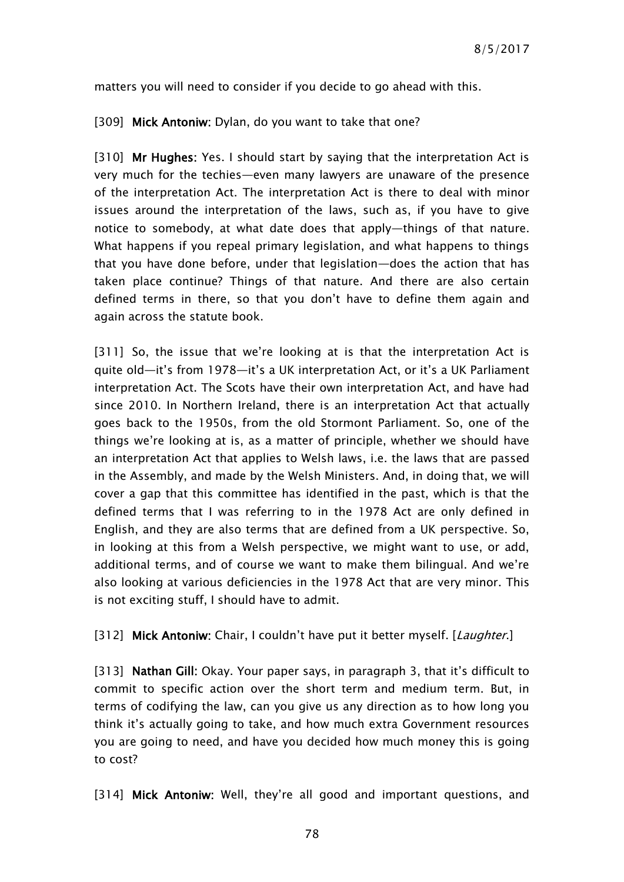matters you will need to consider if you decide to go ahead with this.

[309] **Mick Antoniw:** Dylan, do you want to take that one?

[310] **Mr Hughes:** Yes. I should start by saying that the interpretation Act is very much for the techies—even many lawyers are unaware of the presence of the interpretation Act. The interpretation Act is there to deal with minor issues around the interpretation of the laws, such as, if you have to give notice to somebody, at what date does that apply—things of that nature. What happens if you repeal primary legislation, and what happens to things that you have done before, under that legislation—does the action that has taken place continue? Things of that nature. And there are also certain defined terms in there, so that you don't have to define them again and again across the statute book.

[311] So, the issue that we're looking at is that the interpretation Act is quite old—it's from 1978—it's a UK interpretation Act, or it's a UK Parliament interpretation Act. The Scots have their own interpretation Act, and have had since 2010. In Northern Ireland, there is an interpretation Act that actually goes back to the 1950s, from the old Stormont Parliament. So, one of the things we're looking at is, as a matter of principle, whether we should have an interpretation Act that applies to Welsh laws, i.e. the laws that are passed in the Assembly, and made by the Welsh Ministers. And, in doing that, we will cover a gap that this committee has identified in the past, which is that the defined terms that I was referring to in the 1978 Act are only defined in English, and they are also terms that are defined from a UK perspective. So, in looking at this from a Welsh perspective, we might want to use, or add, additional terms, and of course we want to make them bilingual. And we're also looking at various deficiencies in the 1978 Act that are very minor. This is not exciting stuff, I should have to admit.

[312] **Mick Antoniw:** Chair, I couldn't have put it better myself. [*Laughter.*]

[313] **Nathan Gill:** Okay. Your paper says, in paragraph 3, that it's difficult to commit to specific action over the short term and medium term. But, in terms of codifying the law, can you give us any direction as to how long you think it's actually going to take, and how much extra Government resources you are going to need, and have you decided how much money this is going to cost?

[314] **Mick Antoniw:** Well, they're all good and important questions, and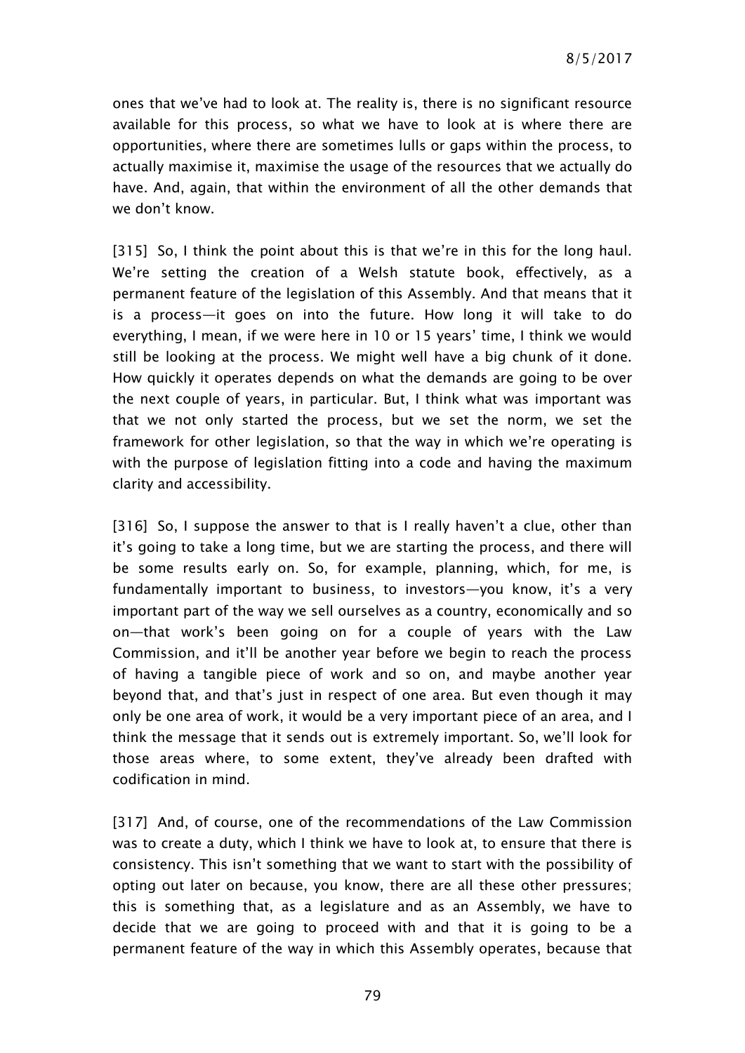ones that we've had to look at. The reality is, there is no significant resource available for this process, so what we have to look at is where there are opportunities, where there are sometimes lulls or gaps within the process, to actually maximise it, maximise the usage of the resources that we actually do have. And, again, that within the environment of all the other demands that we don't know.

[315] So, I think the point about this is that we're in this for the long haul. We're setting the creation of a Welsh statute book, effectively, as a permanent feature of the legislation of this Assembly. And that means that it is a process—it goes on into the future. How long it will take to do everything, I mean, if we were here in 10 or 15 years' time, I think we would still be looking at the process. We might well have a big chunk of it done. How quickly it operates depends on what the demands are going to be over the next couple of years, in particular. But, I think what was important was that we not only started the process, but we set the norm, we set the framework for other legislation, so that the way in which we're operating is with the purpose of legislation fitting into a code and having the maximum clarity and accessibility.

[316] So, I suppose the answer to that is I really haven't a clue, other than it's going to take a long time, but we are starting the process, and there will be some results early on. So, for example, planning, which, for me, is fundamentally important to business, to investors—you know, it's a very important part of the way we sell ourselves as a country, economically and so on—that work's been going on for a couple of years with the Law Commission, and it'll be another year before we begin to reach the process of having a tangible piece of work and so on, and maybe another year beyond that, and that's just in respect of one area. But even though it may only be one area of work, it would be a very important piece of an area, and I think the message that it sends out is extremely important. So, we'll look for those areas where, to some extent, they've already been drafted with codification in mind.

[317] And, of course, one of the recommendations of the Law Commission was to create a duty, which I think we have to look at, to ensure that there is consistency. This isn't something that we want to start with the possibility of opting out later on because, you know, there are all these other pressures; this is something that, as a legislature and as an Assembly, we have to decide that we are going to proceed with and that it is going to be a permanent feature of the way in which this Assembly operates, because that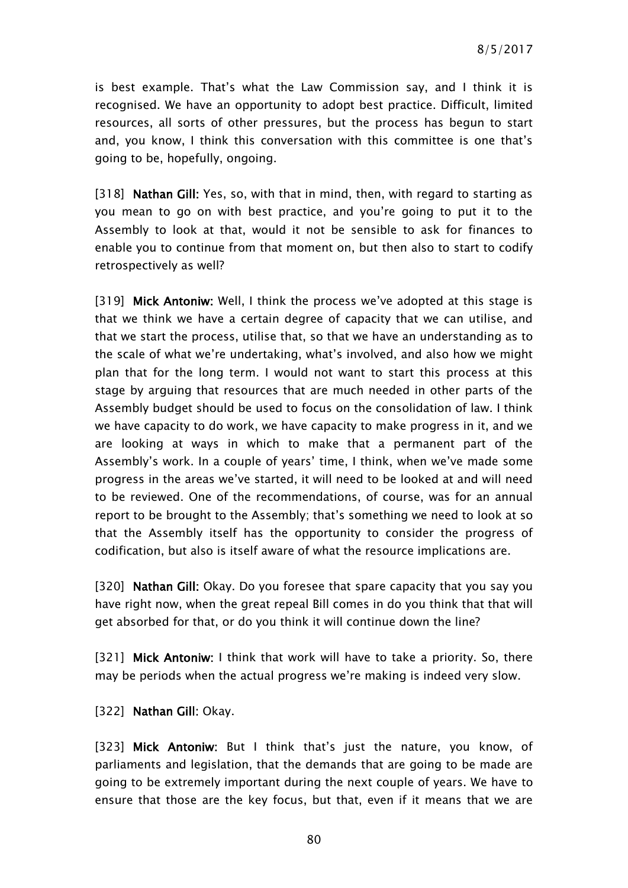is best example. That's what the Law Commission say, and I think it is recognised. We have an opportunity to adopt best practice. Difficult, limited resources, all sorts of other pressures, but the process has begun to start and, you know, I think this conversation with this committee is one that's going to be, hopefully, ongoing.

[318] **Nathan Gill:** Yes, so, with that in mind, then, with regard to starting as you mean to go on with best practice, and you're going to put it to the Assembly to look at that, would it not be sensible to ask for finances to enable you to continue from that moment on, but then also to start to codify retrospectively as well?

[319] **Mick Antoniw:** Well, I think the process we've adopted at this stage is that we think we have a certain degree of capacity that we can utilise, and that we start the process, utilise that, so that we have an understanding as to the scale of what we're undertaking, what's involved, and also how we might plan that for the long term. I would not want to start this process at this stage by arguing that resources that are much needed in other parts of the Assembly budget should be used to focus on the consolidation of law. I think we have capacity to do work, we have capacity to make progress in it, and we are looking at ways in which to make that a permanent part of the Assembly's work. In a couple of years' time, I think, when we've made some progress in the areas we've started, it will need to be looked at and will need to be reviewed. One of the recommendations, of course, was for an annual report to be brought to the Assembly; that's something we need to look at so that the Assembly itself has the opportunity to consider the progress of codification, but also is itself aware of what the resource implications are.

[320] **Nathan Gill:** Okay. Do you foresee that spare capacity that you say you have right now, when the great repeal Bill comes in do you think that that will get absorbed for that, or do you think it will continue down the line?

[321] **Mick Antoniw:** I think that work will have to take a priority. So, there may be periods when the actual progress we're making is indeed very slow.

[322] **Nathan Gill:** Okay.

[323] **Mick Antoniw:** But I think that's just the nature, you know, of parliaments and legislation, that the demands that are going to be made are going to be extremely important during the next couple of years. We have to ensure that those are the key focus, but that, even if it means that we are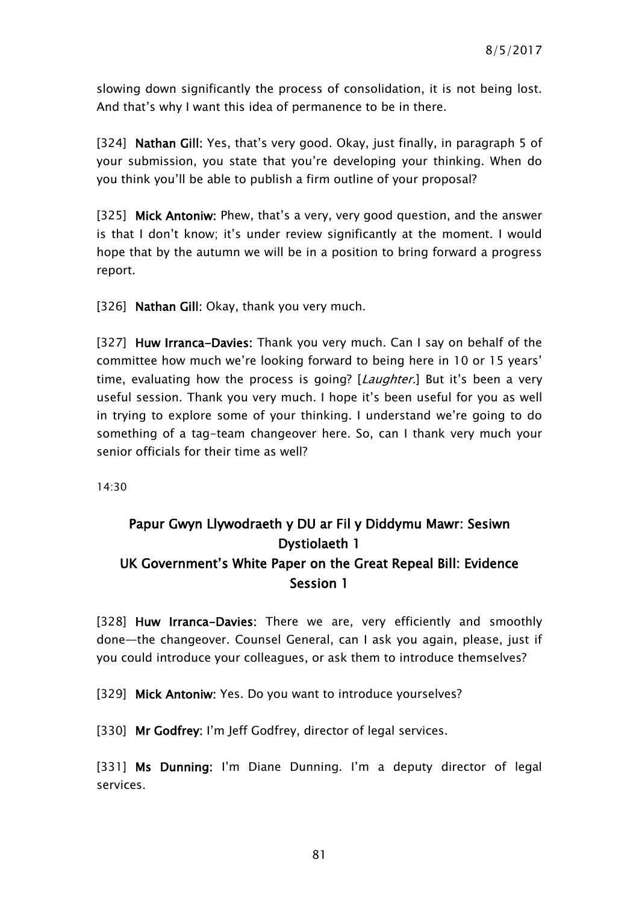slowing down significantly the process of consolidation, it is not being lost. And that's why I want this idea of permanence to be in there.

[324] **Nathan Gill:** Yes, that's very good. Okay, just finally, in paragraph 5 of your submission, you state that you're developing your thinking. When do you think you'll be able to publish a firm outline of your proposal?

[325] **Mick Antoniw:** Phew, that's a very, very good question, and the answer is that I don't know; it's under review significantly at the moment. I would hope that by the autumn we will be in a position to bring forward a progress report.

[326] **Nathan Gill:** Okay, thank you very much.

[327] **Huw Irranca-Davies:** Thank you very much. Can I say on behalf of the committee how much we're looking forward to being here in 10 or 15 years' time, evaluating how the process is going? [*Laughter.*] But it's been a very useful session. Thank you very much. I hope it's been useful for you as well in trying to explore some of your thinking. I understand we're going to do something of a tag-team changeover here. So, can I thank very much your senior officials for their time as well?

14:30

## Papur Gwyn Llywodraeth y DU ar Fil y Diddymu Mawr: Sesiwn Dystiolaeth 1
## UK Government's White Paper on the Great Repeal Bill: Evidence Session 1

[328] **Huw Irranca-Davies:** There we are, very efficiently and smoothly done—the changeover. Counsel General, can I ask you again, please, just if you could introduce your colleagues, or ask them to introduce themselves?

[329] **Mick Antoniw:** Yes. Do you want to introduce yourselves?

[330] **Mr Godfrey:** I'm Jeff Godfrey, director of legal services.

[331] **Ms Dunning:** I'm Diane Dunning. I'm a deputy director of legal services.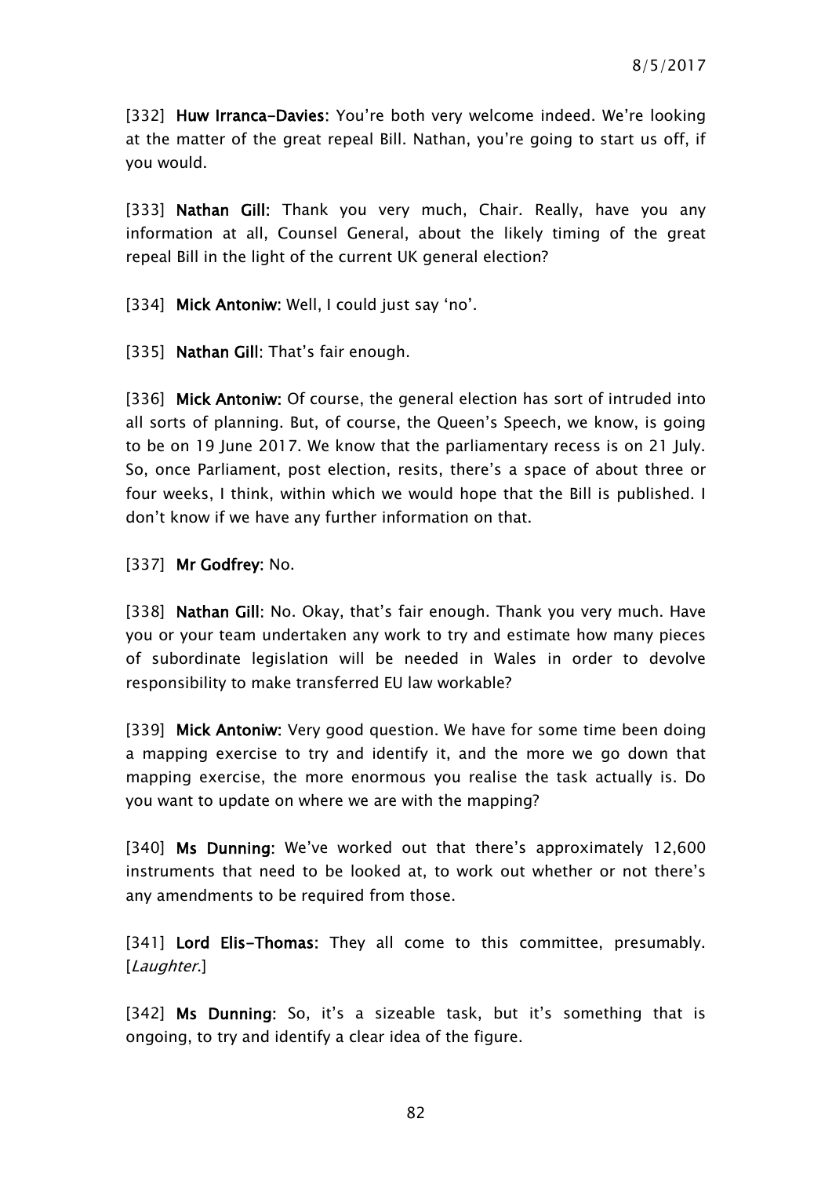[332] **Huw Irranca-Davies**: You're both very welcome indeed. We're looking at the matter of the great repeal Bill. Nathan, you're going to start us off, if you would.

[333] **Nathan Gill:** Thank you very much, Chair. Really, have you any information at all, Counsel General, about the likely timing of the great repeal Bill in the light of the current UK general election?

[334] **Mick Antoniw:** Well, I could just say 'no'.

[335] **Nathan Gill**: That's fair enough.

[336] **Mick Antoniw:** Of course, the general election has sort of intruded into all sorts of planning. But, of course, the Queen's Speech, we know, is going to be on 19 June 2017. We know that the parliamentary recess is on 21 July. So, once Parliament, post election, resits, there's a space of about three or four weeks, I think, within which we would hope that the Bill is published. I don't know if we have any further information on that.

[337] **Mr Godfrey:** No.

[338] **Nathan Gill**: No. Okay, that's fair enough. Thank you very much. Have you or your team undertaken any work to try and estimate how many pieces of subordinate legislation will be needed in Wales in order to devolve responsibility to make transferred EU law workable?

[339] **Mick Antoniw:** Very good question. We have for some time been doing a mapping exercise to try and identify it, and the more we go down that mapping exercise, the more enormous you realise the task actually is. Do you want to update on where we are with the mapping?

[340] **Ms Dunning**: We've worked out that there's approximately 12,600 instruments that need to be looked at, to work out whether or not there's any amendments to be required from those.

[341] **Lord Elis-Thomas:** They all come to this committee, presumably. [*Laughter.*]

[342] **Ms Dunning**: So, it's a sizeable task, but it's something that is ongoing, to try and identify a clear idea of the figure.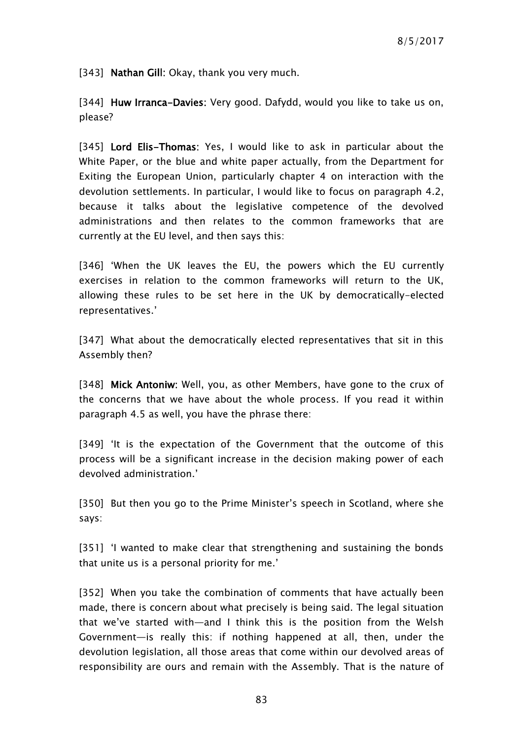[343] **Nathan Gill**: Okay, thank you very much.

[344] **Huw Irranca-Davies**: Very good. Dafydd, would you like to take us on, please?

[345] **Lord Elis-Thomas**: Yes, I would like to ask in particular about the White Paper, or the blue and white paper actually, from the Department for Exiting the European Union, particularly chapter 4 on interaction with the devolution settlements. In particular, I would like to focus on paragraph 4.2, because it talks about the legislative competence of the devolved administrations and then relates to the common frameworks that are currently at the EU level, and then says this:

[346] 'When the UK leaves the EU, the powers which the EU currently exercises in relation to the common frameworks will return to the UK, allowing these rules to be set here in the UK by democratically-elected representatives.'

[347] What about the democratically elected representatives that sit in this Assembly then?

[348] **Mick Antoniw**: Well, you, as other Members, have gone to the crux of the concerns that we have about the whole process. If you read it within paragraph 4.5 as well, you have the phrase there:

[349] 'It is the expectation of the Government that the outcome of this process will be a significant increase in the decision making power of each devolved administration.'

[350] But then you go to the Prime Minister's speech in Scotland, where she says:

[351] 'I wanted to make clear that strengthening and sustaining the bonds that unite us is a personal priority for me.'

[352] When you take the combination of comments that have actually been made, there is concern about what precisely is being said. The legal situation that we've started with—and I think this is the position from the Welsh Government—is really this: if nothing happened at all, then, under the devolution legislation, all those areas that come within our devolved areas of responsibility are ours and remain with the Assembly. That is the nature of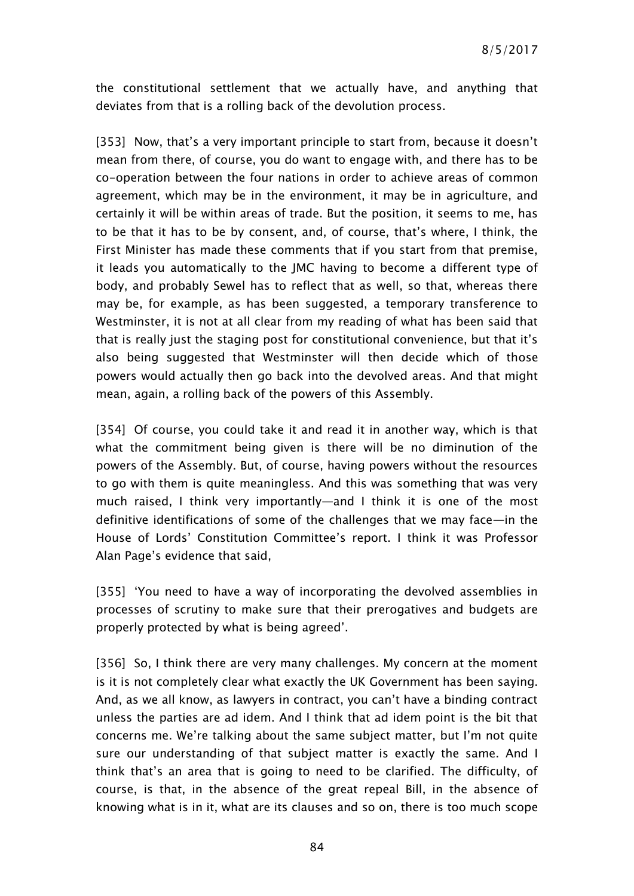the constitutional settlement that we actually have, and anything that deviates from that is a rolling back of the devolution process.

[353] Now, that's a very important principle to start from, because it doesn't mean from there, of course, you do want to engage with, and there has to be co-operation between the four nations in order to achieve areas of common agreement, which may be in the environment, it may be in agriculture, and certainly it will be within areas of trade. But the position, it seems to me, has to be that it has to be by consent, and, of course, that's where, I think, the First Minister has made these comments that if you start from that premise, it leads you automatically to the JMC having to become a different type of body, and probably Sewel has to reflect that as well, so that, whereas there may be, for example, as has been suggested, a temporary transference to Westminster, it is not at all clear from my reading of what has been said that that is really just the staging post for constitutional convenience, but that it's also being suggested that Westminster will then decide which of those powers would actually then go back into the devolved areas. And that might mean, again, a rolling back of the powers of this Assembly.

[354] Of course, you could take it and read it in another way, which is that what the commitment being given is there will be no diminution of the powers of the Assembly. But, of course, having powers without the resources to go with them is quite meaningless. And this was something that was very much raised, I think very importantly—and I think it is one of the most definitive identifications of some of the challenges that we may face—in the House of Lords' Constitution Committee's report. I think it was Professor Alan Page's evidence that said,

[355] 'You need to have a way of incorporating the devolved assemblies in processes of scrutiny to make sure that their prerogatives and budgets are properly protected by what is being agreed'.

[356] So, I think there are very many challenges. My concern at the moment is it is not completely clear what exactly the UK Government has been saying. And, as we all know, as lawyers in contract, you can't have a binding contract unless the parties are ad idem. And I think that ad idem point is the bit that concerns me. We're talking about the same subject matter, but I'm not quite sure our understanding of that subject matter is exactly the same. And I think that's an area that is going to need to be clarified. The difficulty, of course, is that, in the absence of the great repeal Bill, in the absence of knowing what is in it, what are its clauses and so on, there is too much scope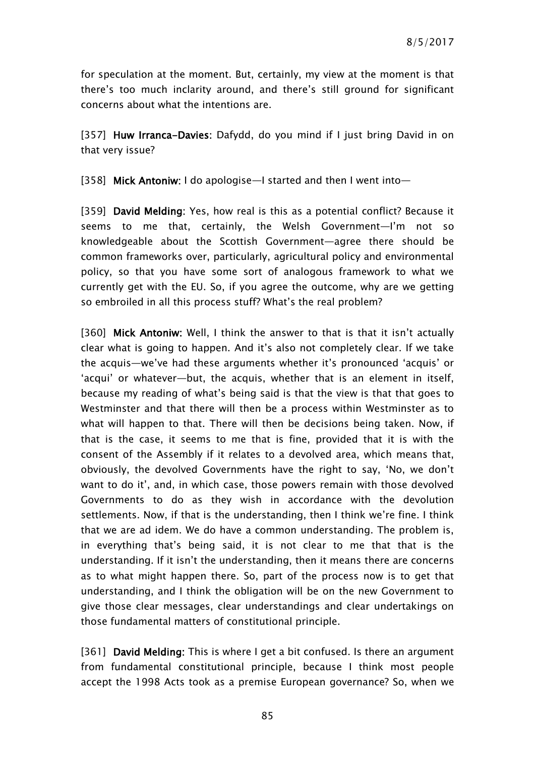for speculation at the moment. But, certainly, my view at the moment is that there's too much inclarity around, and there's still ground for significant concerns about what the intentions are.

[357] **Huw Irranca-Davies**: Dafydd, do you mind if I just bring David in on that very issue?

[358] **Mick Antoniw**: I do apologise—I started and then I went into—

[359] **David Melding**: Yes, how real is this as a potential conflict? Because it seems to me that, certainly, the Welsh Government—I'm not so knowledgeable about the Scottish Government—agree there should be common frameworks over, particularly, agricultural policy and environmental policy, so that you have some sort of analogous framework to what we currently get with the EU. So, if you agree the outcome, why are we getting so embroiled in all this process stuff? What's the real problem?

[360] **Mick Antoniw:** Well, I think the answer to that is that it isn't actually clear what is going to happen. And it's also not completely clear. If we take the acquis—we've had these arguments whether it's pronounced 'acquis' or 'acqui' or whatever—but, the acquis, whether that is an element in itself, because my reading of what's being said is that the view is that that goes to Westminster and that there will then be a process within Westminster as to what will happen to that. There will then be decisions being taken. Now, if that is the case, it seems to me that is fine, provided that it is with the consent of the Assembly if it relates to a devolved area, which means that, obviously, the devolved Governments have the right to say, 'No, we don't want to do it', and, in which case, those powers remain with those devolved Governments to do as they wish in accordance with the devolution settlements. Now, if that is the understanding, then I think we're fine. I think that we are ad idem. We do have a common understanding. The problem is, in everything that's being said, it is not clear to me that that is the understanding. If it isn't the understanding, then it means there are concerns as to what might happen there. So, part of the process now is to get that understanding, and I think the obligation will be on the new Government to give those clear messages, clear understandings and clear undertakings on those fundamental matters of constitutional principle.

[361] **David Melding:** This is where I get a bit confused. Is there an argument from fundamental constitutional principle, because I think most people accept the 1998 Acts took as a premise European governance? So, when we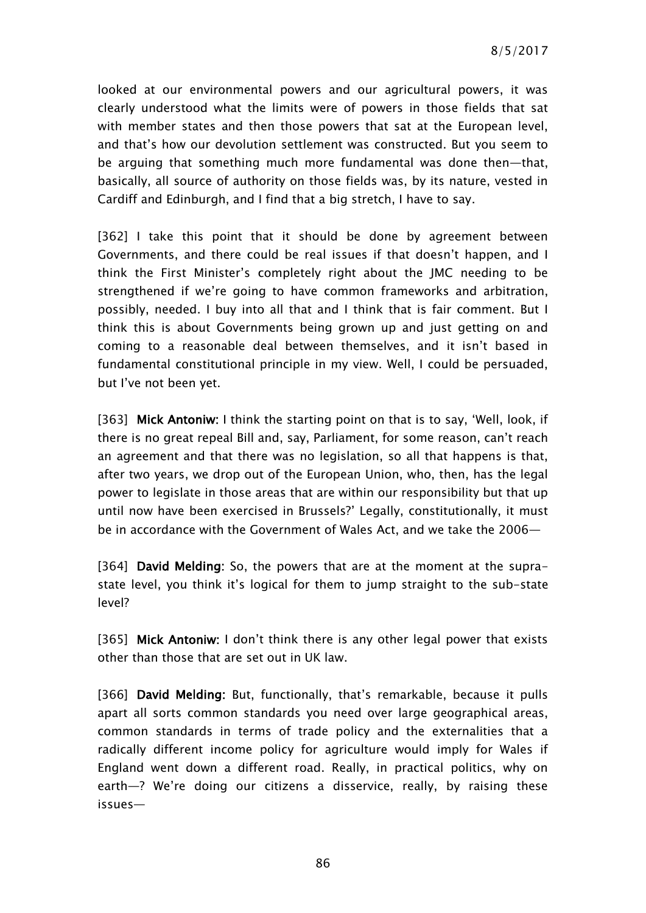looked at our environmental powers and our agricultural powers, it was clearly understood what the limits were of powers in those fields that sat with member states and then those powers that sat at the European level, and that's how our devolution settlement was constructed. But you seem to be arguing that something much more fundamental was done then—that, basically, all source of authority on those fields was, by its nature, vested in Cardiff and Edinburgh, and I find that a big stretch, I have to say.

[362] I take this point that it should be done by agreement between Governments, and there could be real issues if that doesn't happen, and I think the First Minister's completely right about the JMC needing to be strengthened if we're going to have common frameworks and arbitration, possibly, needed. I buy into all that and I think that is fair comment. But I think this is about Governments being grown up and just getting on and coming to a reasonable deal between themselves, and it isn't based in fundamental constitutional principle in my view. Well, I could be persuaded, but I've not been yet.

[363] **Mick Antoniw:** I think the starting point on that is to say, 'Well, look, if there is no great repeal Bill and, say, Parliament, for some reason, can't reach an agreement and that there was no legislation, so all that happens is that, after two years, we drop out of the European Union, who, then, has the legal power to legislate in those areas that are within our responsibility but that up until now have been exercised in Brussels?' Legally, constitutionally, it must be in accordance with the Government of Wales Act, and we take the 2006—

[364] **David Melding:** So, the powers that are at the moment at the supra-state level, you think it's logical for them to jump straight to the sub-state level?

[365] **Mick Antoniw:** I don't think there is any other legal power that exists other than those that are set out in UK law.

[366] **David Melding:** But, functionally, that's remarkable, because it pulls apart all sorts common standards you need over large geographical areas, common standards in terms of trade policy and the externalities that a radically different income policy for agriculture would imply for Wales if England went down a different road. Really, in practical politics, why on earth—? We're doing our citizens a disservice, really, by raising these issues—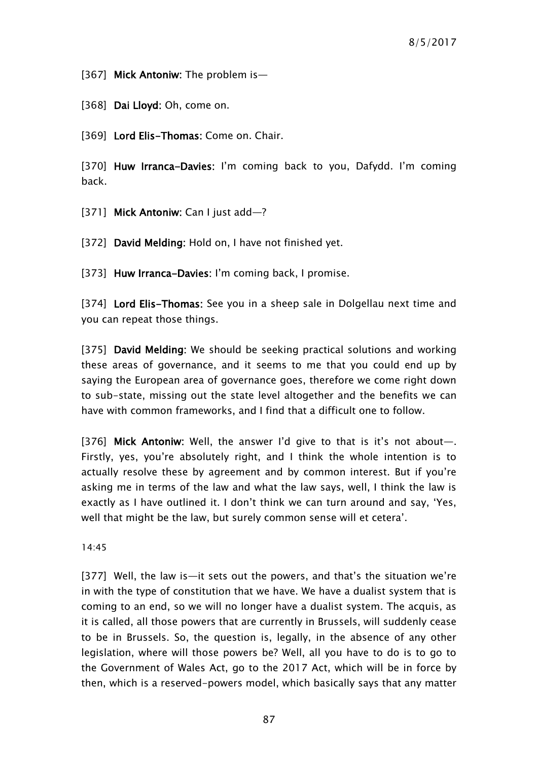[367] **Mick Antoniw:** The problem is—

[368] **Dai Lloyd:** Oh, come on.

[369] **Lord Elis-Thomas:** Come on. Chair.

[370] **Huw Irranca-Davies:** I'm coming back to you, Dafydd. I'm coming back.

[371] **Mick Antoniw:** Can I just add—?

[372] **David Melding:** Hold on, I have not finished yet.

[373] **Huw Irranca-Davies:** I'm coming back, I promise.

[374] **Lord Elis-Thomas:** See you in a sheep sale in Dolgellau next time and you can repeat those things.

[375] **David Melding:** We should be seeking practical solutions and working these areas of governance, and it seems to me that you could end up by saying the European area of governance goes, therefore we come right down to sub-state, missing out the state level altogether and the benefits we can have with common frameworks, and I find that a difficult one to follow.

[376] **Mick Antoniw:** Well, the answer I'd give to that is it's not about—. Firstly, yes, you're absolutely right, and I think the whole intention is to actually resolve these by agreement and by common interest. But if you're asking me in terms of the law and what the law says, well, I think the law is exactly as I have outlined it. I don't think we can turn around and say, 'Yes, well that might be the law, but surely common sense will et cetera'.

14:45

[377] Well, the law is—it sets out the powers, and that's the situation we're in with the type of constitution that we have. We have a dualist system that is coming to an end, so we will no longer have a dualist system. The acquis, as it is called, all those powers that are currently in Brussels, will suddenly cease to be in Brussels. So, the question is, legally, in the absence of any other legislation, where will those powers be? Well, all you have to do is to go to the Government of Wales Act, go to the 2017 Act, which will be in force by then, which is a reserved-powers model, which basically says that any matter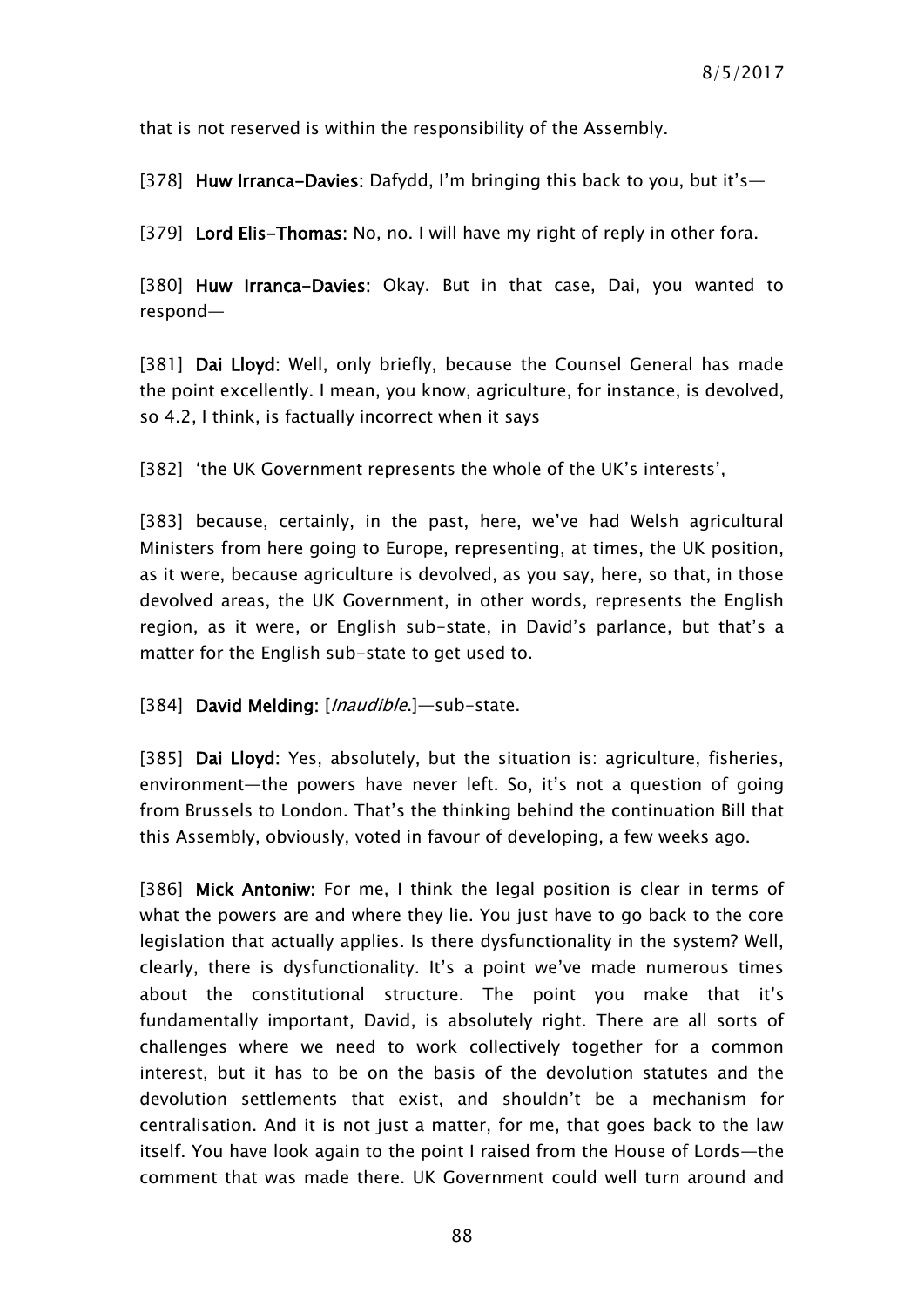that is not reserved is within the responsibility of the Assembly.

[378] **Huw Irranca-Davies:** Dafydd, I'm bringing this back to you, but it's—

[379] **Lord Elis-Thomas:** No, no. I will have my right of reply in other fora.

[380] **Huw Irranca-Davies:** Okay. But in that case, Dai, you wanted to respond—

[381] **Dai Lloyd:** Well, only briefly, because the Counsel General has made the point excellently. I mean, you know, agriculture, for instance, is devolved, so 4.2, I think, is factually incorrect when it says

[382] 'the UK Government represents the whole of the UK's interests',

[383] because, certainly, in the past, here, we've had Welsh agricultural Ministers from here going to Europe, representing, at times, the UK position, as it were, because agriculture is devolved, as you say, here, so that, in those devolved areas, the UK Government, in other words, represents the English region, as it were, or English sub-state, in David's parlance, but that's a matter for the English sub-state to get used to.

[384] **David Melding:** [*Inaudible.*]—sub-state.

[385] **Dai Lloyd:** Yes, absolutely, but the situation is: agriculture, fisheries, environment—the powers have never left. So, it's not a question of going from Brussels to London. That's the thinking behind the continuation Bill that this Assembly, obviously, voted in favour of developing, a few weeks ago.

[386] **Mick Antoniw:** For me, I think the legal position is clear in terms of what the powers are and where they lie. You just have to go back to the core legislation that actually applies. Is there dysfunctionality in the system? Well, clearly, there is dysfunctionality. It's a point we've made numerous times about the constitutional structure. The point you make that it's fundamentally important, David, is absolutely right. There are all sorts of challenges where we need to work collectively together for a common interest, but it has to be on the basis of the devolution statutes and the devolution settlements that exist, and shouldn't be a mechanism for centralisation. And it is not just a matter, for me, that goes back to the law itself. You have look again to the point I raised from the House of Lords—the comment that was made there. UK Government could well turn around and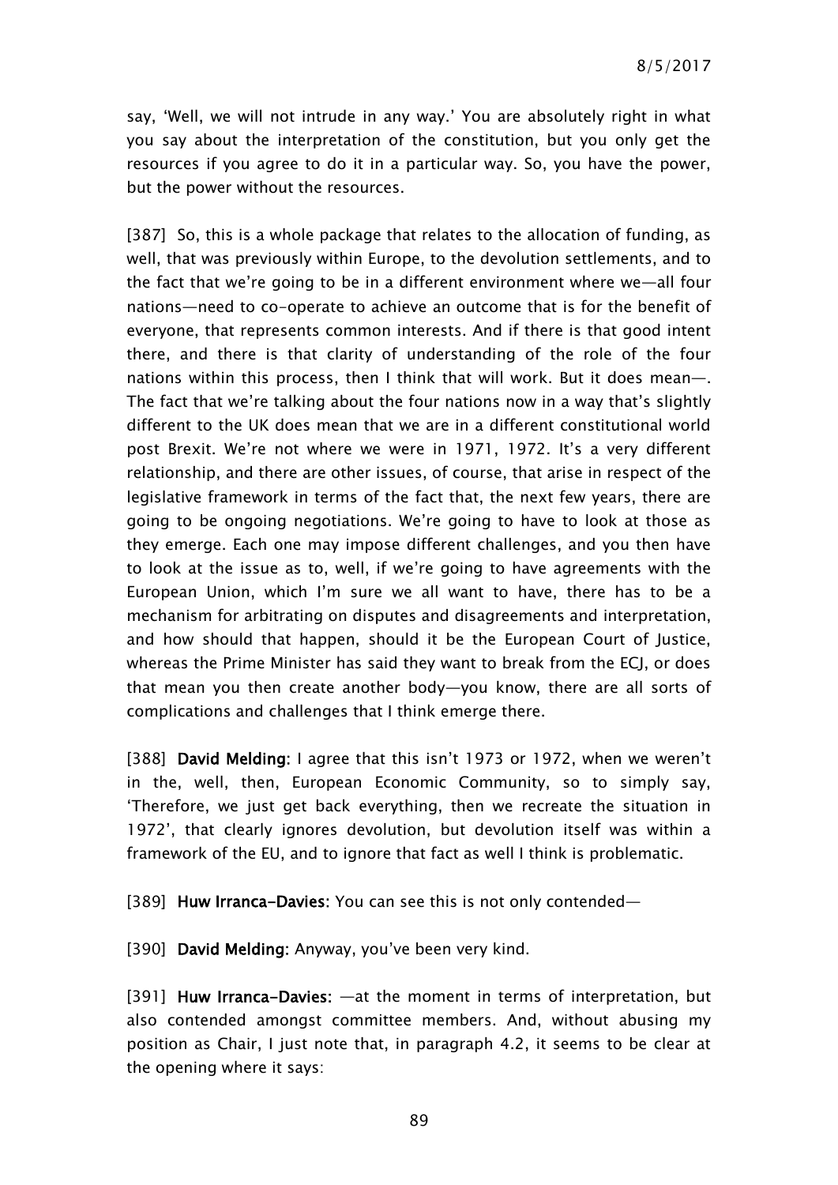say, 'Well, we will not intrude in any way.' You are absolutely right in what you say about the interpretation of the constitution, but you only get the resources if you agree to do it in a particular way. So, you have the power, but the power without the resources.

[387] So, this is a whole package that relates to the allocation of funding, as well, that was previously within Europe, to the devolution settlements, and to the fact that we're going to be in a different environment where we—all four nations—need to co-operate to achieve an outcome that is for the benefit of everyone, that represents common interests. And if there is that good intent there, and there is that clarity of understanding of the role of the four nations within this process, then I think that will work. But it does mean—. The fact that we're talking about the four nations now in a way that's slightly different to the UK does mean that we are in a different constitutional world post Brexit. We're not where we were in 1971, 1972. It's a very different relationship, and there are other issues, of course, that arise in respect of the legislative framework in terms of the fact that, the next few years, there are going to be ongoing negotiations. We're going to have to look at those as they emerge. Each one may impose different challenges, and you then have to look at the issue as to, well, if we're going to have agreements with the European Union, which I'm sure we all want to have, there has to be a mechanism for arbitrating on disputes and disagreements and interpretation, and how should that happen, should it be the European Court of Justice, whereas the Prime Minister has said they want to break from the ECJ, or does that mean you then create another body—you know, there are all sorts of complications and challenges that I think emerge there.

[388] **David Melding:** I agree that this isn't 1973 or 1972, when we weren't in the, well, then, European Economic Community, so to simply say, 'Therefore, we just get back everything, then we recreate the situation in 1972', that clearly ignores devolution, but devolution itself was within a framework of the EU, and to ignore that fact as well I think is problematic.

[389] **Huw Irranca-Davies:** You can see this is not only contended—

[390] **David Melding:** Anyway, you've been very kind.

[391] **Huw Irranca-Davies:** —at the moment in terms of interpretation, but also contended amongst committee members. And, without abusing my position as Chair, I just note that, in paragraph 4.2, it seems to be clear at the opening where it says: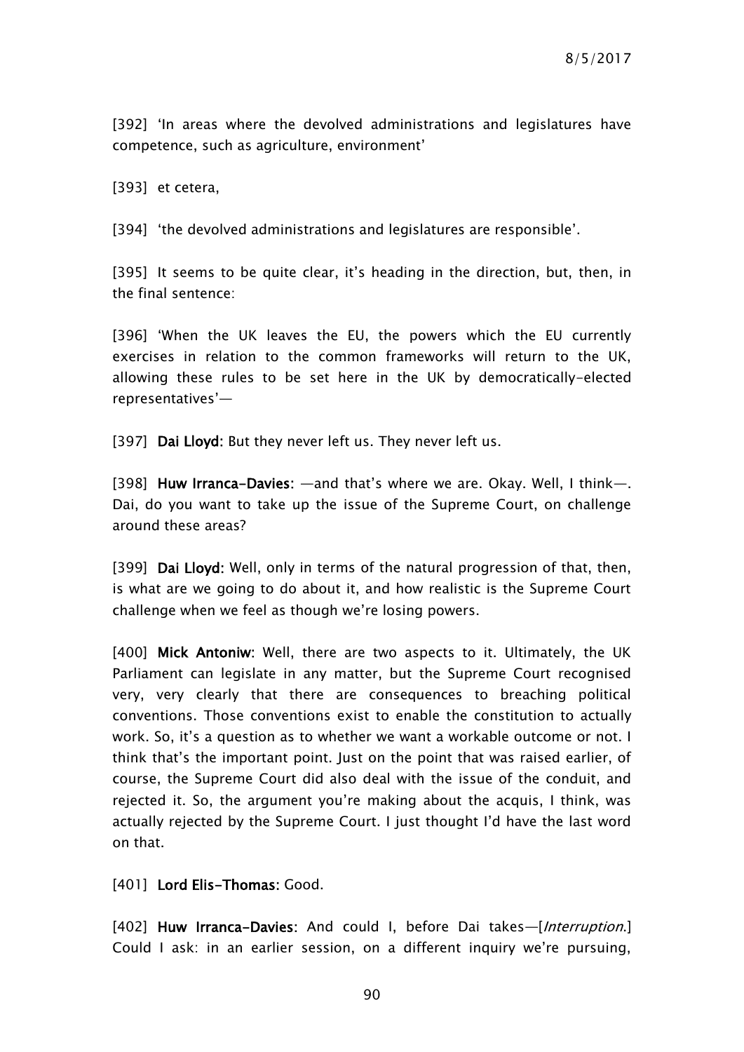[392] ‘In areas where the devolved administrations and legislatures have competence, such as agriculture, environment’

[393] et cetera,

[394] ‘the devolved administrations and legislatures are responsible’.

[395] It seems to be quite clear, it’s heading in the direction, but, then, in the final sentence:

[396] ‘When the UK leaves the EU, the powers which the EU currently exercises in relation to the common frameworks will return to the UK, allowing these rules to be set here in the UK by democratically-elected representatives’—

[397] **Dai Lloyd:** But they never left us. They never left us.

[398] **Huw Irranca-Davies:** —and that’s where we are. Okay. Well, I think—. Dai, do you want to take up the issue of the Supreme Court, on challenge around these areas?

[399] **Dai Lloyd:** Well, only in terms of the natural progression of that, then, is what are we going to do about it, and how realistic is the Supreme Court challenge when we feel as though we’re losing powers.

[400] **Mick Antoniw:** Well, there are two aspects to it. Ultimately, the UK Parliament can legislate in any matter, but the Supreme Court recognised very, very clearly that there are consequences to breaching political conventions. Those conventions exist to enable the constitution to actually work. So, it’s a question as to whether we want a workable outcome or not. I think that’s the important point. Just on the point that was raised earlier, of course, the Supreme Court did also deal with the issue of the conduit, and rejected it. So, the argument you’re making about the acquis, I think, was actually rejected by the Supreme Court. I just thought I’d have the last word on that.

[401] **Lord Elis-Thomas:** Good.

[402] **Huw Irranca-Davies:** And could I, before Dai takes—[*Interruption*.] Could I ask: in an earlier session, on a different inquiry we’re pursuing,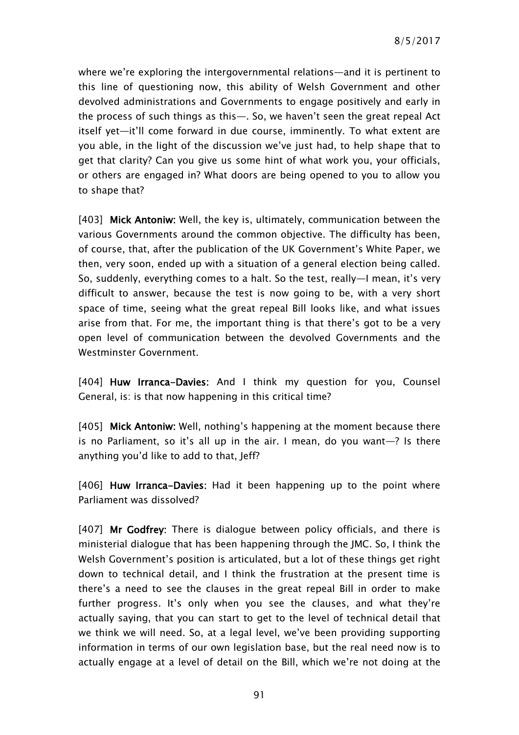where we're exploring the intergovernmental relations—and it is pertinent to this line of questioning now, this ability of Welsh Government and other devolved administrations and Governments to engage positively and early in the process of such things as this—. So, we haven't seen the great repeal Act itself yet—it'll come forward in due course, imminently. To what extent are you able, in the light of the discussion we've just had, to help shape that to get that clarity? Can you give us some hint of what work you, your officials, or others are engaged in? What doors are being opened to you to allow you to shape that?

[403] **Mick Antoniw:** Well, the key is, ultimately, communication between the various Governments around the common objective. The difficulty has been, of course, that, after the publication of the UK Government's White Paper, we then, very soon, ended up with a situation of a general election being called. So, suddenly, everything comes to a halt. So the test, really—I mean, it's very difficult to answer, because the test is now going to be, with a very short space of time, seeing what the great repeal Bill looks like, and what issues arise from that. For me, the important thing is that there's got to be a very open level of communication between the devolved Governments and the Westminster Government.

[404] **Huw Irranca-Davies:** And I think my question for you, Counsel General, is: is that now happening in this critical time?

[405] **Mick Antoniw:** Well, nothing's happening at the moment because there is no Parliament, so it's all up in the air. I mean, do you want—? Is there anything you'd like to add to that, Jeff?

[406] **Huw Irranca-Davies:** Had it been happening up to the point where Parliament was dissolved?

[407] **Mr Godfrey:** There is dialogue between policy officials, and there is ministerial dialogue that has been happening through the JMC. So, I think the Welsh Government's position is articulated, but a lot of these things get right down to technical detail, and I think the frustration at the present time is there's a need to see the clauses in the great repeal Bill in order to make further progress. It's only when you see the clauses, and what they're actually saying, that you can start to get to the level of technical detail that we think we will need. So, at a legal level, we've been providing supporting information in terms of our own legislation base, but the real need now is to actually engage at a level of detail on the Bill, which we're not doing at the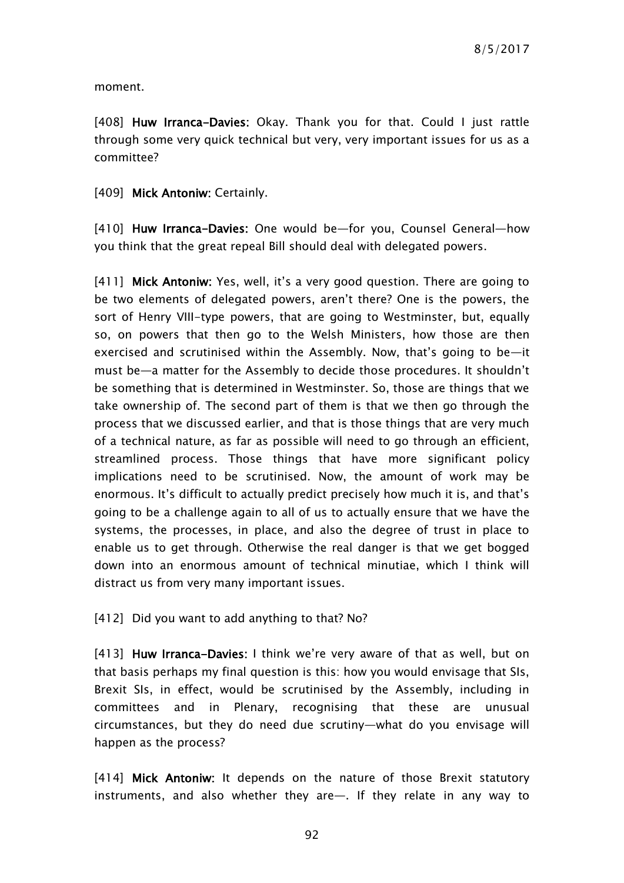moment.

[408] **Huw Irranca-Davies:** Okay. Thank you for that. Could I just rattle through some very quick technical but very, very important issues for us as a committee?

[409] **Mick Antoniw:** Certainly.

[410] **Huw Irranca-Davies:** One would be—for you, Counsel General—how you think that the great repeal Bill should deal with delegated powers.

[411] **Mick Antoniw:** Yes, well, it's a very good question. There are going to be two elements of delegated powers, aren't there? One is the powers, the sort of Henry VIII-type powers, that are going to Westminster, but, equally so, on powers that then go to the Welsh Ministers, how those are then exercised and scrutinised within the Assembly. Now, that's going to be—it must be—a matter for the Assembly to decide those procedures. It shouldn't be something that is determined in Westminster. So, those are things that we take ownership of. The second part of them is that we then go through the process that we discussed earlier, and that is those things that are very much of a technical nature, as far as possible will need to go through an efficient, streamlined process. Those things that have more significant policy implications need to be scrutinised. Now, the amount of work may be enormous. It's difficult to actually predict precisely how much it is, and that's going to be a challenge again to all of us to actually ensure that we have the systems, the processes, in place, and also the degree of trust in place to enable us to get through. Otherwise the real danger is that we get bogged down into an enormous amount of technical minutiae, which I think will distract us from very many important issues.

[412] Did you want to add anything to that? No?

[413] **Huw Irranca-Davies:** I think we're very aware of that as well, but on that basis perhaps my final question is this: how you would envisage that SIs, Brexit SIs, in effect, would be scrutinised by the Assembly, including in committees and in Plenary, recognising that these are unusual circumstances, but they do need due scrutiny—what do you envisage will happen as the process?

[414] **Mick Antoniw:** It depends on the nature of those Brexit statutory instruments, and also whether they are—. If they relate in any way to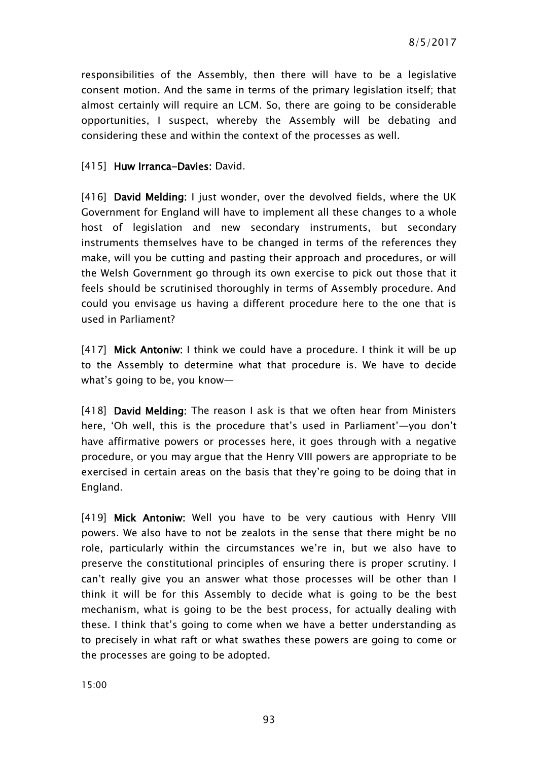responsibilities of the Assembly, then there will have to be a legislative consent motion. And the same in terms of the primary legislation itself; that almost certainly will require an LCM. So, there are going to be considerable opportunities, I suspect, whereby the Assembly will be debating and considering these and within the context of the processes as well.

[415] **Huw Irranca-Davies:** David.

[416] **David Melding:** I just wonder, over the devolved fields, where the UK Government for England will have to implement all these changes to a whole host of legislation and new secondary instruments, but secondary instruments themselves have to be changed in terms of the references they make, will you be cutting and pasting their approach and procedures, or will the Welsh Government go through its own exercise to pick out those that it feels should be scrutinised thoroughly in terms of Assembly procedure. And could you envisage us having a different procedure here to the one that is used in Parliament?

[417] **Mick Antoniw:** I think we could have a procedure. I think it will be up to the Assembly to determine what that procedure is. We have to decide what's going to be, you know—

[418] **David Melding:** The reason I ask is that we often hear from Ministers here, 'Oh well, this is the procedure that's used in Parliament'—you don't have affirmative powers or processes here, it goes through with a negative procedure, or you may argue that the Henry VIII powers are appropriate to be exercised in certain areas on the basis that they're going to be doing that in England.

[419] **Mick Antoniw:** Well you have to be very cautious with Henry VIII powers. We also have to not be zealots in the sense that there might be no role, particularly within the circumstances we're in, but we also have to preserve the constitutional principles of ensuring there is proper scrutiny. I can't really give you an answer what those processes will be other than I think it will be for this Assembly to decide what is going to be the best mechanism, what is going to be the best process, for actually dealing with these. I think that's going to come when we have a better understanding as to precisely in what raft or what swathes these powers are going to come or the processes are going to be adopted.

15:00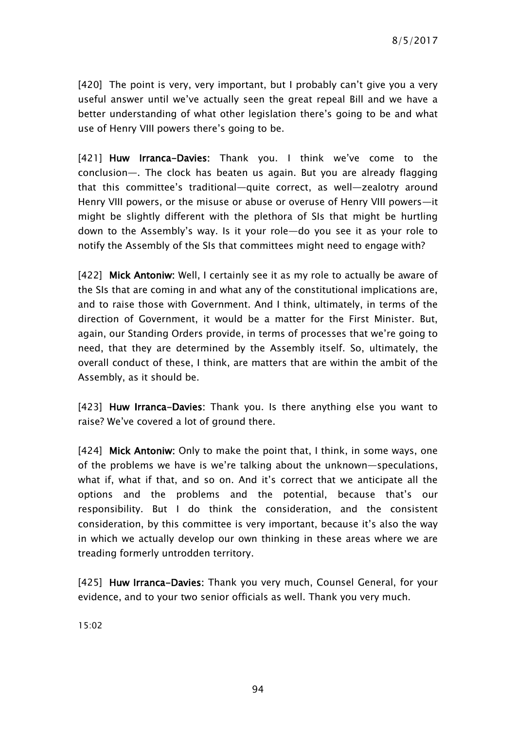[420] The point is very, very important, but I probably can't give you a very useful answer until we've actually seen the great repeal Bill and we have a better understanding of what other legislation there's going to be and what use of Henry VIII powers there's going to be.

[421] **Huw Irranca-Davies**: Thank you. I think we've come to the conclusion—. The clock has beaten us again. But you are already flagging that this committee's traditional—quite correct, as well—zealotry around Henry VIII powers, or the misuse or abuse or overuse of Henry VIII powers—it might be slightly different with the plethora of SIs that might be hurtling down to the Assembly's way. Is it your role—do you see it as your role to notify the Assembly of the SIs that committees might need to engage with?

[422] **Mick Antoniw**: Well, I certainly see it as my role to actually be aware of the SIs that are coming in and what any of the constitutional implications are, and to raise those with Government. And I think, ultimately, in terms of the direction of Government, it would be a matter for the First Minister. But, again, our Standing Orders provide, in terms of processes that we're going to need, that they are determined by the Assembly itself. So, ultimately, the overall conduct of these, I think, are matters that are within the ambit of the Assembly, as it should be.

[423] **Huw Irranca-Davies**: Thank you. Is there anything else you want to raise? We've covered a lot of ground there.

[424] **Mick Antoniw**: Only to make the point that, I think, in some ways, one of the problems we have is we're talking about the unknown—speculations, what if, what if that, and so on. And it's correct that we anticipate all the options and the problems and the potential, because that's our responsibility. But I do think the consideration, and the consistent consideration, by this committee is very important, because it's also the way in which we actually develop our own thinking in these areas where we are treading formerly untrodden territory.

[425] **Huw Irranca-Davies**: Thank you very much, Counsel General, for your evidence, and to your two senior officials as well. Thank you very much.

15:02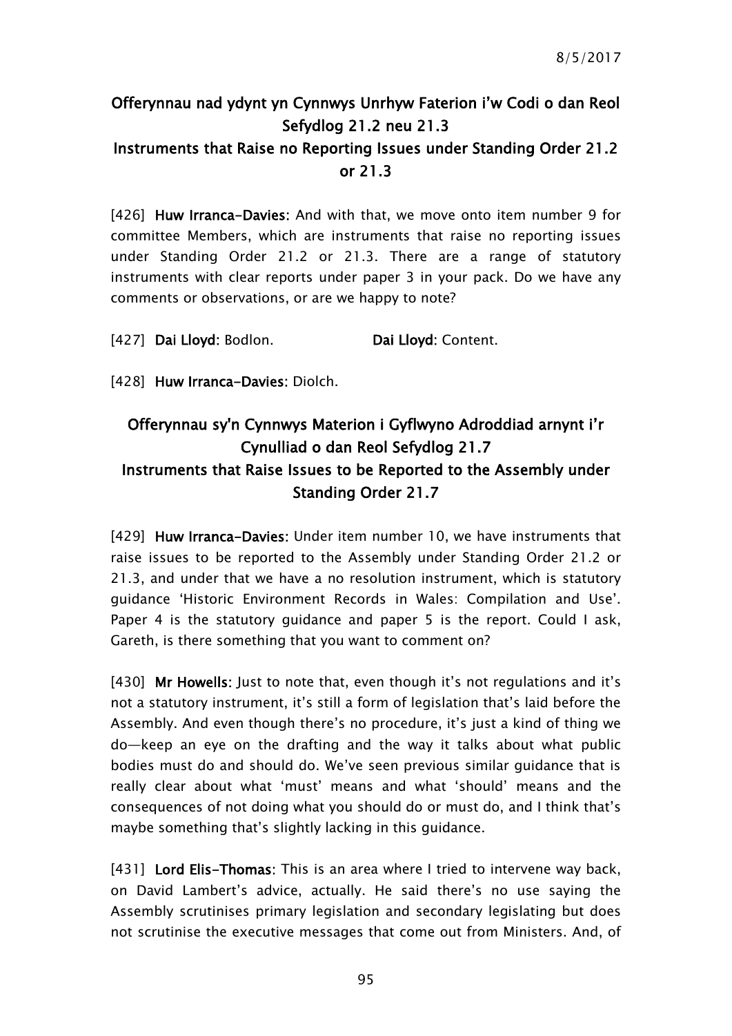## Offerynnau nad ydynt yn Cynnwys Unrhyw Faterion i'w Codi o dan Reol Sefydlog 21.2 neu 21.3
## Instruments that Raise no Reporting Issues under Standing Order 21.2 or 21.3

[426] **Huw Irranca-Davies:** And with that, we move onto item number 9 for committee Members, which are instruments that raise no reporting issues under Standing Order 21.2 or 21.3. There are a range of statutory instruments with clear reports under paper 3 in your pack. Do we have any comments or observations, or are we happy to note?

[427] **Dai Lloyd:** Bodlon. **Dai Lloyd:** Content.

[428] **Huw Irranca-Davies:** Diolch.

## Offerynnau sy'n Cynnwys Materion i Gyflwyno Adroddiad arnynt i'r Cynulliad o dan Reol Sefydlog 21.7
## Instruments that Raise Issues to be Reported to the Assembly under Standing Order 21.7

[429] **Huw Irranca-Davies:** Under item number 10, we have instruments that raise issues to be reported to the Assembly under Standing Order 21.2 or 21.3, and under that we have a no resolution instrument, which is statutory guidance 'Historic Environment Records in Wales: Compilation and Use'. Paper 4 is the statutory guidance and paper 5 is the report. Could I ask, Gareth, is there something that you want to comment on?

[430] **Mr Howells:** Just to note that, even though it's not regulations and it's not a statutory instrument, it's still a form of legislation that's laid before the Assembly. And even though there's no procedure, it's just a kind of thing we do—keep an eye on the drafting and the way it talks about what public bodies must do and should do. We've seen previous similar guidance that is really clear about what 'must' means and what 'should' means and the consequences of not doing what you should do or must do, and I think that's maybe something that's slightly lacking in this guidance.

[431] **Lord Elis-Thomas:** This is an area where I tried to intervene way back, on David Lambert's advice, actually. He said there's no use saying the Assembly scrutinises primary legislation and secondary legislating but does not scrutinise the executive messages that come out from Ministers. And, of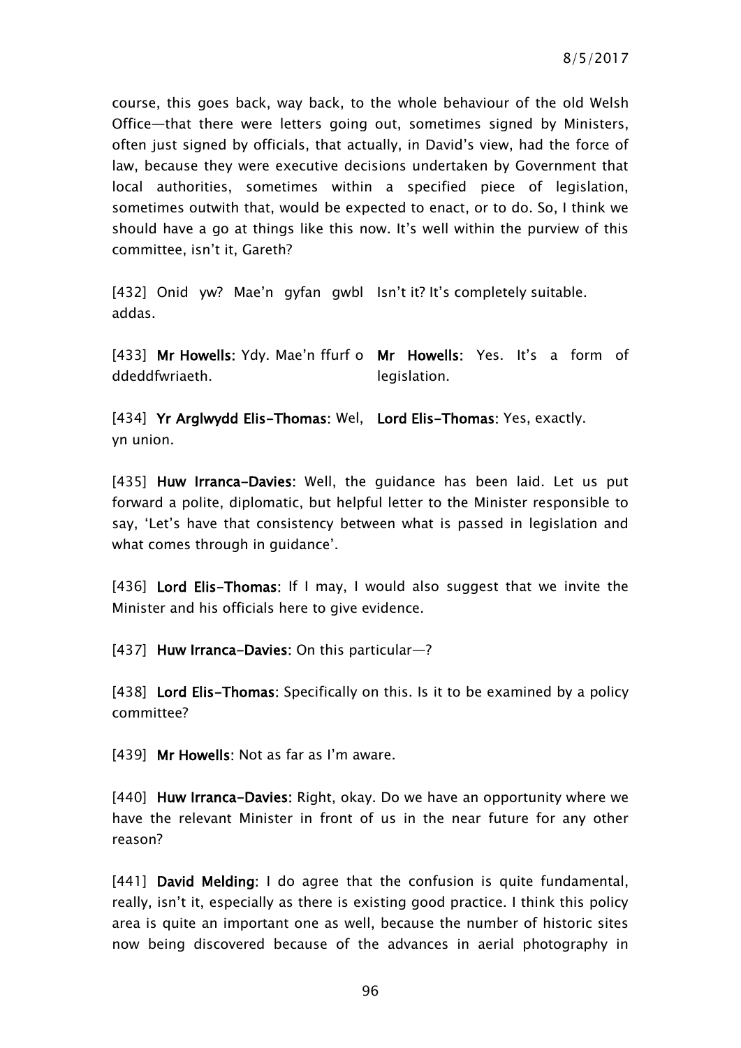course, this goes back, way back, to the whole behaviour of the old Welsh Office—that there were letters going out, sometimes signed by Ministers, often just signed by officials, that actually, in David's view, had the force of law, because they were executive decisions undertaken by Government that local authorities, sometimes within a specified piece of legislation, sometimes outwith that, would be expected to enact, or to do. So, I think we should have a go at things like this now. It's well within the purview of this committee, isn't it, Gareth?

| | |
|---|---|
| [432] Onid yw? Mae'n gyfan gwbl addas. | Isn't it? It's completely suitable. |
| [433] **Mr Howells:** Ydy. Mae'n ffurf o ddeddfwriaeth. | **Mr Howells:** Yes. It's a form of legislation. |
| [434] **Yr Arglwydd Elis-Thomas:** Wel, yn union. | **Lord Elis-Thomas:** Yes, exactly. |

[435] **Huw Irranca-Davies:** Well, the guidance has been laid. Let us put forward a polite, diplomatic, but helpful letter to the Minister responsible to say, 'Let's have that consistency between what is passed in legislation and what comes through in guidance'.

[436] **Lord Elis-Thomas:** If I may, I would also suggest that we invite the Minister and his officials here to give evidence.

[437] **Huw Irranca-Davies:** On this particular—?

[438] **Lord Elis-Thomas:** Specifically on this. Is it to be examined by a policy committee?

[439] **Mr Howells:** Not as far as I'm aware.

[440] **Huw Irranca-Davies:** Right, okay. Do we have an opportunity where we have the relevant Minister in front of us in the near future for any other reason?

[441] **David Melding:** I do agree that the confusion is quite fundamental, really, isn't it, especially as there is existing good practice. I think this policy area is quite an important one as well, because the number of historic sites now being discovered because of the advances in aerial photography in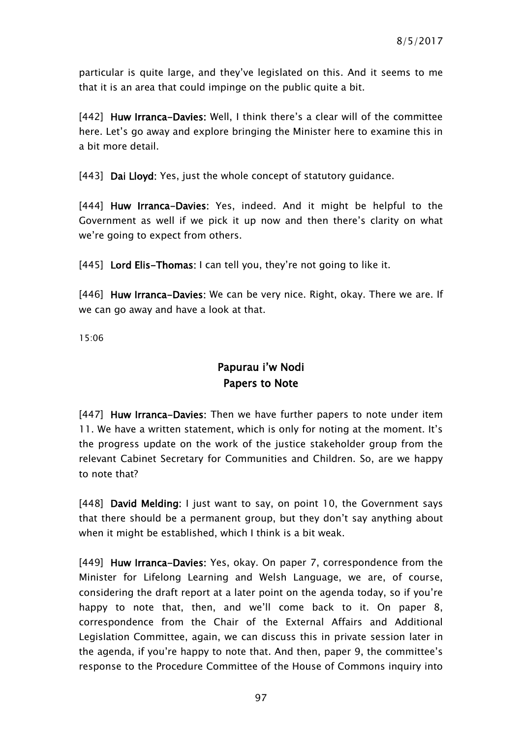particular is quite large, and they've legislated on this. And it seems to me that it is an area that could impinge on the public quite a bit.

[442] **Huw Irranca-Davies:** Well, I think there's a clear will of the committee here. Let's go away and explore bringing the Minister here to examine this in a bit more detail.

[443] **Dai Lloyd:** Yes, just the whole concept of statutory guidance.

[444] **Huw Irranca-Davies:** Yes, indeed. And it might be helpful to the Government as well if we pick it up now and then there's clarity on what we're going to expect from others.

[445] **Lord Elis-Thomas:** I can tell you, they're not going to like it.

[446] **Huw Irranca-Davies:** We can be very nice. Right, okay. There we are. If we can go away and have a look at that.

15:06

## Papurau i'w Nodi
## Papers to Note

[447] **Huw Irranca-Davies:** Then we have further papers to note under item 11. We have a written statement, which is only for noting at the moment. It's the progress update on the work of the justice stakeholder group from the relevant Cabinet Secretary for Communities and Children. So, are we happy to note that?

[448] **David Melding:** I just want to say, on point 10, the Government says that there should be a permanent group, but they don't say anything about when it might be established, which I think is a bit weak.

[449] **Huw Irranca-Davies:** Yes, okay. On paper 7, correspondence from the Minister for Lifelong Learning and Welsh Language, we are, of course, considering the draft report at a later point on the agenda today, so if you're happy to note that, then, and we'll come back to it. On paper 8, correspondence from the Chair of the External Affairs and Additional Legislation Committee, again, we can discuss this in private session later in the agenda, if you're happy to note that. And then, paper 9, the committee's response to the Procedure Committee of the House of Commons inquiry into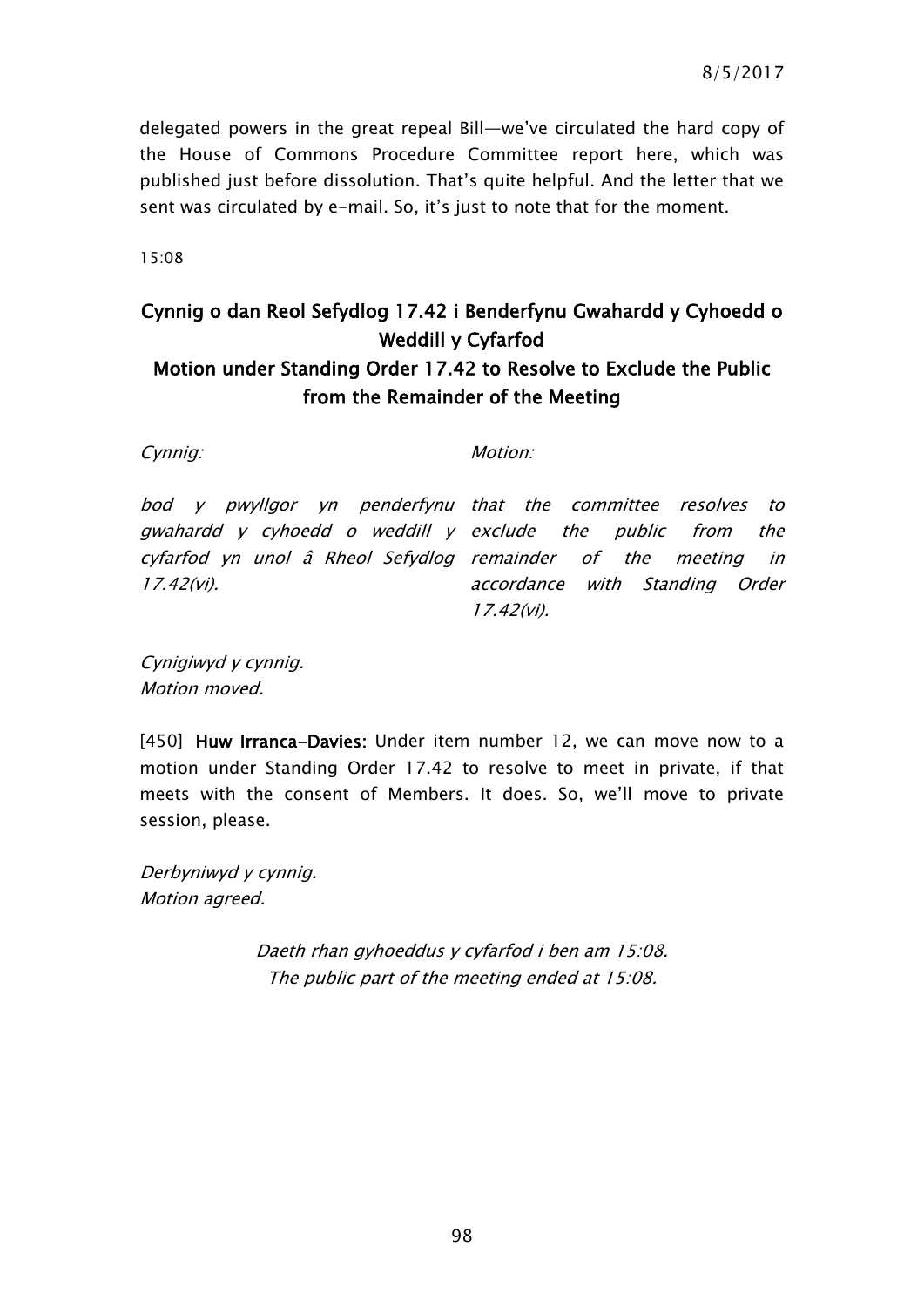delegated powers in the great repeal Bill—we've circulated the hard copy of the House of Commons Procedure Committee report here, which was published just before dissolution. That's quite helpful. And the letter that we sent was circulated by e-mail. So, it's just to note that for the moment.

15:08

## Cynnig o dan Reol Sefydlog 17.42 i Benderfynu Gwahardd y Cyhoedd o Weddill y Cyfarfod
## Motion under Standing Order 17.42 to Resolve to Exclude the Public from the Remainder of the Meeting

| | |
|---|---|
| *Cynnig:* | *Motion:* |
| *bod y pwyllgor yn penderfynu gwahardd y cyhoedd o weddill y cyfarfod yn unol â Rheol Sefydlog 17.42(vi).* | *that the committee resolves to exclude the public from the remainder of the meeting in accordance with Standing Order 17.42(vi).* |

*Cynigiwyd y cynnig.*
*Motion moved.*

[450] **Huw Irranca-Davies:** Under item number 12, we can move now to a motion under Standing Order 17.42 to resolve to meet in private, if that meets with the consent of Members. It does. So, we'll move to private session, please.

*Derbyniwyd y cynnig.*
*Motion agreed.*

*Daeth rhan gyhoeddus y cyfarfod i ben am 15:08.*
*The public part of the meeting ended at 15:08.*